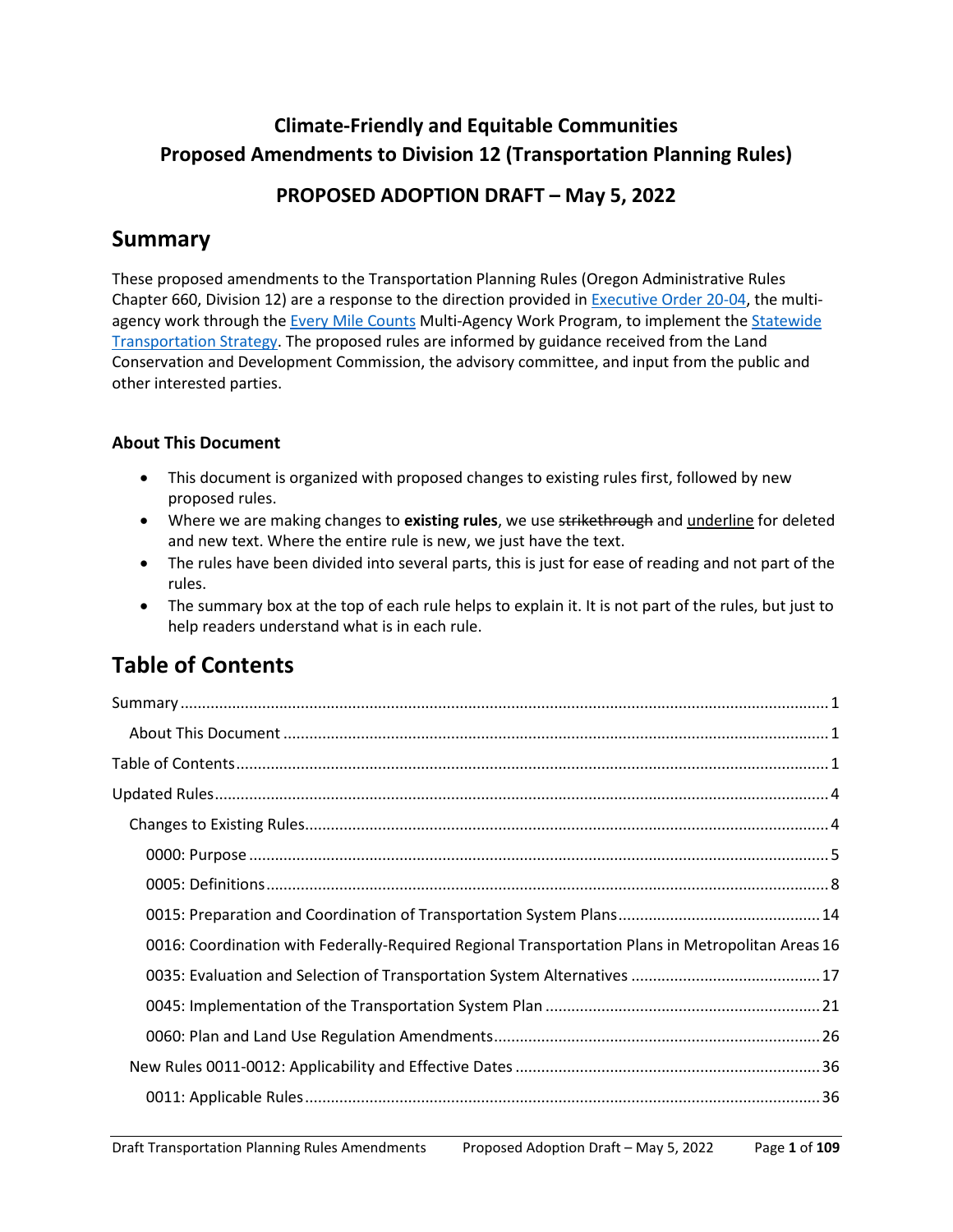# Climate-Friendly and Equitable Communities
# Proposed Amendments to Division 12 (Transportation Planning Rules)

## PROPOSED ADOPTION DRAFT – May 5, 2022

## Summary

These proposed amendments to the Transportation Planning Rules (Oregon Administrative Rules Chapter 660, Division 12) are a response to the direction provided in Executive Order 20-04, the multi-agency work through the Every Mile Counts Multi-Agency Work Program, to implement the Statewide Transportation Strategy. The proposed rules are informed by guidance received from the Land Conservation and Development Commission, the advisory committee, and input from the public and other interested parties.

### About This Document

- This document is organized with proposed changes to existing rules first, followed by new proposed rules.
- Where we are making changes to **existing rules**, we use ~~strikethrough~~ and <u>underline</u> for deleted and new text. Where the entire rule is new, we just have the text.
- The rules have been divided into several parts, this is just for ease of reading and not part of the rules.
- The summary box at the top of each rule helps to explain it. It is not part of the rules, but just to help readers understand what is in each rule.

## Table of Contents

Summary ..... 1
- About This Document ..... 1

Table of Contents ..... 1

Updated Rules ..... 4
- Changes to Existing Rules ..... 4
  - 0000: Purpose ..... 5
  - 0005: Definitions ..... 8
  - 0015: Preparation and Coordination of Transportation System Plans ..... 14
  - 0016: Coordination with Federally-Required Regional Transportation Plans in Metropolitan Areas ..... 16
  - 0035: Evaluation and Selection of Transportation System Alternatives ..... 17
  - 0045: Implementation of the Transportation System Plan ..... 21
  - 0060: Plan and Land Use Regulation Amendments ..... 26
- New Rules 0011-0012: Applicability and Effective Dates ..... 36
  - 0011: Applicable Rules ..... 36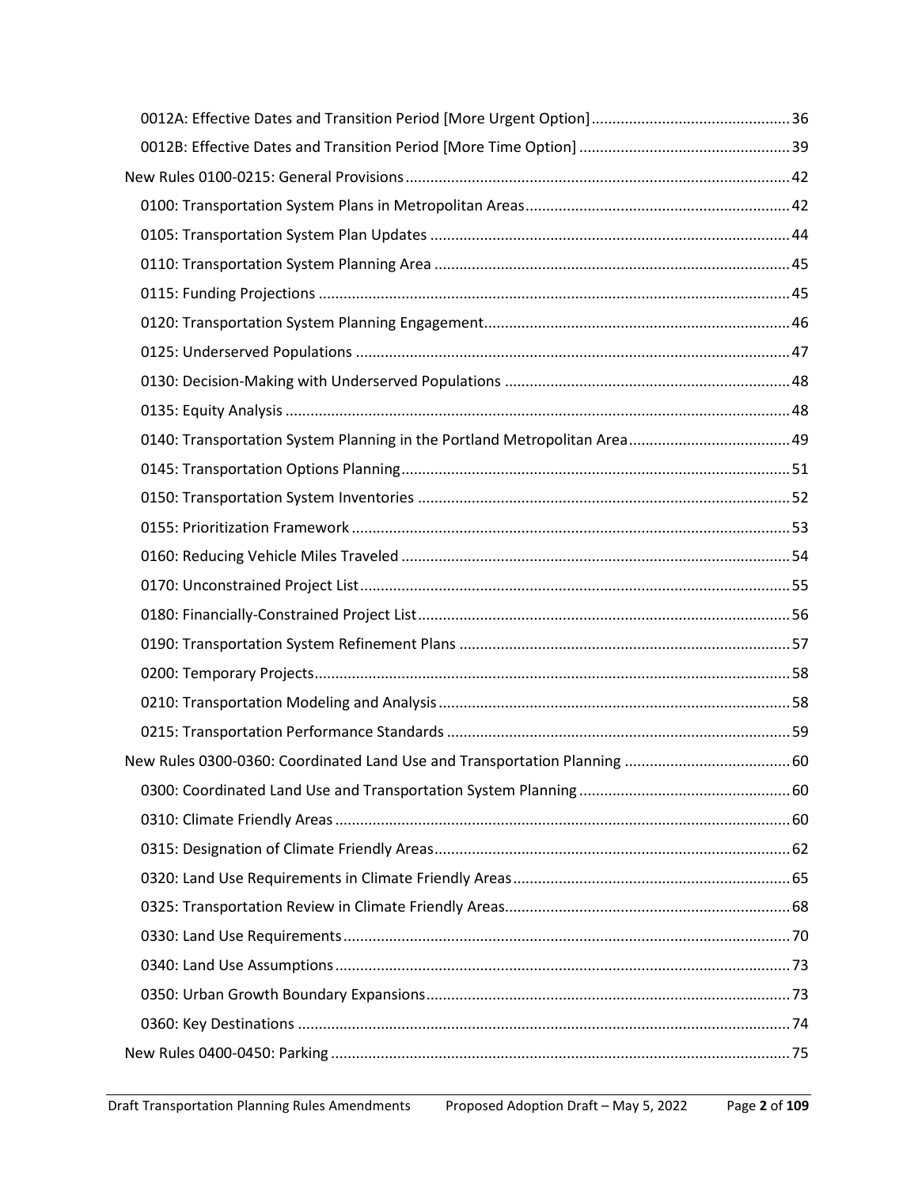0012A: Effective Dates and Transition Period [More Urgent Option] ... 36

0012B: Effective Dates and Transition Period [More Time Option] ... 39

New Rules 0100-0215: General Provisions ... 42

- 0100: Transportation System Plans in Metropolitan Areas ... 42
- 0105: Transportation System Plan Updates ... 44
- 0110: Transportation System Planning Area ... 45
- 0115: Funding Projections ... 45
- 0120: Transportation System Planning Engagement ... 46
- 0125: Underserved Populations ... 47
- 0130: Decision-Making with Underserved Populations ... 48
- 0135: Equity Analysis ... 48
- 0140: Transportation System Planning in the Portland Metropolitan Area ... 49
- 0145: Transportation Options Planning ... 51
- 0150: Transportation System Inventories ... 52
- 0155: Prioritization Framework ... 53
- 0160: Reducing Vehicle Miles Traveled ... 54
- 0170: Unconstrained Project List ... 55
- 0180: Financially-Constrained Project List ... 56
- 0190: Transportation System Refinement Plans ... 57
- 0200: Temporary Projects ... 58
- 0210: Transportation Modeling and Analysis ... 58
- 0215: Transportation Performance Standards ... 59

New Rules 0300-0360: Coordinated Land Use and Transportation Planning ... 60

- 0300: Coordinated Land Use and Transportation System Planning ... 60
- 0310: Climate Friendly Areas ... 60
- 0315: Designation of Climate Friendly Areas ... 62
- 0320: Land Use Requirements in Climate Friendly Areas ... 65
- 0325: Transportation Review in Climate Friendly Areas ... 68
- 0330: Land Use Requirements ... 70
- 0340: Land Use Assumptions ... 73
- 0350: Urban Growth Boundary Expansions ... 73
- 0360: Key Destinations ... 74

New Rules 0400-0450: Parking ... 75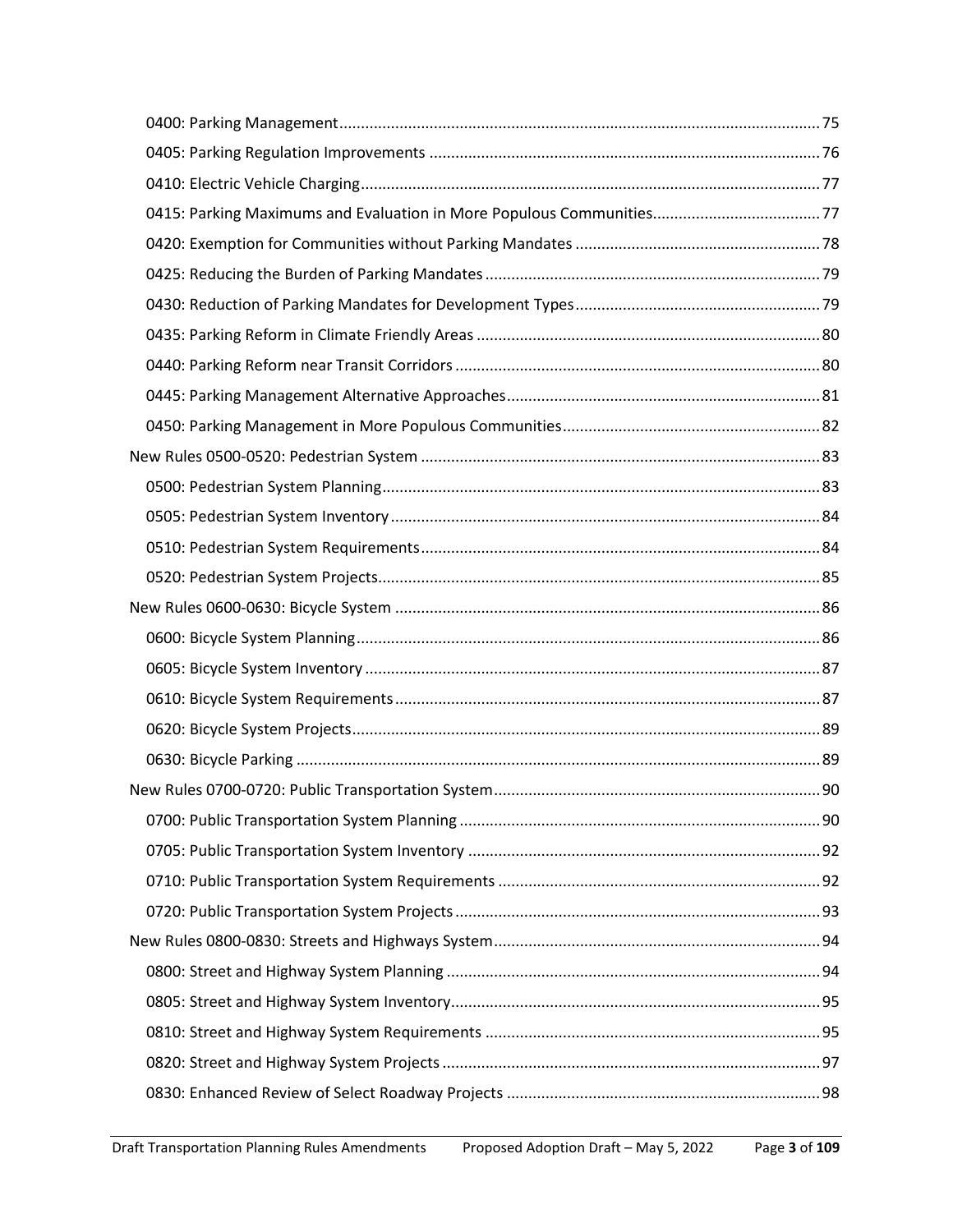0400: Parking Management....75

0405: Parking Regulation Improvements....76

0410: Electric Vehicle Charging....77

0415: Parking Maximums and Evaluation in More Populous Communities....77

0420: Exemption for Communities without Parking Mandates....78

0425: Reducing the Burden of Parking Mandates....79

0430: Reduction of Parking Mandates for Development Types....79

0435: Parking Reform in Climate Friendly Areas....80

0440: Parking Reform near Transit Corridors....80

0445: Parking Management Alternative Approaches....81

0450: Parking Management in More Populous Communities....82

New Rules 0500-0520: Pedestrian System....83

0500: Pedestrian System Planning....83

0505: Pedestrian System Inventory....84

0510: Pedestrian System Requirements....84

0520: Pedestrian System Projects....85

New Rules 0600-0630: Bicycle System....86

0600: Bicycle System Planning....86

0605: Bicycle System Inventory....87

0610: Bicycle System Requirements....87

0620: Bicycle System Projects....89

0630: Bicycle Parking....89

New Rules 0700-0720: Public Transportation System....90

0700: Public Transportation System Planning....90

0705: Public Transportation System Inventory....92

0710: Public Transportation System Requirements....92

0720: Public Transportation System Projects....93

New Rules 0800-0830: Streets and Highways System....94

0800: Street and Highway System Planning....94

0805: Street and Highway System Inventory....95

0810: Street and Highway System Requirements....95

0820: Street and Highway System Projects....97

0830: Enhanced Review of Select Roadway Projects....98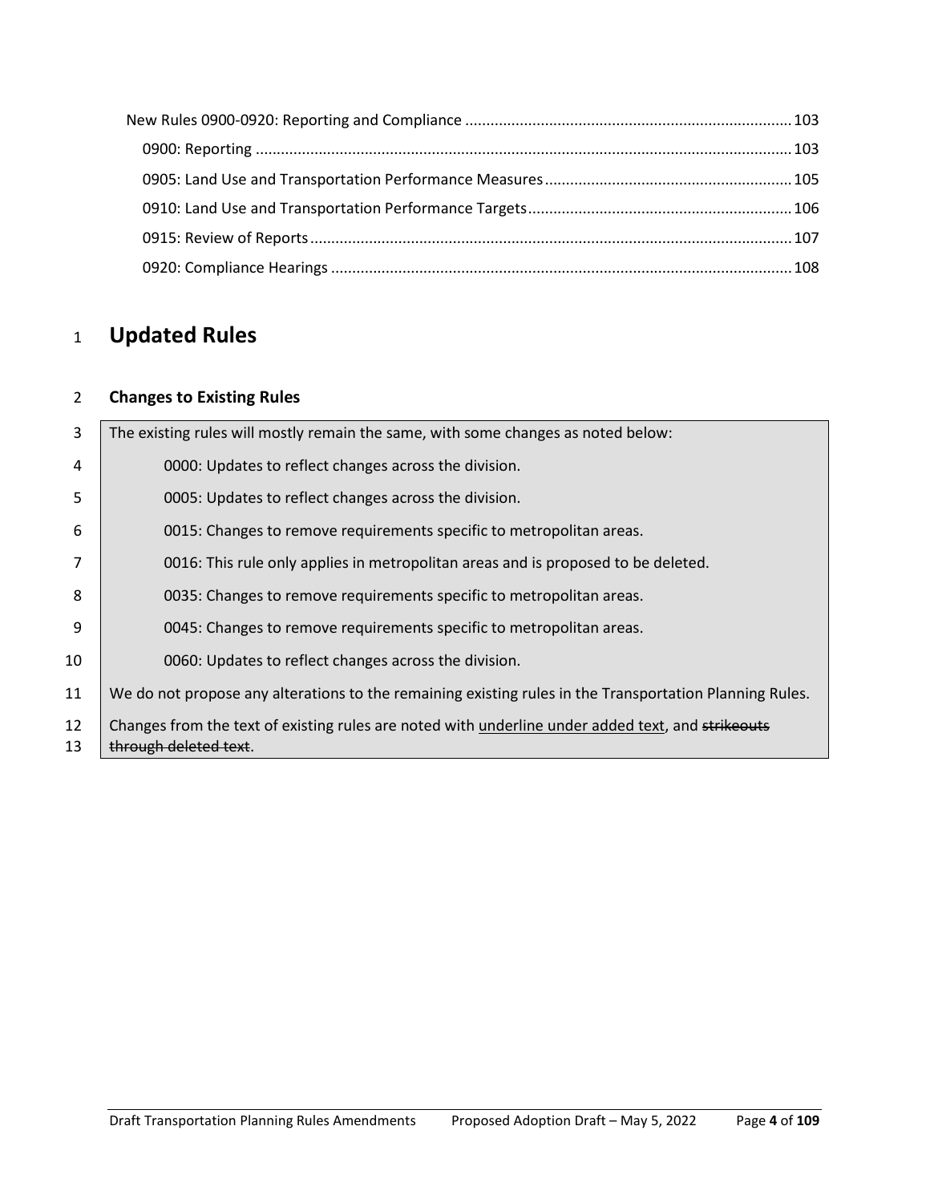New Rules 0900-0920: Reporting and Compliance ............................................................................. 103

0900: Reporting ............................................................................................................................. 103

0905: Land Use and Transportation Performance Measures .......................................................... 105

0910: Land Use and Transportation Performance Targets .............................................................. 106

0915: Review of Reports ................................................................................................................. 107

0920: Compliance Hearings ............................................................................................................ 108

# Updated Rules

## Changes to Existing Rules

The existing rules will mostly remain the same, with some changes as noted below:

- 0000: Updates to reflect changes across the division.
- 0005: Updates to reflect changes across the division.
- 0015: Changes to remove requirements specific to metropolitan areas.
- 0016: This rule only applies in metropolitan areas and is proposed to be deleted.
- 0035: Changes to remove requirements specific to metropolitan areas.
- 0045: Changes to remove requirements specific to metropolitan areas.
- 0060: Updates to reflect changes across the division.

We do not propose any alterations to the remaining existing rules in the Transportation Planning Rules.

Changes from the text of existing rules are noted with <u>underline under added text</u>, and ~~strikeouts through deleted text~~.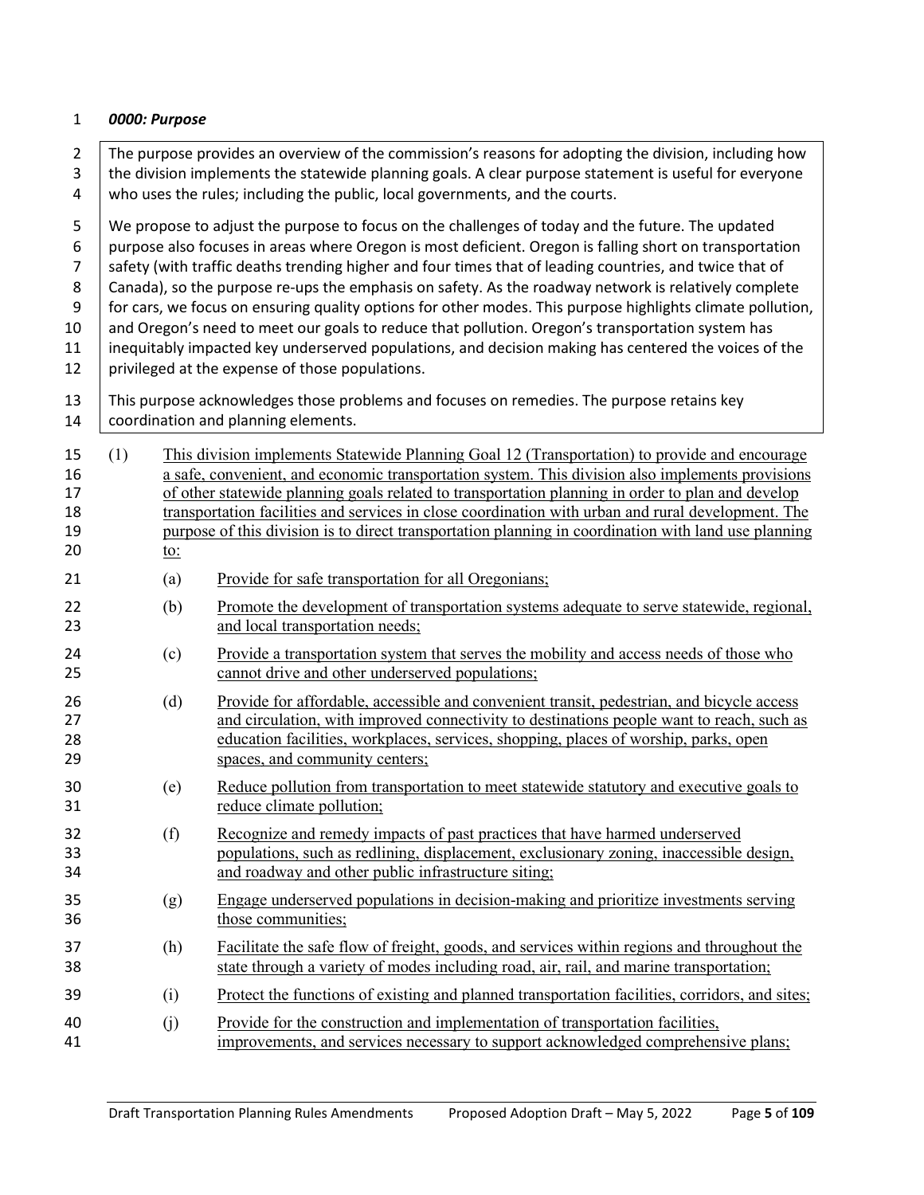***0000: Purpose***

> The purpose provides an overview of the commission's reasons for adopting the division, including how the division implements the statewide planning goals. A clear purpose statement is useful for everyone who uses the rules; including the public, local governments, and the courts.
>
> We propose to adjust the purpose to focus on the challenges of today and the future. The updated purpose also focuses in areas where Oregon is most deficient. Oregon is falling short on transportation safety (with traffic deaths trending higher and four times that of leading countries, and twice that of Canada), so the purpose re-ups the emphasis on safety. As the roadway network is relatively complete for cars, we focus on ensuring quality options for other modes. This purpose highlights climate pollution, and Oregon's need to meet our goals to reduce that pollution. Oregon's transportation system has inequitably impacted key underserved populations, and decision making has centered the voices of the privileged at the expense of those populations.
>
> This purpose acknowledges those problems and focuses on remedies. The purpose retains key coordination and planning elements.

(1) <u>This division implements Statewide Planning Goal 12 (Transportation) to provide and encourage a safe, convenient, and economic transportation system. This division also implements provisions of other statewide planning goals related to transportation planning in order to plan and develop transportation facilities and services in close coordination with urban and rural development. The purpose of this division is to direct transportation planning in coordination with land use planning to:</u>

- (a) <u>Provide for safe transportation for all Oregonians;</u>
- (b) <u>Promote the development of transportation systems adequate to serve statewide, regional, and local transportation needs;</u>
- (c) <u>Provide a transportation system that serves the mobility and access needs of those who cannot drive and other underserved populations;</u>
- (d) <u>Provide for affordable, accessible and convenient transit, pedestrian, and bicycle access and circulation, with improved connectivity to destinations people want to reach, such as education facilities, workplaces, services, shopping, places of worship, parks, open spaces, and community centers;</u>
- (e) <u>Reduce pollution from transportation to meet statewide statutory and executive goals to reduce climate pollution;</u>
- (f) <u>Recognize and remedy impacts of past practices that have harmed underserved populations, such as redlining, displacement, exclusionary zoning, inaccessible design, and roadway and other public infrastructure siting;</u>
- (g) <u>Engage underserved populations in decision-making and prioritize investments serving those communities;</u>
- (h) <u>Facilitate the safe flow of freight, goods, and services within regions and throughout the state through a variety of modes including road, air, rail, and marine transportation;</u>
- (i) <u>Protect the functions of existing and planned transportation facilities, corridors, and sites;</u>
- (j) <u>Provide for the construction and implementation of transportation facilities, improvements, and services necessary to support acknowledged comprehensive plans;</u>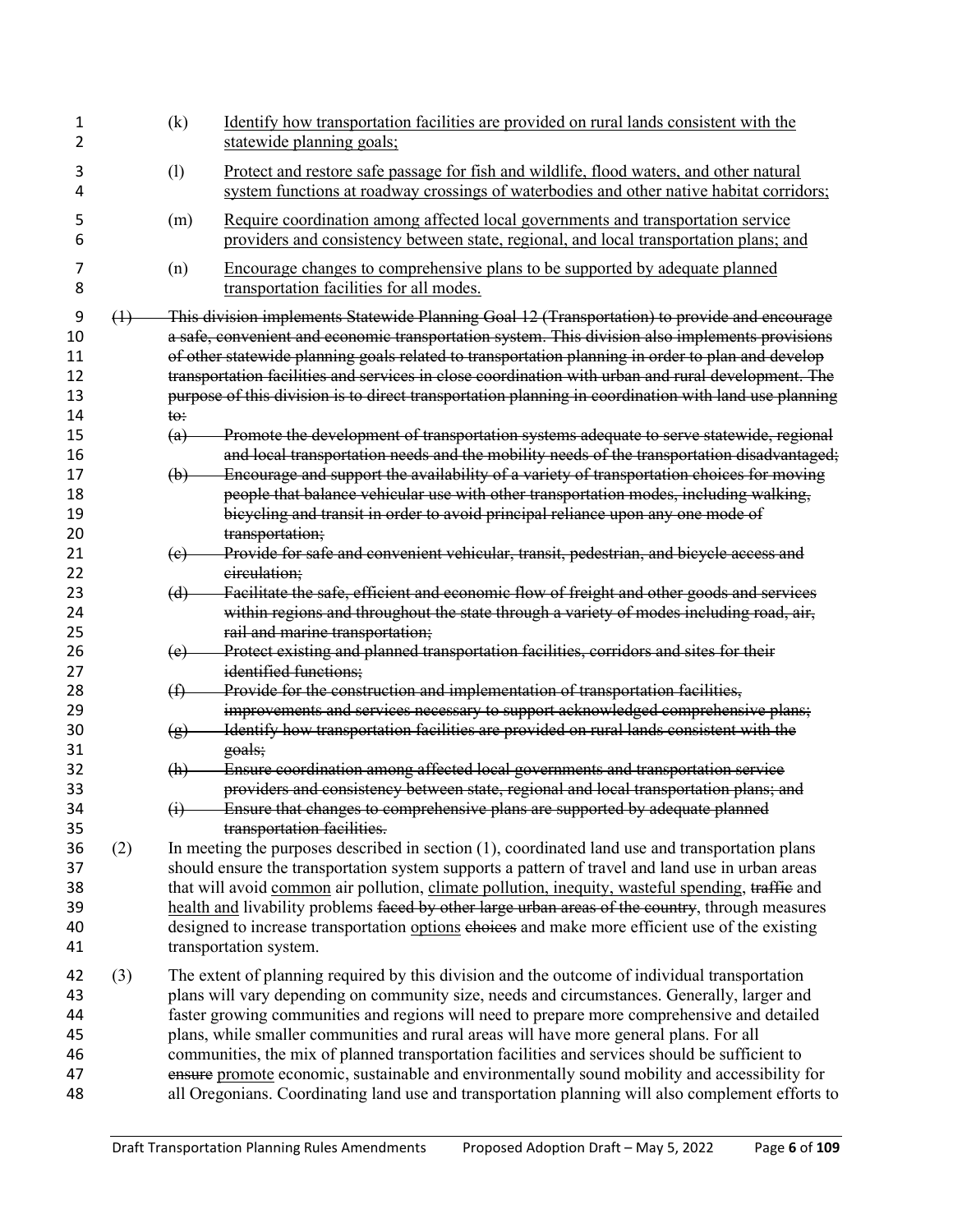(k) Identify how transportation facilities are provided on rural lands consistent with the statewide planning goals;

(l) Protect and restore safe passage for fish and wildlife, flood waters, and other natural system functions at roadway crossings of waterbodies and other native habitat corridors;

(m) Require coordination among affected local governments and transportation service providers and consistency between state, regional, and local transportation plans; and

(n) Encourage changes to comprehensive plans to be supported by adequate planned transportation facilities for all modes.

~~(1) This division implements Statewide Planning Goal 12 (Transportation) to provide and encourage a safe, convenient and economic transportation system. This division also implements provisions of other statewide planning goals related to transportation planning in order to plan and develop transportation facilities and services in close coordination with urban and rural development. The purpose of this division is to direct transportation planning in coordination with land use planning to:~~

~~(a) Promote the development of transportation systems adequate to serve statewide, regional and local transportation needs and the mobility needs of the transportation disadvantaged;~~

~~(b) Encourage and support the availability of a variety of transportation choices for moving people that balance vehicular use with other transportation modes, including walking, bicycling and transit in order to avoid principal reliance upon any one mode of transportation;~~

~~(c) Provide for safe and convenient vehicular, transit, pedestrian, and bicycle access and circulation;~~

~~(d) Facilitate the safe, efficient and economic flow of freight and other goods and services within regions and throughout the state through a variety of modes including road, air, rail and marine transportation;~~

~~(e) Protect existing and planned transportation facilities, corridors and sites for their identified functions;~~

~~(f) Provide for the construction and implementation of transportation facilities, improvements and services necessary to support acknowledged comprehensive plans;~~

~~(g) Identify how transportation facilities are provided on rural lands consistent with the goals;~~

~~(h) Ensure coordination among affected local governments and transportation service providers and consistency between state, regional and local transportation plans; and~~

~~(i) Ensure that changes to comprehensive plans are supported by adequate planned transportation facilities.~~

(2) In meeting the purposes described in section (1), coordinated land use and transportation plans should ensure the transportation system supports a pattern of travel and land use in urban areas that will avoid common air pollution, climate pollution, inequity, wasteful spending, ~~traffic~~ and health and livability problems ~~faced by other large urban areas of the country~~, through measures designed to increase transportation options ~~choices~~ and make more efficient use of the existing transportation system.

(3) The extent of planning required by this division and the outcome of individual transportation plans will vary depending on community size, needs and circumstances. Generally, larger and faster growing communities and regions will need to prepare more comprehensive and detailed plans, while smaller communities and rural areas will have more general plans. For all communities, the mix of planned transportation facilities and services should be sufficient to ~~ensure~~ promote economic, sustainable and environmentally sound mobility and accessibility for all Oregonians. Coordinating land use and transportation planning will also complement efforts to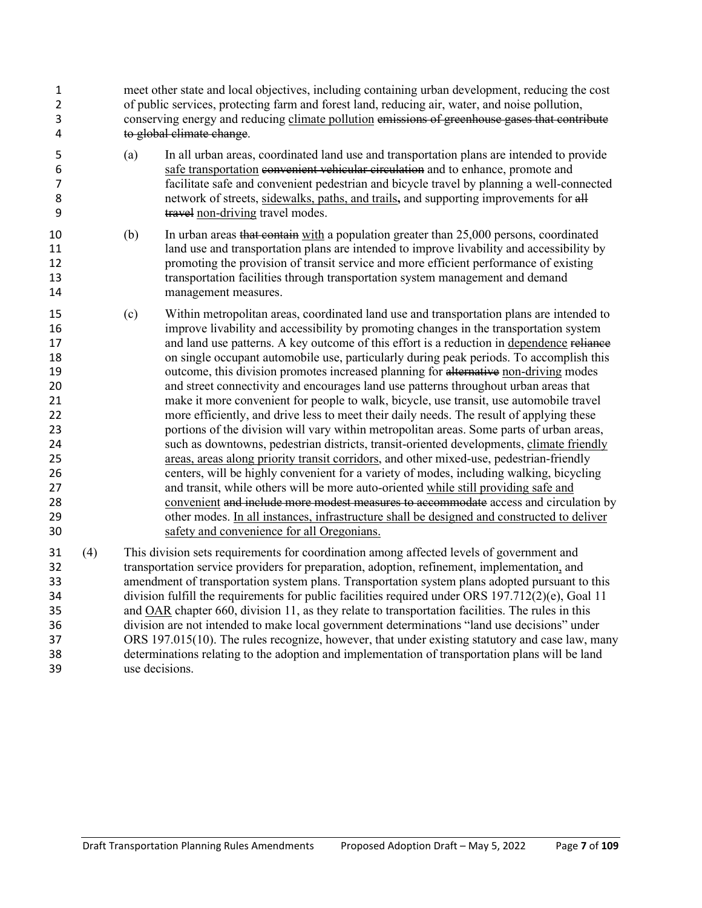meet other state and local objectives, including containing urban development, reducing the cost of public services, protecting farm and forest land, reducing air, water, and noise pollution, conserving energy and reducing <u>climate pollution</u> ~~emissions of greenhouse gases that contribute to global climate change~~.

(a) In all urban areas, coordinated land use and transportation plans are intended to provide <u>safe transportation</u> ~~convenient vehicular circulation~~ and to enhance, promote and facilitate safe and convenient pedestrian and bicycle travel by planning a well-connected network of streets, <u>sidewalks, paths, and trails</u>**,** and supporting improvements for ~~all travel~~ <u>non-driving</u> travel modes.

(b) In urban areas ~~that contain~~ <u>with</u> a population greater than 25,000 persons, coordinated land use and transportation plans are intended to improve livability and accessibility by promoting the provision of transit service and more efficient performance of existing transportation facilities through transportation system management and demand management measures.

(c) Within metropolitan areas, coordinated land use and transportation plans are intended to improve livability and accessibility by promoting changes in the transportation system and land use patterns. A key outcome of this effort is a reduction in <u>dependence</u> ~~reliance~~ on single occupant automobile use, particularly during peak periods. To accomplish this outcome, this division promotes increased planning for ~~alternative~~ <u>non-driving</u> modes and street connectivity and encourages land use patterns throughout urban areas that make it more convenient for people to walk, bicycle, use transit, use automobile travel more efficiently, and drive less to meet their daily needs. The result of applying these portions of the division will vary within metropolitan areas. Some parts of urban areas, such as downtowns, pedestrian districts, transit-oriented developments, <u>climate friendly areas, areas along priority transit corridors</u>, and other mixed-use, pedestrian-friendly centers, will be highly convenient for a variety of modes, including walking, bicycling and transit, while others will be more auto-oriented <u>while still providing safe and convenient</u> ~~and include more modest measures to accommodate~~ access and circulation by other modes. <u>In all instances, infrastructure shall be designed and constructed to deliver safety and convenience for all Oregonians.</u>

(4) This division sets requirements for coordination among affected levels of government and transportation service providers for preparation, adoption, refinement, implementation<u>,</u> and amendment of transportation system plans. Transportation system plans adopted pursuant to this division fulfill the requirements for public facilities required under ORS 197.712(2)(e), Goal 11 and <u>OAR</u> chapter 660, division 11, as they relate to transportation facilities. The rules in this division are not intended to make local government determinations "land use decisions" under ORS 197.015(10). The rules recognize, however, that under existing statutory and case law, many determinations relating to the adoption and implementation of transportation plans will be land use decisions.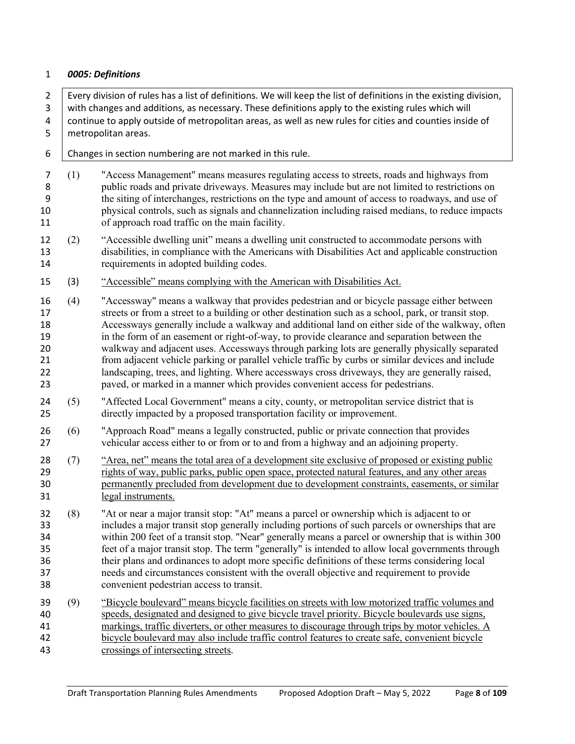***0005: Definitions***

> Every division of rules has a list of definitions. We will keep the list of definitions in the existing division, with changes and additions, as necessary. These definitions apply to the existing rules which will continue to apply outside of metropolitan areas, as well as new rules for cities and counties inside of metropolitan areas.
>
> Changes in section numbering are not marked in this rule.

(1) "Access Management" means measures regulating access to streets, roads and highways from public roads and private driveways. Measures may include but are not limited to restrictions on the siting of interchanges, restrictions on the type and amount of access to roadways, and use of physical controls, such as signals and channelization including raised medians, to reduce impacts of approach road traffic on the main facility.

(2) "Accessible dwelling unit" means a dwelling unit constructed to accommodate persons with disabilities, in compliance with the Americans with Disabilities Act and applicable construction requirements in adopted building codes.

(3) <u>"Accessible" means complying with the American with Disabilities Act.</u>

(4) "Accessway" means a walkway that provides pedestrian and or bicycle passage either between streets or from a street to a building or other destination such as a school, park, or transit stop. Accessways generally include a walkway and additional land on either side of the walkway, often in the form of an easement or right-of-way, to provide clearance and separation between the walkway and adjacent uses. Accessways through parking lots are generally physically separated from adjacent vehicle parking or parallel vehicle traffic by curbs or similar devices and include landscaping, trees, and lighting. Where accessways cross driveways, they are generally raised, paved, or marked in a manner which provides convenient access for pedestrians.

(5) "Affected Local Government" means a city, county, or metropolitan service district that is directly impacted by a proposed transportation facility or improvement.

(6) "Approach Road" means a legally constructed, public or private connection that provides vehicular access either to or from or to and from a highway and an adjoining property.

(7) <u>"Area, net" means the total area of a development site exclusive of proposed or existing public rights of way, public parks, public open space, protected natural features, and any other areas permanently precluded from development due to development constraints, easements, or similar legal instruments.</u>

(8) "At or near a major transit stop: "At" means a parcel or ownership which is adjacent to or includes a major transit stop generally including portions of such parcels or ownerships that are within 200 feet of a transit stop. "Near" generally means a parcel or ownership that is within 300 feet of a major transit stop. The term "generally" is intended to allow local governments through their plans and ordinances to adopt more specific definitions of these terms considering local needs and circumstances consistent with the overall objective and requirement to provide convenient pedestrian access to transit.

(9) <u>"Bicycle boulevard" means bicycle facilities on streets with low motorized traffic volumes and speeds, designated and designed to give bicycle travel priority. Bicycle boulevards use signs, markings, traffic diverters, or other measures to discourage through trips by motor vehicles. A bicycle boulevard may also include traffic control features to create safe, convenient bicycle crossings of intersecting streets</u>.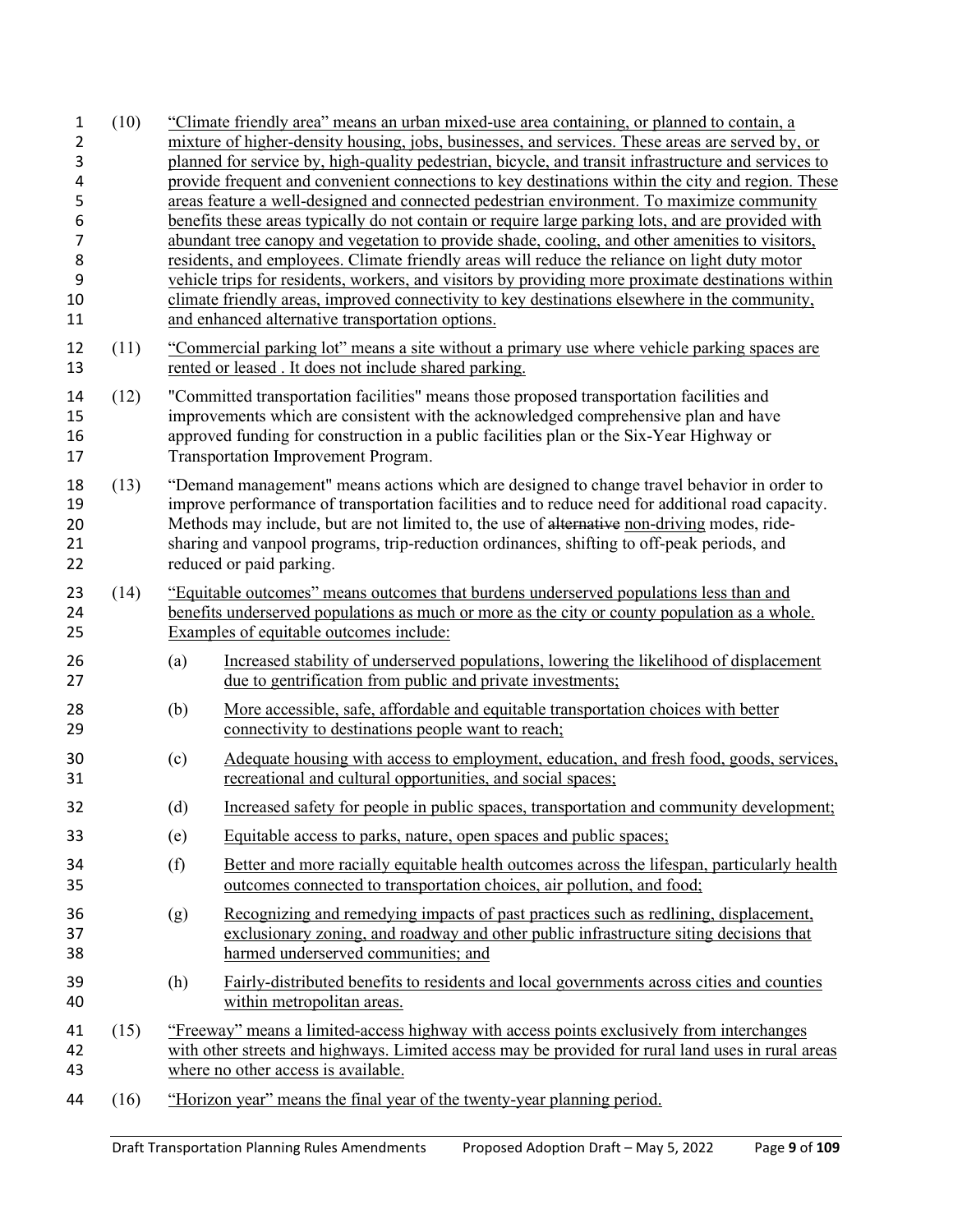(10) "Climate friendly area" means an urban mixed-use area containing, or planned to contain, a mixture of higher-density housing, jobs, businesses, and services. These areas are served by, or planned for service by, high-quality pedestrian, bicycle, and transit infrastructure and services to provide frequent and convenient connections to key destinations within the city and region. These areas feature a well-designed and connected pedestrian environment. To maximize community benefits these areas typically do not contain or require large parking lots, and are provided with abundant tree canopy and vegetation to provide shade, cooling, and other amenities to visitors, residents, and employees. Climate friendly areas will reduce the reliance on light duty motor vehicle trips for residents, workers, and visitors by providing more proximate destinations within climate friendly areas, improved connectivity to key destinations elsewhere in the community, and enhanced alternative transportation options.

(11) "Commercial parking lot" means a site without a primary use where vehicle parking spaces are rented or leased . It does not include shared parking.

(12) "Committed transportation facilities" means those proposed transportation facilities and improvements which are consistent with the acknowledged comprehensive plan and have approved funding for construction in a public facilities plan or the Six-Year Highway or Transportation Improvement Program.

(13) "Demand management" means actions which are designed to change travel behavior in order to improve performance of transportation facilities and to reduce need for additional road capacity. Methods may include, but are not limited to, the use of ~~alternative~~ non-driving modes, ride-sharing and vanpool programs, trip-reduction ordinances, shifting to off-peak periods, and reduced or paid parking.

(14) "Equitable outcomes" means outcomes that burdens underserved populations less than and benefits underserved populations as much or more as the city or county population as a whole. Examples of equitable outcomes include:

- (a) Increased stability of underserved populations, lowering the likelihood of displacement due to gentrification from public and private investments;
- (b) More accessible, safe, affordable and equitable transportation choices with better connectivity to destinations people want to reach;
- (c) Adequate housing with access to employment, education, and fresh food, goods, services, recreational and cultural opportunities, and social spaces;
- (d) Increased safety for people in public spaces, transportation and community development;
- (e) Equitable access to parks, nature, open spaces and public spaces;
- (f) Better and more racially equitable health outcomes across the lifespan, particularly health outcomes connected to transportation choices, air pollution, and food;
- (g) Recognizing and remedying impacts of past practices such as redlining, displacement, exclusionary zoning, and roadway and other public infrastructure siting decisions that harmed underserved communities; and
- (h) Fairly-distributed benefits to residents and local governments across cities and counties within metropolitan areas.

(15) "Freeway" means a limited-access highway with access points exclusively from interchanges with other streets and highways. Limited access may be provided for rural land uses in rural areas where no other access is available.

(16) "Horizon year" means the final year of the twenty-year planning period.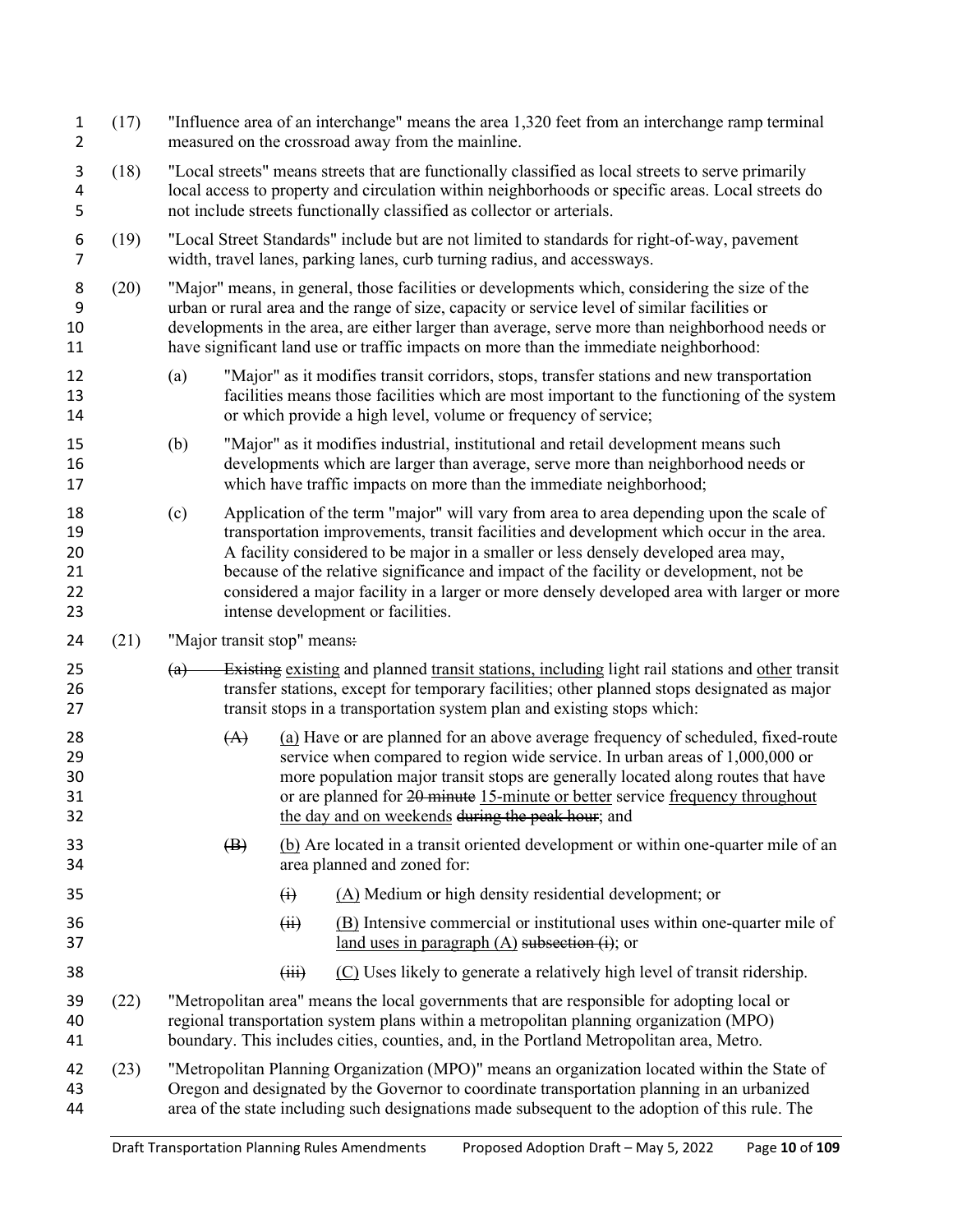(17) "Influence area of an interchange" means the area 1,320 feet from an interchange ramp terminal measured on the crossroad away from the mainline.

(18) "Local streets" means streets that are functionally classified as local streets to serve primarily local access to property and circulation within neighborhoods or specific areas. Local streets do not include streets functionally classified as collector or arterials.

(19) "Local Street Standards" include but are not limited to standards for right-of-way, pavement width, travel lanes, parking lanes, curb turning radius, and accessways.

(20) "Major" means, in general, those facilities or developments which, considering the size of the urban or rural area and the range of size, capacity or service level of similar facilities or developments in the area, are either larger than average, serve more than neighborhood needs or have significant land use or traffic impacts on more than the immediate neighborhood:

(a) "Major" as it modifies transit corridors, stops, transfer stations and new transportation facilities means those facilities which are most important to the functioning of the system or which provide a high level, volume or frequency of service;

(b) "Major" as it modifies industrial, institutional and retail development means such developments which are larger than average, serve more than neighborhood needs or which have traffic impacts on more than the immediate neighborhood;

(c) Application of the term "major" will vary from area to area depending upon the scale of transportation improvements, transit facilities and development which occur in the area. A facility considered to be major in a smaller or less densely developed area may, because of the relative significance and impact of the facility or development, not be considered a major facility in a larger or more densely developed area with larger or more intense development or facilities.

(21) "Major transit stop" means~~:~~

~~(a) Existing~~ existing and planned transit stations, including light rail stations and other transit transfer stations, except for temporary facilities; other planned stops designated as major transit stops in a transportation system plan and existing stops which:

~~(A)~~ (a) Have or are planned for an above average frequency of scheduled, fixed-route service when compared to region wide service. In urban areas of 1,000,000 or more population major transit stops are generally located along routes that have or are planned for ~~20 minute~~ 15-minute or better service frequency throughout the day and on weekends ~~during the peak hour~~; and

~~(B)~~ (b) Are located in a transit oriented development or within one-quarter mile of an area planned and zoned for:

~~(i)~~ (A) Medium or high density residential development; or

~~(ii)~~ (B) Intensive commercial or institutional uses within one-quarter mile of land uses in paragraph (A) ~~subsection (i)~~; or

~~(iii)~~ (C) Uses likely to generate a relatively high level of transit ridership.

(22) "Metropolitan area" means the local governments that are responsible for adopting local or regional transportation system plans within a metropolitan planning organization (MPO) boundary. This includes cities, counties, and, in the Portland Metropolitan area, Metro.

(23) "Metropolitan Planning Organization (MPO)" means an organization located within the State of Oregon and designated by the Governor to coordinate transportation planning in an urbanized area of the state including such designations made subsequent to the adoption of this rule. The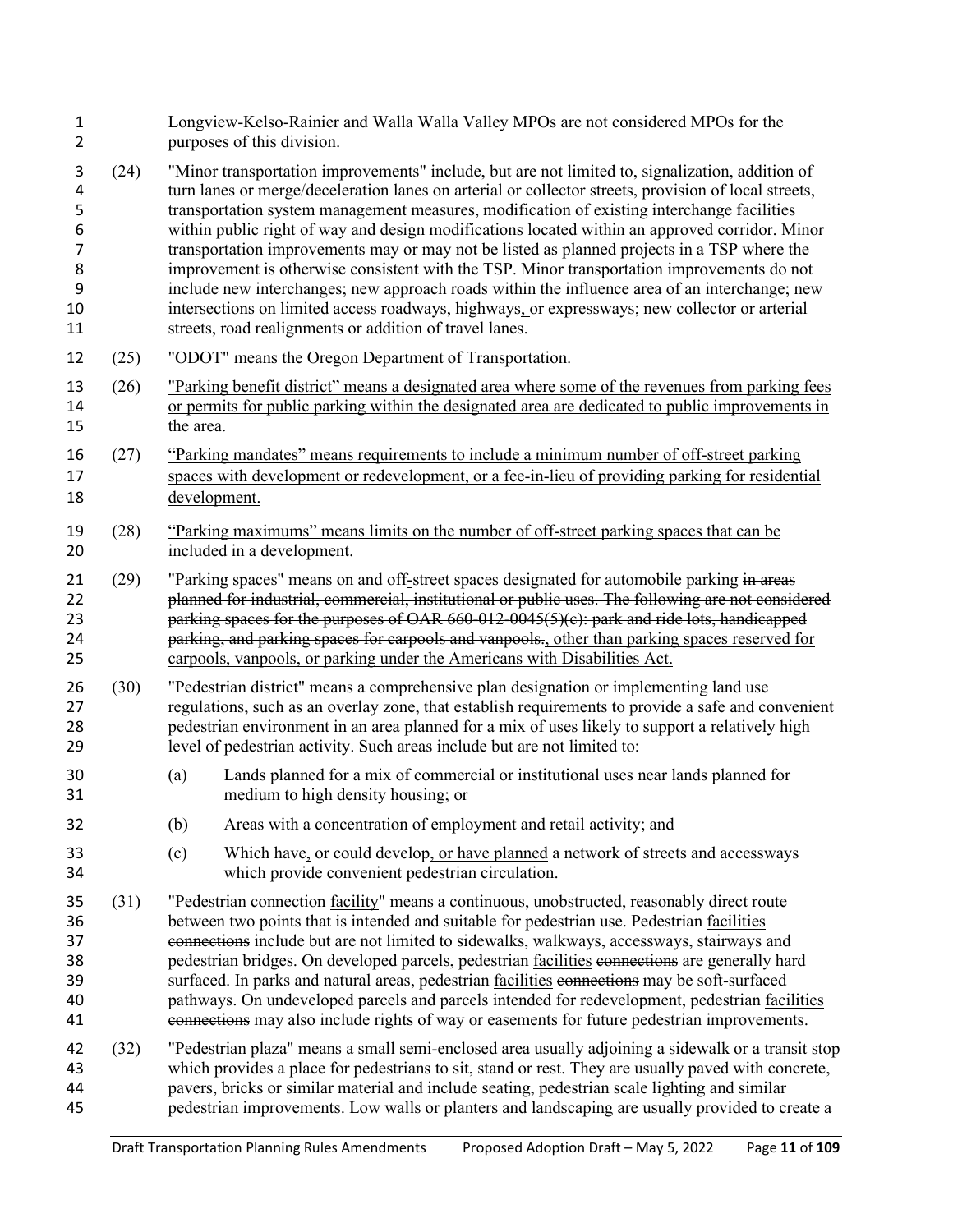Longview-Kelso-Rainier and Walla Walla Valley MPOs are not considered MPOs for the purposes of this division.

(24) "Minor transportation improvements" include, but are not limited to, signalization, addition of turn lanes or merge/deceleration lanes on arterial or collector streets, provision of local streets, transportation system management measures, modification of existing interchange facilities within public right of way and design modifications located within an approved corridor. Minor transportation improvements may or may not be listed as planned projects in a TSP where the improvement is otherwise consistent with the TSP. Minor transportation improvements do not include new interchanges; new approach roads within the influence area of an interchange; new intersections on limited access roadways, highways, or expressways; new collector or arterial streets, road realignments or addition of travel lanes.

(25) "ODOT" means the Oregon Department of Transportation.

(26) <u>"Parking benefit district" means a designated area where some of the revenues from parking fees or permits for public parking within the designated area are dedicated to public improvements in the area.</u>

(27) <u>"Parking mandates" means requirements to include a minimum number of off-street parking spaces with development or redevelopment, or a fee-in-lieu of providing parking for residential development.</u>

(28) <u>"Parking maximums" means limits on the number of off-street parking spaces that can be included in a development.</u>

(29) "Parking spaces" means on and off-street spaces designated for automobile parking ~~in areas planned for industrial, commercial, institutional or public uses. The following are not considered parking spaces for the purposes of OAR 660-012-0045(5)(c): park and ride lots, handicapped parking, and parking spaces for carpools and vanpools.~~<u>, other than parking spaces reserved for carpools, vanpools, or parking under the Americans with Disabilities Act.</u>

(30) "Pedestrian district" means a comprehensive plan designation or implementing land use regulations, such as an overlay zone, that establish requirements to provide a safe and convenient pedestrian environment in an area planned for a mix of uses likely to support a relatively high level of pedestrian activity. Such areas include but are not limited to:

(a) Lands planned for a mix of commercial or institutional uses near lands planned for medium to high density housing; or

(b) Areas with a concentration of employment and retail activity; and

(c) Which have<u>,</u> or could develop<u>, or have planned</u> a network of streets and accessways which provide convenient pedestrian circulation.

(31) "Pedestrian ~~connection~~ <u>facility</u>" means a continuous, unobstructed, reasonably direct route between two points that is intended and suitable for pedestrian use. Pedestrian <u>facilities</u> ~~connections~~ include but are not limited to sidewalks, walkways, accessways, stairways and pedestrian bridges. On developed parcels, pedestrian <u>facilities</u> ~~connections~~ are generally hard surfaced. In parks and natural areas, pedestrian <u>facilities</u> ~~connections~~ may be soft-surfaced pathways. On undeveloped parcels and parcels intended for redevelopment, pedestrian <u>facilities</u> ~~connections~~ may also include rights of way or easements for future pedestrian improvements.

(32) "Pedestrian plaza" means a small semi-enclosed area usually adjoining a sidewalk or a transit stop which provides a place for pedestrians to sit, stand or rest. They are usually paved with concrete, pavers, bricks or similar material and include seating, pedestrian scale lighting and similar pedestrian improvements. Low walls or planters and landscaping are usually provided to create a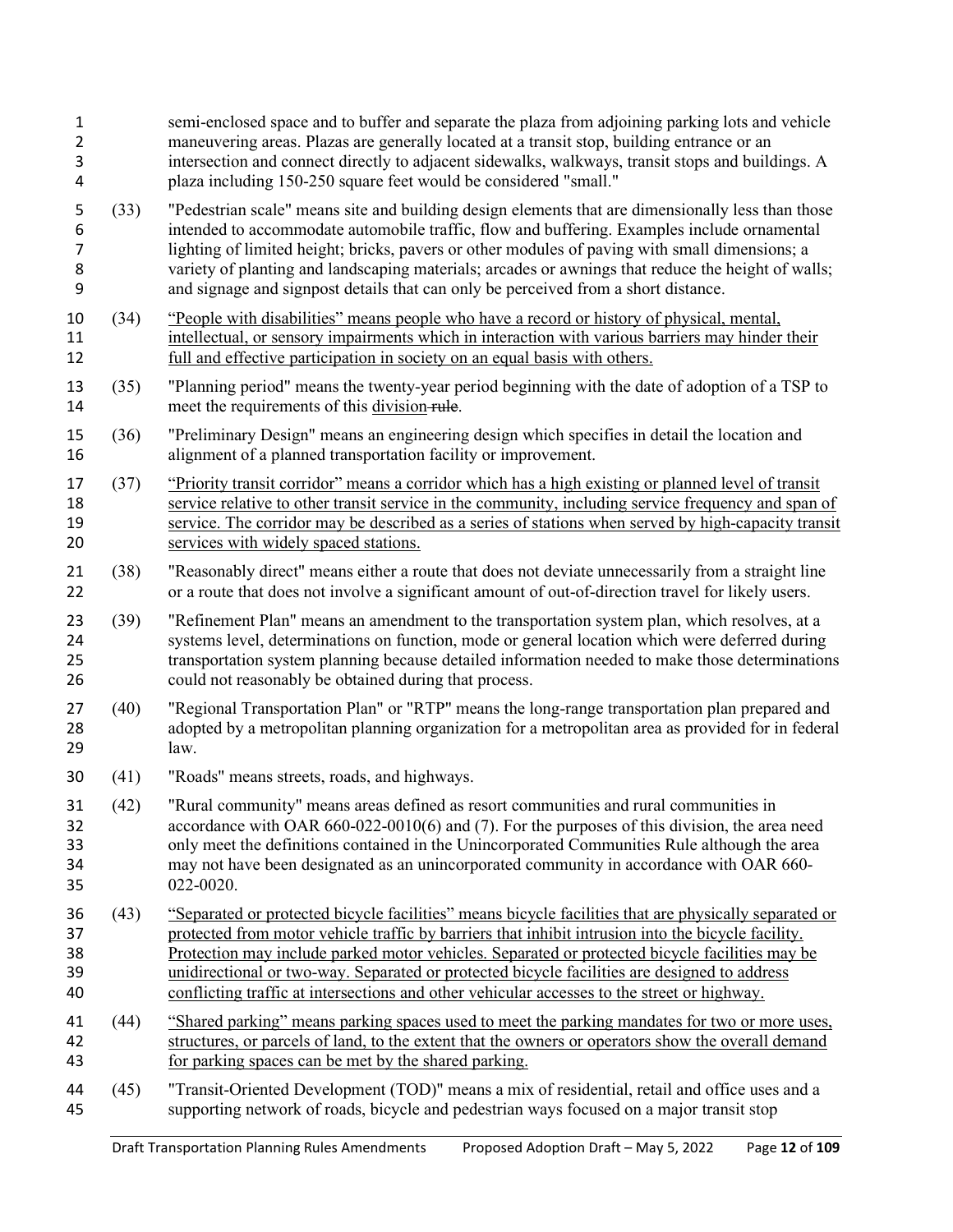semi-enclosed space and to buffer and separate the plaza from adjoining parking lots and vehicle maneuvering areas. Plazas are generally located at a transit stop, building entrance or an intersection and connect directly to adjacent sidewalks, walkways, transit stops and buildings. A plaza including 150-250 square feet would be considered "small."

(33) "Pedestrian scale" means site and building design elements that are dimensionally less than those intended to accommodate automobile traffic, flow and buffering. Examples include ornamental lighting of limited height; bricks, pavers or other modules of paving with small dimensions; a variety of planting and landscaping materials; arcades or awnings that reduce the height of walls; and signage and signpost details that can only be perceived from a short distance.

(34) <u>"People with disabilities" means people who have a record or history of physical, mental, intellectual, or sensory impairments which in interaction with various barriers may hinder their full and effective participation in society on an equal basis with others.</u>

(35) "Planning period" means the twenty-year period beginning with the date of adoption of a TSP to meet the requirements of this <u>division</u> ~~rule~~.

(36) "Preliminary Design" means an engineering design which specifies in detail the location and alignment of a planned transportation facility or improvement.

(37) <u>"Priority transit corridor" means a corridor which has a high existing or planned level of transit service relative to other transit service in the community, including service frequency and span of service. The corridor may be described as a series of stations when served by high-capacity transit services with widely spaced stations.</u>

(38) "Reasonably direct" means either a route that does not deviate unnecessarily from a straight line or a route that does not involve a significant amount of out-of-direction travel for likely users.

(39) "Refinement Plan" means an amendment to the transportation system plan, which resolves, at a systems level, determinations on function, mode or general location which were deferred during transportation system planning because detailed information needed to make those determinations could not reasonably be obtained during that process.

(40) "Regional Transportation Plan" or "RTP" means the long-range transportation plan prepared and adopted by a metropolitan planning organization for a metropolitan area as provided for in federal law.

(41) "Roads" means streets, roads, and highways.

(42) "Rural community" means areas defined as resort communities and rural communities in accordance with OAR 660-022-0010(6) and (7). For the purposes of this division, the area need only meet the definitions contained in the Unincorporated Communities Rule although the area may not have been designated as an unincorporated community in accordance with OAR 660-022-0020.

(43) <u>"Separated or protected bicycle facilities" means bicycle facilities that are physically separated or protected from motor vehicle traffic by barriers that inhibit intrusion into the bicycle facility. Protection may include parked motor vehicles. Separated or protected bicycle facilities may be unidirectional or two-way. Separated or protected bicycle facilities are designed to address conflicting traffic at intersections and other vehicular accesses to the street or highway.</u>

(44) <u>"Shared parking" means parking spaces used to meet the parking mandates for two or more uses, structures, or parcels of land, to the extent that the owners or operators show the overall demand for parking spaces can be met by the shared parking.</u>

(45) "Transit-Oriented Development (TOD)" means a mix of residential, retail and office uses and a supporting network of roads, bicycle and pedestrian ways focused on a major transit stop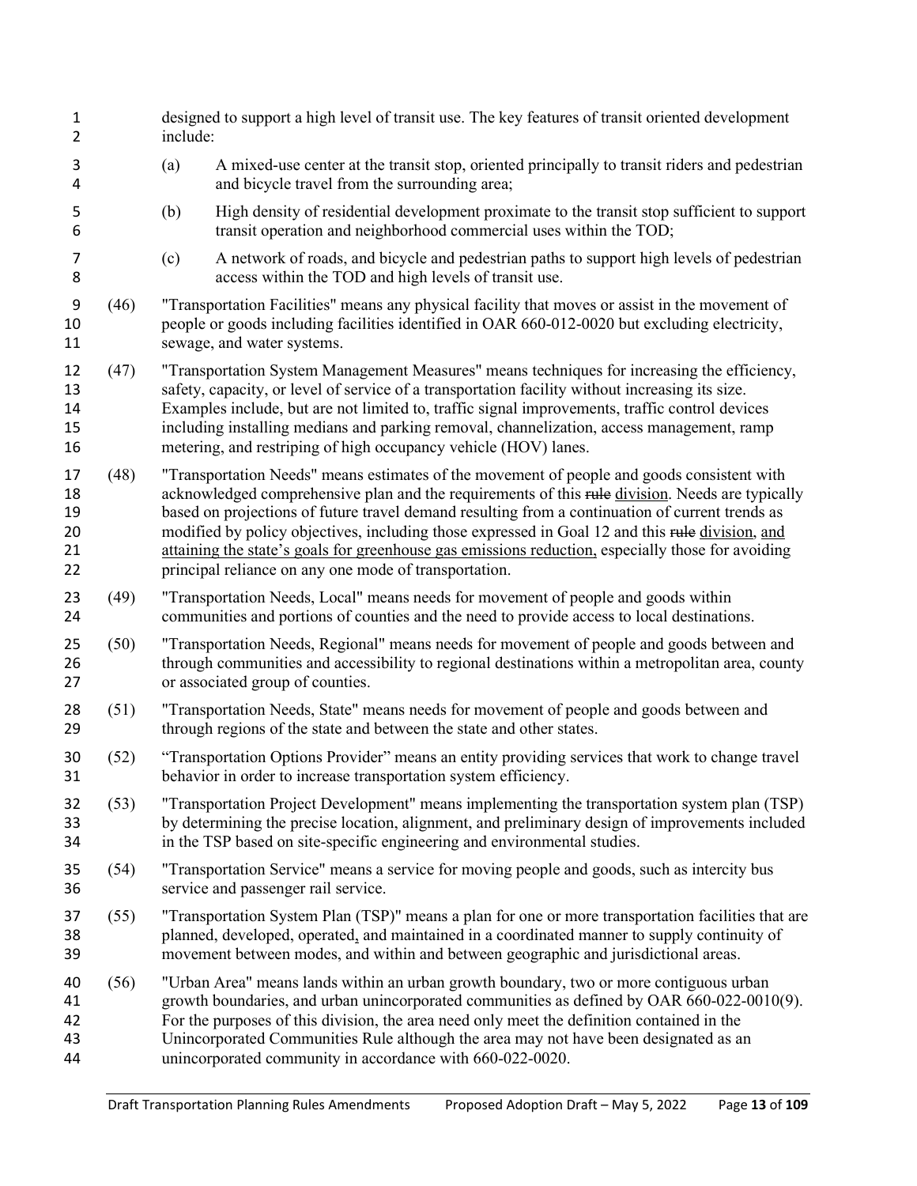designed to support a high level of transit use. The key features of transit oriented development include:

(a) A mixed-use center at the transit stop, oriented principally to transit riders and pedestrian and bicycle travel from the surrounding area;

(b) High density of residential development proximate to the transit stop sufficient to support transit operation and neighborhood commercial uses within the TOD;

(c) A network of roads, and bicycle and pedestrian paths to support high levels of pedestrian access within the TOD and high levels of transit use.

(46) "Transportation Facilities" means any physical facility that moves or assist in the movement of people or goods including facilities identified in OAR 660-012-0020 but excluding electricity, sewage, and water systems.

(47) "Transportation System Management Measures" means techniques for increasing the efficiency, safety, capacity, or level of service of a transportation facility without increasing its size. Examples include, but are not limited to, traffic signal improvements, traffic control devices including installing medians and parking removal, channelization, access management, ramp metering, and restriping of high occupancy vehicle (HOV) lanes.

(48) "Transportation Needs" means estimates of the movement of people and goods consistent with acknowledged comprehensive plan and the requirements of this ~~rule~~ <u>division</u>. Needs are typically based on projections of future travel demand resulting from a continuation of current trends as modified by policy objectives, including those expressed in Goal 12 and this ~~rule~~ <u>division, and attaining the state's goals for greenhouse gas emissions reduction,</u> especially those for avoiding principal reliance on any one mode of transportation.

(49) "Transportation Needs, Local" means needs for movement of people and goods within communities and portions of counties and the need to provide access to local destinations.

(50) "Transportation Needs, Regional" means needs for movement of people and goods between and through communities and accessibility to regional destinations within a metropolitan area, county or associated group of counties.

(51) "Transportation Needs, State" means needs for movement of people and goods between and through regions of the state and between the state and other states.

(52) "Transportation Options Provider" means an entity providing services that work to change travel behavior in order to increase transportation system efficiency.

(53) "Transportation Project Development" means implementing the transportation system plan (TSP) by determining the precise location, alignment, and preliminary design of improvements included in the TSP based on site-specific engineering and environmental studies.

(54) "Transportation Service" means a service for moving people and goods, such as intercity bus service and passenger rail service.

(55) "Transportation System Plan (TSP)" means a plan for one or more transportation facilities that are planned, developed, operated<u>,</u> and maintained in a coordinated manner to supply continuity of movement between modes, and within and between geographic and jurisdictional areas.

(56) "Urban Area" means lands within an urban growth boundary, two or more contiguous urban growth boundaries, and urban unincorporated communities as defined by OAR 660-022-0010(9). For the purposes of this division, the area need only meet the definition contained in the Unincorporated Communities Rule although the area may not have been designated as an unincorporated community in accordance with 660-022-0020.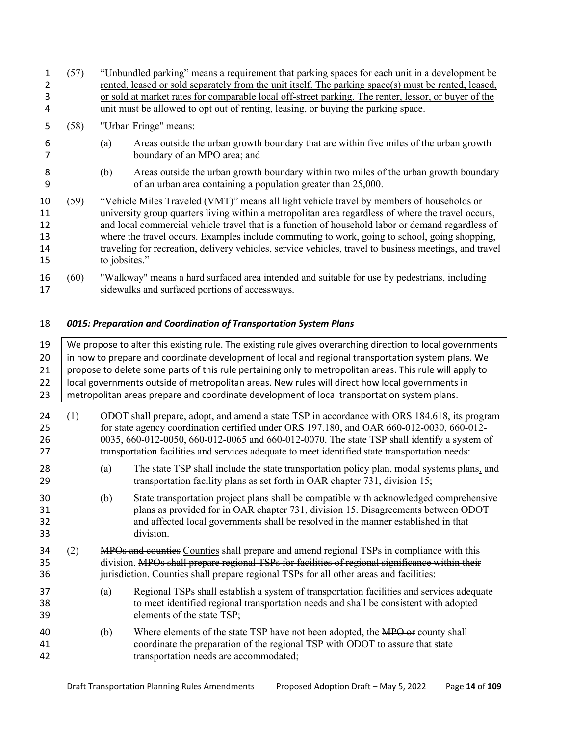(57) <u>"Unbundled parking" means a requirement that parking spaces for each unit in a development be rented, leased or sold separately from the unit itself. The parking space(s) must be rented, leased, or sold at market rates for comparable local off-street parking. The renter, lessor, or buyer of the unit must be allowed to opt out of renting, leasing, or buying the parking space.</u>

(58) "Urban Fringe" means:

(a) Areas outside the urban growth boundary that are within five miles of the urban growth boundary of an MPO area; and

(b) Areas outside the urban growth boundary within two miles of the urban growth boundary of an urban area containing a population greater than 25,000.

(59) "Vehicle Miles Traveled (VMT)" means all light vehicle travel by members of households or university group quarters living within a metropolitan area regardless of where the travel occurs, and local commercial vehicle travel that is a function of household labor or demand regardless of where the travel occurs. Examples include commuting to work, going to school, going shopping, traveling for recreation, delivery vehicles, service vehicles, travel to business meetings, and travel to jobsites."

(60) "Walkway" means a hard surfaced area intended and suitable for use by pedestrians, including sidewalks and surfaced portions of accessways.

### *0015: Preparation and Coordination of Transportation System Plans*

> We propose to alter this existing rule. The existing rule gives overarching direction to local governments in how to prepare and coordinate development of local and regional transportation system plans. We propose to delete some parts of this rule pertaining only to metropolitan areas. This rule will apply to local governments outside of metropolitan areas. New rules will direct how local governments in metropolitan areas prepare and coordinate development of local transportation system plans.

(1) ODOT shall prepare, adopt<u>,</u> and amend a state TSP in accordance with ORS 184.618, its program for state agency coordination certified under ORS 197.180, and OAR 660-012-0030, 660-012-0035, 660-012-0050, 660-012-0065 and 660-012-0070. The state TSP shall identify a system of transportation facilities and services adequate to meet identified state transportation needs:

(a) The state TSP shall include the state transportation policy plan, modal systems plans<u>,</u> and transportation facility plans as set forth in OAR chapter 731, division 15;

(b) State transportation project plans shall be compatible with acknowledged comprehensive plans as provided for in OAR chapter 731, division 15. Disagreements between ODOT and affected local governments shall be resolved in the manner established in that division.

(2) ~~MPOs and counties~~ <u>Counties</u> shall prepare and amend regional TSPs in compliance with this division. ~~MPOs shall prepare regional TSPs for facilities of regional significance within their jurisdiction.~~ Counties shall prepare regional TSPs for ~~all other~~ areas and facilities:

(a) Regional TSPs shall establish a system of transportation facilities and services adequate to meet identified regional transportation needs and shall be consistent with adopted elements of the state TSP;

(b) Where elements of the state TSP have not been adopted, the ~~MPO or~~ county shall coordinate the preparation of the regional TSP with ODOT to assure that state transportation needs are accommodated;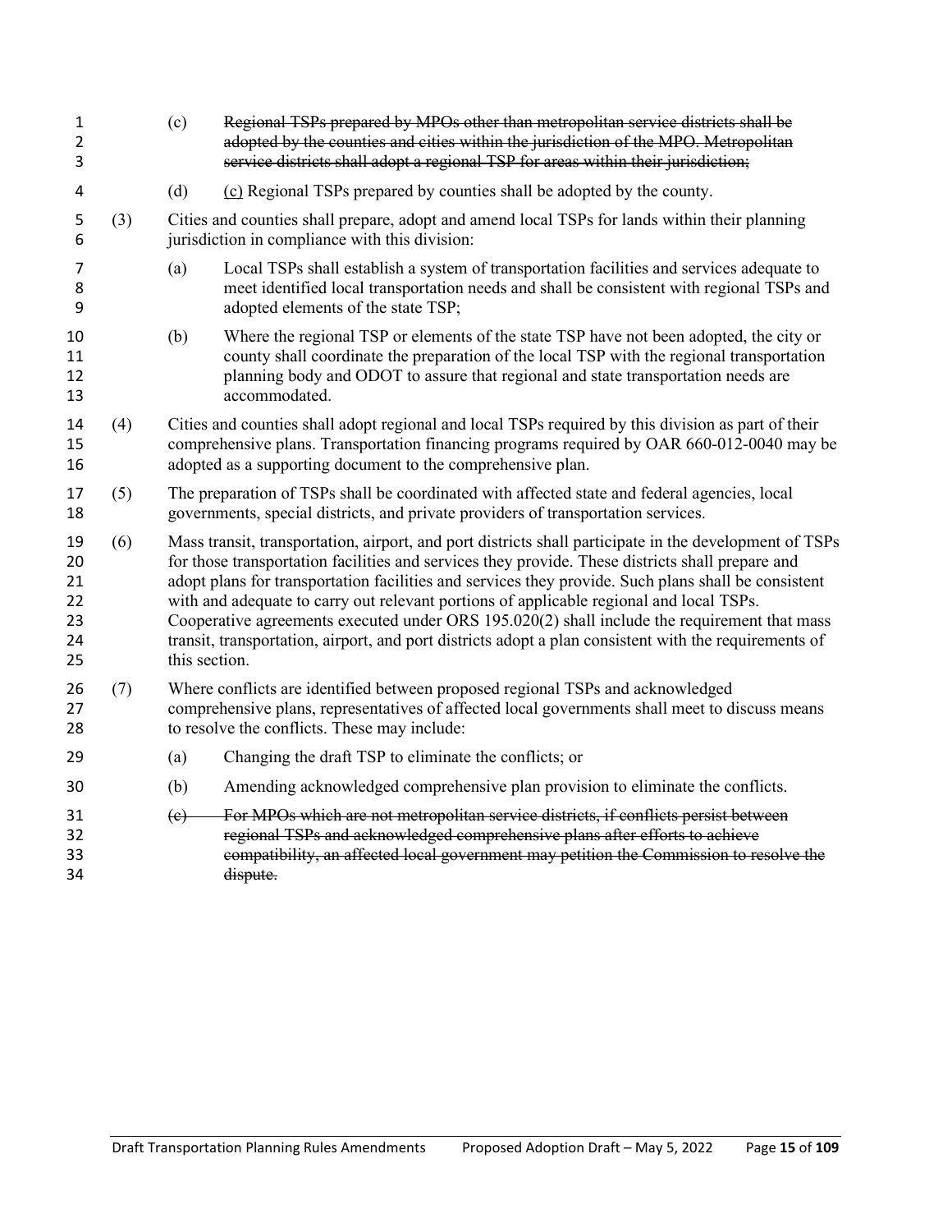(c) ~~Regional TSPs prepared by MPOs other than metropolitan service districts shall be adopted by the counties and cities within the jurisdiction of the MPO. Metropolitan service districts shall adopt a regional TSP for areas within their jurisdiction;~~

(d) <u>(c)</u> Regional TSPs prepared by counties shall be adopted by the county.

(3) Cities and counties shall prepare, adopt and amend local TSPs for lands within their planning jurisdiction in compliance with this division:

(a) Local TSPs shall establish a system of transportation facilities and services adequate to meet identified local transportation needs and shall be consistent with regional TSPs and adopted elements of the state TSP;

(b) Where the regional TSP or elements of the state TSP have not been adopted, the city or county shall coordinate the preparation of the local TSP with the regional transportation planning body and ODOT to assure that regional and state transportation needs are accommodated.

(4) Cities and counties shall adopt regional and local TSPs required by this division as part of their comprehensive plans. Transportation financing programs required by OAR 660-012-0040 may be adopted as a supporting document to the comprehensive plan.

(5) The preparation of TSPs shall be coordinated with affected state and federal agencies, local governments, special districts, and private providers of transportation services.

(6) Mass transit, transportation, airport, and port districts shall participate in the development of TSPs for those transportation facilities and services they provide. These districts shall prepare and adopt plans for transportation facilities and services they provide. Such plans shall be consistent with and adequate to carry out relevant portions of applicable regional and local TSPs. Cooperative agreements executed under ORS 195.020(2) shall include the requirement that mass transit, transportation, airport, and port districts adopt a plan consistent with the requirements of this section.

(7) Where conflicts are identified between proposed regional TSPs and acknowledged comprehensive plans, representatives of affected local governments shall meet to discuss means to resolve the conflicts. These may include:

(a) Changing the draft TSP to eliminate the conflicts; or

(b) Amending acknowledged comprehensive plan provision to eliminate the conflicts.

~~(c) For MPOs which are not metropolitan service districts, if conflicts persist between regional TSPs and acknowledged comprehensive plans after efforts to achieve compatibility, an affected local government may petition the Commission to resolve the dispute.~~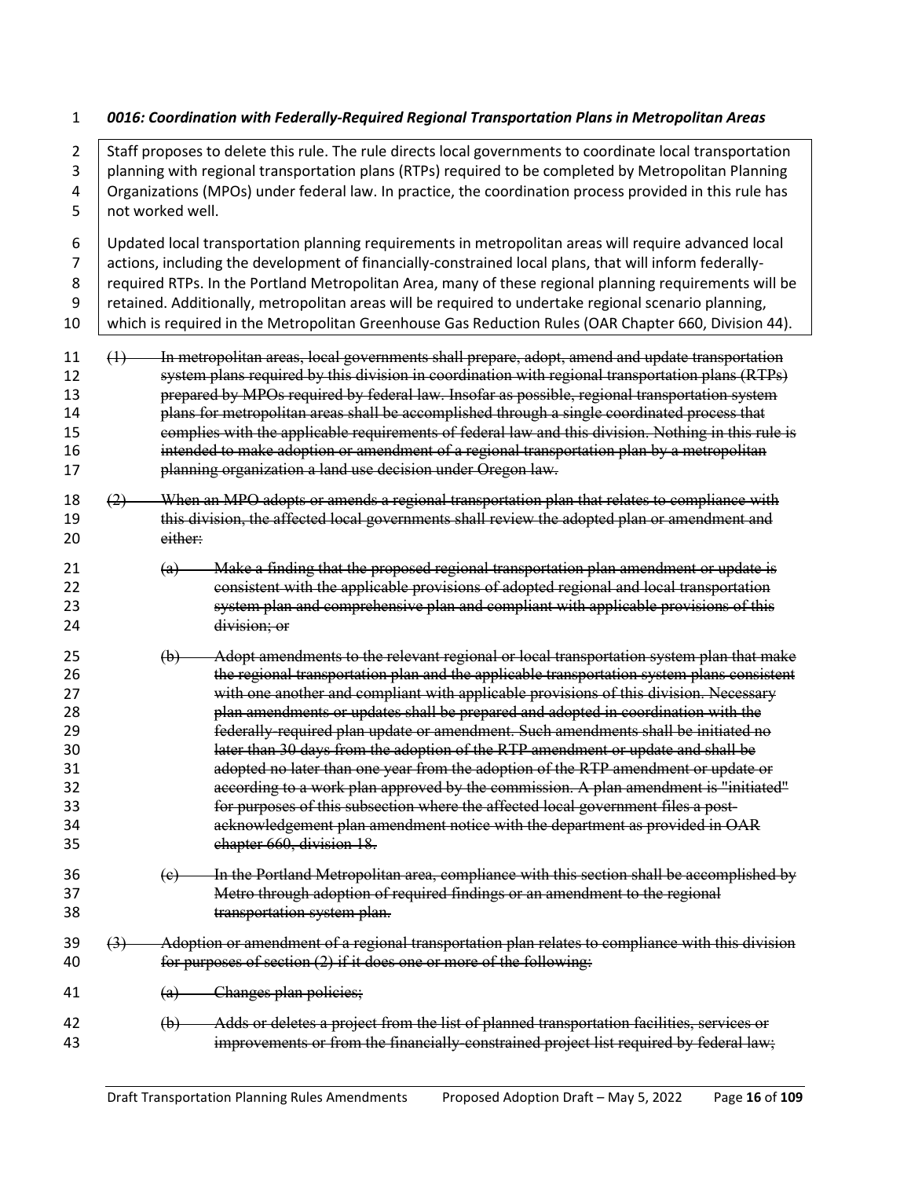***0016: Coordination with Federally-Required Regional Transportation Plans in Metropolitan Areas***

> Staff proposes to delete this rule. The rule directs local governments to coordinate local transportation planning with regional transportation plans (RTPs) required to be completed by Metropolitan Planning Organizations (MPOs) under federal law. In practice, the coordination process provided in this rule has not worked well.
>
> Updated local transportation planning requirements in metropolitan areas will require advanced local actions, including the development of financially-constrained local plans, that will inform federally-required RTPs. In the Portland Metropolitan Area, many of these regional planning requirements will be retained. Additionally, metropolitan areas will be required to undertake regional scenario planning, which is required in the Metropolitan Greenhouse Gas Reduction Rules (OAR Chapter 660, Division 44).

~~(1) In metropolitan areas, local governments shall prepare, adopt, amend and update transportation system plans required by this division in coordination with regional transportation plans (RTPs) prepared by MPOs required by federal law. Insofar as possible, regional transportation system plans for metropolitan areas shall be accomplished through a single coordinated process that complies with the applicable requirements of federal law and this division. Nothing in this rule is intended to make adoption or amendment of a regional transportation plan by a metropolitan planning organization a land use decision under Oregon law.~~

~~(2) When an MPO adopts or amends a regional transportation plan that relates to compliance with this division, the affected local governments shall review the adopted plan or amendment and either:~~

~~(a) Make a finding that the proposed regional transportation plan amendment or update is consistent with the applicable provisions of adopted regional and local transportation system plan and comprehensive plan and compliant with applicable provisions of this division; or~~

~~(b) Adopt amendments to the relevant regional or local transportation system plan that make the regional transportation plan and the applicable transportation system plans consistent with one another and compliant with applicable provisions of this division. Necessary plan amendments or updates shall be prepared and adopted in coordination with the federally-required plan update or amendment. Such amendments shall be initiated no later than 30 days from the adoption of the RTP amendment or update and shall be adopted no later than one year from the adoption of the RTP amendment or update or according to a work plan approved by the commission. A plan amendment is "initiated" for purposes of this subsection where the affected local government files a post-acknowledgement plan amendment notice with the department as provided in OAR chapter 660, division 18.~~

~~(c) In the Portland Metropolitan area, compliance with this section shall be accomplished by Metro through adoption of required findings or an amendment to the regional transportation system plan.~~

~~(3) Adoption or amendment of a regional transportation plan relates to compliance with this division for purposes of section (2) if it does one or more of the following:~~

~~(a) Changes plan policies;~~

~~(b) Adds or deletes a project from the list of planned transportation facilities, services or improvements or from the financially-constrained project list required by federal law;~~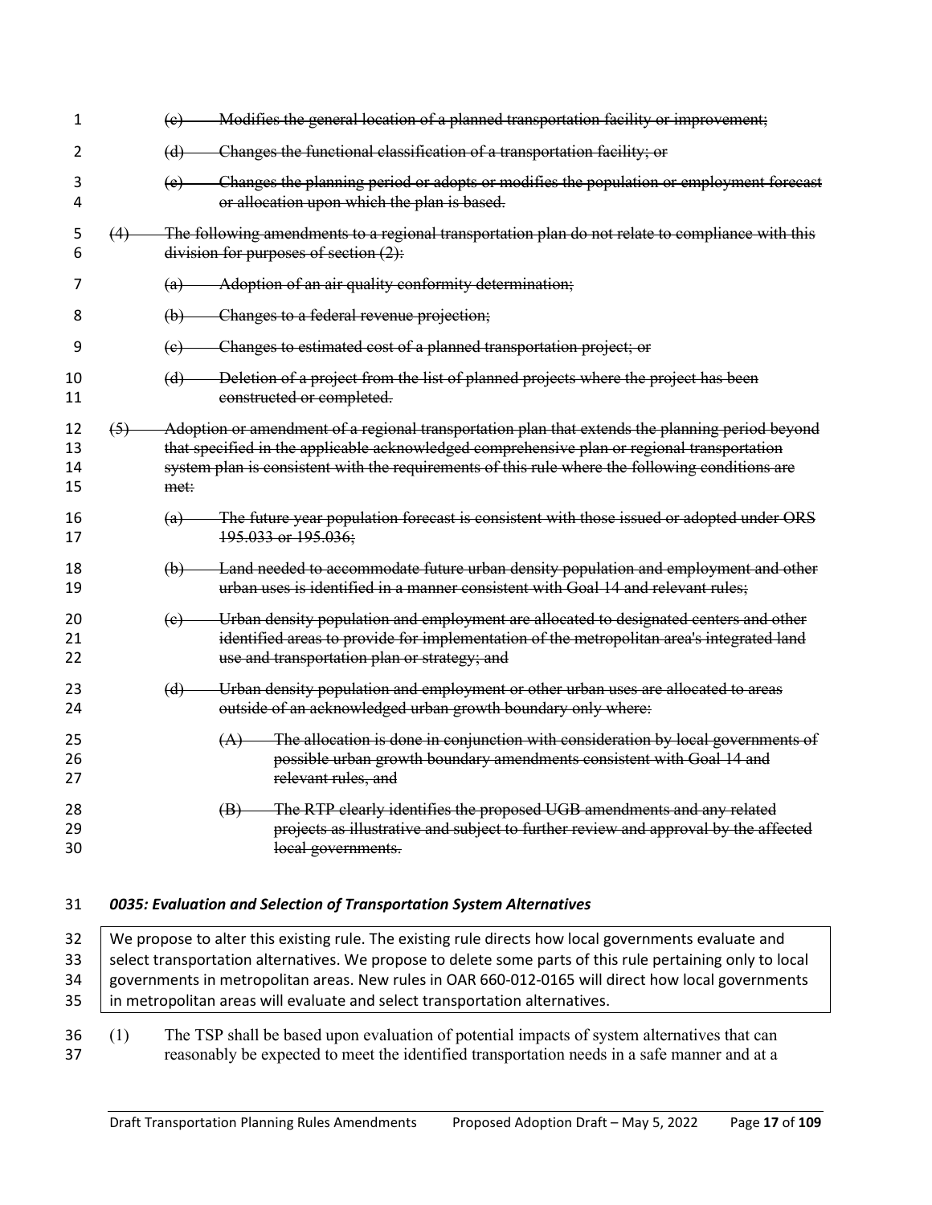~~(c) Modifies the general location of a planned transportation facility or improvement;~~

~~(d) Changes the functional classification of a transportation facility; or~~

~~(e) Changes the planning period or adopts or modifies the population or employment forecast or allocation upon which the plan is based.~~

~~(4) The following amendments to a regional transportation plan do not relate to compliance with this division for purposes of section (2):~~

~~(a) Adoption of an air quality conformity determination;~~

~~(b) Changes to a federal revenue projection;~~

~~(c) Changes to estimated cost of a planned transportation project; or~~

~~(d) Deletion of a project from the list of planned projects where the project has been constructed or completed.~~

~~(5) Adoption or amendment of a regional transportation plan that extends the planning period beyond that specified in the applicable acknowledged comprehensive plan or regional transportation system plan is consistent with the requirements of this rule where the following conditions are met:~~

~~(a) The future year population forecast is consistent with those issued or adopted under ORS 195.033 or 195.036;~~

~~(b) Land needed to accommodate future urban density population and employment and other urban uses is identified in a manner consistent with Goal 14 and relevant rules;~~

~~(c) Urban density population and employment are allocated to designated centers and other identified areas to provide for implementation of the metropolitan area's integrated land use and transportation plan or strategy; and~~

~~(d) Urban density population and employment or other urban uses are allocated to areas outside of an acknowledged urban growth boundary only where:~~

~~(A) The allocation is done in conjunction with consideration by local governments of possible urban growth boundary amendments consistent with Goal 14 and relevant rules, and~~

~~(B) The RTP clearly identifies the proposed UGB amendments and any related projects as illustrative and subject to further review and approval by the affected local governments.~~

***0035: Evaluation and Selection of Transportation System Alternatives***

> We propose to alter this existing rule. The existing rule directs how local governments evaluate and select transportation alternatives. We propose to delete some parts of this rule pertaining only to local governments in metropolitan areas. New rules in OAR 660-012-0165 will direct how local governments in metropolitan areas will evaluate and select transportation alternatives.

(1) The TSP shall be based upon evaluation of potential impacts of system alternatives that can reasonably be expected to meet the identified transportation needs in a safe manner and at a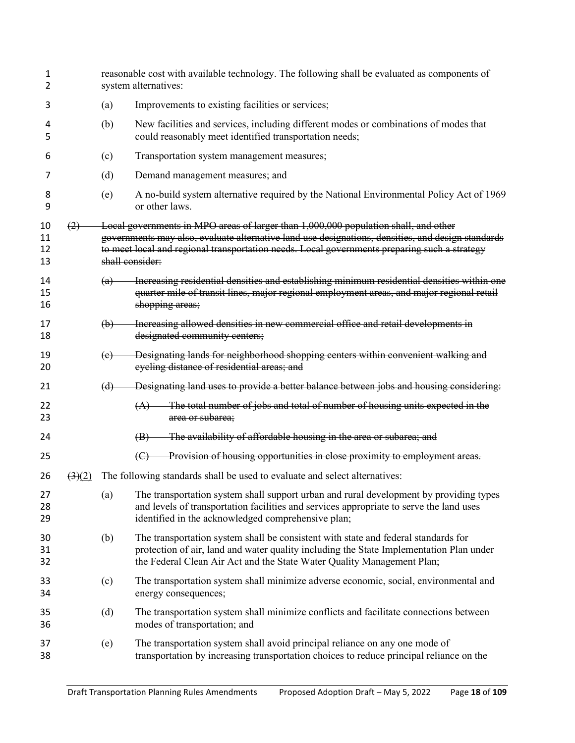reasonable cost with available technology. The following shall be evaluated as components of system alternatives:

(a) Improvements to existing facilities or services;

(b) New facilities and services, including different modes or combinations of modes that could reasonably meet identified transportation needs;

(c) Transportation system management measures;

(d) Demand management measures; and

(e) A no-build system alternative required by the National Environmental Policy Act of 1969 or other laws.

~~(2) Local governments in MPO areas of larger than 1,000,000 population shall, and other governments may also, evaluate alternative land use designations, densities, and design standards to meet local and regional transportation needs. Local governments preparing such a strategy shall consider:~~

~~(a) Increasing residential densities and establishing minimum residential densities within one quarter mile of transit lines, major regional employment areas, and major regional retail shopping areas;~~

~~(b) Increasing allowed densities in new commercial office and retail developments in designated community centers;~~

~~(c) Designating lands for neighborhood shopping centers within convenient walking and cycling distance of residential areas; and~~

~~(d) Designating land uses to provide a better balance between jobs and housing considering:~~

~~(A) The total number of jobs and total of number of housing units expected in the area or subarea;~~

~~(B) The availability of affordable housing in the area or subarea; and~~

~~(C) Provision of housing opportunities in close proximity to employment areas.~~

~~(3)~~(2) The following standards shall be used to evaluate and select alternatives:

(a) The transportation system shall support urban and rural development by providing types and levels of transportation facilities and services appropriate to serve the land uses identified in the acknowledged comprehensive plan;

(b) The transportation system shall be consistent with state and federal standards for protection of air, land and water quality including the State Implementation Plan under the Federal Clean Air Act and the State Water Quality Management Plan;

(c) The transportation system shall minimize adverse economic, social, environmental and energy consequences;

(d) The transportation system shall minimize conflicts and facilitate connections between modes of transportation; and

(e) The transportation system shall avoid principal reliance on any one mode of transportation by increasing transportation choices to reduce principal reliance on the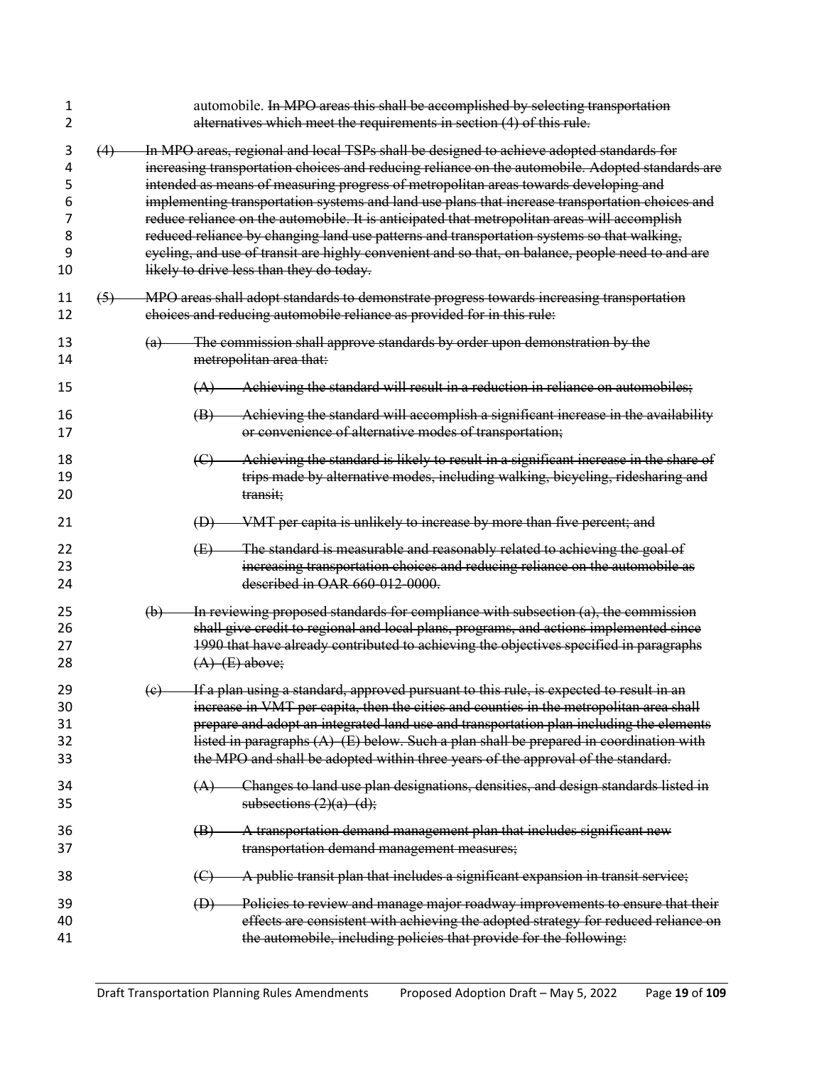automobile. ~~In MPO areas this shall be accomplished by selecting transportation alternatives which meet the requirements in section (4) of this rule.~~

~~(4) In MPO areas, regional and local TSPs shall be designed to achieve adopted standards for increasing transportation choices and reducing reliance on the automobile. Adopted standards are intended as means of measuring progress of metropolitan areas towards developing and implementing transportation systems and land use plans that increase transportation choices and reduce reliance on the automobile. It is anticipated that metropolitan areas will accomplish reduced reliance by changing land use patterns and transportation systems so that walking, cycling, and use of transit are highly convenient and so that, on balance, people need to and are likely to drive less than they do today.~~

~~(5) MPO areas shall adopt standards to demonstrate progress towards increasing transportation choices and reducing automobile reliance as provided for in this rule:~~

~~(a) The commission shall approve standards by order upon demonstration by the metropolitan area that:~~

~~(A) Achieving the standard will result in a reduction in reliance on automobiles;~~

~~(B) Achieving the standard will accomplish a significant increase in the availability or convenience of alternative modes of transportation;~~

~~(C) Achieving the standard is likely to result in a significant increase in the share of trips made by alternative modes, including walking, bicycling, ridesharing and transit;~~

~~(D) VMT per capita is unlikely to increase by more than five percent; and~~

~~(E) The standard is measurable and reasonably related to achieving the goal of increasing transportation choices and reducing reliance on the automobile as described in OAR 660-012-0000.~~

~~(b) In reviewing proposed standards for compliance with subsection (a), the commission shall give credit to regional and local plans, programs, and actions implemented since 1990 that have already contributed to achieving the objectives specified in paragraphs (A)–(E) above;~~

~~(c) If a plan using a standard, approved pursuant to this rule, is expected to result in an increase in VMT per capita, then the cities and counties in the metropolitan area shall prepare and adopt an integrated land use and transportation plan including the elements listed in paragraphs (A)–(E) below. Such a plan shall be prepared in coordination with the MPO and shall be adopted within three years of the approval of the standard.~~

~~(A) Changes to land use plan designations, densities, and design standards listed in subsections (2)(a)–(d);~~

~~(B) A transportation demand management plan that includes significant new transportation demand management measures;~~

~~(C) A public transit plan that includes a significant expansion in transit service;~~

~~(D) Policies to review and manage major roadway improvements to ensure that their effects are consistent with achieving the adopted strategy for reduced reliance on the automobile, including policies that provide for the following:~~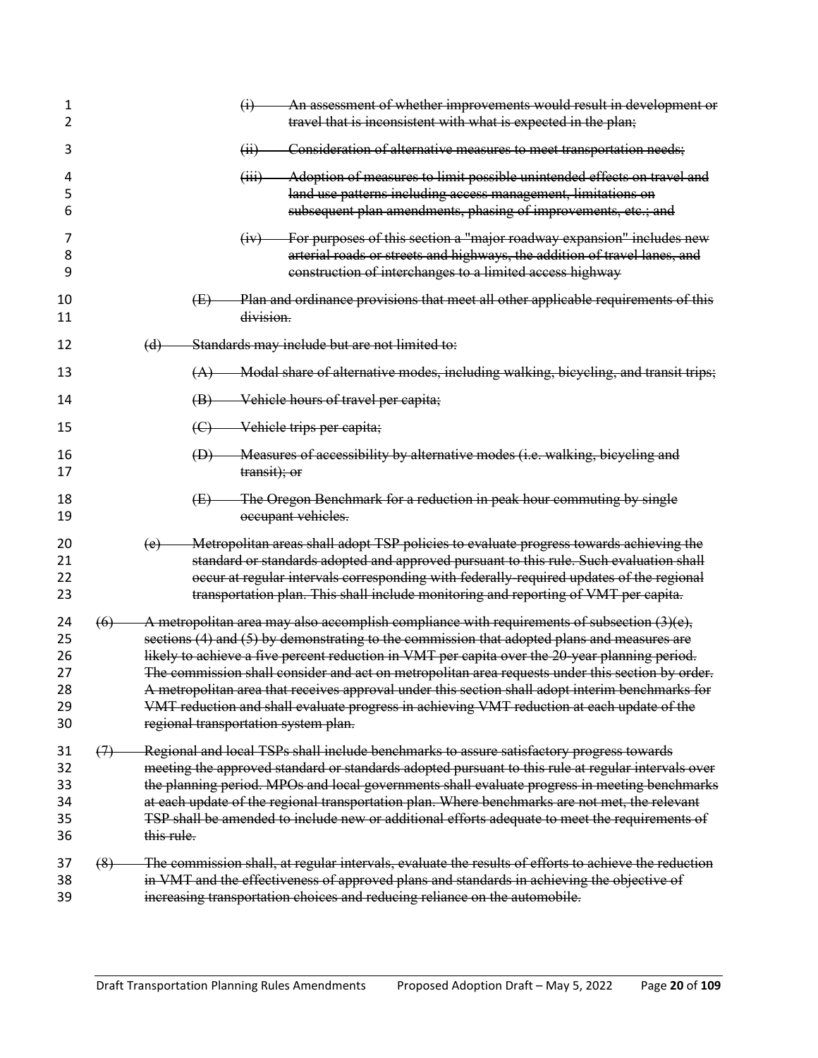~~(i) An assessment of whether improvements would result in development or travel that is inconsistent with what is expected in the plan;~~

~~(ii) Consideration of alternative measures to meet transportation needs;~~

~~(iii) Adoption of measures to limit possible unintended effects on travel and land use patterns including access management, limitations on subsequent plan amendments, phasing of improvements, etc.; and~~

~~(iv) For purposes of this section a "major roadway expansion" includes new arterial roads or streets and highways, the addition of travel lanes, and construction of interchanges to a limited access highway~~

~~(E) Plan and ordinance provisions that meet all other applicable requirements of this division.~~

~~(d) Standards may include but are not limited to:~~

~~(A) Modal share of alternative modes, including walking, bicycling, and transit trips;~~

~~(B) Vehicle hours of travel per capita;~~

~~(C) Vehicle trips per capita;~~

~~(D) Measures of accessibility by alternative modes (i.e. walking, bicycling and transit); or~~

~~(E) The Oregon Benchmark for a reduction in peak hour commuting by single occupant vehicles.~~

~~(e) Metropolitan areas shall adopt TSP policies to evaluate progress towards achieving the standard or standards adopted and approved pursuant to this rule. Such evaluation shall occur at regular intervals corresponding with federally-required updates of the regional transportation plan. This shall include monitoring and reporting of VMT per capita.~~

~~(6) A metropolitan area may also accomplish compliance with requirements of subsection (3)(e), sections (4) and (5) by demonstrating to the commission that adopted plans and measures are likely to achieve a five percent reduction in VMT per capita over the 20-year planning period. The commission shall consider and act on metropolitan area requests under this section by order. A metropolitan area that receives approval under this section shall adopt interim benchmarks for VMT reduction and shall evaluate progress in achieving VMT reduction at each update of the regional transportation system plan.~~

~~(7) Regional and local TSPs shall include benchmarks to assure satisfactory progress towards meeting the approved standard or standards adopted pursuant to this rule at regular intervals over the planning period. MPOs and local governments shall evaluate progress in meeting benchmarks at each update of the regional transportation plan. Where benchmarks are not met, the relevant TSP shall be amended to include new or additional efforts adequate to meet the requirements of this rule.~~

~~(8) The commission shall, at regular intervals, evaluate the results of efforts to achieve the reduction in VMT and the effectiveness of approved plans and standards in achieving the objective of increasing transportation choices and reducing reliance on the automobile.~~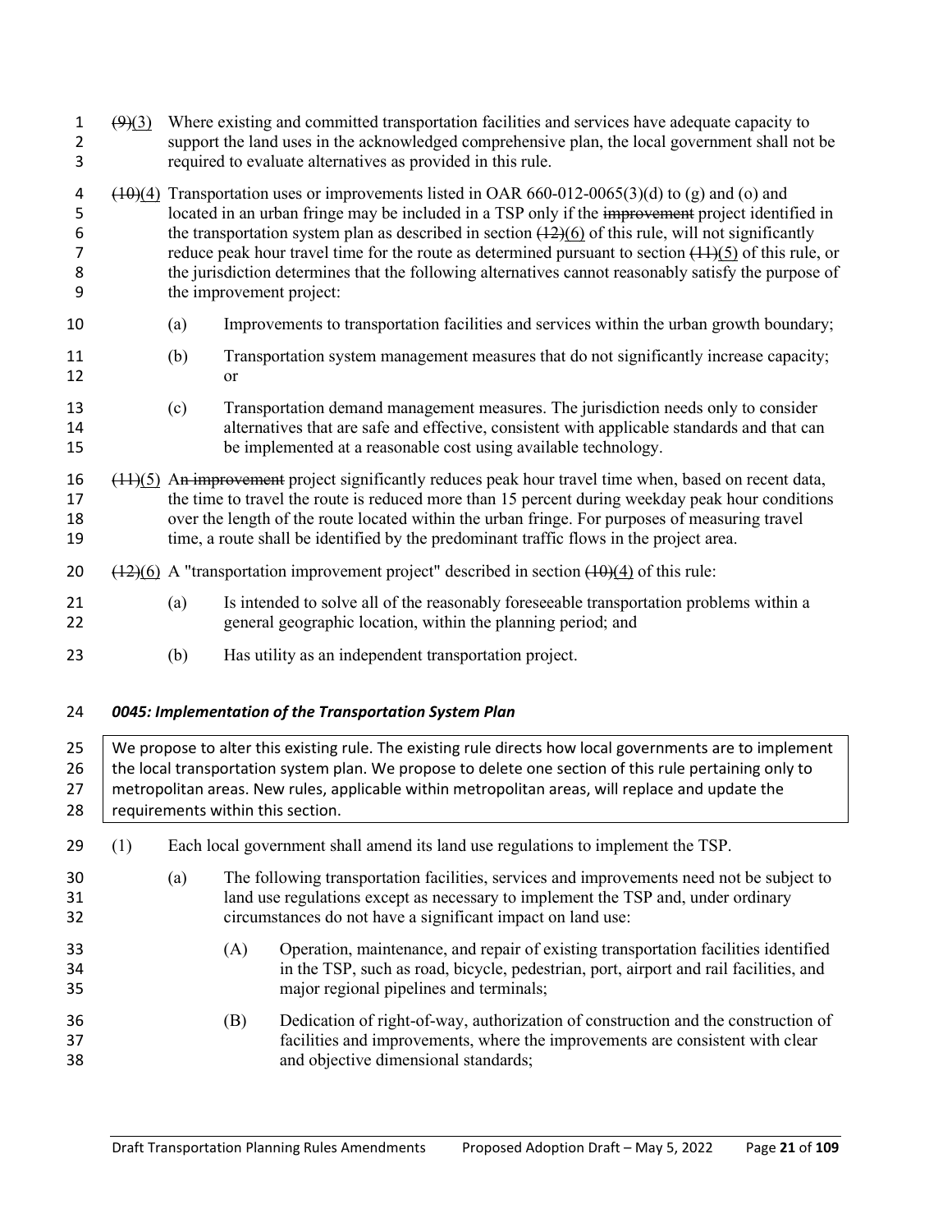~~(9)~~(3) Where existing and committed transportation facilities and services have adequate capacity to support the land uses in the acknowledged comprehensive plan, the local government shall not be required to evaluate alternatives as provided in this rule.

~~(10)~~(4) Transportation uses or improvements listed in OAR 660-012-0065(3)(d) to (g) and (o) and located in an urban fringe may be included in a TSP only if the ~~improvement~~ project identified in the transportation system plan as described in section ~~(12)~~(6) of this rule, will not significantly reduce peak hour travel time for the route as determined pursuant to section ~~(11)~~(5) of this rule, or the jurisdiction determines that the following alternatives cannot reasonably satisfy the purpose of the improvement project:

- (a) Improvements to transportation facilities and services within the urban growth boundary;
- (b) Transportation system management measures that do not significantly increase capacity; or
- (c) Transportation demand management measures. The jurisdiction needs only to consider alternatives that are safe and effective, consistent with applicable standards and that can be implemented at a reasonable cost using available technology.

~~(11)~~(5) A~~n improvement~~ project significantly reduces peak hour travel time when, based on recent data, the time to travel the route is reduced more than 15 percent during weekday peak hour conditions over the length of the route located within the urban fringe. For purposes of measuring travel time, a route shall be identified by the predominant traffic flows in the project area.

~~(12)~~(6) A "transportation improvement project" described in section ~~(10)~~(4) of this rule:

- (a) Is intended to solve all of the reasonably foreseeable transportation problems within a general geographic location, within the planning period; and
- (b) Has utility as an independent transportation project.

### *0045: Implementation of the Transportation System Plan*

> We propose to alter this existing rule. The existing rule directs how local governments are to implement the local transportation system plan. We propose to delete one section of this rule pertaining only to metropolitan areas. New rules, applicable within metropolitan areas, will replace and update the requirements within this section.

(1) Each local government shall amend its land use regulations to implement the TSP.

- (a) The following transportation facilities, services and improvements need not be subject to land use regulations except as necessary to implement the TSP and, under ordinary circumstances do not have a significant impact on land use:
  - (A) Operation, maintenance, and repair of existing transportation facilities identified in the TSP, such as road, bicycle, pedestrian, port, airport and rail facilities, and major regional pipelines and terminals;
  - (B) Dedication of right-of-way, authorization of construction and the construction of facilities and improvements, where the improvements are consistent with clear and objective dimensional standards;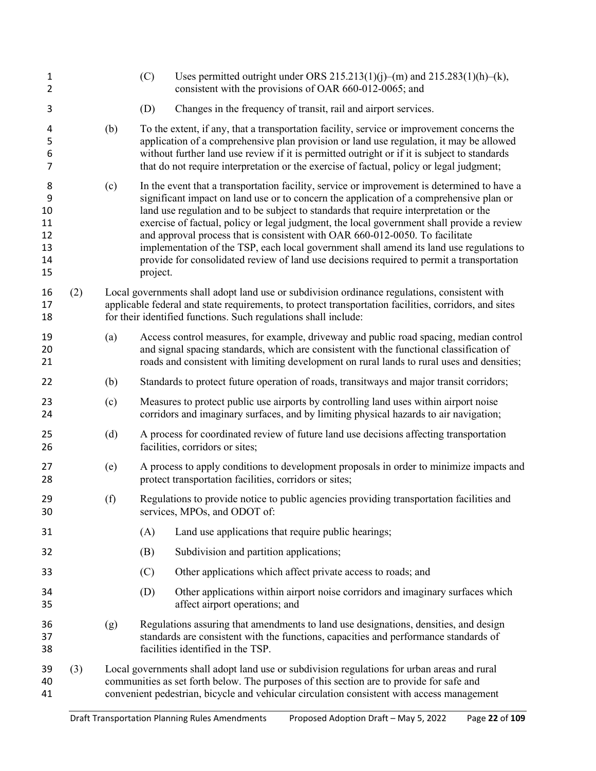(C) Uses permitted outright under ORS 215.213(1)(j)–(m) and 215.283(1)(h)–(k), consistent with the provisions of OAR 660-012-0065; and

(D) Changes in the frequency of transit, rail and airport services.

(b) To the extent, if any, that a transportation facility, service or improvement concerns the application of a comprehensive plan provision or land use regulation, it may be allowed without further land use review if it is permitted outright or if it is subject to standards that do not require interpretation or the exercise of factual, policy or legal judgment;

(c) In the event that a transportation facility, service or improvement is determined to have a significant impact on land use or to concern the application of a comprehensive plan or land use regulation and to be subject to standards that require interpretation or the exercise of factual, policy or legal judgment, the local government shall provide a review and approval process that is consistent with OAR 660-012-0050. To facilitate implementation of the TSP, each local government shall amend its land use regulations to provide for consolidated review of land use decisions required to permit a transportation project.

(2) Local governments shall adopt land use or subdivision ordinance regulations, consistent with applicable federal and state requirements, to protect transportation facilities, corridors, and sites for their identified functions. Such regulations shall include:

(a) Access control measures, for example, driveway and public road spacing, median control and signal spacing standards, which are consistent with the functional classification of roads and consistent with limiting development on rural lands to rural uses and densities;

(b) Standards to protect future operation of roads, transitways and major transit corridors;

(c) Measures to protect public use airports by controlling land uses within airport noise corridors and imaginary surfaces, and by limiting physical hazards to air navigation;

(d) A process for coordinated review of future land use decisions affecting transportation facilities, corridors or sites;

(e) A process to apply conditions to development proposals in order to minimize impacts and protect transportation facilities, corridors or sites;

(f) Regulations to provide notice to public agencies providing transportation facilities and services, MPOs, and ODOT of:

(A) Land use applications that require public hearings;

(B) Subdivision and partition applications;

(C) Other applications which affect private access to roads; and

(D) Other applications within airport noise corridors and imaginary surfaces which affect airport operations; and

(g) Regulations assuring that amendments to land use designations, densities, and design standards are consistent with the functions, capacities and performance standards of facilities identified in the TSP.

(3) Local governments shall adopt land use or subdivision regulations for urban areas and rural communities as set forth below. The purposes of this section are to provide for safe and convenient pedestrian, bicycle and vehicular circulation consistent with access management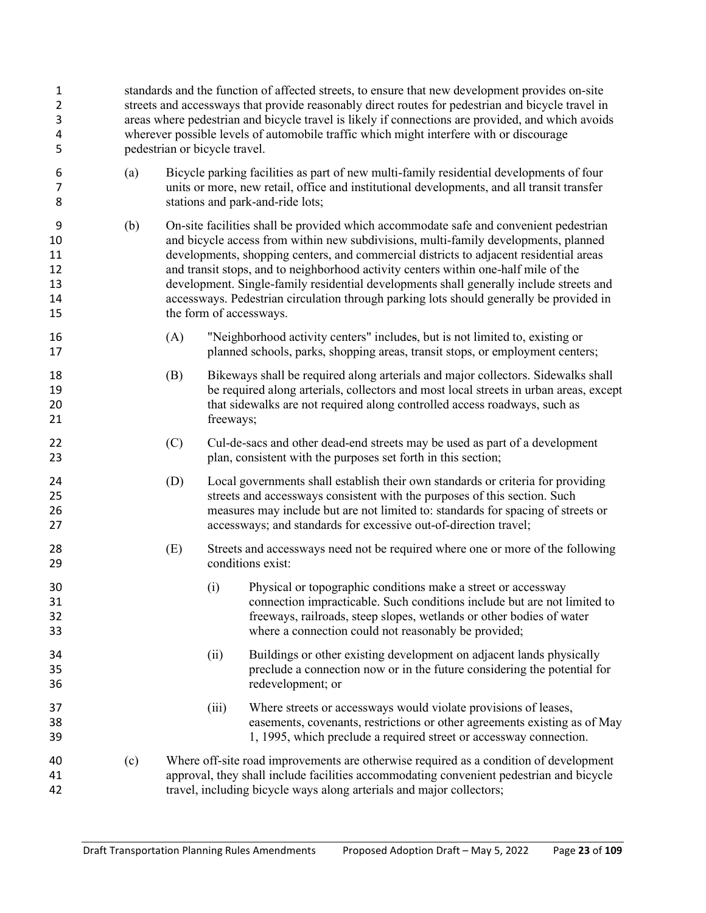standards and the function of affected streets, to ensure that new development provides on-site streets and accessways that provide reasonably direct routes for pedestrian and bicycle travel in areas where pedestrian and bicycle travel is likely if connections are provided, and which avoids wherever possible levels of automobile traffic which might interfere with or discourage pedestrian or bicycle travel.

(a) Bicycle parking facilities as part of new multi-family residential developments of four units or more, new retail, office and institutional developments, and all transit transfer stations and park-and-ride lots;

(b) On-site facilities shall be provided which accommodate safe and convenient pedestrian and bicycle access from within new subdivisions, multi-family developments, planned developments, shopping centers, and commercial districts to adjacent residential areas and transit stops, and to neighborhood activity centers within one-half mile of the development. Single-family residential developments shall generally include streets and accessways. Pedestrian circulation through parking lots should generally be provided in the form of accessways.

(A) "Neighborhood activity centers" includes, but is not limited to, existing or planned schools, parks, shopping areas, transit stops, or employment centers;

(B) Bikeways shall be required along arterials and major collectors. Sidewalks shall be required along arterials, collectors and most local streets in urban areas, except that sidewalks are not required along controlled access roadways, such as freeways;

(C) Cul-de-sacs and other dead-end streets may be used as part of a development plan, consistent with the purposes set forth in this section;

(D) Local governments shall establish their own standards or criteria for providing streets and accessways consistent with the purposes of this section. Such measures may include but are not limited to: standards for spacing of streets or accessways; and standards for excessive out-of-direction travel;

(E) Streets and accessways need not be required where one or more of the following conditions exist:

(i) Physical or topographic conditions make a street or accessway connection impracticable. Such conditions include but are not limited to freeways, railroads, steep slopes, wetlands or other bodies of water where a connection could not reasonably be provided;

(ii) Buildings or other existing development on adjacent lands physically preclude a connection now or in the future considering the potential for redevelopment; or

(iii) Where streets or accessways would violate provisions of leases, easements, covenants, restrictions or other agreements existing as of May 1, 1995, which preclude a required street or accessway connection.

(c) Where off-site road improvements are otherwise required as a condition of development approval, they shall include facilities accommodating convenient pedestrian and bicycle travel, including bicycle ways along arterials and major collectors;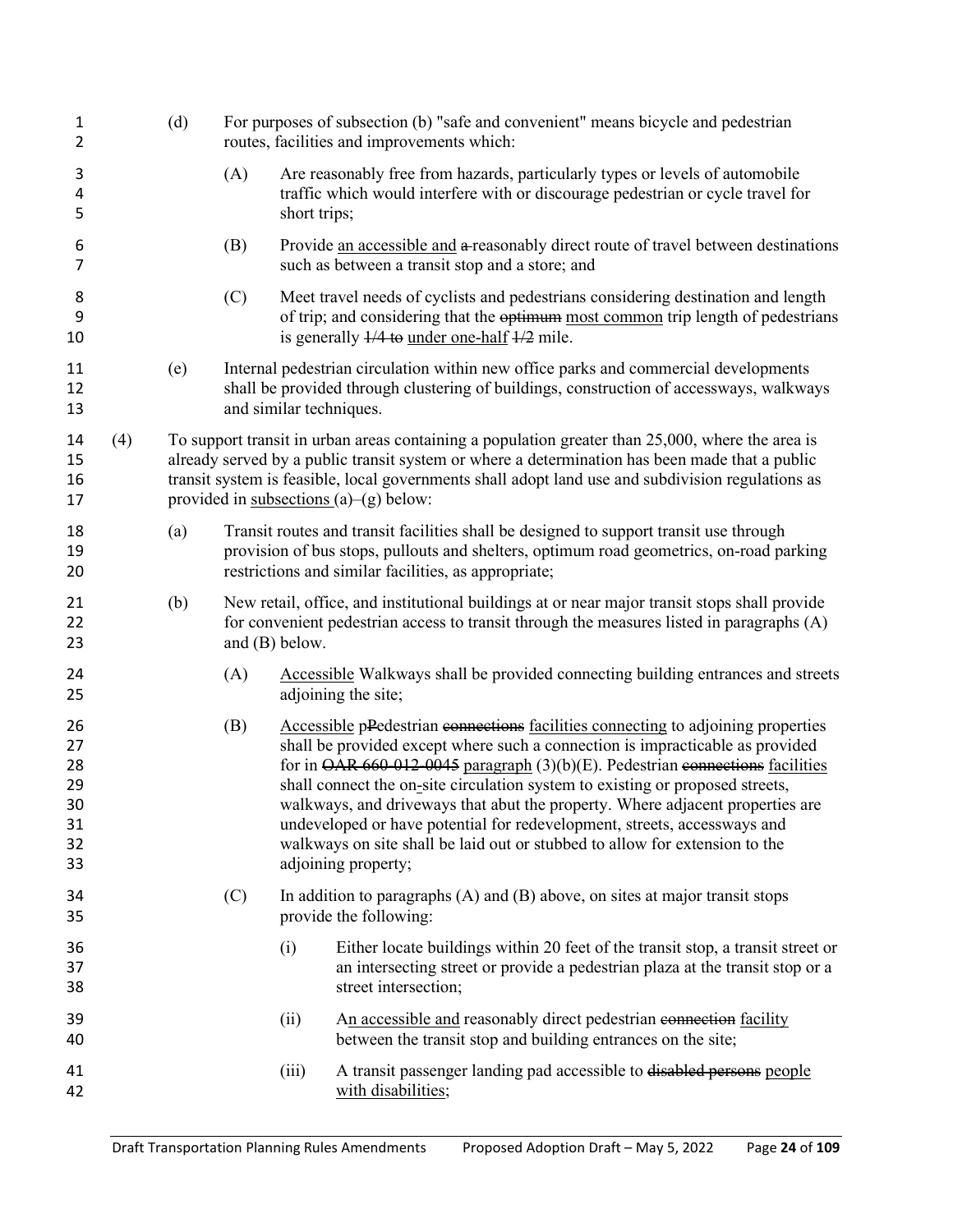(d) For purposes of subsection (b) "safe and convenient" means bicycle and pedestrian routes, facilities and improvements which:

(A) Are reasonably free from hazards, particularly types or levels of automobile traffic which would interfere with or discourage pedestrian or cycle travel for short trips;

(B) Provide an accessible and a reasonably direct route of travel between destinations such as between a transit stop and a store; and

(C) Meet travel needs of cyclists and pedestrians considering destination and length of trip; and considering that the optimum most common trip length of pedestrians is generally 1/4 to under one-half 1/2 mile.

(e) Internal pedestrian circulation within new office parks and commercial developments shall be provided through clustering of buildings, construction of accessways, walkways and similar techniques.

(4) To support transit in urban areas containing a population greater than 25,000, where the area is already served by a public transit system or where a determination has been made that a public transit system is feasible, local governments shall adopt land use and subdivision regulations as provided in subsections (a)–(g) below:

(a) Transit routes and transit facilities shall be designed to support transit use through provision of bus stops, pullouts and shelters, optimum road geometrics, on-road parking restrictions and similar facilities, as appropriate;

(b) New retail, office, and institutional buildings at or near major transit stops shall provide for convenient pedestrian access to transit through the measures listed in paragraphs (A) and (B) below.

(A) Accessible Walkways shall be provided connecting building entrances and streets adjoining the site;

(B) Accessible pPedestrian connections facilities connecting to adjoining properties shall be provided except where such a connection is impracticable as provided for in OAR 660-012-0045 paragraph (3)(b)(E). Pedestrian connections facilities shall connect the on-site circulation system to existing or proposed streets, walkways, and driveways that abut the property. Where adjacent properties are undeveloped or have potential for redevelopment, streets, accessways and walkways on site shall be laid out or stubbed to allow for extension to the adjoining property;

(C) In addition to paragraphs (A) and (B) above, on sites at major transit stops provide the following:

(i) Either locate buildings within 20 feet of the transit stop, a transit street or an intersecting street or provide a pedestrian plaza at the transit stop or a street intersection;

(ii) An accessible and reasonably direct pedestrian connection facility between the transit stop and building entrances on the site;

(iii) A transit passenger landing pad accessible to disabled persons people with disabilities;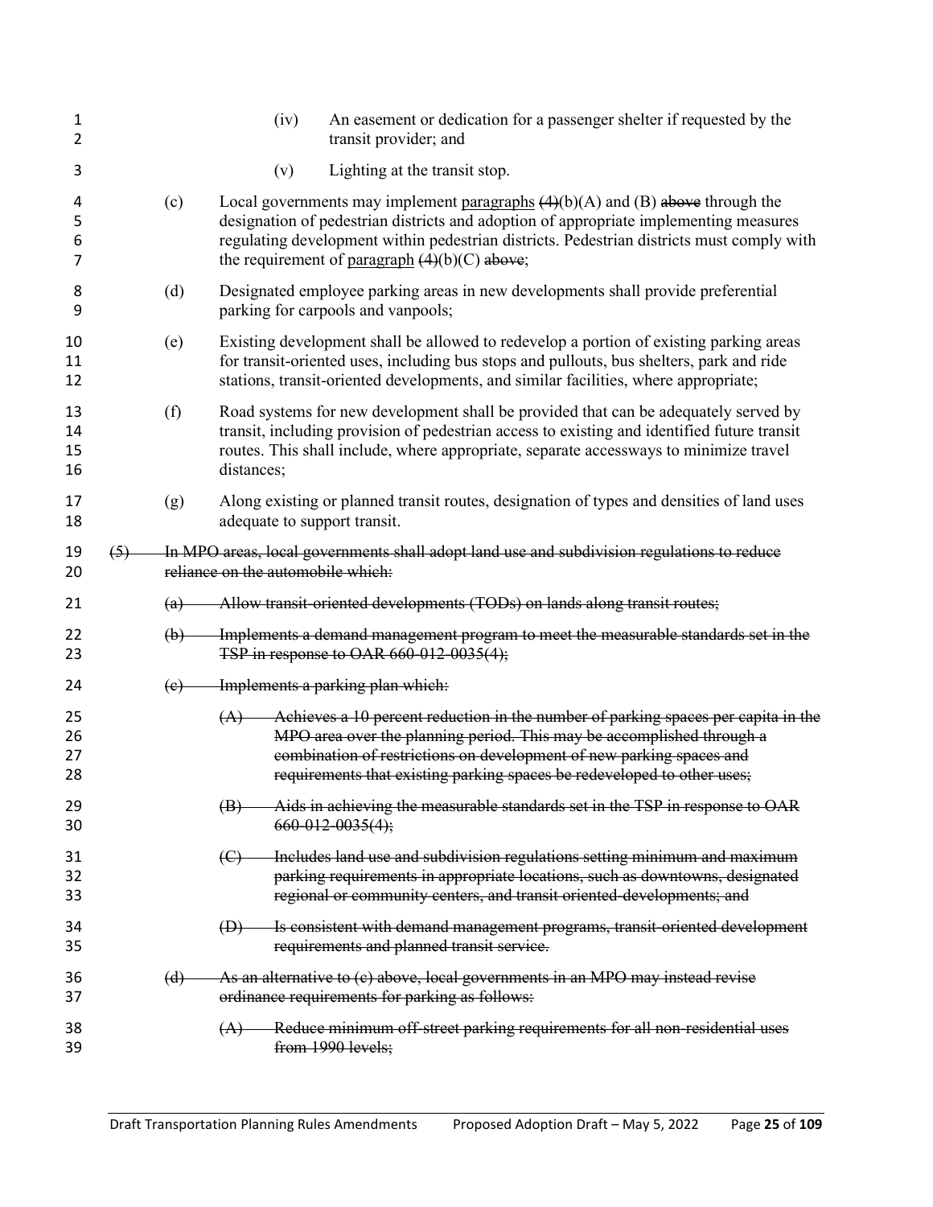(iv) An easement or dedication for a passenger shelter if requested by the transit provider; and

(v) Lighting at the transit stop.

(c) Local governments may implement <u>paragraphs</u> ~~(4)~~(b)(A) and (B) ~~above~~ through the designation of pedestrian districts and adoption of appropriate implementing measures regulating development within pedestrian districts. Pedestrian districts must comply with the requirement of <u>paragraph</u> ~~(4)~~(b)(C) ~~above~~;

(d) Designated employee parking areas in new developments shall provide preferential parking for carpools and vanpools;

(e) Existing development shall be allowed to redevelop a portion of existing parking areas for transit-oriented uses, including bus stops and pullouts, bus shelters, park and ride stations, transit-oriented developments, and similar facilities, where appropriate;

(f) Road systems for new development shall be provided that can be adequately served by transit, including provision of pedestrian access to existing and identified future transit routes. This shall include, where appropriate, separate accessways to minimize travel distances;

(g) Along existing or planned transit routes, designation of types and densities of land uses adequate to support transit.

~~(5) In MPO areas, local governments shall adopt land use and subdivision regulations to reduce reliance on the automobile which:~~

~~(a) Allow transit-oriented developments (TODs) on lands along transit routes;~~

~~(b) Implements a demand management program to meet the measurable standards set in the TSP in response to OAR 660-012-0035(4);~~

~~(c) Implements a parking plan which:~~

~~(A) Achieves a 10 percent reduction in the number of parking spaces per capita in the MPO area over the planning period. This may be accomplished through a combination of restrictions on development of new parking spaces and requirements that existing parking spaces be redeveloped to other uses;~~

~~(B) Aids in achieving the measurable standards set in the TSP in response to OAR 660-012-0035(4);~~

~~(C) Includes land use and subdivision regulations setting minimum and maximum parking requirements in appropriate locations, such as downtowns, designated regional or community centers, and transit oriented-developments; and~~

~~(D) Is consistent with demand management programs, transit-oriented development requirements and planned transit service.~~

~~(d) As an alternative to (c) above, local governments in an MPO may instead revise ordinance requirements for parking as follows:~~

~~(A) Reduce minimum off-street parking requirements for all non-residential uses from 1990 levels;~~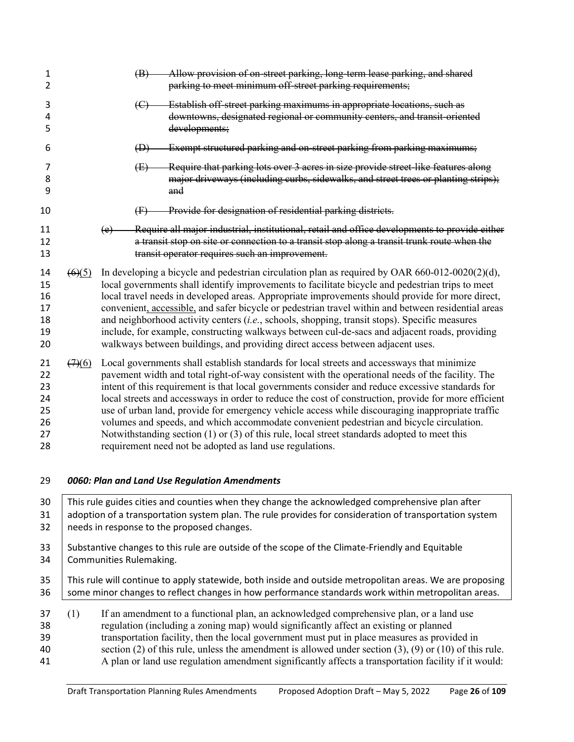~~(B) Allow provision of on-street parking, long-term lease parking, and shared parking to meet minimum off-street parking requirements;~~

~~(C) Establish off-street parking maximums in appropriate locations, such as downtowns, designated regional or community centers, and transit-oriented developments;~~

~~(D) Exempt structured parking and on-street parking from parking maximums;~~

~~(E) Require that parking lots over 3 acres in size provide street-like features along major driveways (including curbs, sidewalks, and street trees or planting strips); and~~

~~(F) Provide for designation of residential parking districts.~~

~~(e) Require all major industrial, institutional, retail and office developments to provide either a transit stop on site or connection to a transit stop along a transit trunk route when the transit operator requires such an improvement.~~

~~(6)~~(5) In developing a bicycle and pedestrian circulation plan as required by OAR 660-012-0020(2)(d), local governments shall identify improvements to facilitate bicycle and pedestrian trips to meet local travel needs in developed areas. Appropriate improvements should provide for more direct, convenient, accessible, and safer bicycle or pedestrian travel within and between residential areas and neighborhood activity centers (*i.e.*, schools, shopping, transit stops). Specific measures include, for example, constructing walkways between cul-de-sacs and adjacent roads, providing walkways between buildings, and providing direct access between adjacent uses.

~~(7)~~(6) Local governments shall establish standards for local streets and accessways that minimize pavement width and total right-of-way consistent with the operational needs of the facility. The intent of this requirement is that local governments consider and reduce excessive standards for local streets and accessways in order to reduce the cost of construction, provide for more efficient use of urban land, provide for emergency vehicle access while discouraging inappropriate traffic volumes and speeds, and which accommodate convenient pedestrian and bicycle circulation. Notwithstanding section (1) or (3) of this rule, local street standards adopted to meet this requirement need not be adopted as land use regulations.

### *0060: Plan and Land Use Regulation Amendments*

> This rule guides cities and counties when they change the acknowledged comprehensive plan after adoption of a transportation system plan. The rule provides for consideration of transportation system needs in response to the proposed changes.
>
> Substantive changes to this rule are outside of the scope of the Climate-Friendly and Equitable Communities Rulemaking.
>
> This rule will continue to apply statewide, both inside and outside metropolitan areas. We are proposing some minor changes to reflect changes in how performance standards work within metropolitan areas.

(1) If an amendment to a functional plan, an acknowledged comprehensive plan, or a land use regulation (including a zoning map) would significantly affect an existing or planned transportation facility, then the local government must put in place measures as provided in section (2) of this rule, unless the amendment is allowed under section (3), (9) or (10) of this rule. A plan or land use regulation amendment significantly affects a transportation facility if it would: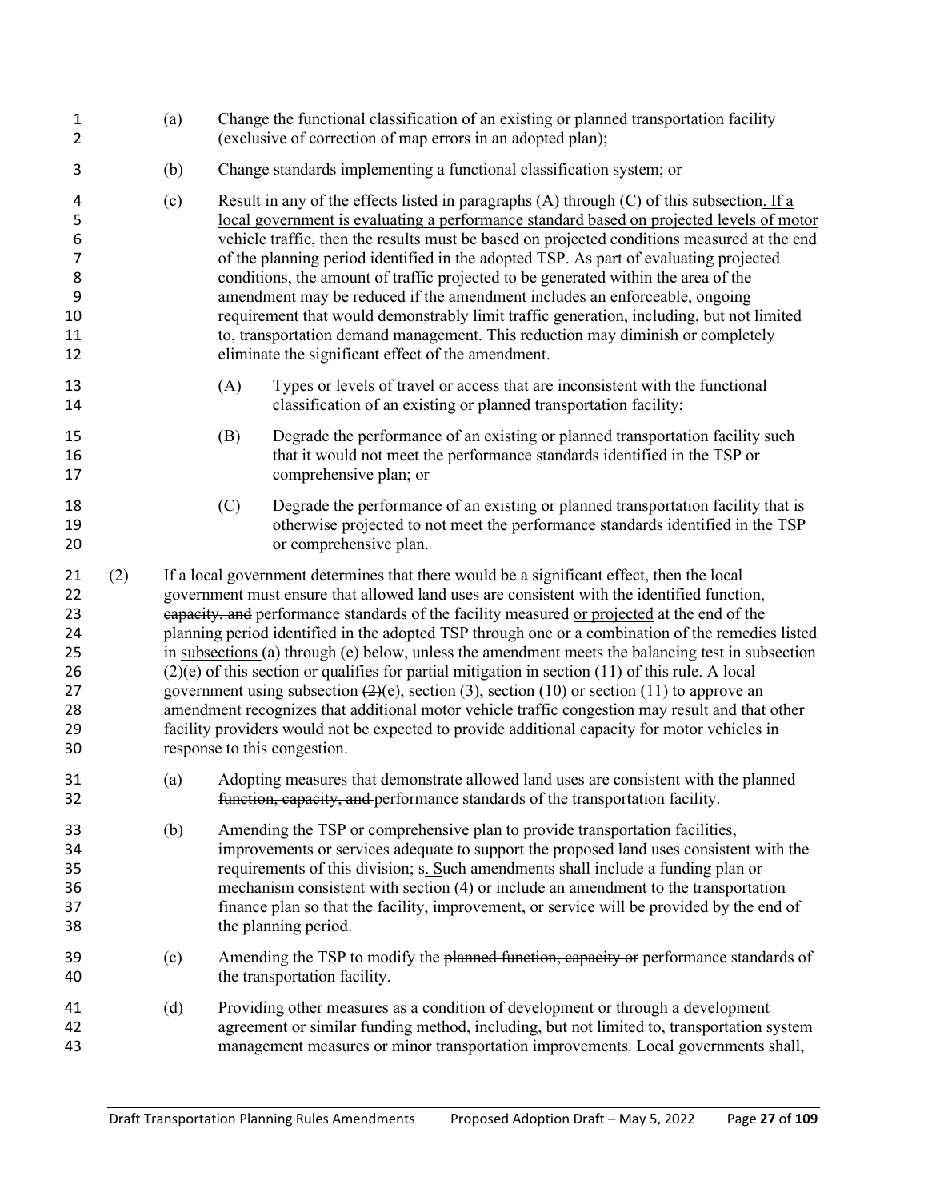(a) Change the functional classification of an existing or planned transportation facility (exclusive of correction of map errors in an adopted plan);

(b) Change standards implementing a functional classification system; or

(c) Result in any of the effects listed in paragraphs (A) through (C) of this subsection. If a local government is evaluating a performance standard based on projected levels of motor vehicle traffic, then the results must be based on projected conditions measured at the end of the planning period identified in the adopted TSP. As part of evaluating projected conditions, the amount of traffic projected to be generated within the area of the amendment may be reduced if the amendment includes an enforceable, ongoing requirement that would demonstrably limit traffic generation, including, but not limited to, transportation demand management. This reduction may diminish or completely eliminate the significant effect of the amendment.

(A) Types or levels of travel or access that are inconsistent with the functional classification of an existing or planned transportation facility;

(B) Degrade the performance of an existing or planned transportation facility such that it would not meet the performance standards identified in the TSP or comprehensive plan; or

(C) Degrade the performance of an existing or planned transportation facility that is otherwise projected to not meet the performance standards identified in the TSP or comprehensive plan.

(2) If a local government determines that there would be a significant effect, then the local government must ensure that allowed land uses are consistent with the ~~identified function, capacity, and~~ performance standards of the facility measured or projected at the end of the planning period identified in the adopted TSP through one or a combination of the remedies listed in subsections (a) through (e) below, unless the amendment meets the balancing test in subsection ~~(2)~~(e) ~~of this section~~ or qualifies for partial mitigation in section (11) of this rule. A local government using subsection ~~(2)~~(e), section (3), section (10) or section (11) to approve an amendment recognizes that additional motor vehicle traffic congestion may result and that other facility providers would not be expected to provide additional capacity for motor vehicles in response to this congestion.

(a) Adopting measures that demonstrate allowed land uses are consistent with the ~~planned function, capacity, and~~ performance standards of the transportation facility.

(b) Amending the TSP or comprehensive plan to provide transportation facilities, improvements or services adequate to support the proposed land uses consistent with the requirements of this division~~; s~~. Such amendments shall include a funding plan or mechanism consistent with section (4) or include an amendment to the transportation finance plan so that the facility, improvement, or service will be provided by the end of the planning period.

(c) Amending the TSP to modify the ~~planned function, capacity or~~ performance standards of the transportation facility.

(d) Providing other measures as a condition of development or through a development agreement or similar funding method, including, but not limited to, transportation system management measures or minor transportation improvements. Local governments shall,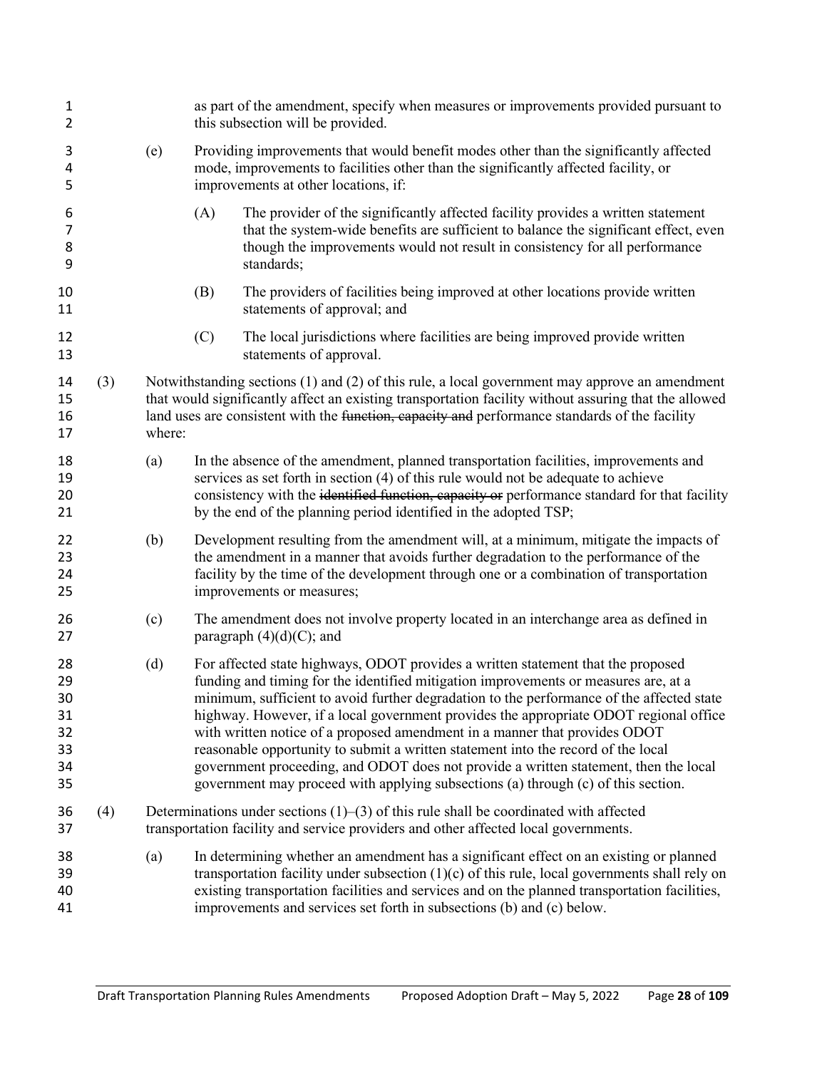as part of the amendment, specify when measures or improvements provided pursuant to this subsection will be provided.

(e) Providing improvements that would benefit modes other than the significantly affected mode, improvements to facilities other than the significantly affected facility, or improvements at other locations, if:

(A) The provider of the significantly affected facility provides a written statement that the system-wide benefits are sufficient to balance the significant effect, even though the improvements would not result in consistency for all performance standards;

(B) The providers of facilities being improved at other locations provide written statements of approval; and

(C) The local jurisdictions where facilities are being improved provide written statements of approval.

(3) Notwithstanding sections (1) and (2) of this rule, a local government may approve an amendment that would significantly affect an existing transportation facility without assuring that the allowed land uses are consistent with the ~~function, capacity and~~ performance standards of the facility where:

(a) In the absence of the amendment, planned transportation facilities, improvements and services as set forth in section (4) of this rule would not be adequate to achieve consistency with the ~~identified function, capacity or~~ performance standard for that facility by the end of the planning period identified in the adopted TSP;

(b) Development resulting from the amendment will, at a minimum, mitigate the impacts of the amendment in a manner that avoids further degradation to the performance of the facility by the time of the development through one or a combination of transportation improvements or measures;

(c) The amendment does not involve property located in an interchange area as defined in paragraph (4)(d)(C); and

(d) For affected state highways, ODOT provides a written statement that the proposed funding and timing for the identified mitigation improvements or measures are, at a minimum, sufficient to avoid further degradation to the performance of the affected state highway. However, if a local government provides the appropriate ODOT regional office with written notice of a proposed amendment in a manner that provides ODOT reasonable opportunity to submit a written statement into the record of the local government proceeding, and ODOT does not provide a written statement, then the local government may proceed with applying subsections (a) through (c) of this section.

(4) Determinations under sections (1)–(3) of this rule shall be coordinated with affected transportation facility and service providers and other affected local governments.

(a) In determining whether an amendment has a significant effect on an existing or planned transportation facility under subsection (1)(c) of this rule, local governments shall rely on existing transportation facilities and services and on the planned transportation facilities, improvements and services set forth in subsections (b) and (c) below.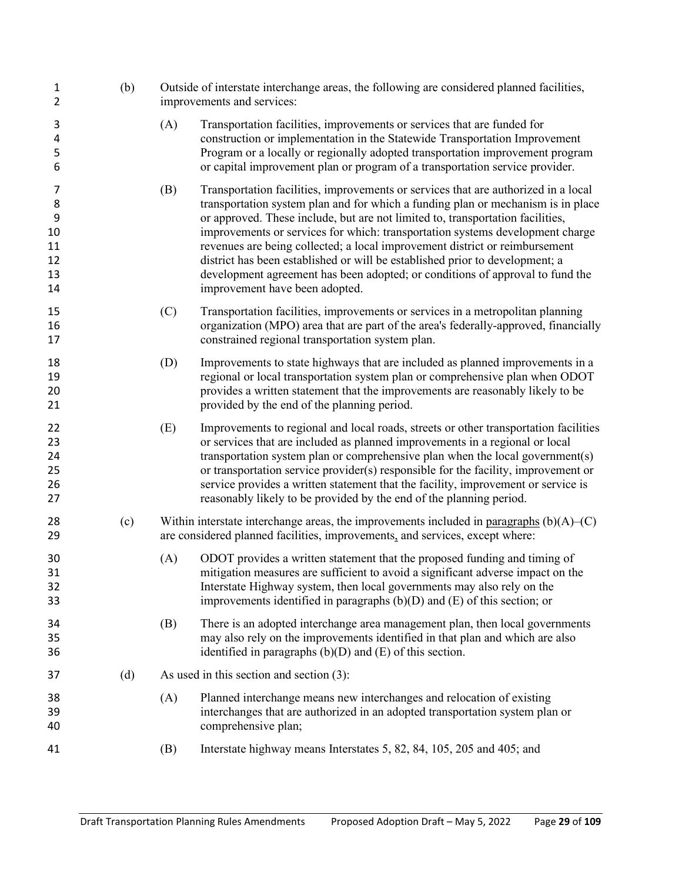(b) Outside of interstate interchange areas, the following are considered planned facilities, improvements and services:

(A) Transportation facilities, improvements or services that are funded for construction or implementation in the Statewide Transportation Improvement Program or a locally or regionally adopted transportation improvement program or capital improvement plan or program of a transportation service provider.

(B) Transportation facilities, improvements or services that are authorized in a local transportation system plan and for which a funding plan or mechanism is in place or approved. These include, but are not limited to, transportation facilities, improvements or services for which: transportation systems development charge revenues are being collected; a local improvement district or reimbursement district has been established or will be established prior to development; a development agreement has been adopted; or conditions of approval to fund the improvement have been adopted.

(C) Transportation facilities, improvements or services in a metropolitan planning organization (MPO) area that are part of the area's federally-approved, financially constrained regional transportation system plan.

(D) Improvements to state highways that are included as planned improvements in a regional or local transportation system plan or comprehensive plan when ODOT provides a written statement that the improvements are reasonably likely to be provided by the end of the planning period.

(E) Improvements to regional and local roads, streets or other transportation facilities or services that are included as planned improvements in a regional or local transportation system plan or comprehensive plan when the local government(s) or transportation service provider(s) responsible for the facility, improvement or service provides a written statement that the facility, improvement or service is reasonably likely to be provided by the end of the planning period.

(c) Within interstate interchange areas, the improvements included in paragraphs (b)(A)–(C) are considered planned facilities, improvements, and services, except where:

(A) ODOT provides a written statement that the proposed funding and timing of mitigation measures are sufficient to avoid a significant adverse impact on the Interstate Highway system, then local governments may also rely on the improvements identified in paragraphs (b)(D) and (E) of this section; or

(B) There is an adopted interchange area management plan, then local governments may also rely on the improvements identified in that plan and which are also identified in paragraphs (b)(D) and (E) of this section.

(d) As used in this section and section (3):

(A) Planned interchange means new interchanges and relocation of existing interchanges that are authorized in an adopted transportation system plan or comprehensive plan;

(B) Interstate highway means Interstates 5, 82, 84, 105, 205 and 405; and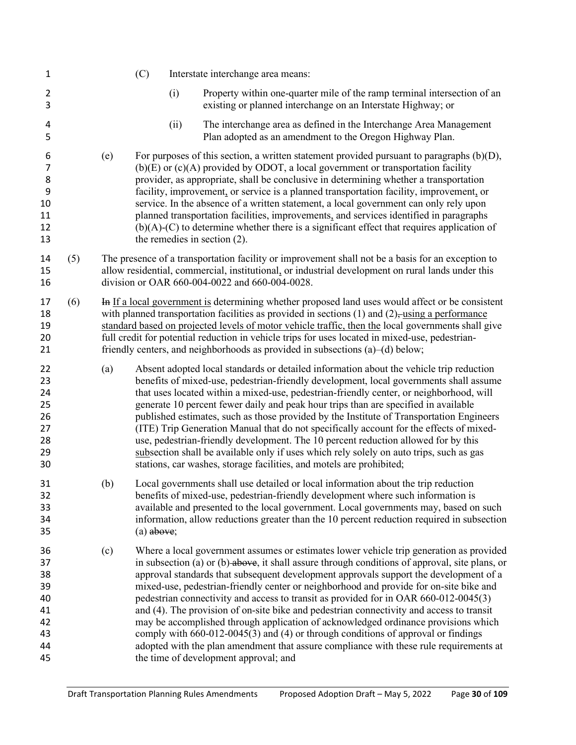(C) Interstate interchange area means:

(i) Property within one-quarter mile of the ramp terminal intersection of an existing or planned interchange on an Interstate Highway; or

(ii) The interchange area as defined in the Interchange Area Management Plan adopted as an amendment to the Oregon Highway Plan.

(e) For purposes of this section, a written statement provided pursuant to paragraphs (b)(D), (b)(E) or (c)(A) provided by ODOT, a local government or transportation facility provider, as appropriate, shall be conclusive in determining whether a transportation facility, improvement, or service is a planned transportation facility, improvement, or service. In the absence of a written statement, a local government can only rely upon planned transportation facilities, improvements, and services identified in paragraphs (b)(A)-(C) to determine whether there is a significant effect that requires application of the remedies in section (2).

(5) The presence of a transportation facility or improvement shall not be a basis for an exception to allow residential, commercial, institutional, or industrial development on rural lands under this division or OAR 660-004-0022 and 660-004-0028.

(6) ~~In~~ If a local government is determining whether proposed land uses would affect or be consistent with planned transportation facilities as provided in sections (1) and (2)~~,~~ using a performance standard based on projected levels of motor vehicle traffic, then the local government~~s~~ shall give full credit for potential reduction in vehicle trips for uses located in mixed-use, pedestrian-friendly centers, and neighborhoods as provided in subsections (a)–(d) below;

(a) Absent adopted local standards or detailed information about the vehicle trip reduction benefits of mixed-use, pedestrian-friendly development, local governments shall assume that uses located within a mixed-use, pedestrian-friendly center, or neighborhood, will generate 10 percent fewer daily and peak hour trips than are specified in available published estimates, such as those provided by the Institute of Transportation Engineers (ITE) Trip Generation Manual that do not specifically account for the effects of mixed-use, pedestrian-friendly development. The 10 percent reduction allowed for by this subsection shall be available only if uses which rely solely on auto trips, such as gas stations, car washes, storage facilities, and motels are prohibited;

(b) Local governments shall use detailed or local information about the trip reduction benefits of mixed-use, pedestrian-friendly development where such information is available and presented to the local government. Local governments may, based on such information, allow reductions greater than the 10 percent reduction required in subsection (a) ~~above~~;

(c) Where a local government assumes or estimates lower vehicle trip generation as provided in subsection (a) or (b) ~~above~~, it shall assure through conditions of approval, site plans, or approval standards that subsequent development approvals support the development of a mixed-use, pedestrian-friendly center or neighborhood and provide for on-site bike and pedestrian connectivity and access to transit as provided for in OAR 660-012-0045(3) and (4). The provision of on-site bike and pedestrian connectivity and access to transit may be accomplished through application of acknowledged ordinance provisions which comply with 660-012-0045(3) and (4) or through conditions of approval or findings adopted with the plan amendment that assure compliance with these rule requirements at the time of development approval; and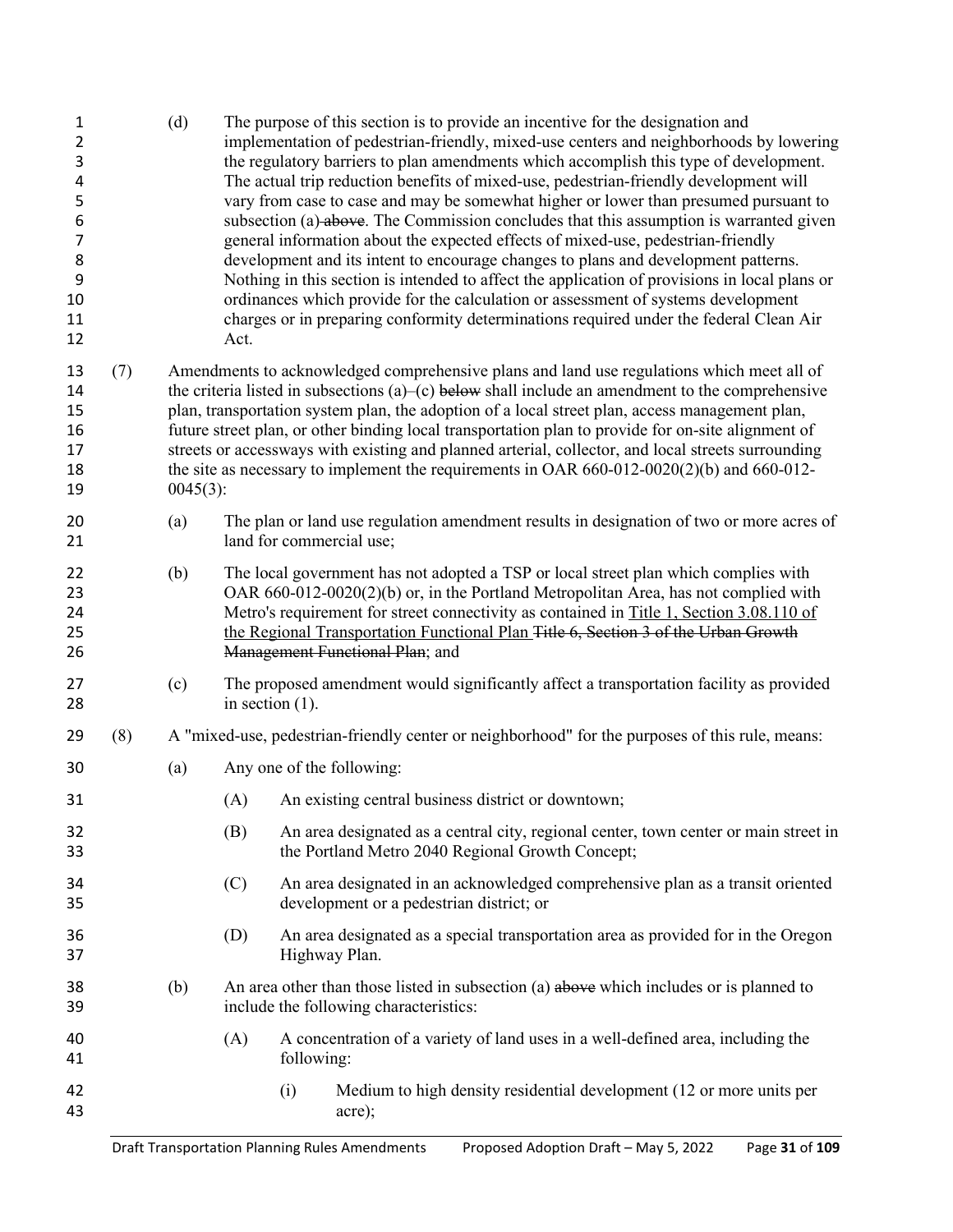(d) The purpose of this section is to provide an incentive for the designation and implementation of pedestrian-friendly, mixed-use centers and neighborhoods by lowering the regulatory barriers to plan amendments which accomplish this type of development. The actual trip reduction benefits of mixed-use, pedestrian-friendly development will vary from case to case and may be somewhat higher or lower than presumed pursuant to subsection (a) ~~above~~. The Commission concludes that this assumption is warranted given general information about the expected effects of mixed-use, pedestrian-friendly development and its intent to encourage changes to plans and development patterns. Nothing in this section is intended to affect the application of provisions in local plans or ordinances which provide for the calculation or assessment of systems development charges or in preparing conformity determinations required under the federal Clean Air Act.

(7) Amendments to acknowledged comprehensive plans and land use regulations which meet all of the criteria listed in subsections (a)–(c) ~~below~~ shall include an amendment to the comprehensive plan, transportation system plan, the adoption of a local street plan, access management plan, future street plan, or other binding local transportation plan to provide for on-site alignment of streets or accessways with existing and planned arterial, collector, and local streets surrounding the site as necessary to implement the requirements in OAR 660-012-0020(2)(b) and 660-012-0045(3):

(a) The plan or land use regulation amendment results in designation of two or more acres of land for commercial use;

(b) The local government has not adopted a TSP or local street plan which complies with OAR 660-012-0020(2)(b) or, in the Portland Metropolitan Area, has not complied with Metro's requirement for street connectivity as contained in <u>Title 1, Section 3.08.110 of the Regional Transportation Functional Plan</u> ~~Title 6, Section 3 of the Urban Growth Management Functional Plan~~; and

(c) The proposed amendment would significantly affect a transportation facility as provided in section (1).

(8) A "mixed-use, pedestrian-friendly center or neighborhood" for the purposes of this rule, means:

(a) Any one of the following:

(A) An existing central business district or downtown;

(B) An area designated as a central city, regional center, town center or main street in the Portland Metro 2040 Regional Growth Concept;

(C) An area designated in an acknowledged comprehensive plan as a transit oriented development or a pedestrian district; or

(D) An area designated as a special transportation area as provided for in the Oregon Highway Plan.

(b) An area other than those listed in subsection (a) ~~above~~ which includes or is planned to include the following characteristics:

(A) A concentration of a variety of land uses in a well-defined area, including the following:

(i) Medium to high density residential development (12 or more units per acre);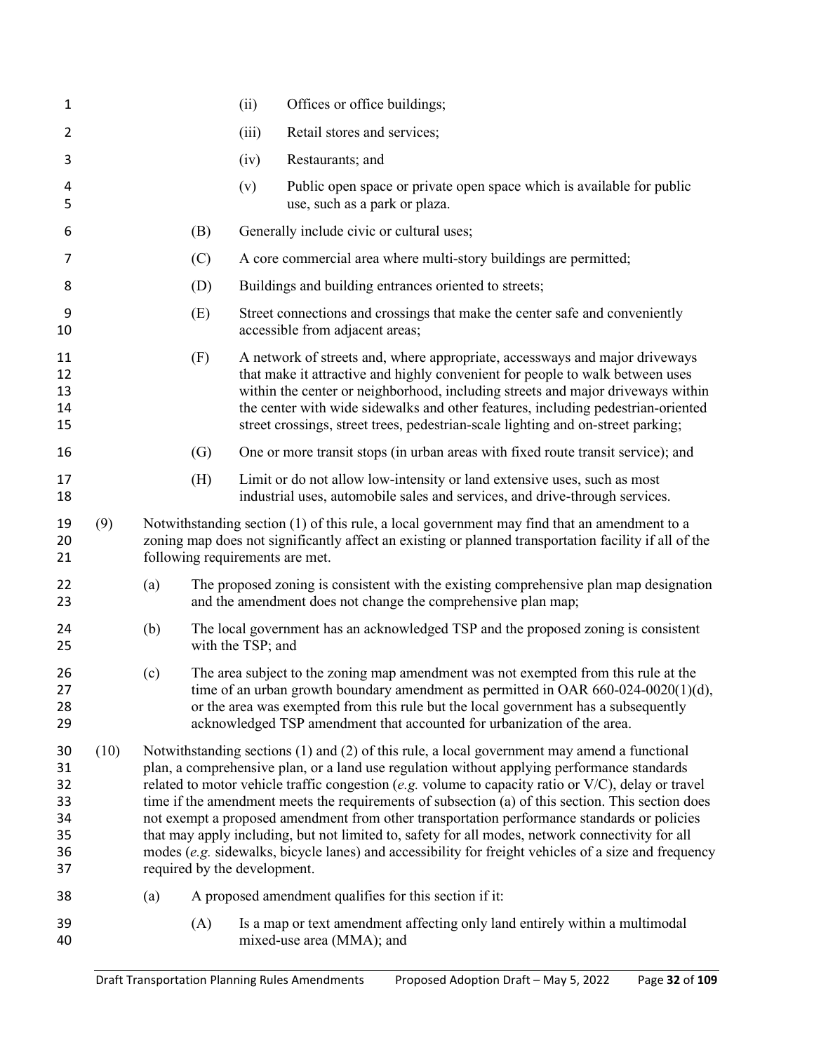(ii) Offices or office buildings;

(iii) Retail stores and services;

(iv) Restaurants; and

(v) Public open space or private open space which is available for public use, such as a park or plaza.

(B) Generally include civic or cultural uses;

(C) A core commercial area where multi-story buildings are permitted;

(D) Buildings and building entrances oriented to streets;

(E) Street connections and crossings that make the center safe and conveniently accessible from adjacent areas;

(F) A network of streets and, where appropriate, accessways and major driveways that make it attractive and highly convenient for people to walk between uses within the center or neighborhood, including streets and major driveways within the center with wide sidewalks and other features, including pedestrian-oriented street crossings, street trees, pedestrian-scale lighting and on-street parking;

(G) One or more transit stops (in urban areas with fixed route transit service); and

(H) Limit or do not allow low-intensity or land extensive uses, such as most industrial uses, automobile sales and services, and drive-through services.

(9) Notwithstanding section (1) of this rule, a local government may find that an amendment to a zoning map does not significantly affect an existing or planned transportation facility if all of the following requirements are met.

(a) The proposed zoning is consistent with the existing comprehensive plan map designation and the amendment does not change the comprehensive plan map;

(b) The local government has an acknowledged TSP and the proposed zoning is consistent with the TSP; and

(c) The area subject to the zoning map amendment was not exempted from this rule at the time of an urban growth boundary amendment as permitted in OAR 660-024-0020(1)(d), or the area was exempted from this rule but the local government has a subsequently acknowledged TSP amendment that accounted for urbanization of the area.

(10) Notwithstanding sections (1) and (2) of this rule, a local government may amend a functional plan, a comprehensive plan, or a land use regulation without applying performance standards related to motor vehicle traffic congestion (*e.g.* volume to capacity ratio or V/C), delay or travel time if the amendment meets the requirements of subsection (a) of this section. This section does not exempt a proposed amendment from other transportation performance standards or policies that may apply including, but not limited to, safety for all modes, network connectivity for all modes (*e.g.* sidewalks, bicycle lanes) and accessibility for freight vehicles of a size and frequency required by the development.

(a) A proposed amendment qualifies for this section if it:

(A) Is a map or text amendment affecting only land entirely within a multimodal mixed-use area (MMA); and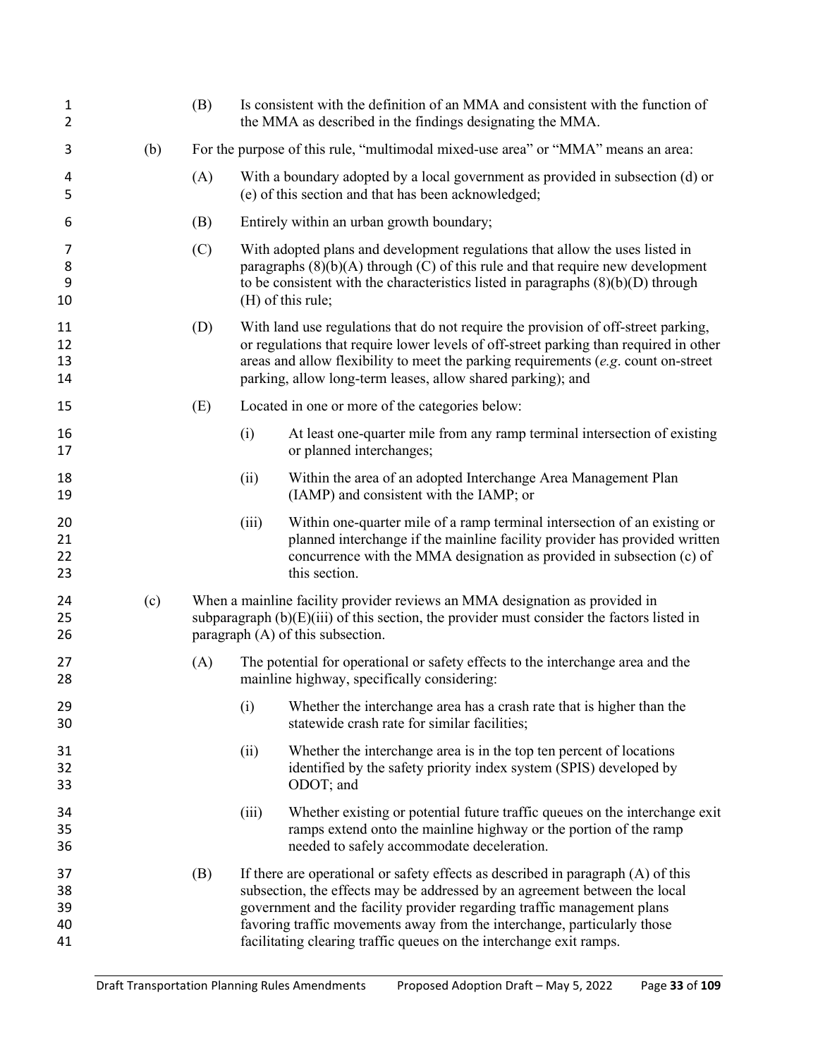(B) Is consistent with the definition of an MMA and consistent with the function of the MMA as described in the findings designating the MMA.

(b) For the purpose of this rule, "multimodal mixed-use area" or "MMA" means an area:

(A) With a boundary adopted by a local government as provided in subsection (d) or (e) of this section and that has been acknowledged;

(B) Entirely within an urban growth boundary;

(C) With adopted plans and development regulations that allow the uses listed in paragraphs (8)(b)(A) through (C) of this rule and that require new development to be consistent with the characteristics listed in paragraphs (8)(b)(D) through (H) of this rule;

(D) With land use regulations that do not require the provision of off-street parking, or regulations that require lower levels of off-street parking than required in other areas and allow flexibility to meet the parking requirements (*e.g*. count on-street parking, allow long-term leases, allow shared parking); and

(E) Located in one or more of the categories below:

(i) At least one-quarter mile from any ramp terminal intersection of existing or planned interchanges;

(ii) Within the area of an adopted Interchange Area Management Plan (IAMP) and consistent with the IAMP; or

(iii) Within one-quarter mile of a ramp terminal intersection of an existing or planned interchange if the mainline facility provider has provided written concurrence with the MMA designation as provided in subsection (c) of this section.

(c) When a mainline facility provider reviews an MMA designation as provided in subparagraph (b)(E)(iii) of this section, the provider must consider the factors listed in paragraph (A) of this subsection.

(A) The potential for operational or safety effects to the interchange area and the mainline highway, specifically considering:

(i) Whether the interchange area has a crash rate that is higher than the statewide crash rate for similar facilities;

(ii) Whether the interchange area is in the top ten percent of locations identified by the safety priority index system (SPIS) developed by ODOT; and

(iii) Whether existing or potential future traffic queues on the interchange exit ramps extend onto the mainline highway or the portion of the ramp needed to safely accommodate deceleration.

(B) If there are operational or safety effects as described in paragraph (A) of this subsection, the effects may be addressed by an agreement between the local government and the facility provider regarding traffic management plans favoring traffic movements away from the interchange, particularly those facilitating clearing traffic queues on the interchange exit ramps.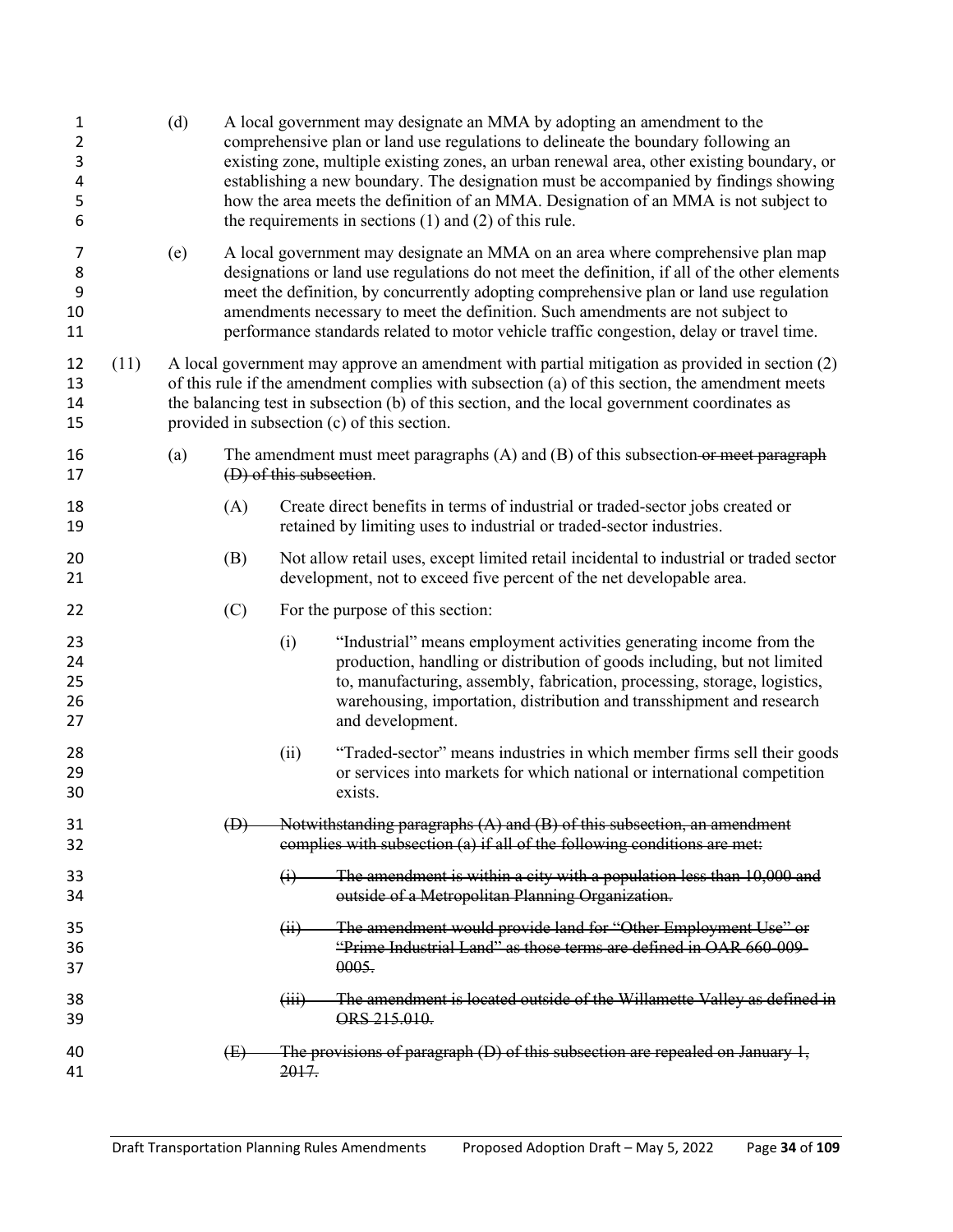(d) A local government may designate an MMA by adopting an amendment to the comprehensive plan or land use regulations to delineate the boundary following an existing zone, multiple existing zones, an urban renewal area, other existing boundary, or establishing a new boundary. The designation must be accompanied by findings showing how the area meets the definition of an MMA. Designation of an MMA is not subject to the requirements in sections (1) and (2) of this rule.

(e) A local government may designate an MMA on an area where comprehensive plan map designations or land use regulations do not meet the definition, if all of the other elements meet the definition, by concurrently adopting comprehensive plan or land use regulation amendments necessary to meet the definition. Such amendments are not subject to performance standards related to motor vehicle traffic congestion, delay or travel time.

(11) A local government may approve an amendment with partial mitigation as provided in section (2) of this rule if the amendment complies with subsection (a) of this section, the amendment meets the balancing test in subsection (b) of this section, and the local government coordinates as provided in subsection (c) of this section.

(a) The amendment must meet paragraphs (A) and (B) of this subsection ~~or meet paragraph (D) of this subsection~~.

(A) Create direct benefits in terms of industrial or traded-sector jobs created or retained by limiting uses to industrial or traded-sector industries.

(B) Not allow retail uses, except limited retail incidental to industrial or traded sector development, not to exceed five percent of the net developable area.

(C) For the purpose of this section:

(i) “Industrial” means employment activities generating income from the production, handling or distribution of goods including, but not limited to, manufacturing, assembly, fabrication, processing, storage, logistics, warehousing, importation, distribution and transshipment and research and development.

(ii) “Traded-sector” means industries in which member firms sell their goods or services into markets for which national or international competition exists.

~~(D) Notwithstanding paragraphs (A) and (B) of this subsection, an amendment complies with subsection (a) if all of the following conditions are met:~~

~~(i) The amendment is within a city with a population less than 10,000 and outside of a Metropolitan Planning Organization.~~

~~(ii) The amendment would provide land for “Other Employment Use” or “Prime Industrial Land” as those terms are defined in OAR 660-009-0005.~~

~~(iii) The amendment is located outside of the Willamette Valley as defined in ORS 215.010.~~

~~(E) The provisions of paragraph (D) of this subsection are repealed on January 1, 2017.~~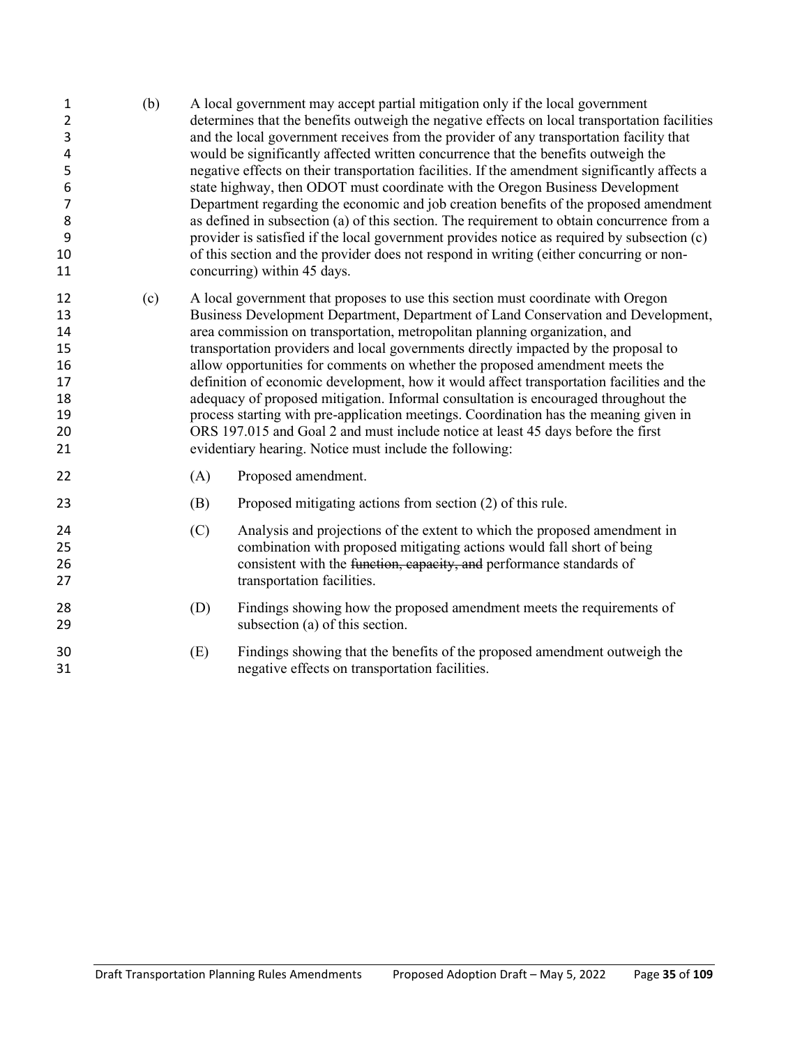(b) A local government may accept partial mitigation only if the local government determines that the benefits outweigh the negative effects on local transportation facilities and the local government receives from the provider of any transportation facility that would be significantly affected written concurrence that the benefits outweigh the negative effects on their transportation facilities. If the amendment significantly affects a state highway, then ODOT must coordinate with the Oregon Business Development Department regarding the economic and job creation benefits of the proposed amendment as defined in subsection (a) of this section. The requirement to obtain concurrence from a provider is satisfied if the local government provides notice as required by subsection (c) of this section and the provider does not respond in writing (either concurring or non-concurring) within 45 days.

(c) A local government that proposes to use this section must coordinate with Oregon Business Development Department, Department of Land Conservation and Development, area commission on transportation, metropolitan planning organization, and transportation providers and local governments directly impacted by the proposal to allow opportunities for comments on whether the proposed amendment meets the definition of economic development, how it would affect transportation facilities and the adequacy of proposed mitigation. Informal consultation is encouraged throughout the process starting with pre-application meetings. Coordination has the meaning given in ORS 197.015 and Goal 2 and must include notice at least 45 days before the first evidentiary hearing. Notice must include the following:

(A) Proposed amendment.

(B) Proposed mitigating actions from section (2) of this rule.

(C) Analysis and projections of the extent to which the proposed amendment in combination with proposed mitigating actions would fall short of being consistent with the ~~function, capacity, and~~ performance standards of transportation facilities.

(D) Findings showing how the proposed amendment meets the requirements of subsection (a) of this section.

(E) Findings showing that the benefits of the proposed amendment outweigh the negative effects on transportation facilities.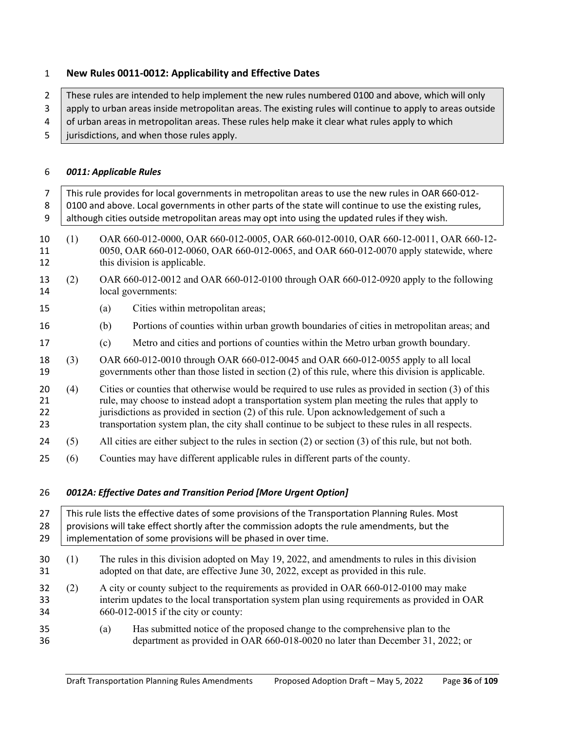## New Rules 0011-0012: Applicability and Effective Dates

> These rules are intended to help implement the new rules numbered 0100 and above, which will only apply to urban areas inside metropolitan areas. The existing rules will continue to apply to areas outside of urban areas in metropolitan areas. These rules help make it clear what rules apply to which jurisdictions, and when those rules apply.

### *0011: Applicable Rules*

> This rule provides for local governments in metropolitan areas to use the new rules in OAR 660-012-0100 and above. Local governments in other parts of the state will continue to use the existing rules, although cities outside metropolitan areas may opt into using the updated rules if they wish.

(1) OAR 660-012-0000, OAR 660-012-0005, OAR 660-012-0010, OAR 660-12-0011, OAR 660-12-0050, OAR 660-012-0060, OAR 660-012-0065, and OAR 660-012-0070 apply statewide, where this division is applicable.

(2) OAR 660-012-0012 and OAR 660-012-0100 through OAR 660-012-0920 apply to the following local governments:

(a) Cities within metropolitan areas;

(b) Portions of counties within urban growth boundaries of cities in metropolitan areas; and

(c) Metro and cities and portions of counties within the Metro urban growth boundary.

(3) OAR 660-012-0010 through OAR 660-012-0045 and OAR 660-012-0055 apply to all local governments other than those listed in section (2) of this rule, where this division is applicable.

(4) Cities or counties that otherwise would be required to use rules as provided in section (3) of this rule, may choose to instead adopt a transportation system plan meeting the rules that apply to jurisdictions as provided in section (2) of this rule. Upon acknowledgement of such a transportation system plan, the city shall continue to be subject to these rules in all respects.

(5) All cities are either subject to the rules in section (2) or section (3) of this rule, but not both.

(6) Counties may have different applicable rules in different parts of the county.

### *0012A: Effective Dates and Transition Period [More Urgent Option]*

> This rule lists the effective dates of some provisions of the Transportation Planning Rules. Most provisions will take effect shortly after the commission adopts the rule amendments, but the implementation of some provisions will be phased in over time.

(1) The rules in this division adopted on May 19, 2022, and amendments to rules in this division adopted on that date, are effective June 30, 2022, except as provided in this rule.

(2) A city or county subject to the requirements as provided in OAR 660-012-0100 may make interim updates to the local transportation system plan using requirements as provided in OAR 660-012-0015 if the city or county:

(a) Has submitted notice of the proposed change to the comprehensive plan to the department as provided in OAR 660-018-0020 no later than December 31, 2022; or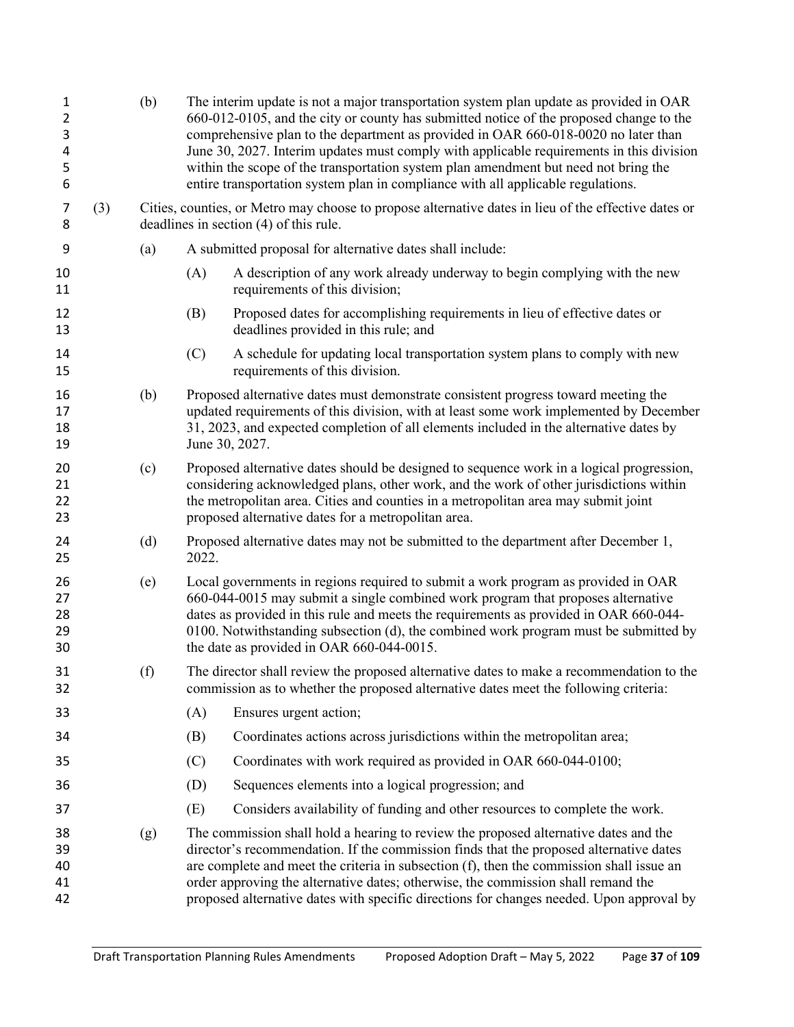(b) The interim update is not a major transportation system plan update as provided in OAR 660-012-0105, and the city or county has submitted notice of the proposed change to the comprehensive plan to the department as provided in OAR 660-018-0020 no later than June 30, 2027. Interim updates must comply with applicable requirements in this division within the scope of the transportation system plan amendment but need not bring the entire transportation system plan in compliance with all applicable regulations.

(3) Cities, counties, or Metro may choose to propose alternative dates in lieu of the effective dates or deadlines in section (4) of this rule.

(a) A submitted proposal for alternative dates shall include:

(A) A description of any work already underway to begin complying with the new requirements of this division;

(B) Proposed dates for accomplishing requirements in lieu of effective dates or deadlines provided in this rule; and

(C) A schedule for updating local transportation system plans to comply with new requirements of this division.

(b) Proposed alternative dates must demonstrate consistent progress toward meeting the updated requirements of this division, with at least some work implemented by December 31, 2023, and expected completion of all elements included in the alternative dates by June 30, 2027.

(c) Proposed alternative dates should be designed to sequence work in a logical progression, considering acknowledged plans, other work, and the work of other jurisdictions within the metropolitan area. Cities and counties in a metropolitan area may submit joint proposed alternative dates for a metropolitan area.

(d) Proposed alternative dates may not be submitted to the department after December 1, 2022.

(e) Local governments in regions required to submit a work program as provided in OAR 660-044-0015 may submit a single combined work program that proposes alternative dates as provided in this rule and meets the requirements as provided in OAR 660-044-0100. Notwithstanding subsection (d), the combined work program must be submitted by the date as provided in OAR 660-044-0015.

(f) The director shall review the proposed alternative dates to make a recommendation to the commission as to whether the proposed alternative dates meet the following criteria:

(A) Ensures urgent action;

(B) Coordinates actions across jurisdictions within the metropolitan area;

(C) Coordinates with work required as provided in OAR 660-044-0100;

(D) Sequences elements into a logical progression; and

(E) Considers availability of funding and other resources to complete the work.

(g) The commission shall hold a hearing to review the proposed alternative dates and the director's recommendation. If the commission finds that the proposed alternative dates are complete and meet the criteria in subsection (f), then the commission shall issue an order approving the alternative dates; otherwise, the commission shall remand the proposed alternative dates with specific directions for changes needed. Upon approval by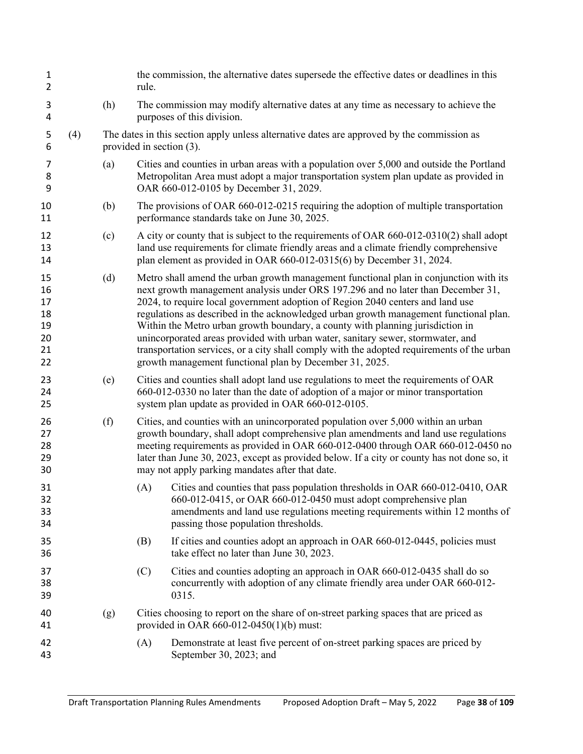the commission, the alternative dates supersede the effective dates or deadlines in this rule.

(h) The commission may modify alternative dates at any time as necessary to achieve the purposes of this division.

(4) The dates in this section apply unless alternative dates are approved by the commission as provided in section (3).

(a) Cities and counties in urban areas with a population over 5,000 and outside the Portland Metropolitan Area must adopt a major transportation system plan update as provided in OAR 660-012-0105 by December 31, 2029.

(b) The provisions of OAR 660-012-0215 requiring the adoption of multiple transportation performance standards take on June 30, 2025.

(c) A city or county that is subject to the requirements of OAR 660-012-0310(2) shall adopt land use requirements for climate friendly areas and a climate friendly comprehensive plan element as provided in OAR 660-012-0315(6) by December 31, 2024.

(d) Metro shall amend the urban growth management functional plan in conjunction with its next growth management analysis under ORS 197.296 and no later than December 31, 2024, to require local government adoption of Region 2040 centers and land use regulations as described in the acknowledged urban growth management functional plan. Within the Metro urban growth boundary, a county with planning jurisdiction in unincorporated areas provided with urban water, sanitary sewer, stormwater, and transportation services, or a city shall comply with the adopted requirements of the urban growth management functional plan by December 31, 2025.

(e) Cities and counties shall adopt land use regulations to meet the requirements of OAR 660-012-0330 no later than the date of adoption of a major or minor transportation system plan update as provided in OAR 660-012-0105.

(f) Cities, and counties with an unincorporated population over 5,000 within an urban growth boundary, shall adopt comprehensive plan amendments and land use regulations meeting requirements as provided in OAR 660-012-0400 through OAR 660-012-0450 no later than June 30, 2023, except as provided below. If a city or county has not done so, it may not apply parking mandates after that date.

(A) Cities and counties that pass population thresholds in OAR 660-012-0410, OAR 660-012-0415, or OAR 660-012-0450 must adopt comprehensive plan amendments and land use regulations meeting requirements within 12 months of passing those population thresholds.

(B) If cities and counties adopt an approach in OAR 660-012-0445, policies must take effect no later than June 30, 2023.

(C) Cities and counties adopting an approach in OAR 660-012-0435 shall do so concurrently with adoption of any climate friendly area under OAR 660-012-0315.

(g) Cities choosing to report on the share of on-street parking spaces that are priced as provided in OAR 660-012-0450(1)(b) must:

(A) Demonstrate at least five percent of on-street parking spaces are priced by September 30, 2023; and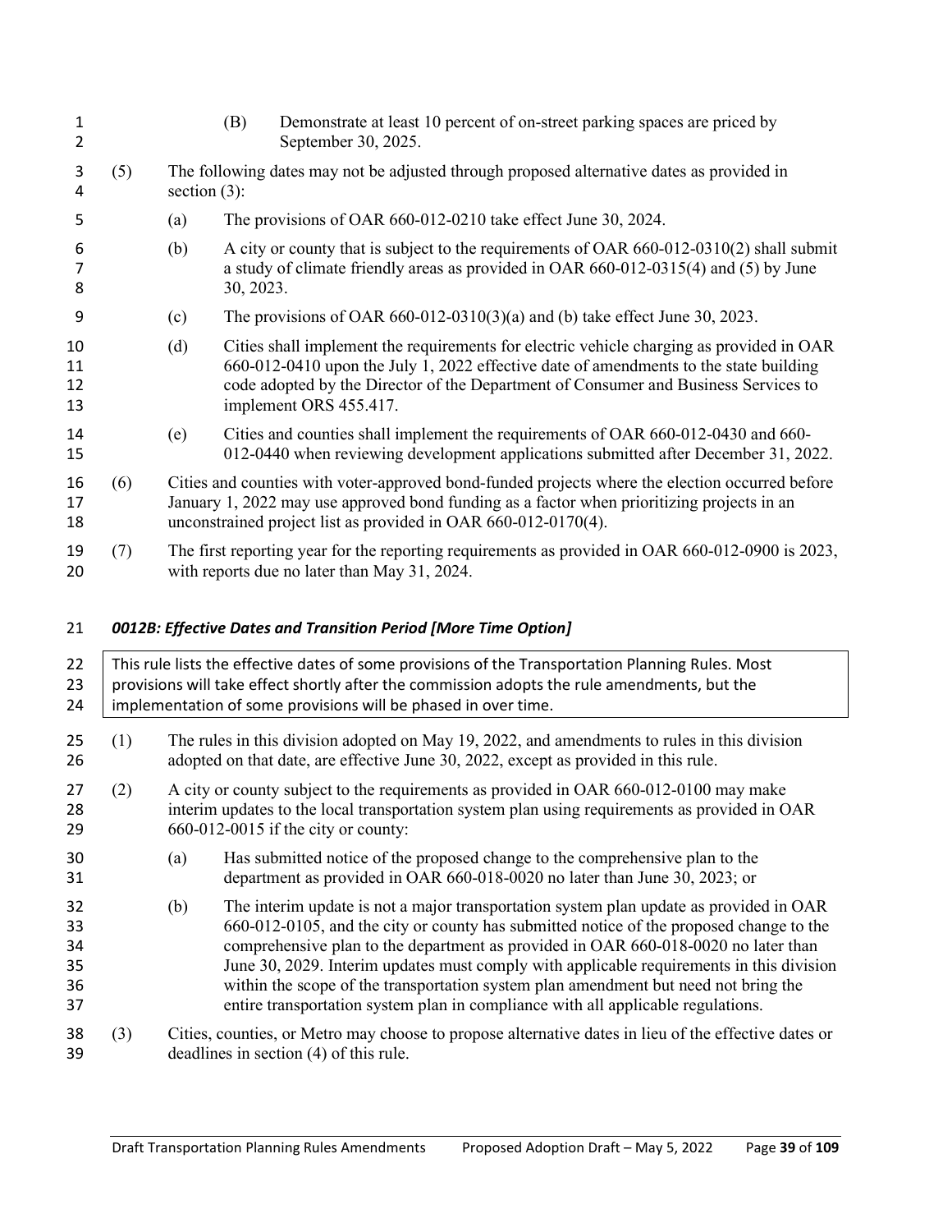(B) Demonstrate at least 10 percent of on-street parking spaces are priced by September 30, 2025.

(5) The following dates may not be adjusted through proposed alternative dates as provided in section (3):

(a) The provisions of OAR 660-012-0210 take effect June 30, 2024.

(b) A city or county that is subject to the requirements of OAR 660-012-0310(2) shall submit a study of climate friendly areas as provided in OAR 660-012-0315(4) and (5) by June 30, 2023.

(c) The provisions of OAR 660-012-0310(3)(a) and (b) take effect June 30, 2023.

(d) Cities shall implement the requirements for electric vehicle charging as provided in OAR 660-012-0410 upon the July 1, 2022 effective date of amendments to the state building code adopted by the Director of the Department of Consumer and Business Services to implement ORS 455.417.

(e) Cities and counties shall implement the requirements of OAR 660-012-0430 and 660-012-0440 when reviewing development applications submitted after December 31, 2022.

(6) Cities and counties with voter-approved bond-funded projects where the election occurred before January 1, 2022 may use approved bond funding as a factor when prioritizing projects in an unconstrained project list as provided in OAR 660-012-0170(4).

(7) The first reporting year for the reporting requirements as provided in OAR 660-012-0900 is 2023, with reports due no later than May 31, 2024.

### *0012B: Effective Dates and Transition Period [More Time Option]*

> This rule lists the effective dates of some provisions of the Transportation Planning Rules. Most provisions will take effect shortly after the commission adopts the rule amendments, but the implementation of some provisions will be phased in over time.

(1) The rules in this division adopted on May 19, 2022, and amendments to rules in this division adopted on that date, are effective June 30, 2022, except as provided in this rule.

(2) A city or county subject to the requirements as provided in OAR 660-012-0100 may make interim updates to the local transportation system plan using requirements as provided in OAR 660-012-0015 if the city or county:

(a) Has submitted notice of the proposed change to the comprehensive plan to the department as provided in OAR 660-018-0020 no later than June 30, 2023; or

(b) The interim update is not a major transportation system plan update as provided in OAR 660-012-0105, and the city or county has submitted notice of the proposed change to the comprehensive plan to the department as provided in OAR 660-018-0020 no later than June 30, 2029. Interim updates must comply with applicable requirements in this division within the scope of the transportation system plan amendment but need not bring the entire transportation system plan in compliance with all applicable regulations.

(3) Cities, counties, or Metro may choose to propose alternative dates in lieu of the effective dates or deadlines in section (4) of this rule.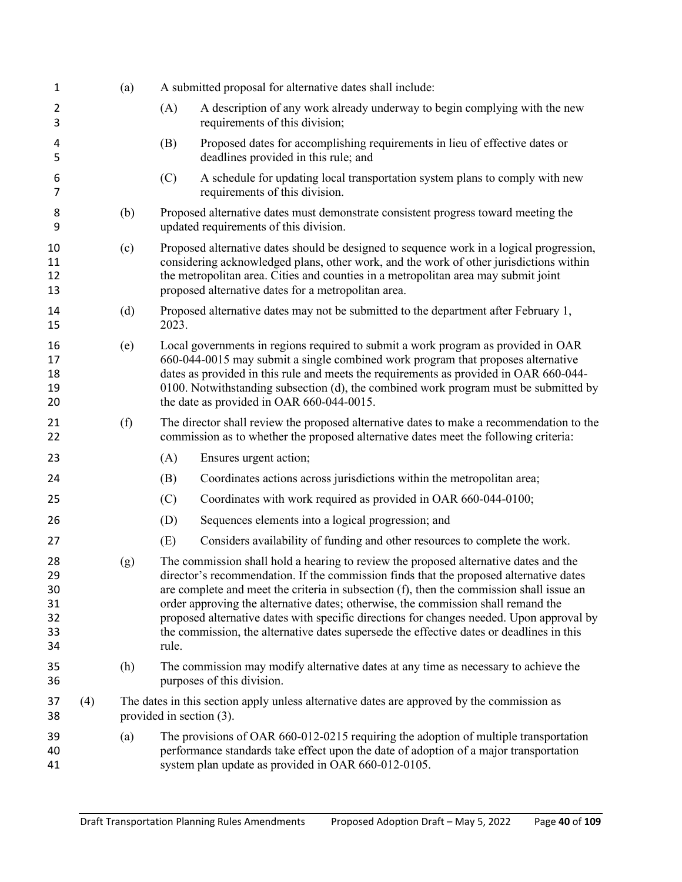(a) A submitted proposal for alternative dates shall include:

(A) A description of any work already underway to begin complying with the new requirements of this division;

(B) Proposed dates for accomplishing requirements in lieu of effective dates or deadlines provided in this rule; and

(C) A schedule for updating local transportation system plans to comply with new requirements of this division.

(b) Proposed alternative dates must demonstrate consistent progress toward meeting the updated requirements of this division.

(c) Proposed alternative dates should be designed to sequence work in a logical progression, considering acknowledged plans, other work, and the work of other jurisdictions within the metropolitan area. Cities and counties in a metropolitan area may submit joint proposed alternative dates for a metropolitan area.

(d) Proposed alternative dates may not be submitted to the department after February 1, 2023.

(e) Local governments in regions required to submit a work program as provided in OAR 660-044-0015 may submit a single combined work program that proposes alternative dates as provided in this rule and meets the requirements as provided in OAR 660-044-0100. Notwithstanding subsection (d), the combined work program must be submitted by the date as provided in OAR 660-044-0015.

(f) The director shall review the proposed alternative dates to make a recommendation to the commission as to whether the proposed alternative dates meet the following criteria:

(A) Ensures urgent action;

(B) Coordinates actions across jurisdictions within the metropolitan area;

(C) Coordinates with work required as provided in OAR 660-044-0100;

(D) Sequences elements into a logical progression; and

(E) Considers availability of funding and other resources to complete the work.

(g) The commission shall hold a hearing to review the proposed alternative dates and the director's recommendation. If the commission finds that the proposed alternative dates are complete and meet the criteria in subsection (f), then the commission shall issue an order approving the alternative dates; otherwise, the commission shall remand the proposed alternative dates with specific directions for changes needed. Upon approval by the commission, the alternative dates supersede the effective dates or deadlines in this rule.

(h) The commission may modify alternative dates at any time as necessary to achieve the purposes of this division.

(4) The dates in this section apply unless alternative dates are approved by the commission as provided in section (3).

(a) The provisions of OAR 660-012-0215 requiring the adoption of multiple transportation performance standards take effect upon the date of adoption of a major transportation system plan update as provided in OAR 660-012-0105.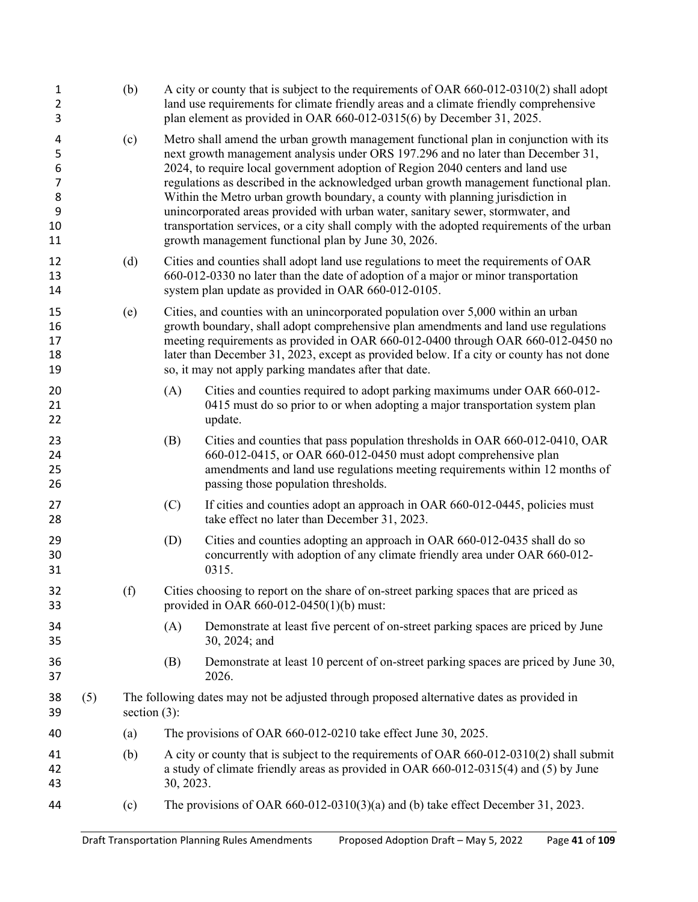(b) A city or county that is subject to the requirements of OAR 660-012-0310(2) shall adopt land use requirements for climate friendly areas and a climate friendly comprehensive plan element as provided in OAR 660-012-0315(6) by December 31, 2025.

(c) Metro shall amend the urban growth management functional plan in conjunction with its next growth management analysis under ORS 197.296 and no later than December 31, 2024, to require local government adoption of Region 2040 centers and land use regulations as described in the acknowledged urban growth management functional plan. Within the Metro urban growth boundary, a county with planning jurisdiction in unincorporated areas provided with urban water, sanitary sewer, stormwater, and transportation services, or a city shall comply with the adopted requirements of the urban growth management functional plan by June 30, 2026.

(d) Cities and counties shall adopt land use regulations to meet the requirements of OAR 660-012-0330 no later than the date of adoption of a major or minor transportation system plan update as provided in OAR 660-012-0105.

(e) Cities, and counties with an unincorporated population over 5,000 within an urban growth boundary, shall adopt comprehensive plan amendments and land use regulations meeting requirements as provided in OAR 660-012-0400 through OAR 660-012-0450 no later than December 31, 2023, except as provided below. If a city or county has not done so, it may not apply parking mandates after that date.

   (A) Cities and counties required to adopt parking maximums under OAR 660-012-0415 must do so prior to or when adopting a major transportation system plan update.

   (B) Cities and counties that pass population thresholds in OAR 660-012-0410, OAR 660-012-0415, or OAR 660-012-0450 must adopt comprehensive plan amendments and land use regulations meeting requirements within 12 months of passing those population thresholds.

   (C) If cities and counties adopt an approach in OAR 660-012-0445, policies must take effect no later than December 31, 2023.

   (D) Cities and counties adopting an approach in OAR 660-012-0435 shall do so concurrently with adoption of any climate friendly area under OAR 660-012-0315.

(f) Cities choosing to report on the share of on-street parking spaces that are priced as provided in OAR 660-012-0450(1)(b) must:

   (A) Demonstrate at least five percent of on-street parking spaces are priced by June 30, 2024; and

   (B) Demonstrate at least 10 percent of on-street parking spaces are priced by June 30, 2026.

(5) The following dates may not be adjusted through proposed alternative dates as provided in section (3):

(a) The provisions of OAR 660-012-0210 take effect June 30, 2025.

(b) A city or county that is subject to the requirements of OAR 660-012-0310(2) shall submit a study of climate friendly areas as provided in OAR 660-012-0315(4) and (5) by June 30, 2023.

(c) The provisions of OAR 660-012-0310(3)(a) and (b) take effect December 31, 2023.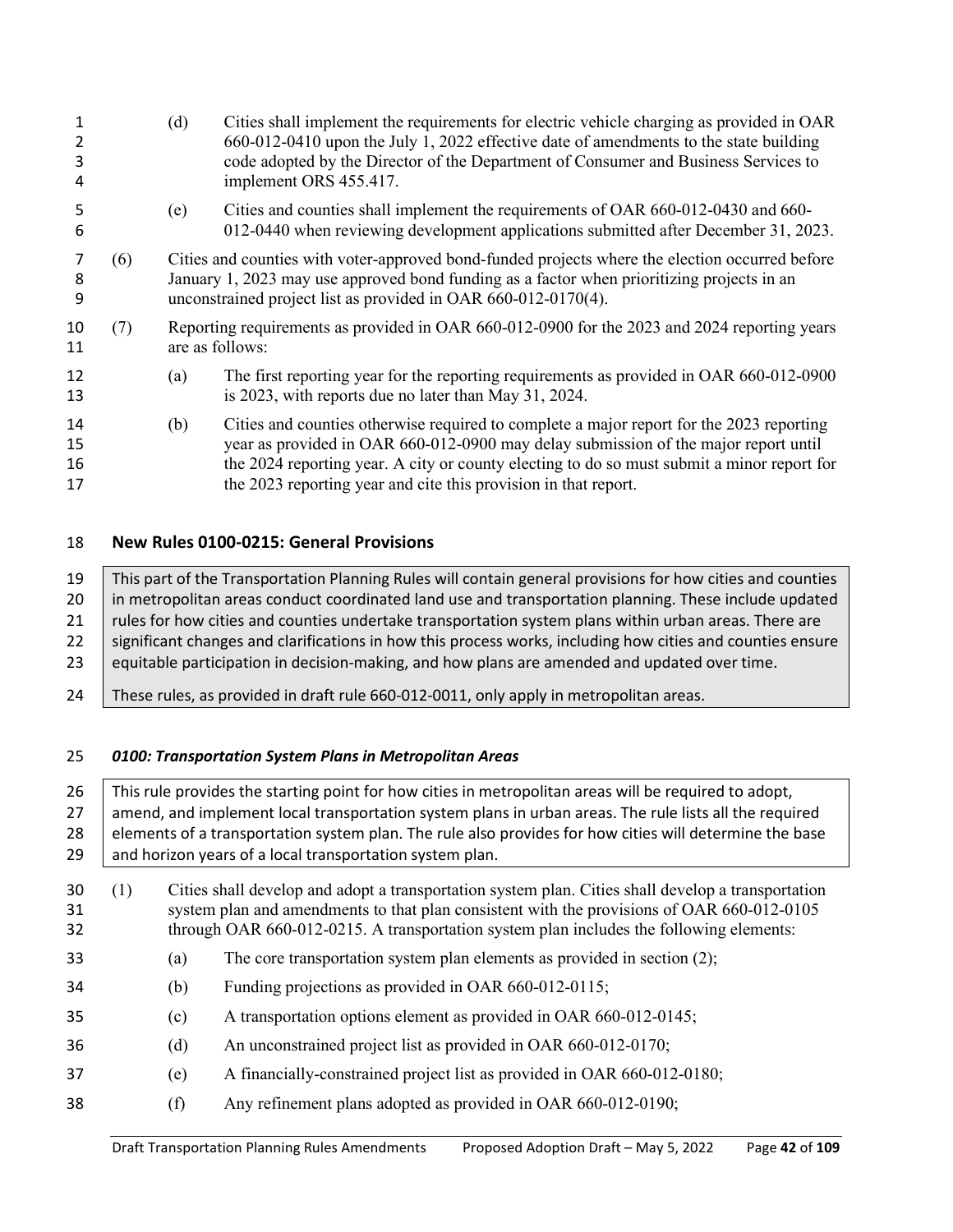(d) Cities shall implement the requirements for electric vehicle charging as provided in OAR 660-012-0410 upon the July 1, 2022 effective date of amendments to the state building code adopted by the Director of the Department of Consumer and Business Services to implement ORS 455.417.

(e) Cities and counties shall implement the requirements of OAR 660-012-0430 and 660-012-0440 when reviewing development applications submitted after December 31, 2023.

(6) Cities and counties with voter-approved bond-funded projects where the election occurred before January 1, 2023 may use approved bond funding as a factor when prioritizing projects in an unconstrained project list as provided in OAR 660-012-0170(4).

(7) Reporting requirements as provided in OAR 660-012-0900 for the 2023 and 2024 reporting years are as follows:

(a) The first reporting year for the reporting requirements as provided in OAR 660-012-0900 is 2023, with reports due no later than May 31, 2024.

(b) Cities and counties otherwise required to complete a major report for the 2023 reporting year as provided in OAR 660-012-0900 may delay submission of the major report until the 2024 reporting year. A city or county electing to do so must submit a minor report for the 2023 reporting year and cite this provision in that report.

## New Rules 0100-0215: General Provisions

> This part of the Transportation Planning Rules will contain general provisions for how cities and counties in metropolitan areas conduct coordinated land use and transportation planning. These include updated rules for how cities and counties undertake transportation system plans within urban areas. There are significant changes and clarifications in how this process works, including how cities and counties ensure equitable participation in decision-making, and how plans are amended and updated over time.
>
> These rules, as provided in draft rule 660-012-0011, only apply in metropolitan areas.

### *0100: Transportation System Plans in Metropolitan Areas*

> This rule provides the starting point for how cities in metropolitan areas will be required to adopt, amend, and implement local transportation system plans in urban areas. The rule lists all the required elements of a transportation system plan. The rule also provides for how cities will determine the base and horizon years of a local transportation system plan.

(1) Cities shall develop and adopt a transportation system plan. Cities shall develop a transportation system plan and amendments to that plan consistent with the provisions of OAR 660-012-0105 through OAR 660-012-0215. A transportation system plan includes the following elements:

(a) The core transportation system plan elements as provided in section (2);

(b) Funding projections as provided in OAR 660-012-0115;

(c) A transportation options element as provided in OAR 660-012-0145;

(d) An unconstrained project list as provided in OAR 660-012-0170;

(e) A financially-constrained project list as provided in OAR 660-012-0180;

(f) Any refinement plans adopted as provided in OAR 660-012-0190;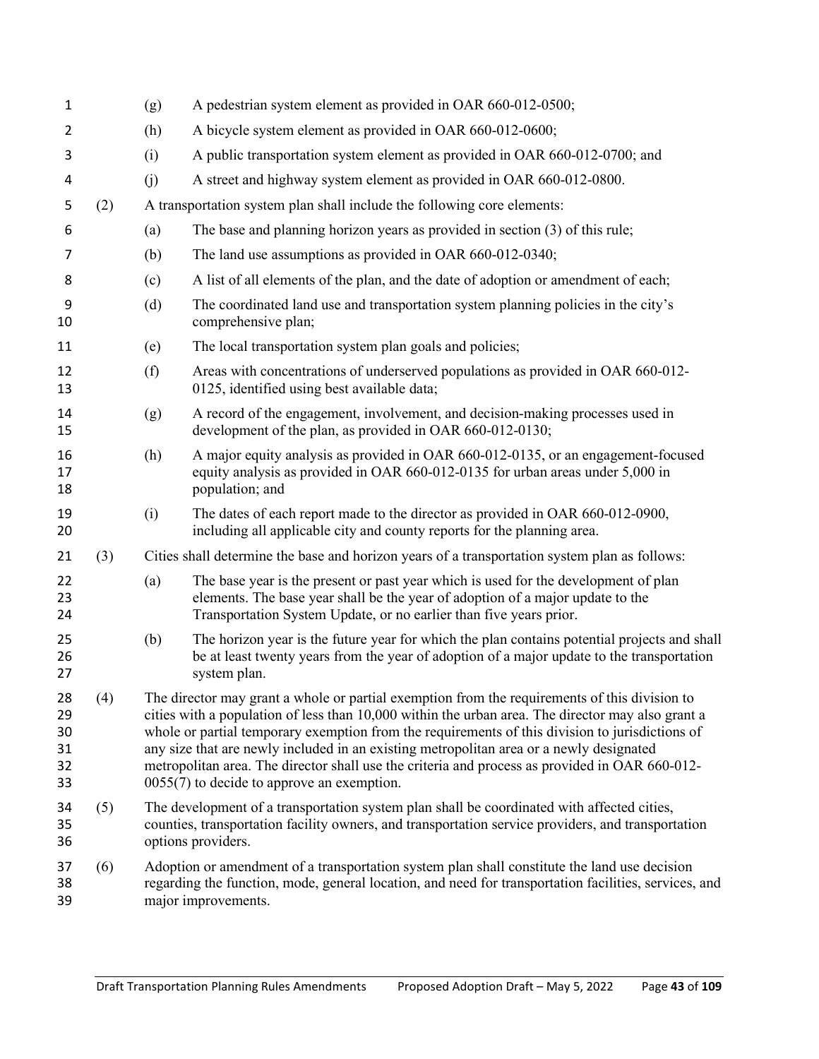(g) A pedestrian system element as provided in OAR 660-012-0500;

(h) A bicycle system element as provided in OAR 660-012-0600;

(i) A public transportation system element as provided in OAR 660-012-0700; and

(j) A street and highway system element as provided in OAR 660-012-0800.

(2) A transportation system plan shall include the following core elements:

(a) The base and planning horizon years as provided in section (3) of this rule;

(b) The land use assumptions as provided in OAR 660-012-0340;

(c) A list of all elements of the plan, and the date of adoption or amendment of each;

(d) The coordinated land use and transportation system planning policies in the city's comprehensive plan;

(e) The local transportation system plan goals and policies;

(f) Areas with concentrations of underserved populations as provided in OAR 660-012-0125, identified using best available data;

(g) A record of the engagement, involvement, and decision-making processes used in development of the plan, as provided in OAR 660-012-0130;

(h) A major equity analysis as provided in OAR 660-012-0135, or an engagement-focused equity analysis as provided in OAR 660-012-0135 for urban areas under 5,000 in population; and

(i) The dates of each report made to the director as provided in OAR 660-012-0900, including all applicable city and county reports for the planning area.

(3) Cities shall determine the base and horizon years of a transportation system plan as follows:

(a) The base year is the present or past year which is used for the development of plan elements. The base year shall be the year of adoption of a major update to the Transportation System Update, or no earlier than five years prior.

(b) The horizon year is the future year for which the plan contains potential projects and shall be at least twenty years from the year of adoption of a major update to the transportation system plan.

(4) The director may grant a whole or partial exemption from the requirements of this division to cities with a population of less than 10,000 within the urban area. The director may also grant a whole or partial temporary exemption from the requirements of this division to jurisdictions of any size that are newly included in an existing metropolitan area or a newly designated metropolitan area. The director shall use the criteria and process as provided in OAR 660-012-0055(7) to decide to approve an exemption.

(5) The development of a transportation system plan shall be coordinated with affected cities, counties, transportation facility owners, and transportation service providers, and transportation options providers.

(6) Adoption or amendment of a transportation system plan shall constitute the land use decision regarding the function, mode, general location, and need for transportation facilities, services, and major improvements.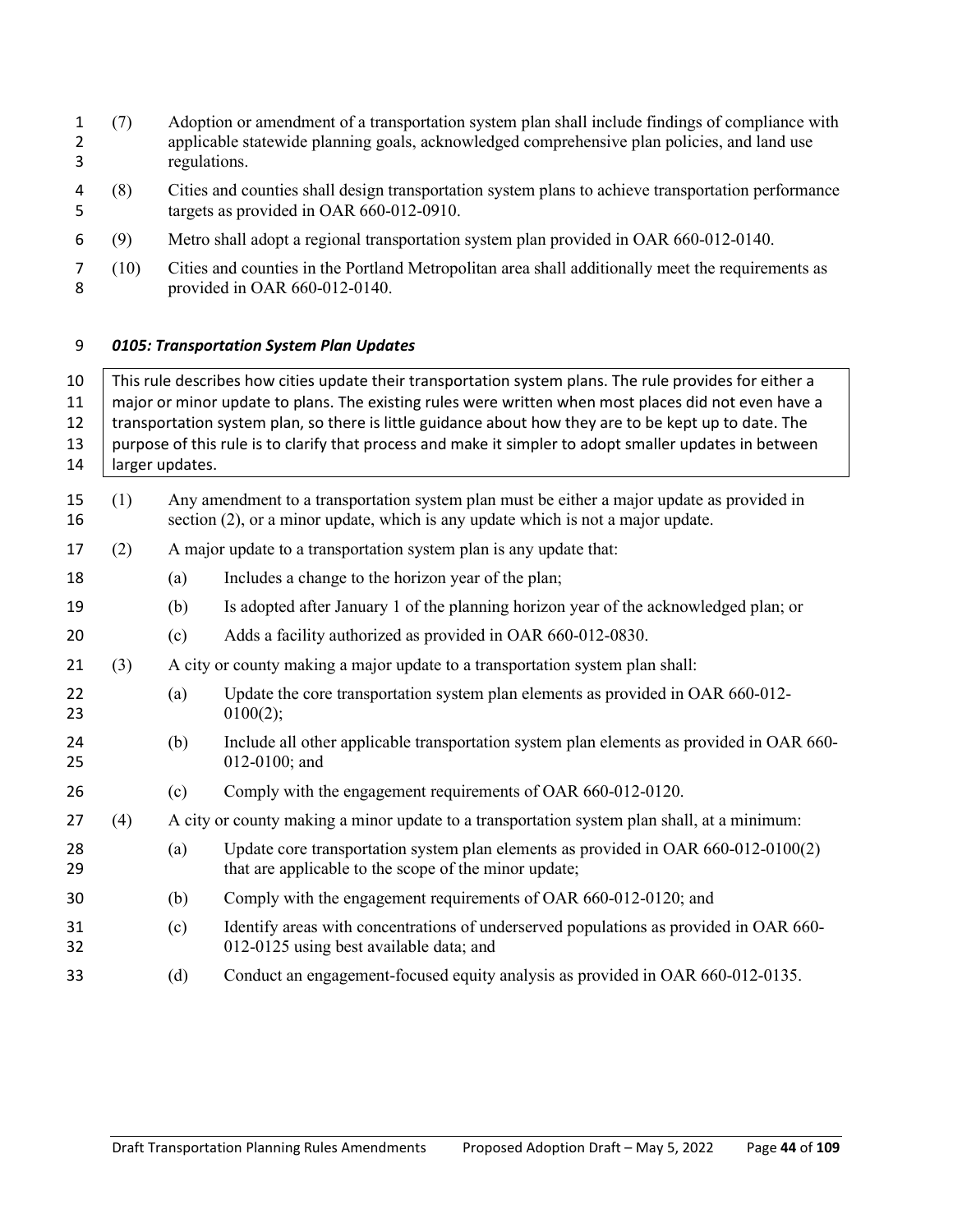(7) Adoption or amendment of a transportation system plan shall include findings of compliance with applicable statewide planning goals, acknowledged comprehensive plan policies, and land use regulations.

(8) Cities and counties shall design transportation system plans to achieve transportation performance targets as provided in OAR 660-012-0910.

(9) Metro shall adopt a regional transportation system plan provided in OAR 660-012-0140.

(10) Cities and counties in the Portland Metropolitan area shall additionally meet the requirements as provided in OAR 660-012-0140.

***0105: Transportation System Plan Updates***

> This rule describes how cities update their transportation system plans. The rule provides for either a major or minor update to plans. The existing rules were written when most places did not even have a transportation system plan, so there is little guidance about how they are to be kept up to date. The purpose of this rule is to clarify that process and make it simpler to adopt smaller updates in between larger updates.

(1) Any amendment to a transportation system plan must be either a major update as provided in section (2), or a minor update, which is any update which is not a major update.

(2) A major update to a transportation system plan is any update that:

- (a) Includes a change to the horizon year of the plan;
- (b) Is adopted after January 1 of the planning horizon year of the acknowledged plan; or
- (c) Adds a facility authorized as provided in OAR 660-012-0830.

(3) A city or county making a major update to a transportation system plan shall:

- (a) Update the core transportation system plan elements as provided in OAR 660-012-0100(2);
- (b) Include all other applicable transportation system plan elements as provided in OAR 660-012-0100; and
- (c) Comply with the engagement requirements of OAR 660-012-0120.

(4) A city or county making a minor update to a transportation system plan shall, at a minimum:

- (a) Update core transportation system plan elements as provided in OAR 660-012-0100(2) that are applicable to the scope of the minor update;
- (b) Comply with the engagement requirements of OAR 660-012-0120; and
- (c) Identify areas with concentrations of underserved populations as provided in OAR 660-012-0125 using best available data; and
- (d) Conduct an engagement-focused equity analysis as provided in OAR 660-012-0135.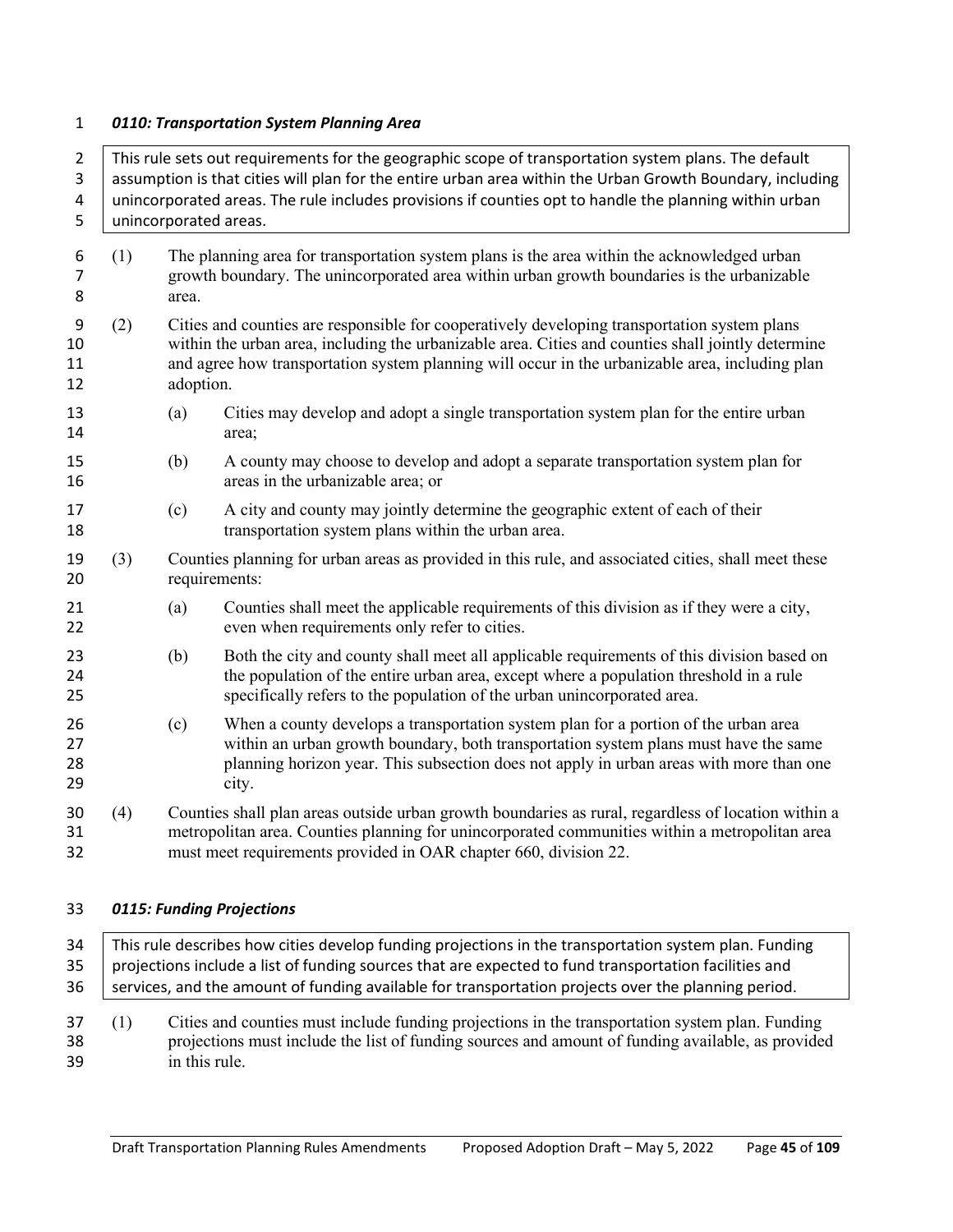### *0110: Transportation System Planning Area*

> This rule sets out requirements for the geographic scope of transportation system plans. The default assumption is that cities will plan for the entire urban area within the Urban Growth Boundary, including unincorporated areas. The rule includes provisions if counties opt to handle the planning within urban unincorporated areas.

(1) The planning area for transportation system plans is the area within the acknowledged urban growth boundary. The unincorporated area within urban growth boundaries is the urbanizable area.

(2) Cities and counties are responsible for cooperatively developing transportation system plans within the urban area, including the urbanizable area. Cities and counties shall jointly determine and agree how transportation system planning will occur in the urbanizable area, including plan adoption.

- (a) Cities may develop and adopt a single transportation system plan for the entire urban area;
- (b) A county may choose to develop and adopt a separate transportation system plan for areas in the urbanizable area; or
- (c) A city and county may jointly determine the geographic extent of each of their transportation system plans within the urban area.

(3) Counties planning for urban areas as provided in this rule, and associated cities, shall meet these requirements:

- (a) Counties shall meet the applicable requirements of this division as if they were a city, even when requirements only refer to cities.
- (b) Both the city and county shall meet all applicable requirements of this division based on the population of the entire urban area, except where a population threshold in a rule specifically refers to the population of the urban unincorporated area.
- (c) When a county develops a transportation system plan for a portion of the urban area within an urban growth boundary, both transportation system plans must have the same planning horizon year. This subsection does not apply in urban areas with more than one city.

(4) Counties shall plan areas outside urban growth boundaries as rural, regardless of location within a metropolitan area. Counties planning for unincorporated communities within a metropolitan area must meet requirements provided in OAR chapter 660, division 22.

### *0115: Funding Projections*

> This rule describes how cities develop funding projections in the transportation system plan. Funding projections include a list of funding sources that are expected to fund transportation facilities and services, and the amount of funding available for transportation projects over the planning period.

(1) Cities and counties must include funding projections in the transportation system plan. Funding projections must include the list of funding sources and amount of funding available, as provided in this rule.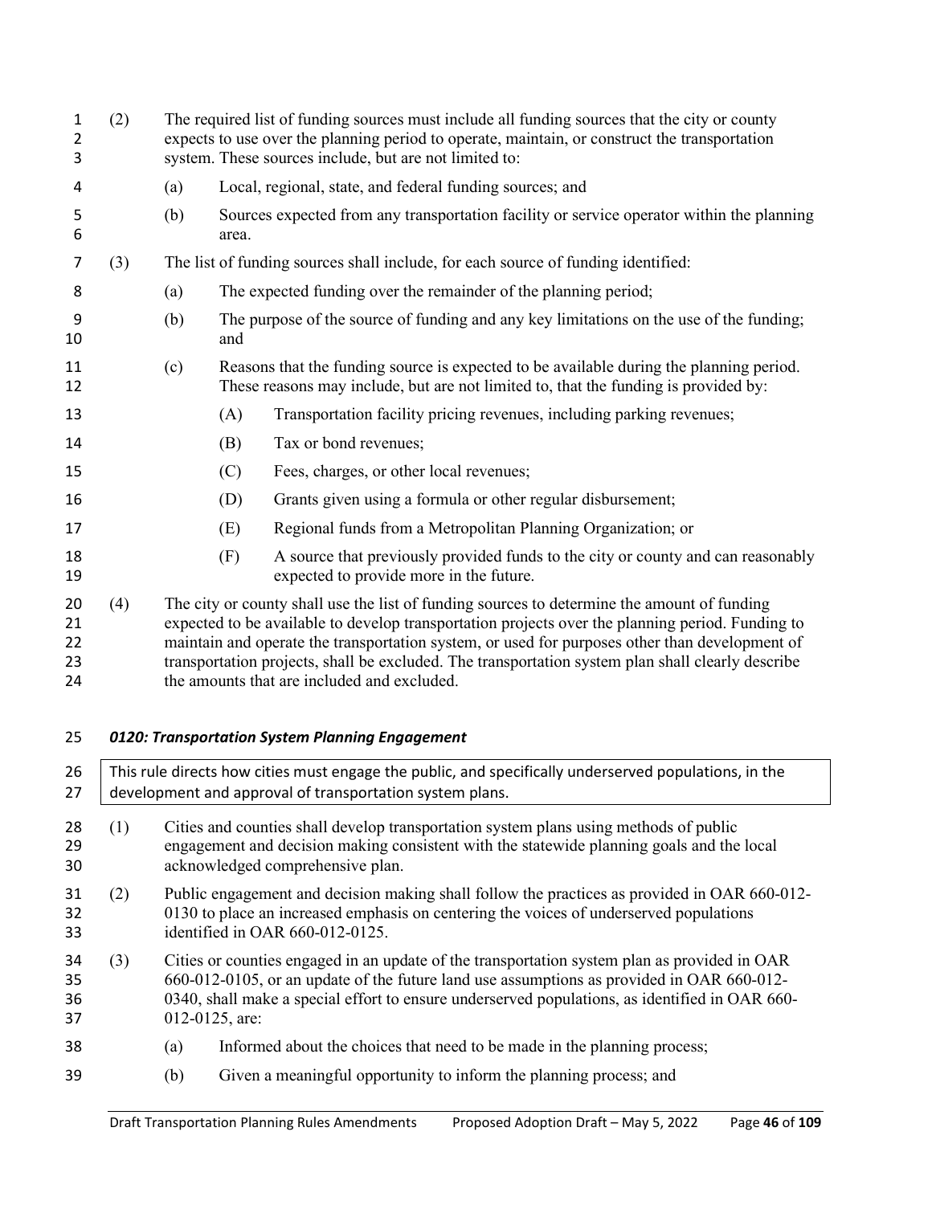(2) The required list of funding sources must include all funding sources that the city or county expects to use over the planning period to operate, maintain, or construct the transportation system. These sources include, but are not limited to:

(a) Local, regional, state, and federal funding sources; and

(b) Sources expected from any transportation facility or service operator within the planning area.

(3) The list of funding sources shall include, for each source of funding identified:

(a) The expected funding over the remainder of the planning period;

(b) The purpose of the source of funding and any key limitations on the use of the funding; and

(c) Reasons that the funding source is expected to be available during the planning period. These reasons may include, but are not limited to, that the funding is provided by:

(A) Transportation facility pricing revenues, including parking revenues;

(B) Tax or bond revenues;

(C) Fees, charges, or other local revenues;

(D) Grants given using a formula or other regular disbursement;

(E) Regional funds from a Metropolitan Planning Organization; or

(F) A source that previously provided funds to the city or county and can reasonably expected to provide more in the future.

(4) The city or county shall use the list of funding sources to determine the amount of funding expected to be available to develop transportation projects over the planning period. Funding to maintain and operate the transportation system, or used for purposes other than development of transportation projects, shall be excluded. The transportation system plan shall clearly describe the amounts that are included and excluded.

***0120: Transportation System Planning Engagement***

> This rule directs how cities must engage the public, and specifically underserved populations, in the development and approval of transportation system plans.

(1) Cities and counties shall develop transportation system plans using methods of public engagement and decision making consistent with the statewide planning goals and the local acknowledged comprehensive plan.

(2) Public engagement and decision making shall follow the practices as provided in OAR 660-012-0130 to place an increased emphasis on centering the voices of underserved populations identified in OAR 660-012-0125.

(3) Cities or counties engaged in an update of the transportation system plan as provided in OAR 660-012-0105, or an update of the future land use assumptions as provided in OAR 660-012-0340, shall make a special effort to ensure underserved populations, as identified in OAR 660-012-0125, are:

(a) Informed about the choices that need to be made in the planning process;

(b) Given a meaningful opportunity to inform the planning process; and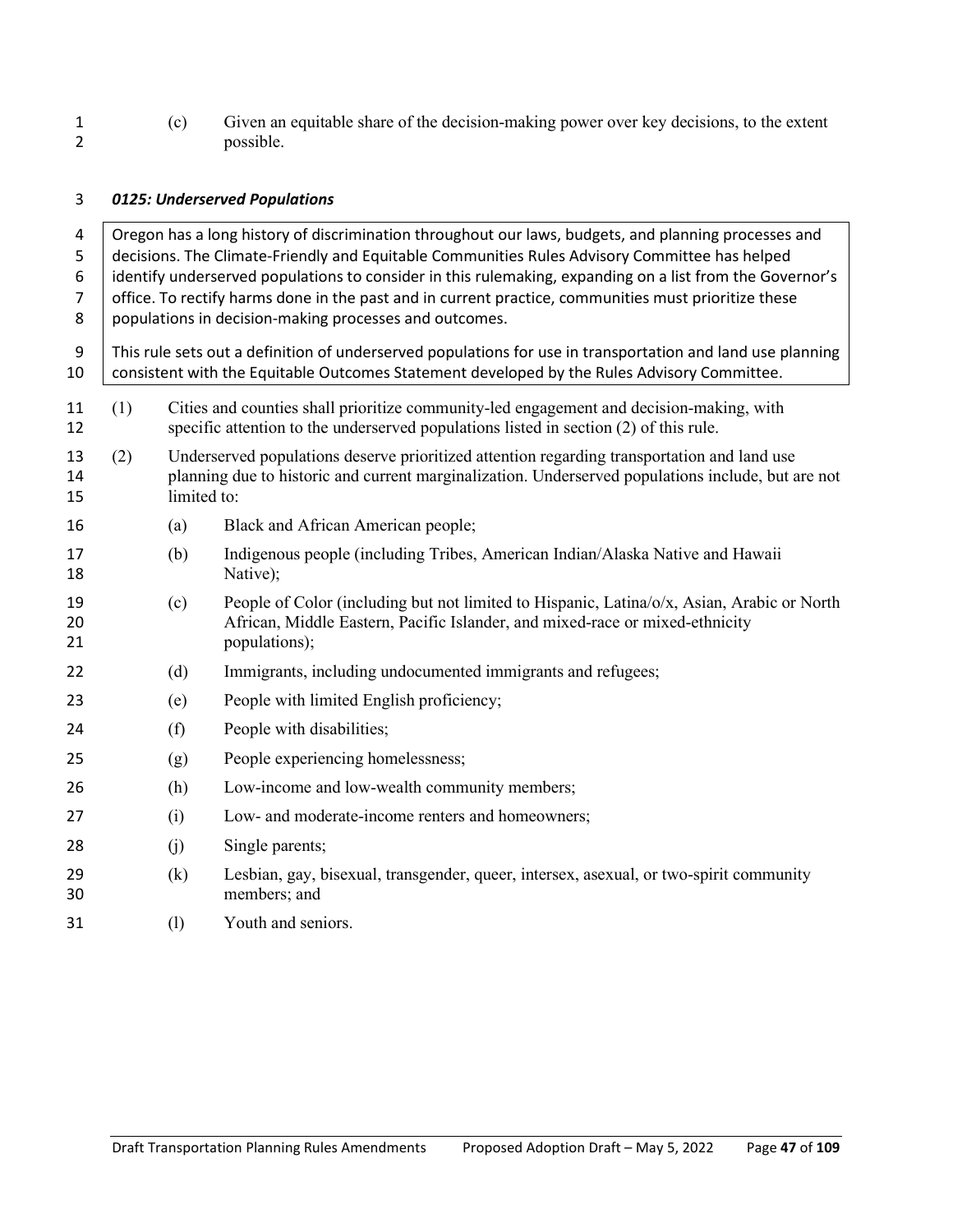(c) Given an equitable share of the decision-making power over key decisions, to the extent possible.

### *0125: Underserved Populations*

> Oregon has a long history of discrimination throughout our laws, budgets, and planning processes and decisions. The Climate-Friendly and Equitable Communities Rules Advisory Committee has helped identify underserved populations to consider in this rulemaking, expanding on a list from the Governor's office. To rectify harms done in the past and in current practice, communities must prioritize these populations in decision-making processes and outcomes.
>
> This rule sets out a definition of underserved populations for use in transportation and land use planning consistent with the Equitable Outcomes Statement developed by the Rules Advisory Committee.

(1) Cities and counties shall prioritize community-led engagement and decision-making, with specific attention to the underserved populations listed in section (2) of this rule.

(2) Underserved populations deserve prioritized attention regarding transportation and land use planning due to historic and current marginalization. Underserved populations include, but are not limited to:

- (a) Black and African American people;
- (b) Indigenous people (including Tribes, American Indian/Alaska Native and Hawaii Native);
- (c) People of Color (including but not limited to Hispanic, Latina/o/x, Asian, Arabic or North African, Middle Eastern, Pacific Islander, and mixed-race or mixed-ethnicity populations);
- (d) Immigrants, including undocumented immigrants and refugees;
- (e) People with limited English proficiency;
- (f) People with disabilities;
- (g) People experiencing homelessness;
- (h) Low-income and low-wealth community members;
- (i) Low- and moderate-income renters and homeowners;
- (j) Single parents;
- (k) Lesbian, gay, bisexual, transgender, queer, intersex, asexual, or two-spirit community members; and
- (l) Youth and seniors.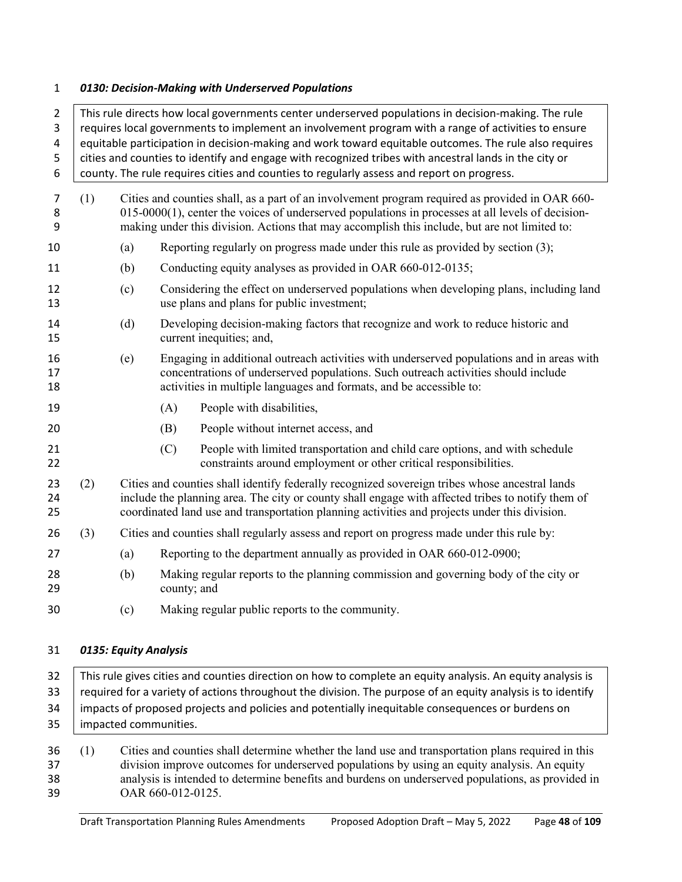### *0130: Decision-Making with Underserved Populations*

> This rule directs how local governments center underserved populations in decision-making. The rule requires local governments to implement an involvement program with a range of activities to ensure equitable participation in decision-making and work toward equitable outcomes. The rule also requires cities and counties to identify and engage with recognized tribes with ancestral lands in the city or county. The rule requires cities and counties to regularly assess and report on progress.

(1) Cities and counties shall, as a part of an involvement program required as provided in OAR 660-015-0000(1), center the voices of underserved populations in processes at all levels of decision-making under this division. Actions that may accomplish this include, but are not limited to:

- (a) Reporting regularly on progress made under this rule as provided by section (3);
- (b) Conducting equity analyses as provided in OAR 660-012-0135;
- (c) Considering the effect on underserved populations when developing plans, including land use plans and plans for public investment;
- (d) Developing decision-making factors that recognize and work to reduce historic and current inequities; and,
- (e) Engaging in additional outreach activities with underserved populations and in areas with concentrations of underserved populations. Such outreach activities should include activities in multiple languages and formats, and be accessible to:
  - (A) People with disabilities,
  - (B) People without internet access, and
  - (C) People with limited transportation and child care options, and with schedule constraints around employment or other critical responsibilities.

(2) Cities and counties shall identify federally recognized sovereign tribes whose ancestral lands include the planning area. The city or county shall engage with affected tribes to notify them of coordinated land use and transportation planning activities and projects under this division.

(3) Cities and counties shall regularly assess and report on progress made under this rule by:

- (a) Reporting to the department annually as provided in OAR 660-012-0900;
- (b) Making regular reports to the planning commission and governing body of the city or county; and
- (c) Making regular public reports to the community.

### *0135: Equity Analysis*

> This rule gives cities and counties direction on how to complete an equity analysis. An equity analysis is required for a variety of actions throughout the division. The purpose of an equity analysis is to identify impacts of proposed projects and policies and potentially inequitable consequences or burdens on impacted communities.

(1) Cities and counties shall determine whether the land use and transportation plans required in this division improve outcomes for underserved populations by using an equity analysis. An equity analysis is intended to determine benefits and burdens on underserved populations, as provided in OAR 660-012-0125.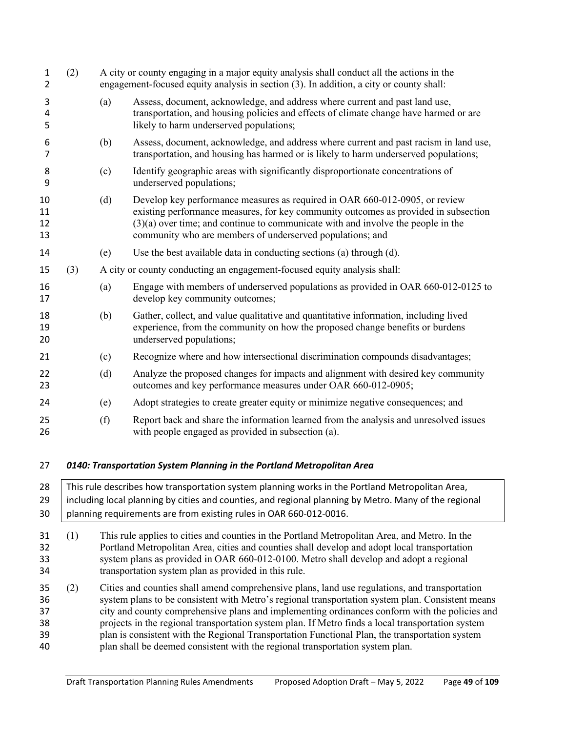(2) A city or county engaging in a major equity analysis shall conduct all the actions in the engagement-focused equity analysis in section (3). In addition, a city or county shall:

(a) Assess, document, acknowledge, and address where current and past land use, transportation, and housing policies and effects of climate change have harmed or are likely to harm underserved populations;

(b) Assess, document, acknowledge, and address where current and past racism in land use, transportation, and housing has harmed or is likely to harm underserved populations;

(c) Identify geographic areas with significantly disproportionate concentrations of underserved populations;

(d) Develop key performance measures as required in OAR 660-012-0905, or review existing performance measures, for key community outcomes as provided in subsection (3)(a) over time; and continue to communicate with and involve the people in the community who are members of underserved populations; and

(e) Use the best available data in conducting sections (a) through (d).

(3) A city or county conducting an engagement-focused equity analysis shall:

(a) Engage with members of underserved populations as provided in OAR 660-012-0125 to develop key community outcomes;

(b) Gather, collect, and value qualitative and quantitative information, including lived experience, from the community on how the proposed change benefits or burdens underserved populations;

(c) Recognize where and how intersectional discrimination compounds disadvantages;

(d) Analyze the proposed changes for impacts and alignment with desired key community outcomes and key performance measures under OAR 660-012-0905;

(e) Adopt strategies to create greater equity or minimize negative consequences; and

(f) Report back and share the information learned from the analysis and unresolved issues with people engaged as provided in subsection (a).

### *0140: Transportation System Planning in the Portland Metropolitan Area*

> This rule describes how transportation system planning works in the Portland Metropolitan Area, including local planning by cities and counties, and regional planning by Metro. Many of the regional planning requirements are from existing rules in OAR 660-012-0016.

(1) This rule applies to cities and counties in the Portland Metropolitan Area, and Metro. In the Portland Metropolitan Area, cities and counties shall develop and adopt local transportation system plans as provided in OAR 660-012-0100. Metro shall develop and adopt a regional transportation system plan as provided in this rule.

(2) Cities and counties shall amend comprehensive plans, land use regulations, and transportation system plans to be consistent with Metro's regional transportation system plan. Consistent means city and county comprehensive plans and implementing ordinances conform with the policies and projects in the regional transportation system plan. If Metro finds a local transportation system plan is consistent with the Regional Transportation Functional Plan, the transportation system plan shall be deemed consistent with the regional transportation system plan.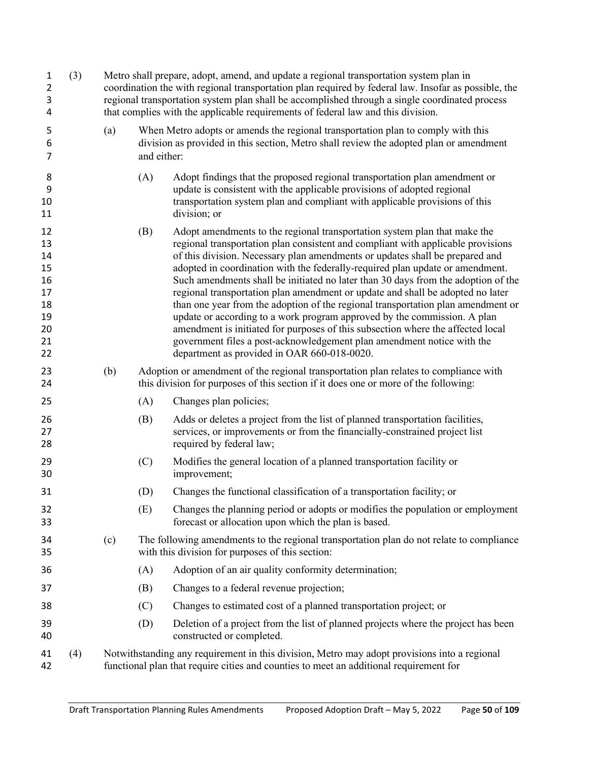(3) Metro shall prepare, adopt, amend, and update a regional transportation system plan in coordination the with regional transportation plan required by federal law. Insofar as possible, the regional transportation system plan shall be accomplished through a single coordinated process that complies with the applicable requirements of federal law and this division.

(a) When Metro adopts or amends the regional transportation plan to comply with this division as provided in this section, Metro shall review the adopted plan or amendment and either:

(A) Adopt findings that the proposed regional transportation plan amendment or update is consistent with the applicable provisions of adopted regional transportation system plan and compliant with applicable provisions of this division; or

(B) Adopt amendments to the regional transportation system plan that make the regional transportation plan consistent and compliant with applicable provisions of this division. Necessary plan amendments or updates shall be prepared and adopted in coordination with the federally-required plan update or amendment. Such amendments shall be initiated no later than 30 days from the adoption of the regional transportation plan amendment or update and shall be adopted no later than one year from the adoption of the regional transportation plan amendment or update or according to a work program approved by the commission. A plan amendment is initiated for purposes of this subsection where the affected local government files a post-acknowledgement plan amendment notice with the department as provided in OAR 660-018-0020.

(b) Adoption or amendment of the regional transportation plan relates to compliance with this division for purposes of this section if it does one or more of the following:

(A) Changes plan policies;

(B) Adds or deletes a project from the list of planned transportation facilities, services, or improvements or from the financially-constrained project list required by federal law;

(C) Modifies the general location of a planned transportation facility or improvement;

(D) Changes the functional classification of a transportation facility; or

(E) Changes the planning period or adopts or modifies the population or employment forecast or allocation upon which the plan is based.

(c) The following amendments to the regional transportation plan do not relate to compliance with this division for purposes of this section:

(A) Adoption of an air quality conformity determination;

(B) Changes to a federal revenue projection;

(C) Changes to estimated cost of a planned transportation project; or

(D) Deletion of a project from the list of planned projects where the project has been constructed or completed.

(4) Notwithstanding any requirement in this division, Metro may adopt provisions into a regional functional plan that require cities and counties to meet an additional requirement for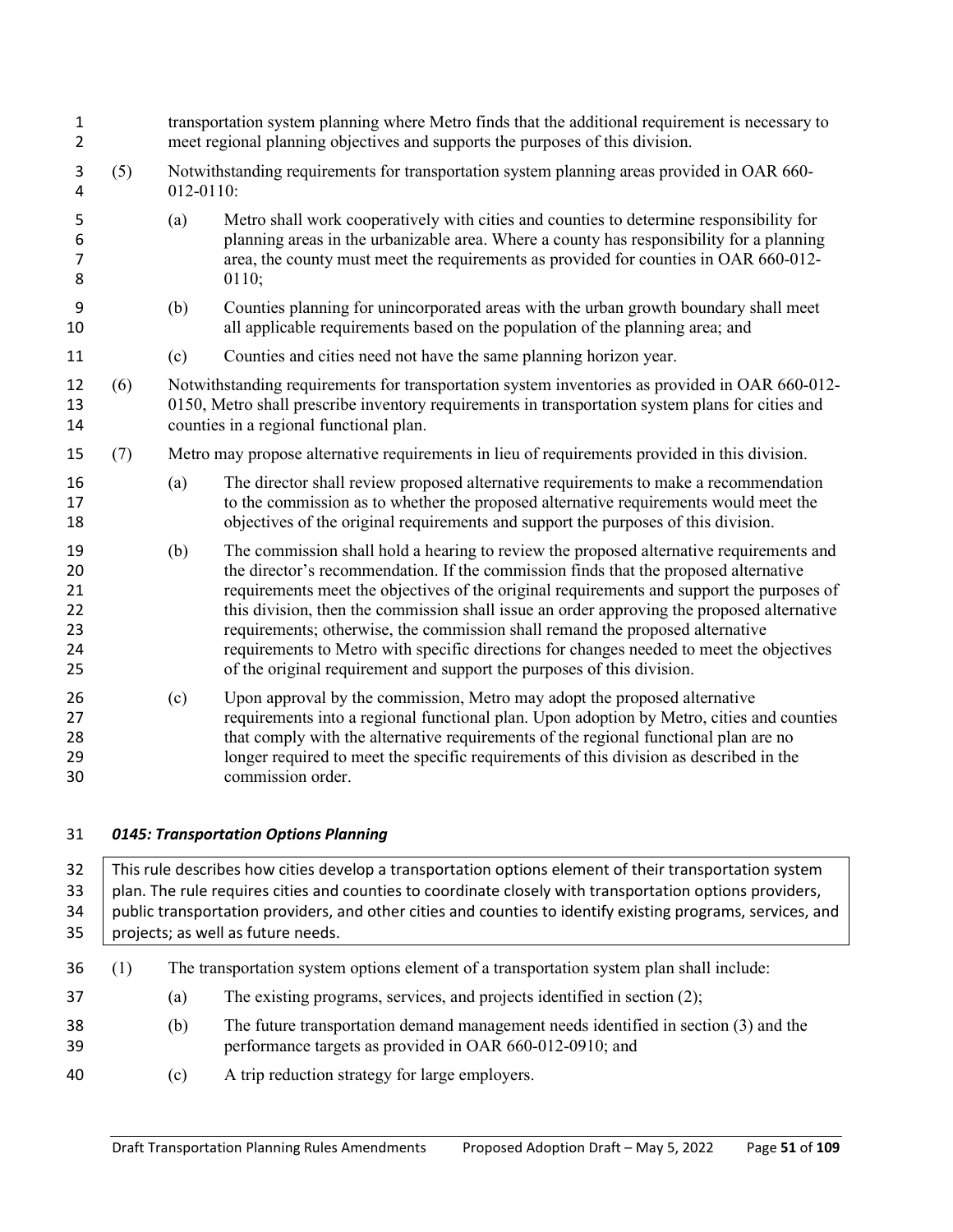transportation system planning where Metro finds that the additional requirement is necessary to meet regional planning objectives and supports the purposes of this division.

(5) Notwithstanding requirements for transportation system planning areas provided in OAR 660-012-0110:

(a) Metro shall work cooperatively with cities and counties to determine responsibility for planning areas in the urbanizable area. Where a county has responsibility for a planning area, the county must meet the requirements as provided for counties in OAR 660-012-0110;

(b) Counties planning for unincorporated areas with the urban growth boundary shall meet all applicable requirements based on the population of the planning area; and

(c) Counties and cities need not have the same planning horizon year.

(6) Notwithstanding requirements for transportation system inventories as provided in OAR 660-012-0150, Metro shall prescribe inventory requirements in transportation system plans for cities and counties in a regional functional plan.

(7) Metro may propose alternative requirements in lieu of requirements provided in this division.

(a) The director shall review proposed alternative requirements to make a recommendation to the commission as to whether the proposed alternative requirements would meet the objectives of the original requirements and support the purposes of this division.

(b) The commission shall hold a hearing to review the proposed alternative requirements and the director's recommendation. If the commission finds that the proposed alternative requirements meet the objectives of the original requirements and support the purposes of this division, then the commission shall issue an order approving the proposed alternative requirements; otherwise, the commission shall remand the proposed alternative requirements to Metro with specific directions for changes needed to meet the objectives of the original requirement and support the purposes of this division.

(c) Upon approval by the commission, Metro may adopt the proposed alternative requirements into a regional functional plan. Upon adoption by Metro, cities and counties that comply with the alternative requirements of the regional functional plan are no longer required to meet the specific requirements of this division as described in the commission order.

### *0145: Transportation Options Planning*

> This rule describes how cities develop a transportation options element of their transportation system plan. The rule requires cities and counties to coordinate closely with transportation options providers, public transportation providers, and other cities and counties to identify existing programs, services, and projects; as well as future needs.

(1) The transportation system options element of a transportation system plan shall include:

(a) The existing programs, services, and projects identified in section (2);

(b) The future transportation demand management needs identified in section (3) and the performance targets as provided in OAR 660-012-0910; and

(c) A trip reduction strategy for large employers.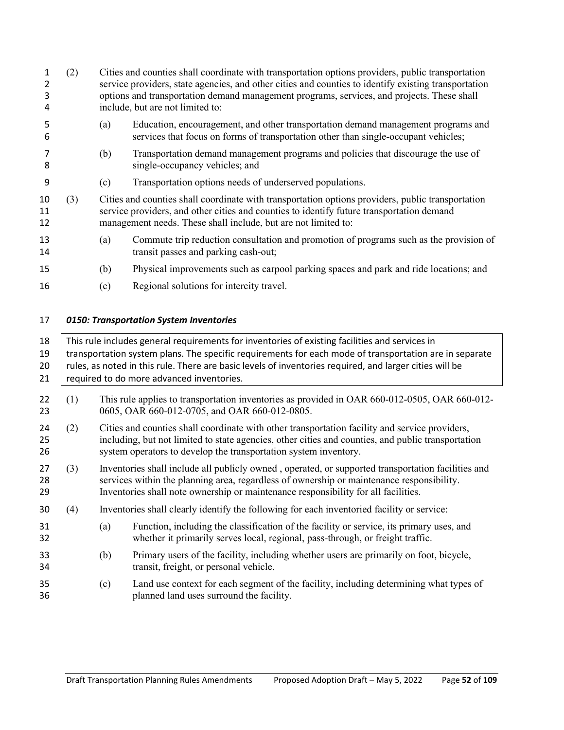(2) Cities and counties shall coordinate with transportation options providers, public transportation service providers, state agencies, and other cities and counties to identify existing transportation options and transportation demand management programs, services, and projects. These shall include, but are not limited to:

   (a) Education, encouragement, and other transportation demand management programs and services that focus on forms of transportation other than single-occupant vehicles;

   (b) Transportation demand management programs and policies that discourage the use of single-occupancy vehicles; and

   (c) Transportation options needs of underserved populations.

(3) Cities and counties shall coordinate with transportation options providers, public transportation service providers, and other cities and counties to identify future transportation demand management needs. These shall include, but are not limited to:

   (a) Commute trip reduction consultation and promotion of programs such as the provision of transit passes and parking cash-out;

   (b) Physical improvements such as carpool parking spaces and park and ride locations; and

   (c) Regional solutions for intercity travel.

### *0150: Transportation System Inventories*

> This rule includes general requirements for inventories of existing facilities and services in transportation system plans. The specific requirements for each mode of transportation are in separate rules, as noted in this rule. There are basic levels of inventories required, and larger cities will be required to do more advanced inventories.

(1) This rule applies to transportation inventories as provided in OAR 660-012-0505, OAR 660-012-0605, OAR 660-012-0705, and OAR 660-012-0805.

(2) Cities and counties shall coordinate with other transportation facility and service providers, including, but not limited to state agencies, other cities and counties, and public transportation system operators to develop the transportation system inventory.

(3) Inventories shall include all publicly owned , operated, or supported transportation facilities and services within the planning area, regardless of ownership or maintenance responsibility. Inventories shall note ownership or maintenance responsibility for all facilities.

(4) Inventories shall clearly identify the following for each inventoried facility or service:

   (a) Function, including the classification of the facility or service, its primary uses, and whether it primarily serves local, regional, pass-through, or freight traffic.

   (b) Primary users of the facility, including whether users are primarily on foot, bicycle, transit, freight, or personal vehicle.

   (c) Land use context for each segment of the facility, including determining what types of planned land uses surround the facility.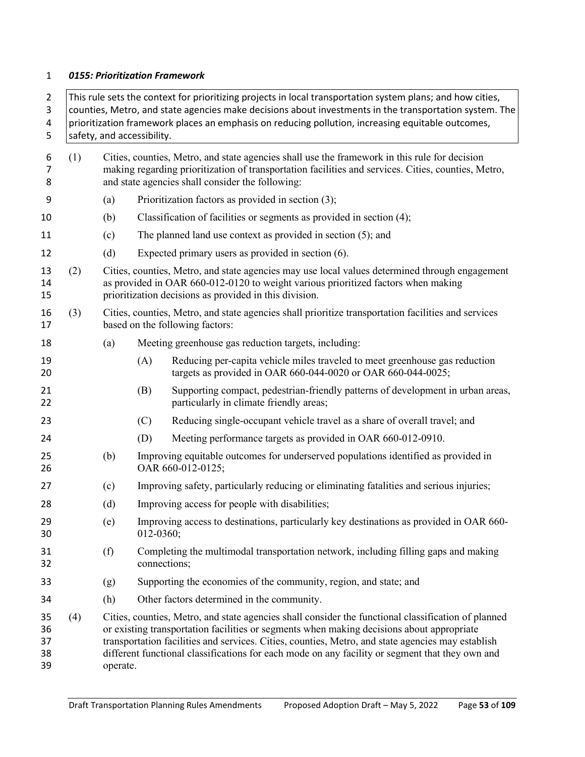### *0155: Prioritization Framework*

> This rule sets the context for prioritizing projects in local transportation system plans; and how cities, counties, Metro, and state agencies make decisions about investments in the transportation system. The prioritization framework places an emphasis on reducing pollution, increasing equitable outcomes, safety, and accessibility.

(1) Cities, counties, Metro, and state agencies shall use the framework in this rule for decision making regarding prioritization of transportation facilities and services. Cities, counties, Metro, and state agencies shall consider the following:

- (a) Prioritization factors as provided in section (3);
- (b) Classification of facilities or segments as provided in section (4);
- (c) The planned land use context as provided in section (5); and
- (d) Expected primary users as provided in section (6).

(2) Cities, counties, Metro, and state agencies may use local values determined through engagement as provided in OAR 660-012-0120 to weight various prioritized factors when making prioritization decisions as provided in this division.

(3) Cities, counties, Metro, and state agencies shall prioritize transportation facilities and services based on the following factors:

- (a) Meeting greenhouse gas reduction targets, including:
  - (A) Reducing per-capita vehicle miles traveled to meet greenhouse gas reduction targets as provided in OAR 660-044-0020 or OAR 660-044-0025;
  - (B) Supporting compact, pedestrian-friendly patterns of development in urban areas, particularly in climate friendly areas;
  - (C) Reducing single-occupant vehicle travel as a share of overall travel; and
  - (D) Meeting performance targets as provided in OAR 660-012-0910.
- (b) Improving equitable outcomes for underserved populations identified as provided in OAR 660-012-0125;
- (c) Improving safety, particularly reducing or eliminating fatalities and serious injuries;
- (d) Improving access for people with disabilities;
- (e) Improving access to destinations, particularly key destinations as provided in OAR 660-012-0360;
- (f) Completing the multimodal transportation network, including filling gaps and making connections;
- (g) Supporting the economies of the community, region, and state; and
- (h) Other factors determined in the community.

(4) Cities, counties, Metro, and state agencies shall consider the functional classification of planned or existing transportation facilities or segments when making decisions about appropriate transportation facilities and services. Cities, counties, Metro, and state agencies may establish different functional classifications for each mode on any facility or segment that they own and operate.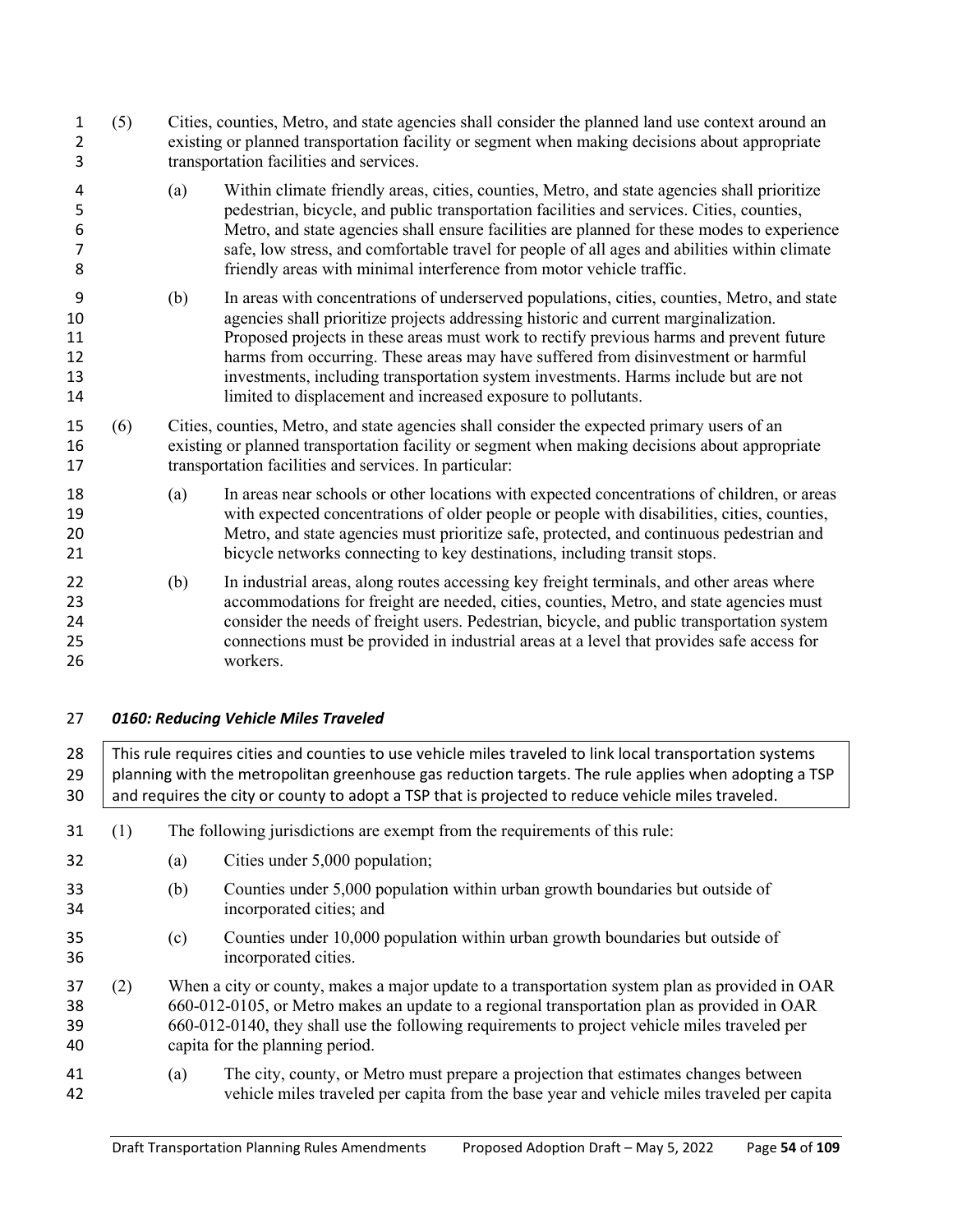(5) Cities, counties, Metro, and state agencies shall consider the planned land use context around an existing or planned transportation facility or segment when making decisions about appropriate transportation facilities and services.

(a) Within climate friendly areas, cities, counties, Metro, and state agencies shall prioritize pedestrian, bicycle, and public transportation facilities and services. Cities, counties, Metro, and state agencies shall ensure facilities are planned for these modes to experience safe, low stress, and comfortable travel for people of all ages and abilities within climate friendly areas with minimal interference from motor vehicle traffic.

(b) In areas with concentrations of underserved populations, cities, counties, Metro, and state agencies shall prioritize projects addressing historic and current marginalization. Proposed projects in these areas must work to rectify previous harms and prevent future harms from occurring. These areas may have suffered from disinvestment or harmful investments, including transportation system investments. Harms include but are not limited to displacement and increased exposure to pollutants.

(6) Cities, counties, Metro, and state agencies shall consider the expected primary users of an existing or planned transportation facility or segment when making decisions about appropriate transportation facilities and services. In particular:

(a) In areas near schools or other locations with expected concentrations of children, or areas with expected concentrations of older people or people with disabilities, cities, counties, Metro, and state agencies must prioritize safe, protected, and continuous pedestrian and bicycle networks connecting to key destinations, including transit stops.

(b) In industrial areas, along routes accessing key freight terminals, and other areas where accommodations for freight are needed, cities, counties, Metro, and state agencies must consider the needs of freight users. Pedestrian, bicycle, and public transportation system connections must be provided in industrial areas at a level that provides safe access for workers.

***0160: Reducing Vehicle Miles Traveled***

> This rule requires cities and counties to use vehicle miles traveled to link local transportation systems planning with the metropolitan greenhouse gas reduction targets. The rule applies when adopting a TSP and requires the city or county to adopt a TSP that is projected to reduce vehicle miles traveled.

(1) The following jurisdictions are exempt from the requirements of this rule:

(a) Cities under 5,000 population;

(b) Counties under 5,000 population within urban growth boundaries but outside of incorporated cities; and

(c) Counties under 10,000 population within urban growth boundaries but outside of incorporated cities.

(2) When a city or county, makes a major update to a transportation system plan as provided in OAR 660-012-0105, or Metro makes an update to a regional transportation plan as provided in OAR 660-012-0140, they shall use the following requirements to project vehicle miles traveled per capita for the planning period.

(a) The city, county, or Metro must prepare a projection that estimates changes between vehicle miles traveled per capita from the base year and vehicle miles traveled per capita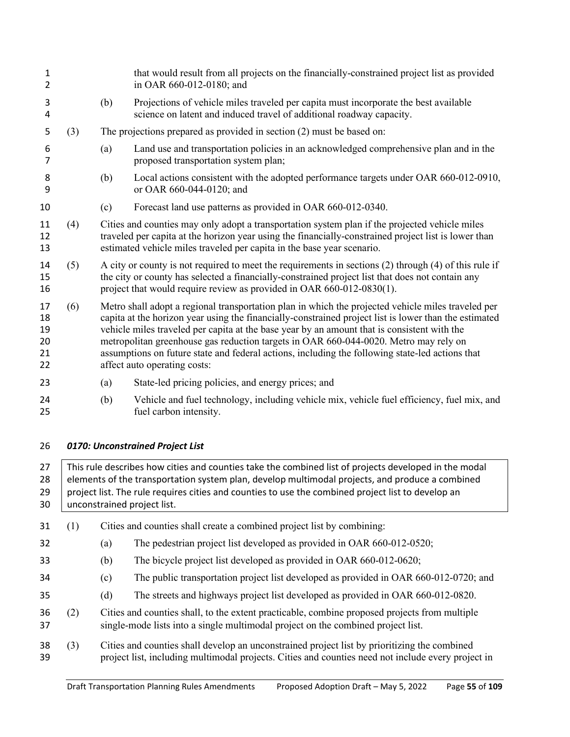that would result from all projects on the financially-constrained project list as provided in OAR 660-012-0180; and

(b) Projections of vehicle miles traveled per capita must incorporate the best available science on latent and induced travel of additional roadway capacity.

(3) The projections prepared as provided in section (2) must be based on:

(a) Land use and transportation policies in an acknowledged comprehensive plan and in the proposed transportation system plan;

(b) Local actions consistent with the adopted performance targets under OAR 660-012-0910, or OAR 660-044-0120; and

(c) Forecast land use patterns as provided in OAR 660-012-0340.

(4) Cities and counties may only adopt a transportation system plan if the projected vehicle miles traveled per capita at the horizon year using the financially-constrained project list is lower than estimated vehicle miles traveled per capita in the base year scenario.

(5) A city or county is not required to meet the requirements in sections (2) through (4) of this rule if the city or county has selected a financially-constrained project list that does not contain any project that would require review as provided in OAR 660-012-0830(1).

(6) Metro shall adopt a regional transportation plan in which the projected vehicle miles traveled per capita at the horizon year using the financially-constrained project list is lower than the estimated vehicle miles traveled per capita at the base year by an amount that is consistent with the metropolitan greenhouse gas reduction targets in OAR 660-044-0020. Metro may rely on assumptions on future state and federal actions, including the following state-led actions that affect auto operating costs:

(a) State-led pricing policies, and energy prices; and

(b) Vehicle and fuel technology, including vehicle mix, vehicle fuel efficiency, fuel mix, and fuel carbon intensity.

### *0170: Unconstrained Project List*

> This rule describes how cities and counties take the combined list of projects developed in the modal elements of the transportation system plan, develop multimodal projects, and produce a combined project list. The rule requires cities and counties to use the combined project list to develop an unconstrained project list.

(1) Cities and counties shall create a combined project list by combining:

(a) The pedestrian project list developed as provided in OAR 660-012-0520;

(b) The bicycle project list developed as provided in OAR 660-012-0620;

(c) The public transportation project list developed as provided in OAR 660-012-0720; and

(d) The streets and highways project list developed as provided in OAR 660-012-0820.

(2) Cities and counties shall, to the extent practicable, combine proposed projects from multiple single-mode lists into a single multimodal project on the combined project list.

(3) Cities and counties shall develop an unconstrained project list by prioritizing the combined project list, including multimodal projects. Cities and counties need not include every project in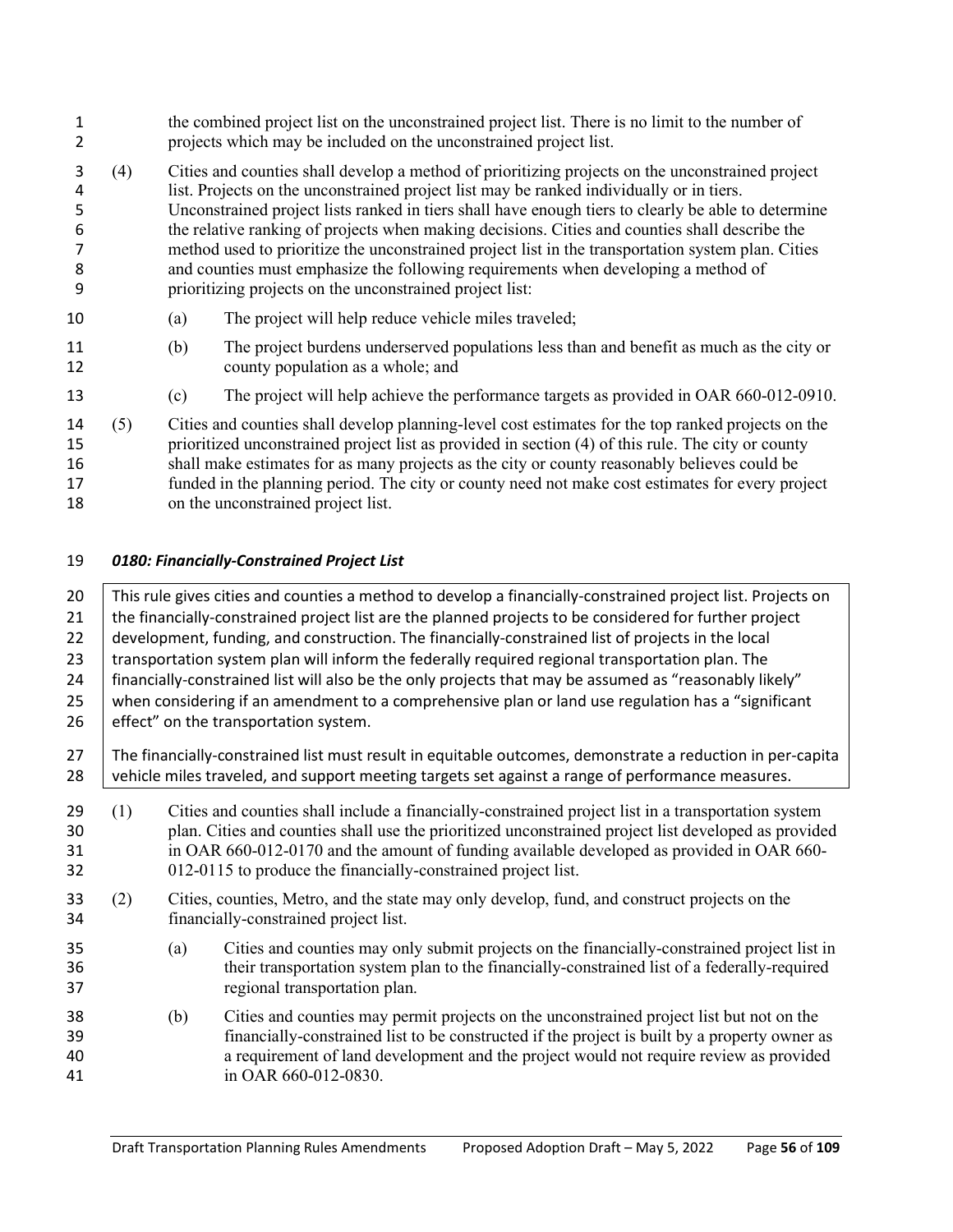the combined project list on the unconstrained project list. There is no limit to the number of projects which may be included on the unconstrained project list.

(4) Cities and counties shall develop a method of prioritizing projects on the unconstrained project list. Projects on the unconstrained project list may be ranked individually or in tiers. Unconstrained project lists ranked in tiers shall have enough tiers to clearly be able to determine the relative ranking of projects when making decisions. Cities and counties shall describe the method used to prioritize the unconstrained project list in the transportation system plan. Cities and counties must emphasize the following requirements when developing a method of prioritizing projects on the unconstrained project list:

  (a) The project will help reduce vehicle miles traveled;

  (b) The project burdens underserved populations less than and benefit as much as the city or county population as a whole; and

  (c) The project will help achieve the performance targets as provided in OAR 660-012-0910.

(5) Cities and counties shall develop planning-level cost estimates for the top ranked projects on the prioritized unconstrained project list as provided in section (4) of this rule. The city or county shall make estimates for as many projects as the city or county reasonably believes could be funded in the planning period. The city or county need not make cost estimates for every project on the unconstrained project list.

### *0180: Financially-Constrained Project List*

> This rule gives cities and counties a method to develop a financially-constrained project list. Projects on the financially-constrained project list are the planned projects to be considered for further project development, funding, and construction. The financially-constrained list of projects in the local transportation system plan will inform the federally required regional transportation plan. The financially-constrained list will also be the only projects that may be assumed as "reasonably likely" when considering if an amendment to a comprehensive plan or land use regulation has a "significant effect" on the transportation system.
>
> The financially-constrained list must result in equitable outcomes, demonstrate a reduction in per-capita vehicle miles traveled, and support meeting targets set against a range of performance measures.

(1) Cities and counties shall include a financially-constrained project list in a transportation system plan. Cities and counties shall use the prioritized unconstrained project list developed as provided in OAR 660-012-0170 and the amount of funding available developed as provided in OAR 660-012-0115 to produce the financially-constrained project list.

(2) Cities, counties, Metro, and the state may only develop, fund, and construct projects on the financially-constrained project list.

  (a) Cities and counties may only submit projects on the financially-constrained project list in their transportation system plan to the financially-constrained list of a federally-required regional transportation plan.

  (b) Cities and counties may permit projects on the unconstrained project list but not on the financially-constrained list to be constructed if the project is built by a property owner as a requirement of land development and the project would not require review as provided in OAR 660-012-0830.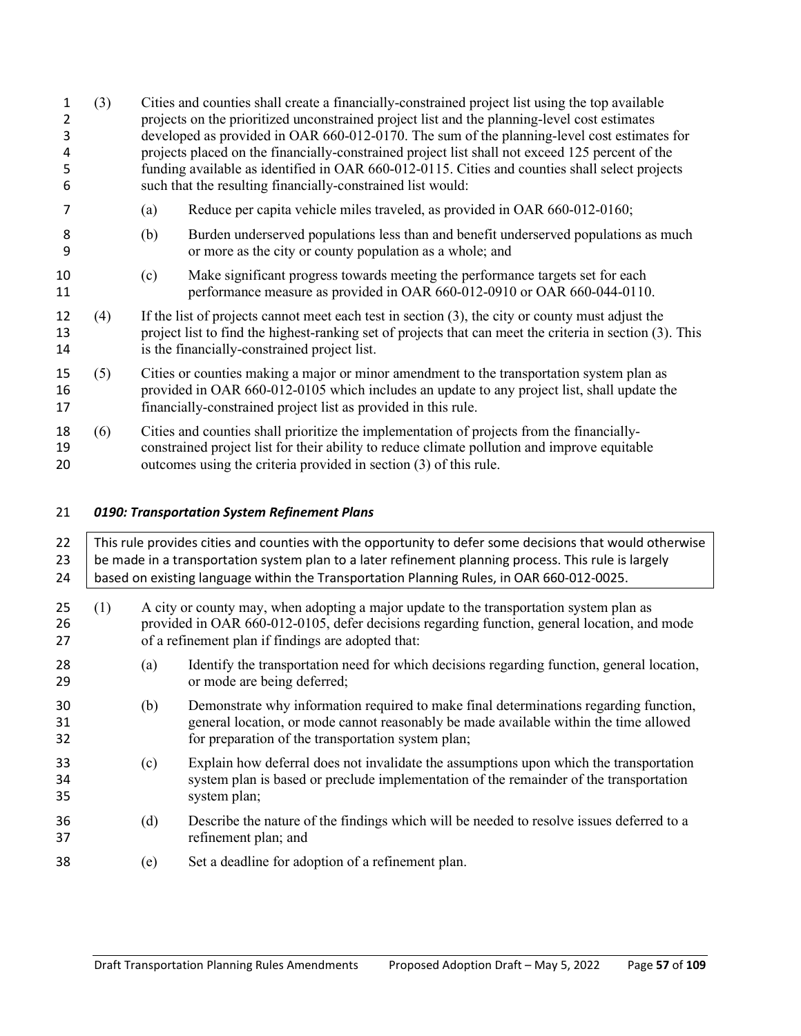(3) Cities and counties shall create a financially-constrained project list using the top available projects on the prioritized unconstrained project list and the planning-level cost estimates developed as provided in OAR 660-012-0170. The sum of the planning-level cost estimates for projects placed on the financially-constrained project list shall not exceed 125 percent of the funding available as identified in OAR 660-012-0115. Cities and counties shall select projects such that the resulting financially-constrained list would:

(a) Reduce per capita vehicle miles traveled, as provided in OAR 660-012-0160;

(b) Burden underserved populations less than and benefit underserved populations as much or more as the city or county population as a whole; and

(c) Make significant progress towards meeting the performance targets set for each performance measure as provided in OAR 660-012-0910 or OAR 660-044-0110.

(4) If the list of projects cannot meet each test in section (3), the city or county must adjust the project list to find the highest-ranking set of projects that can meet the criteria in section (3). This is the financially-constrained project list.

(5) Cities or counties making a major or minor amendment to the transportation system plan as provided in OAR 660-012-0105 which includes an update to any project list, shall update the financially-constrained project list as provided in this rule.

(6) Cities and counties shall prioritize the implementation of projects from the financially-constrained project list for their ability to reduce climate pollution and improve equitable outcomes using the criteria provided in section (3) of this rule.

### *0190: Transportation System Refinement Plans*

> This rule provides cities and counties with the opportunity to defer some decisions that would otherwise be made in a transportation system plan to a later refinement planning process. This rule is largely based on existing language within the Transportation Planning Rules, in OAR 660-012-0025.

(1) A city or county may, when adopting a major update to the transportation system plan as provided in OAR 660-012-0105, defer decisions regarding function, general location, and mode of a refinement plan if findings are adopted that:

(a) Identify the transportation need for which decisions regarding function, general location, or mode are being deferred;

(b) Demonstrate why information required to make final determinations regarding function, general location, or mode cannot reasonably be made available within the time allowed for preparation of the transportation system plan;

(c) Explain how deferral does not invalidate the assumptions upon which the transportation system plan is based or preclude implementation of the remainder of the transportation system plan;

(d) Describe the nature of the findings which will be needed to resolve issues deferred to a refinement plan; and

(e) Set a deadline for adoption of a refinement plan.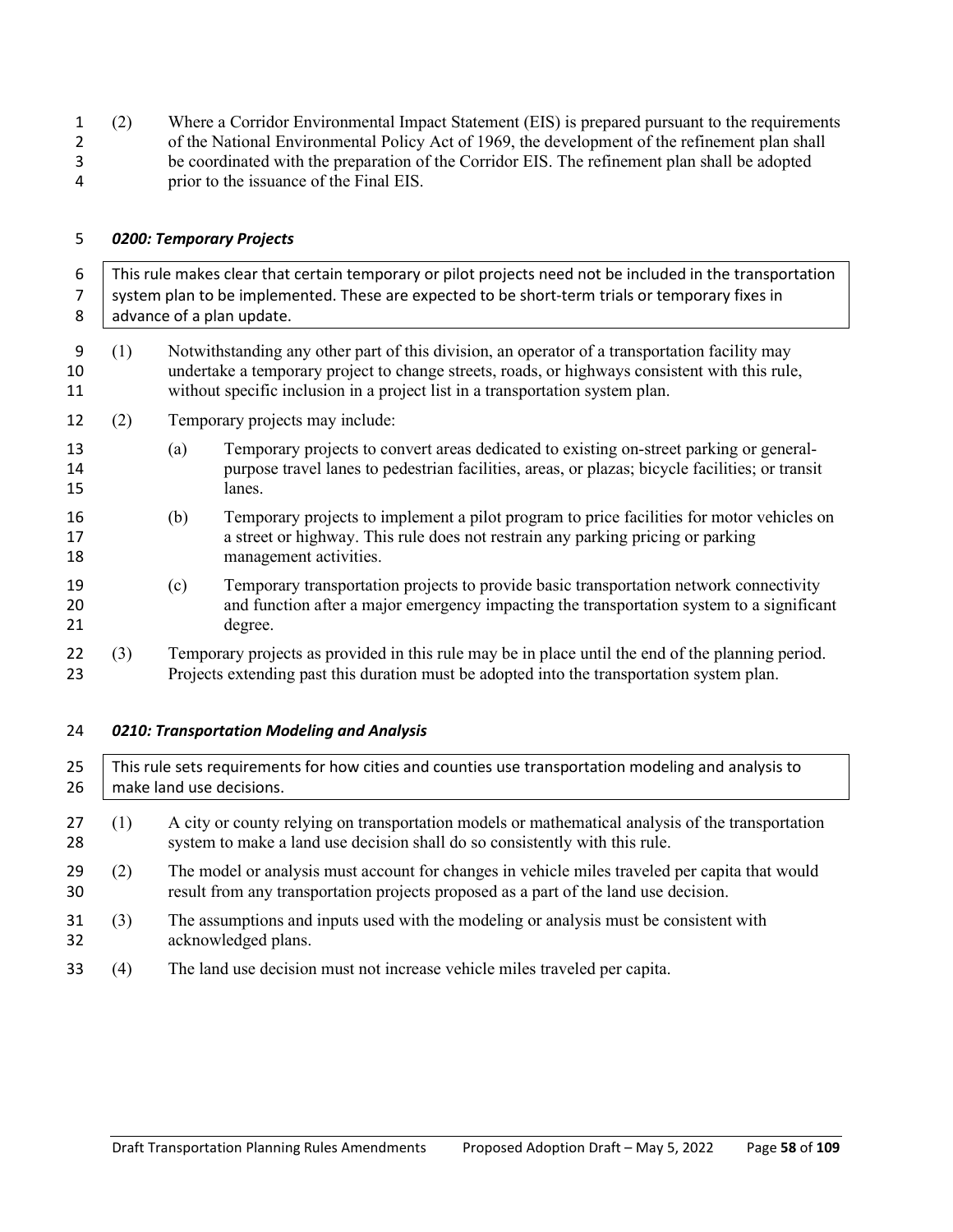(2) Where a Corridor Environmental Impact Statement (EIS) is prepared pursuant to the requirements of the National Environmental Policy Act of 1969, the development of the refinement plan shall be coordinated with the preparation of the Corridor EIS. The refinement plan shall be adopted prior to the issuance of the Final EIS.

### *0200: Temporary Projects*

> This rule makes clear that certain temporary or pilot projects need not be included in the transportation system plan to be implemented. These are expected to be short-term trials or temporary fixes in advance of a plan update.

(1) Notwithstanding any other part of this division, an operator of a transportation facility may undertake a temporary project to change streets, roads, or highways consistent with this rule, without specific inclusion in a project list in a transportation system plan.

(2) Temporary projects may include:

- (a) Temporary projects to convert areas dedicated to existing on-street parking or general-purpose travel lanes to pedestrian facilities, areas, or plazas; bicycle facilities; or transit lanes.
- (b) Temporary projects to implement a pilot program to price facilities for motor vehicles on a street or highway. This rule does not restrain any parking pricing or parking management activities.
- (c) Temporary transportation projects to provide basic transportation network connectivity and function after a major emergency impacting the transportation system to a significant degree.

(3) Temporary projects as provided in this rule may be in place until the end of the planning period. Projects extending past this duration must be adopted into the transportation system plan.

### *0210: Transportation Modeling and Analysis*

> This rule sets requirements for how cities and counties use transportation modeling and analysis to make land use decisions.

(1) A city or county relying on transportation models or mathematical analysis of the transportation system to make a land use decision shall do so consistently with this rule.

(2) The model or analysis must account for changes in vehicle miles traveled per capita that would result from any transportation projects proposed as a part of the land use decision.

(3) The assumptions and inputs used with the modeling or analysis must be consistent with acknowledged plans.

(4) The land use decision must not increase vehicle miles traveled per capita.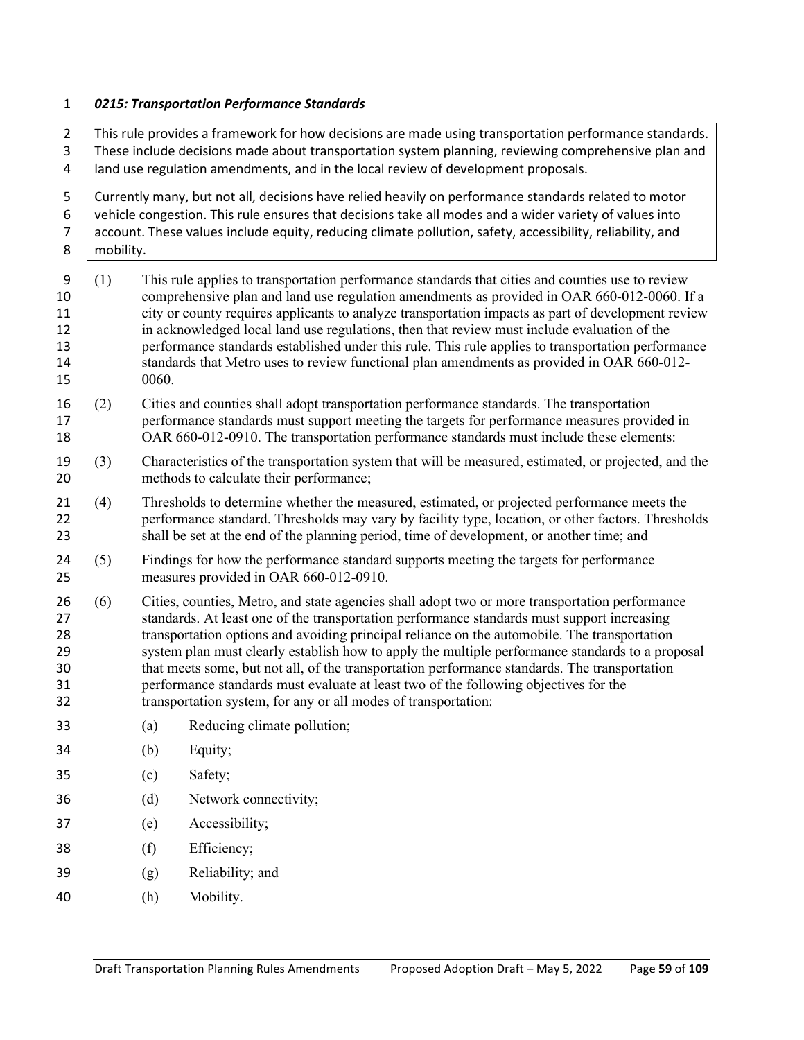### *0215: Transportation Performance Standards*

> This rule provides a framework for how decisions are made using transportation performance standards. These include decisions made about transportation system planning, reviewing comprehensive plan and land use regulation amendments, and in the local review of development proposals.
>
> Currently many, but not all, decisions have relied heavily on performance standards related to motor vehicle congestion. This rule ensures that decisions take all modes and a wider variety of values into account. These values include equity, reducing climate pollution, safety, accessibility, reliability, and mobility.

(1) This rule applies to transportation performance standards that cities and counties use to review comprehensive plan and land use regulation amendments as provided in OAR 660-012-0060. If a city or county requires applicants to analyze transportation impacts as part of development review in acknowledged local land use regulations, then that review must include evaluation of the performance standards established under this rule. This rule applies to transportation performance standards that Metro uses to review functional plan amendments as provided in OAR 660-012-0060.

(2) Cities and counties shall adopt transportation performance standards. The transportation performance standards must support meeting the targets for performance measures provided in OAR 660-012-0910. The transportation performance standards must include these elements:

(3) Characteristics of the transportation system that will be measured, estimated, or projected, and the methods to calculate their performance;

(4) Thresholds to determine whether the measured, estimated, or projected performance meets the performance standard. Thresholds may vary by facility type, location, or other factors. Thresholds shall be set at the end of the planning period, time of development, or another time; and

(5) Findings for how the performance standard supports meeting the targets for performance measures provided in OAR 660-012-0910.

(6) Cities, counties, Metro, and state agencies shall adopt two or more transportation performance standards. At least one of the transportation performance standards must support increasing transportation options and avoiding principal reliance on the automobile. The transportation system plan must clearly establish how to apply the multiple performance standards to a proposal that meets some, but not all, of the transportation performance standards. The transportation performance standards must evaluate at least two of the following objectives for the transportation system, for any or all modes of transportation:

- (a) Reducing climate pollution;
- (b) Equity;
- (c) Safety;
- (d) Network connectivity;
- (e) Accessibility;
- (f) Efficiency;
- (g) Reliability; and
- (h) Mobility.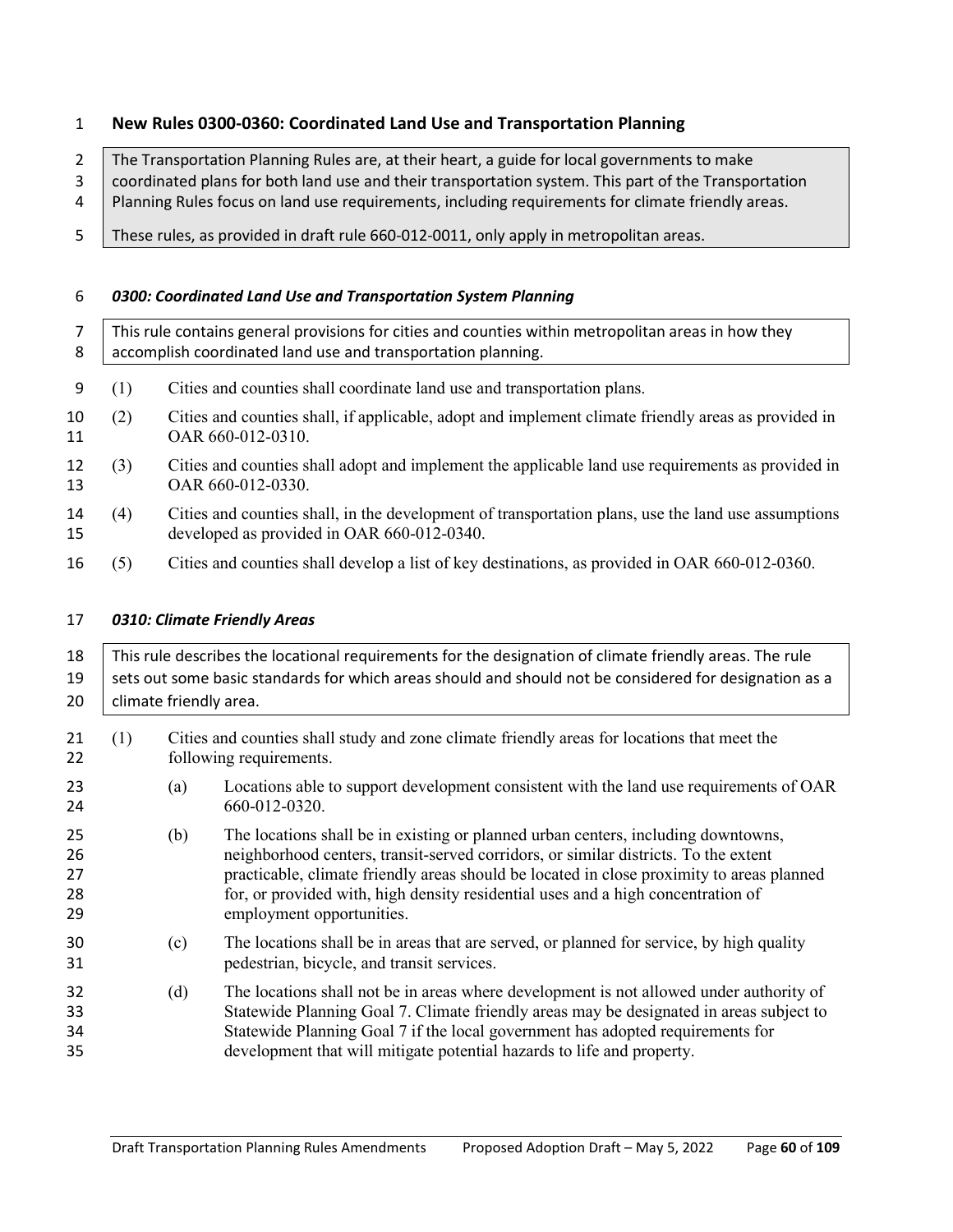## New Rules 0300-0360: Coordinated Land Use and Transportation Planning

The Transportation Planning Rules are, at their heart, a guide for local governments to make coordinated plans for both land use and their transportation system. This part of the Transportation Planning Rules focus on land use requirements, including requirements for climate friendly areas.

These rules, as provided in draft rule 660-012-0011, only apply in metropolitan areas.

### *0300: Coordinated Land Use and Transportation System Planning*

This rule contains general provisions for cities and counties within metropolitan areas in how they accomplish coordinated land use and transportation planning.

(1) Cities and counties shall coordinate land use and transportation plans.

(2) Cities and counties shall, if applicable, adopt and implement climate friendly areas as provided in OAR 660-012-0310.

(3) Cities and counties shall adopt and implement the applicable land use requirements as provided in OAR 660-012-0330.

(4) Cities and counties shall, in the development of transportation plans, use the land use assumptions developed as provided in OAR 660-012-0340.

(5) Cities and counties shall develop a list of key destinations, as provided in OAR 660-012-0360.

### *0310: Climate Friendly Areas*

This rule describes the locational requirements for the designation of climate friendly areas. The rule sets out some basic standards for which areas should and should not be considered for designation as a climate friendly area.

(1) Cities and counties shall study and zone climate friendly areas for locations that meet the following requirements.

- (a) Locations able to support development consistent with the land use requirements of OAR 660-012-0320.
- (b) The locations shall be in existing or planned urban centers, including downtowns, neighborhood centers, transit-served corridors, or similar districts. To the extent practicable, climate friendly areas should be located in close proximity to areas planned for, or provided with, high density residential uses and a high concentration of employment opportunities.
- (c) The locations shall be in areas that are served, or planned for service, by high quality pedestrian, bicycle, and transit services.
- (d) The locations shall not be in areas where development is not allowed under authority of Statewide Planning Goal 7. Climate friendly areas may be designated in areas subject to Statewide Planning Goal 7 if the local government has adopted requirements for development that will mitigate potential hazards to life and property.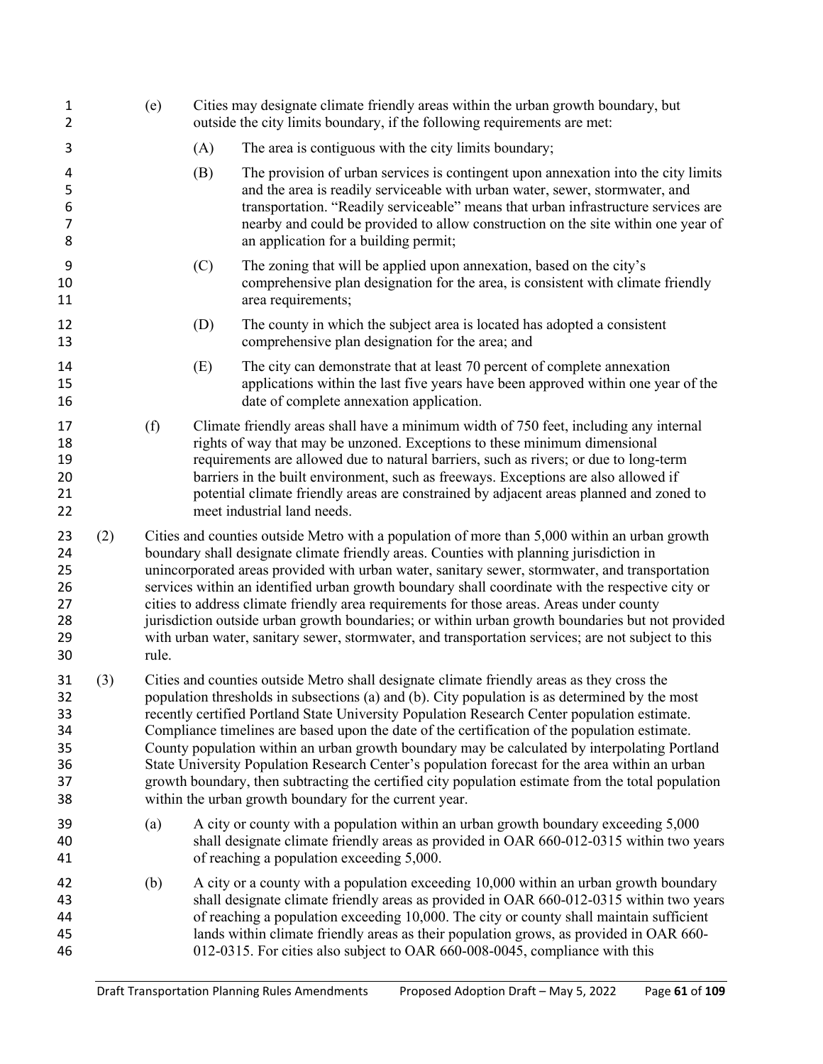(e) Cities may designate climate friendly areas within the urban growth boundary, but outside the city limits boundary, if the following requirements are met:

(A) The area is contiguous with the city limits boundary;

(B) The provision of urban services is contingent upon annexation into the city limits and the area is readily serviceable with urban water, sewer, stormwater, and transportation. "Readily serviceable" means that urban infrastructure services are nearby and could be provided to allow construction on the site within one year of an application for a building permit;

(C) The zoning that will be applied upon annexation, based on the city's comprehensive plan designation for the area, is consistent with climate friendly area requirements;

(D) The county in which the subject area is located has adopted a consistent comprehensive plan designation for the area; and

(E) The city can demonstrate that at least 70 percent of complete annexation applications within the last five years have been approved within one year of the date of complete annexation application.

(f) Climate friendly areas shall have a minimum width of 750 feet, including any internal rights of way that may be unzoned. Exceptions to these minimum dimensional requirements are allowed due to natural barriers, such as rivers; or due to long-term barriers in the built environment, such as freeways. Exceptions are also allowed if potential climate friendly areas are constrained by adjacent areas planned and zoned to meet industrial land needs.

(2) Cities and counties outside Metro with a population of more than 5,000 within an urban growth boundary shall designate climate friendly areas. Counties with planning jurisdiction in unincorporated areas provided with urban water, sanitary sewer, stormwater, and transportation services within an identified urban growth boundary shall coordinate with the respective city or cities to address climate friendly area requirements for those areas. Areas under county jurisdiction outside urban growth boundaries; or within urban growth boundaries but not provided with urban water, sanitary sewer, stormwater, and transportation services; are not subject to this rule.

(3) Cities and counties outside Metro shall designate climate friendly areas as they cross the population thresholds in subsections (a) and (b). City population is as determined by the most recently certified Portland State University Population Research Center population estimate. Compliance timelines are based upon the date of the certification of the population estimate. County population within an urban growth boundary may be calculated by interpolating Portland State University Population Research Center's population forecast for the area within an urban growth boundary, then subtracting the certified city population estimate from the total population within the urban growth boundary for the current year.

(a) A city or county with a population within an urban growth boundary exceeding 5,000 shall designate climate friendly areas as provided in OAR 660-012-0315 within two years of reaching a population exceeding 5,000.

(b) A city or a county with a population exceeding 10,000 within an urban growth boundary shall designate climate friendly areas as provided in OAR 660-012-0315 within two years of reaching a population exceeding 10,000. The city or county shall maintain sufficient lands within climate friendly areas as their population grows, as provided in OAR 660-012-0315. For cities also subject to OAR 660-008-0045, compliance with this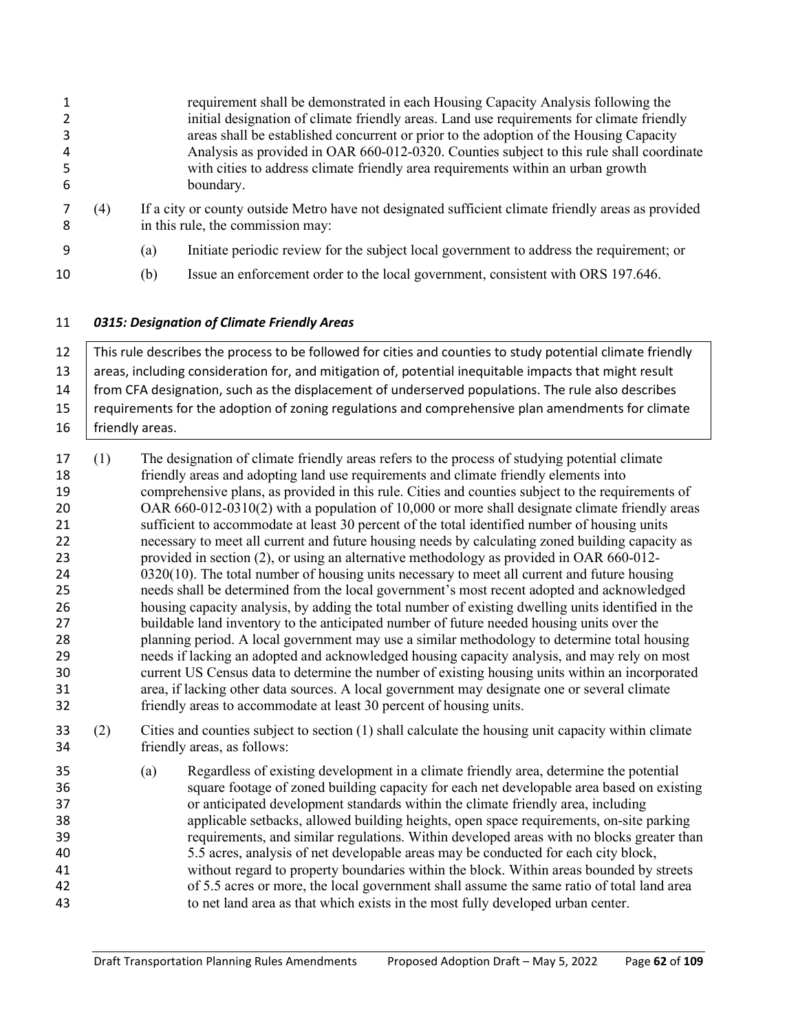requirement shall be demonstrated in each Housing Capacity Analysis following the initial designation of climate friendly areas. Land use requirements for climate friendly areas shall be established concurrent or prior to the adoption of the Housing Capacity Analysis as provided in OAR 660-012-0320. Counties subject to this rule shall coordinate with cities to address climate friendly area requirements within an urban growth boundary.

(4) If a city or county outside Metro have not designated sufficient climate friendly areas as provided in this rule, the commission may:

(a) Initiate periodic review for the subject local government to address the requirement; or

(b) Issue an enforcement order to the local government, consistent with ORS 197.646.

***0315: Designation of Climate Friendly Areas***

> This rule describes the process to be followed for cities and counties to study potential climate friendly areas, including consideration for, and mitigation of, potential inequitable impacts that might result from CFA designation, such as the displacement of underserved populations. The rule also describes requirements for the adoption of zoning regulations and comprehensive plan amendments for climate friendly areas.

(1) The designation of climate friendly areas refers to the process of studying potential climate friendly areas and adopting land use requirements and climate friendly elements into comprehensive plans, as provided in this rule. Cities and counties subject to the requirements of OAR 660-012-0310(2) with a population of 10,000 or more shall designate climate friendly areas sufficient to accommodate at least 30 percent of the total identified number of housing units necessary to meet all current and future housing needs by calculating zoned building capacity as provided in section (2), or using an alternative methodology as provided in OAR 660-012-0320(10). The total number of housing units necessary to meet all current and future housing needs shall be determined from the local government's most recent adopted and acknowledged housing capacity analysis, by adding the total number of existing dwelling units identified in the buildable land inventory to the anticipated number of future needed housing units over the planning period. A local government may use a similar methodology to determine total housing needs if lacking an adopted and acknowledged housing capacity analysis, and may rely on most current US Census data to determine the number of existing housing units within an incorporated area, if lacking other data sources. A local government may designate one or several climate friendly areas to accommodate at least 30 percent of housing units.

(2) Cities and counties subject to section (1) shall calculate the housing unit capacity within climate friendly areas, as follows:

(a) Regardless of existing development in a climate friendly area, determine the potential square footage of zoned building capacity for each net developable area based on existing or anticipated development standards within the climate friendly area, including applicable setbacks, allowed building heights, open space requirements, on-site parking requirements, and similar regulations. Within developed areas with no blocks greater than 5.5 acres, analysis of net developable areas may be conducted for each city block, without regard to property boundaries within the block. Within areas bounded by streets of 5.5 acres or more, the local government shall assume the same ratio of total land area to net land area as that which exists in the most fully developed urban center.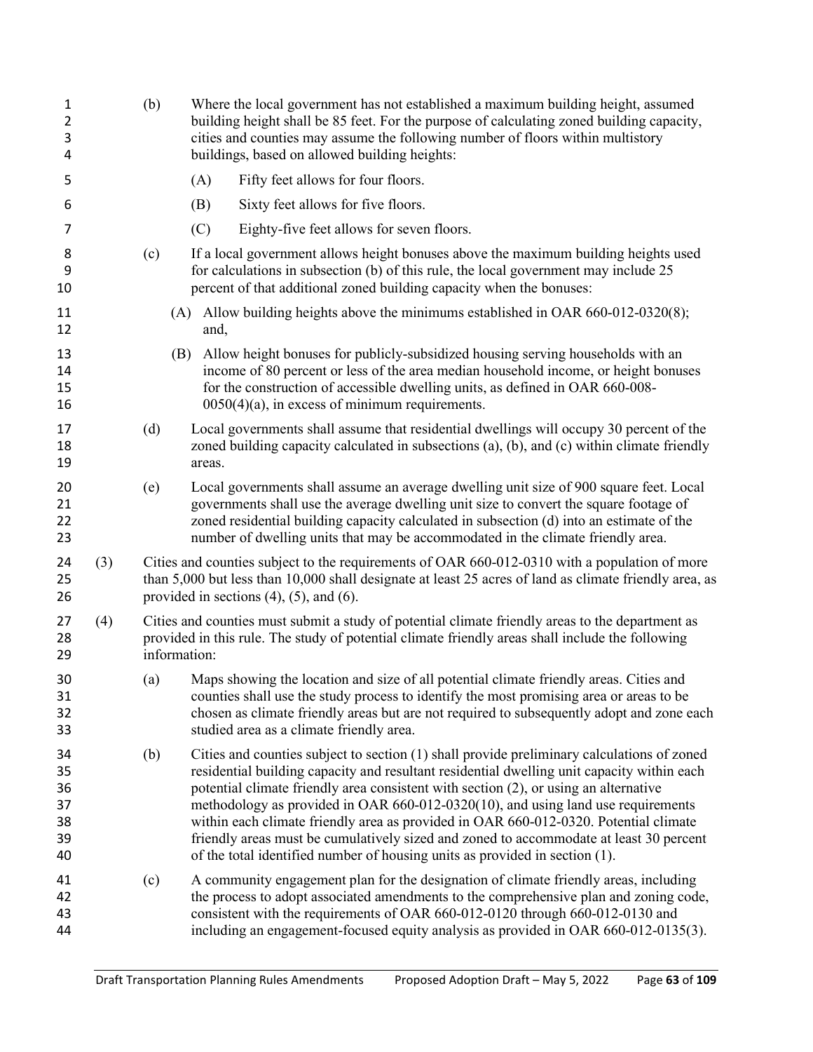(b) Where the local government has not established a maximum building height, assumed building height shall be 85 feet. For the purpose of calculating zoned building capacity, cities and counties may assume the following number of floors within multistory buildings, based on allowed building heights:

   (A) Fifty feet allows for four floors.

   (B) Sixty feet allows for five floors.

   (C) Eighty-five feet allows for seven floors.

(c) If a local government allows height bonuses above the maximum building heights used for calculations in subsection (b) of this rule, the local government may include 25 percent of that additional zoned building capacity when the bonuses:

   (A) Allow building heights above the minimums established in OAR 660-012-0320(8); and,

   (B) Allow height bonuses for publicly-subsidized housing serving households with an income of 80 percent or less of the area median household income, or height bonuses for the construction of accessible dwelling units, as defined in OAR 660-008-0050(4)(a), in excess of minimum requirements.

(d) Local governments shall assume that residential dwellings will occupy 30 percent of the zoned building capacity calculated in subsections (a), (b), and (c) within climate friendly areas.

(e) Local governments shall assume an average dwelling unit size of 900 square feet. Local governments shall use the average dwelling unit size to convert the square footage of zoned residential building capacity calculated in subsection (d) into an estimate of the number of dwelling units that may be accommodated in the climate friendly area.

(3) Cities and counties subject to the requirements of OAR 660-012-0310 with a population of more than 5,000 but less than 10,000 shall designate at least 25 acres of land as climate friendly area, as provided in sections (4), (5), and (6).

(4) Cities and counties must submit a study of potential climate friendly areas to the department as provided in this rule. The study of potential climate friendly areas shall include the following information:

(a) Maps showing the location and size of all potential climate friendly areas. Cities and counties shall use the study process to identify the most promising area or areas to be chosen as climate friendly areas but are not required to subsequently adopt and zone each studied area as a climate friendly area.

(b) Cities and counties subject to section (1) shall provide preliminary calculations of zoned residential building capacity and resultant residential dwelling unit capacity within each potential climate friendly area consistent with section (2), or using an alternative methodology as provided in OAR 660-012-0320(10), and using land use requirements within each climate friendly area as provided in OAR 660-012-0320. Potential climate friendly areas must be cumulatively sized and zoned to accommodate at least 30 percent of the total identified number of housing units as provided in section (1).

(c) A community engagement plan for the designation of climate friendly areas, including the process to adopt associated amendments to the comprehensive plan and zoning code, consistent with the requirements of OAR 660-012-0120 through 660-012-0130 and including an engagement-focused equity analysis as provided in OAR 660-012-0135(3).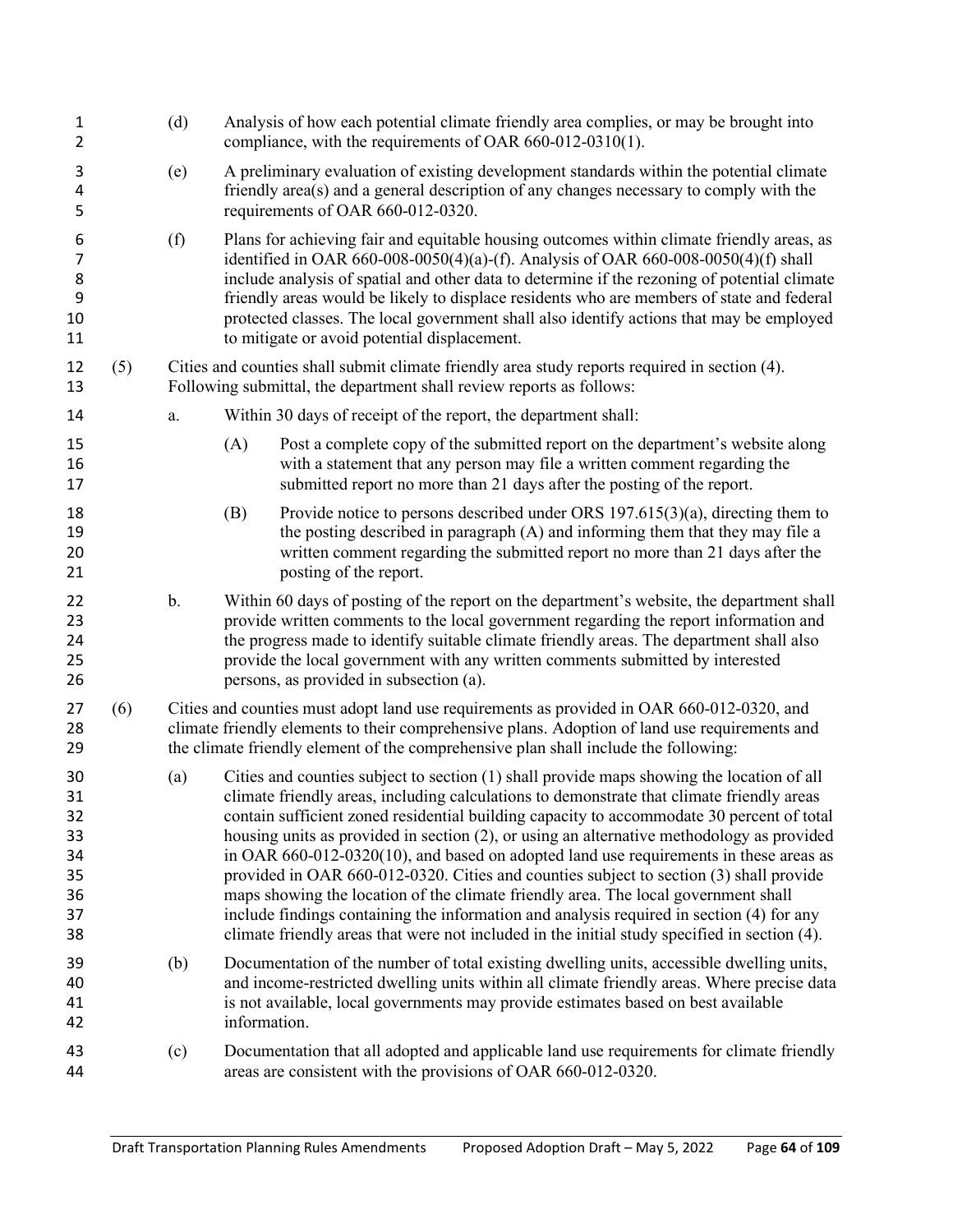(d) Analysis of how each potential climate friendly area complies, or may be brought into compliance, with the requirements of OAR 660-012-0310(1).

(e) A preliminary evaluation of existing development standards within the potential climate friendly area(s) and a general description of any changes necessary to comply with the requirements of OAR 660-012-0320.

(f) Plans for achieving fair and equitable housing outcomes within climate friendly areas, as identified in OAR 660-008-0050(4)(a)-(f). Analysis of OAR 660-008-0050(4)(f) shall include analysis of spatial and other data to determine if the rezoning of potential climate friendly areas would be likely to displace residents who are members of state and federal protected classes. The local government shall also identify actions that may be employed to mitigate or avoid potential displacement.

(5) Cities and counties shall submit climate friendly area study reports required in section (4). Following submittal, the department shall review reports as follows:

a. Within 30 days of receipt of the report, the department shall:

(A) Post a complete copy of the submitted report on the department's website along with a statement that any person may file a written comment regarding the submitted report no more than 21 days after the posting of the report.

(B) Provide notice to persons described under ORS 197.615(3)(a), directing them to the posting described in paragraph (A) and informing them that they may file a written comment regarding the submitted report no more than 21 days after the posting of the report.

b. Within 60 days of posting of the report on the department's website, the department shall provide written comments to the local government regarding the report information and the progress made to identify suitable climate friendly areas. The department shall also provide the local government with any written comments submitted by interested persons, as provided in subsection (a).

(6) Cities and counties must adopt land use requirements as provided in OAR 660-012-0320, and climate friendly elements to their comprehensive plans. Adoption of land use requirements and the climate friendly element of the comprehensive plan shall include the following:

(a) Cities and counties subject to section (1) shall provide maps showing the location of all climate friendly areas, including calculations to demonstrate that climate friendly areas contain sufficient zoned residential building capacity to accommodate 30 percent of total housing units as provided in section (2), or using an alternative methodology as provided in OAR 660-012-0320(10), and based on adopted land use requirements in these areas as provided in OAR 660-012-0320. Cities and counties subject to section (3) shall provide maps showing the location of the climate friendly area. The local government shall include findings containing the information and analysis required in section (4) for any climate friendly areas that were not included in the initial study specified in section (4).

(b) Documentation of the number of total existing dwelling units, accessible dwelling units, and income-restricted dwelling units within all climate friendly areas. Where precise data is not available, local governments may provide estimates based on best available information.

(c) Documentation that all adopted and applicable land use requirements for climate friendly areas are consistent with the provisions of OAR 660-012-0320.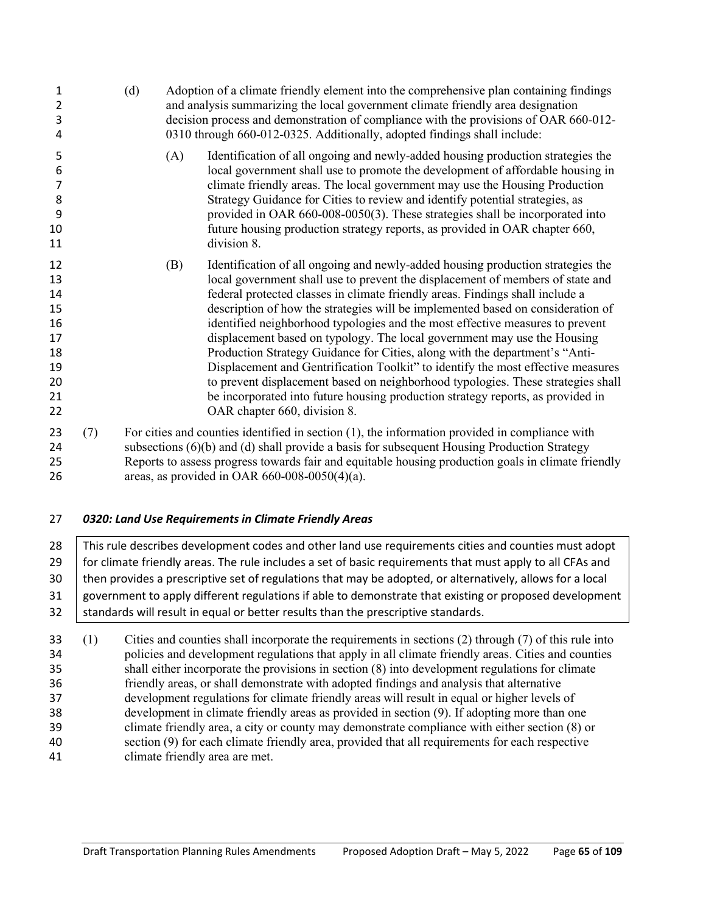(d) Adoption of a climate friendly element into the comprehensive plan containing findings and analysis summarizing the local government climate friendly area designation decision process and demonstration of compliance with the provisions of OAR 660-012-0310 through 660-012-0325. Additionally, adopted findings shall include:

(A) Identification of all ongoing and newly-added housing production strategies the local government shall use to promote the development of affordable housing in climate friendly areas. The local government may use the Housing Production Strategy Guidance for Cities to review and identify potential strategies, as provided in OAR 660-008-0050(3). These strategies shall be incorporated into future housing production strategy reports, as provided in OAR chapter 660, division 8.

(B) Identification of all ongoing and newly-added housing production strategies the local government shall use to prevent the displacement of members of state and federal protected classes in climate friendly areas. Findings shall include a description of how the strategies will be implemented based on consideration of identified neighborhood typologies and the most effective measures to prevent displacement based on typology. The local government may use the Housing Production Strategy Guidance for Cities, along with the department's "Anti-Displacement and Gentrification Toolkit" to identify the most effective measures to prevent displacement based on neighborhood typologies. These strategies shall be incorporated into future housing production strategy reports, as provided in OAR chapter 660, division 8.

(7) For cities and counties identified in section (1), the information provided in compliance with subsections (6)(b) and (d) shall provide a basis for subsequent Housing Production Strategy Reports to assess progress towards fair and equitable housing production goals in climate friendly areas, as provided in OAR 660-008-0050(4)(a).

### *0320: Land Use Requirements in Climate Friendly Areas*

> This rule describes development codes and other land use requirements cities and counties must adopt for climate friendly areas. The rule includes a set of basic requirements that must apply to all CFAs and then provides a prescriptive set of regulations that may be adopted, or alternatively, allows for a local government to apply different regulations if able to demonstrate that existing or proposed development standards will result in equal or better results than the prescriptive standards.

(1) Cities and counties shall incorporate the requirements in sections (2) through (7) of this rule into policies and development regulations that apply in all climate friendly areas. Cities and counties shall either incorporate the provisions in section (8) into development regulations for climate friendly areas, or shall demonstrate with adopted findings and analysis that alternative development regulations for climate friendly areas will result in equal or higher levels of development in climate friendly areas as provided in section (9). If adopting more than one climate friendly area, a city or county may demonstrate compliance with either section (8) or section (9) for each climate friendly area, provided that all requirements for each respective climate friendly area are met.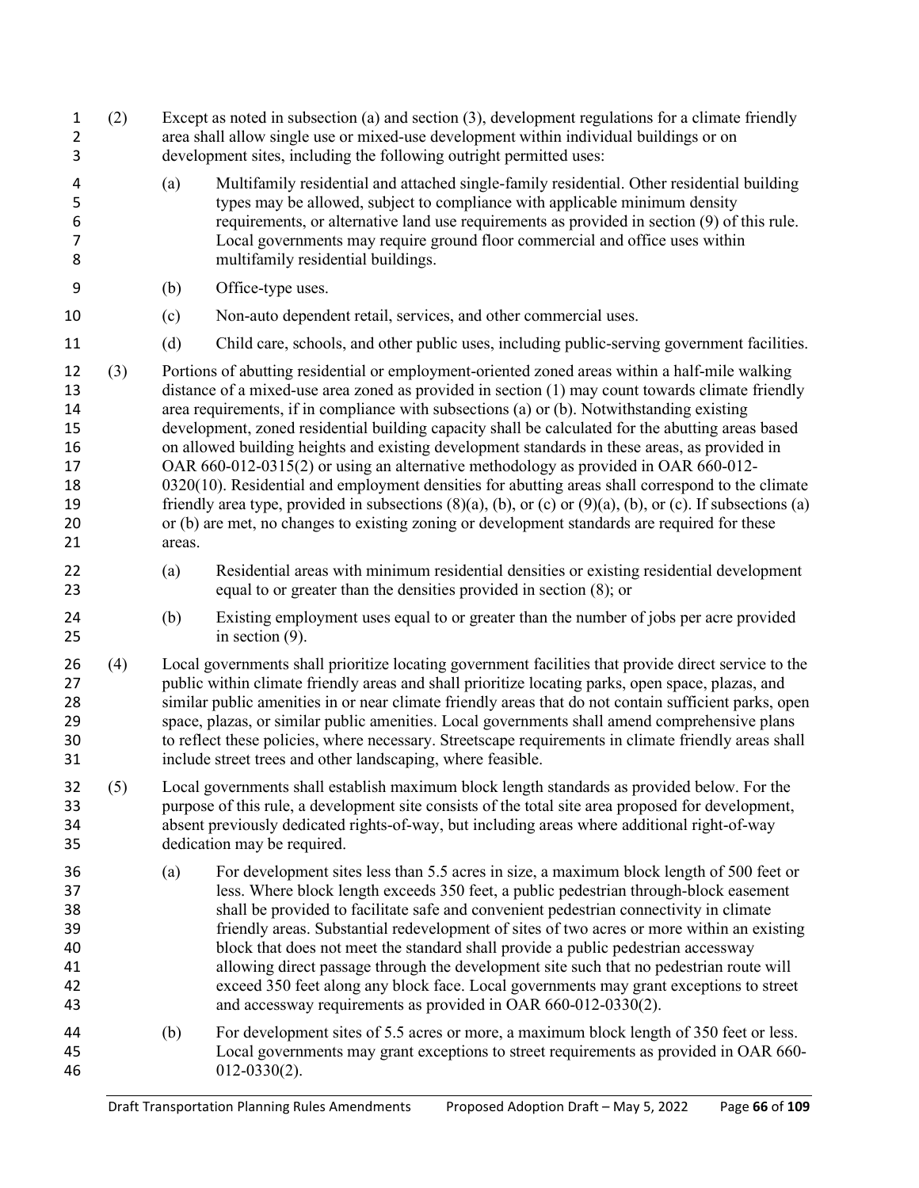(2) Except as noted in subsection (a) and section (3), development regulations for a climate friendly area shall allow single use or mixed-use development within individual buildings or on development sites, including the following outright permitted uses:

(a) Multifamily residential and attached single-family residential. Other residential building types may be allowed, subject to compliance with applicable minimum density requirements, or alternative land use requirements as provided in section (9) of this rule. Local governments may require ground floor commercial and office uses within multifamily residential buildings.

(b) Office-type uses.

(c) Non-auto dependent retail, services, and other commercial uses.

(d) Child care, schools, and other public uses, including public-serving government facilities.

(3) Portions of abutting residential or employment-oriented zoned areas within a half-mile walking distance of a mixed-use area zoned as provided in section (1) may count towards climate friendly area requirements, if in compliance with subsections (a) or (b). Notwithstanding existing development, zoned residential building capacity shall be calculated for the abutting areas based on allowed building heights and existing development standards in these areas, as provided in OAR 660-012-0315(2) or using an alternative methodology as provided in OAR 660-012-0320(10). Residential and employment densities for abutting areas shall correspond to the climate friendly area type, provided in subsections (8)(a), (b), or (c) or (9)(a), (b), or (c). If subsections (a) or (b) are met, no changes to existing zoning or development standards are required for these areas.

(a) Residential areas with minimum residential densities or existing residential development equal to or greater than the densities provided in section (8); or

(b) Existing employment uses equal to or greater than the number of jobs per acre provided in section (9).

(4) Local governments shall prioritize locating government facilities that provide direct service to the public within climate friendly areas and shall prioritize locating parks, open space, plazas, and similar public amenities in or near climate friendly areas that do not contain sufficient parks, open space, plazas, or similar public amenities. Local governments shall amend comprehensive plans to reflect these policies, where necessary. Streetscape requirements in climate friendly areas shall include street trees and other landscaping, where feasible.

(5) Local governments shall establish maximum block length standards as provided below. For the purpose of this rule, a development site consists of the total site area proposed for development, absent previously dedicated rights-of-way, but including areas where additional right-of-way dedication may be required.

(a) For development sites less than 5.5 acres in size, a maximum block length of 500 feet or less. Where block length exceeds 350 feet, a public pedestrian through-block easement shall be provided to facilitate safe and convenient pedestrian connectivity in climate friendly areas. Substantial redevelopment of sites of two acres or more within an existing block that does not meet the standard shall provide a public pedestrian accessway allowing direct passage through the development site such that no pedestrian route will exceed 350 feet along any block face. Local governments may grant exceptions to street and accessway requirements as provided in OAR 660-012-0330(2).

(b) For development sites of 5.5 acres or more, a maximum block length of 350 feet or less. Local governments may grant exceptions to street requirements as provided in OAR 660-012-0330(2).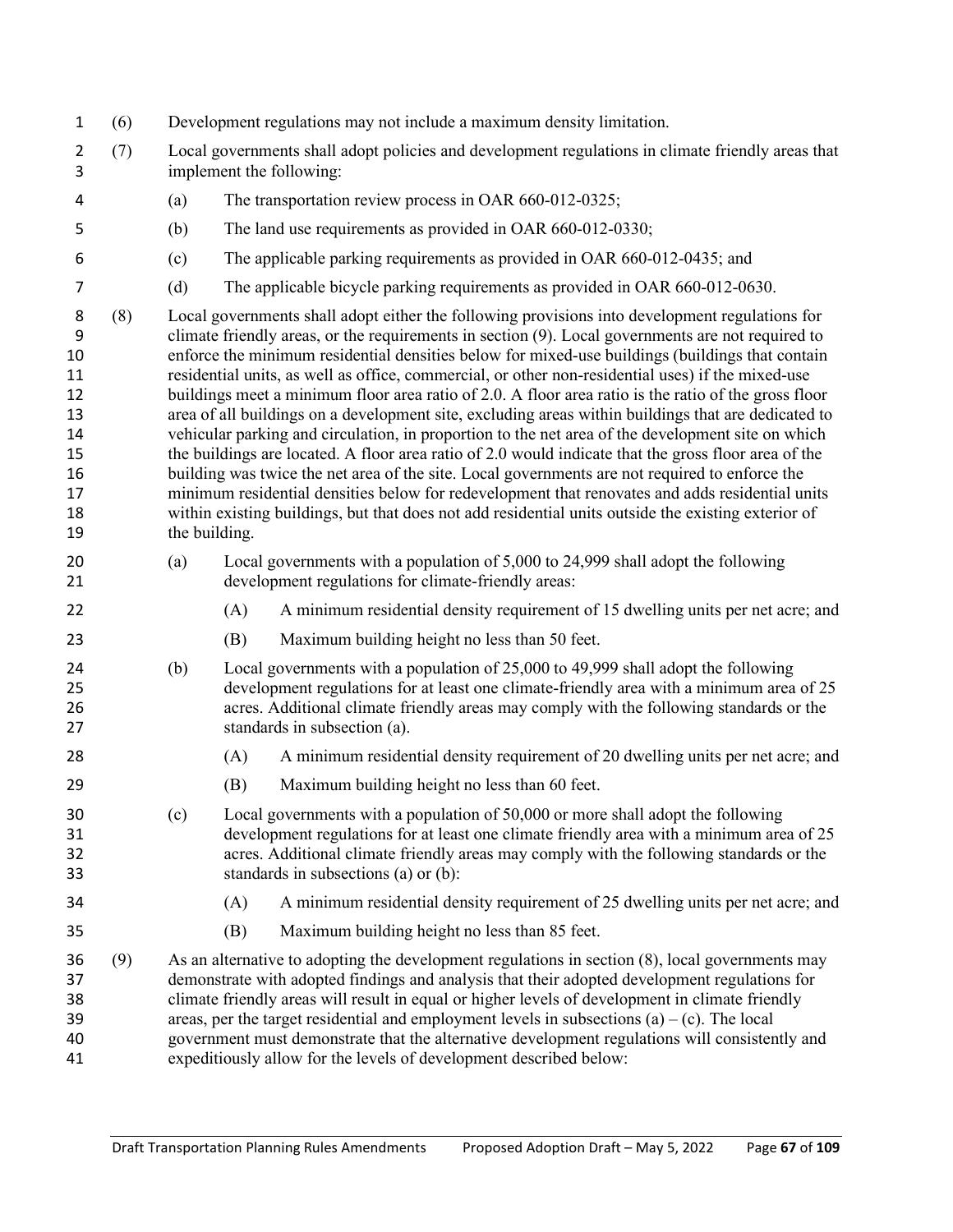(6) Development regulations may not include a maximum density limitation.

(7) Local governments shall adopt policies and development regulations in climate friendly areas that implement the following:

- (a) The transportation review process in OAR 660-012-0325;
- (b) The land use requirements as provided in OAR 660-012-0330;
- (c) The applicable parking requirements as provided in OAR 660-012-0435; and
- (d) The applicable bicycle parking requirements as provided in OAR 660-012-0630.

(8) Local governments shall adopt either the following provisions into development regulations for climate friendly areas, or the requirements in section (9). Local governments are not required to enforce the minimum residential densities below for mixed-use buildings (buildings that contain residential units, as well as office, commercial, or other non-residential uses) if the mixed-use buildings meet a minimum floor area ratio of 2.0. A floor area ratio is the ratio of the gross floor area of all buildings on a development site, excluding areas within buildings that are dedicated to vehicular parking and circulation, in proportion to the net area of the development site on which the buildings are located. A floor area ratio of 2.0 would indicate that the gross floor area of the building was twice the net area of the site. Local governments are not required to enforce the minimum residential densities below for redevelopment that renovates and adds residential units within existing buildings, but that does not add residential units outside the existing exterior of the building.

- (a) Local governments with a population of 5,000 to 24,999 shall adopt the following development regulations for climate-friendly areas:
  - (A) A minimum residential density requirement of 15 dwelling units per net acre; and
  - (B) Maximum building height no less than 50 feet.
- (b) Local governments with a population of 25,000 to 49,999 shall adopt the following development regulations for at least one climate-friendly area with a minimum area of 25 acres. Additional climate friendly areas may comply with the following standards or the standards in subsection (a).
  - (A) A minimum residential density requirement of 20 dwelling units per net acre; and
  - (B) Maximum building height no less than 60 feet.
- (c) Local governments with a population of 50,000 or more shall adopt the following development regulations for at least one climate friendly area with a minimum area of 25 acres. Additional climate friendly areas may comply with the following standards or the standards in subsections (a) or (b):
  - (A) A minimum residential density requirement of 25 dwelling units per net acre; and
  - (B) Maximum building height no less than 85 feet.

(9) As an alternative to adopting the development regulations in section (8), local governments may demonstrate with adopted findings and analysis that their adopted development regulations for climate friendly areas will result in equal or higher levels of development in climate friendly areas, per the target residential and employment levels in subsections (a) – (c). The local government must demonstrate that the alternative development regulations will consistently and expeditiously allow for the levels of development described below: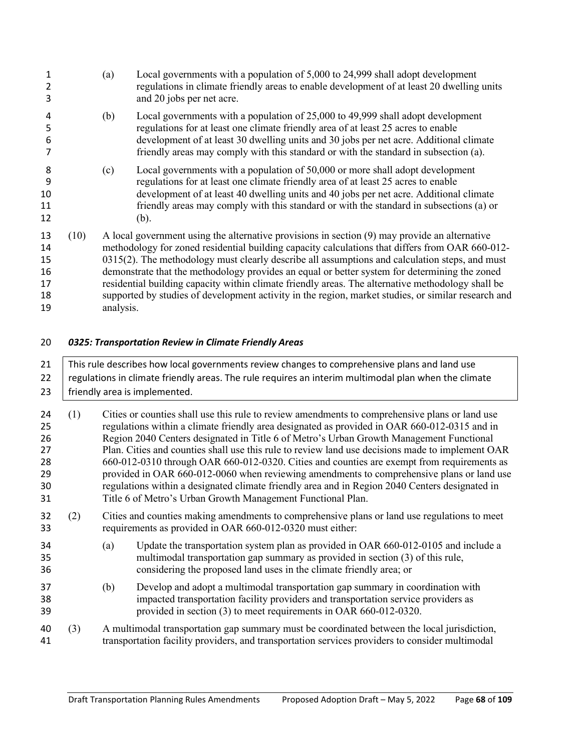(a) Local governments with a population of 5,000 to 24,999 shall adopt development regulations in climate friendly areas to enable development of at least 20 dwelling units and 20 jobs per net acre.

(b) Local governments with a population of 25,000 to 49,999 shall adopt development regulations for at least one climate friendly area of at least 25 acres to enable development of at least 30 dwelling units and 30 jobs per net acre. Additional climate friendly areas may comply with this standard or with the standard in subsection (a).

(c) Local governments with a population of 50,000 or more shall adopt development regulations for at least one climate friendly area of at least 25 acres to enable development of at least 40 dwelling units and 40 jobs per net acre. Additional climate friendly areas may comply with this standard or with the standard in subsections (a) or (b).

(10) A local government using the alternative provisions in section (9) may provide an alternative methodology for zoned residential building capacity calculations that differs from OAR 660-012-0315(2). The methodology must clearly describe all assumptions and calculation steps, and must demonstrate that the methodology provides an equal or better system for determining the zoned residential building capacity within climate friendly areas. The alternative methodology shall be supported by studies of development activity in the region, market studies, or similar research and analysis.

### *0325: Transportation Review in Climate Friendly Areas*

This rule describes how local governments review changes to comprehensive plans and land use regulations in climate friendly areas. The rule requires an interim multimodal plan when the climate friendly area is implemented.

(1) Cities or counties shall use this rule to review amendments to comprehensive plans or land use regulations within a climate friendly area designated as provided in OAR 660-012-0315 and in Region 2040 Centers designated in Title 6 of Metro's Urban Growth Management Functional Plan. Cities and counties shall use this rule to review land use decisions made to implement OAR 660-012-0310 through OAR 660-012-0320. Cities and counties are exempt from requirements as provided in OAR 660-012-0060 when reviewing amendments to comprehensive plans or land use regulations within a designated climate friendly area and in Region 2040 Centers designated in Title 6 of Metro's Urban Growth Management Functional Plan.

(2) Cities and counties making amendments to comprehensive plans or land use regulations to meet requirements as provided in OAR 660-012-0320 must either:

(a) Update the transportation system plan as provided in OAR 660-012-0105 and include a multimodal transportation gap summary as provided in section (3) of this rule, considering the proposed land uses in the climate friendly area; or

(b) Develop and adopt a multimodal transportation gap summary in coordination with impacted transportation facility providers and transportation service providers as provided in section (3) to meet requirements in OAR 660-012-0320.

(3) A multimodal transportation gap summary must be coordinated between the local jurisdiction, transportation facility providers, and transportation services providers to consider multimodal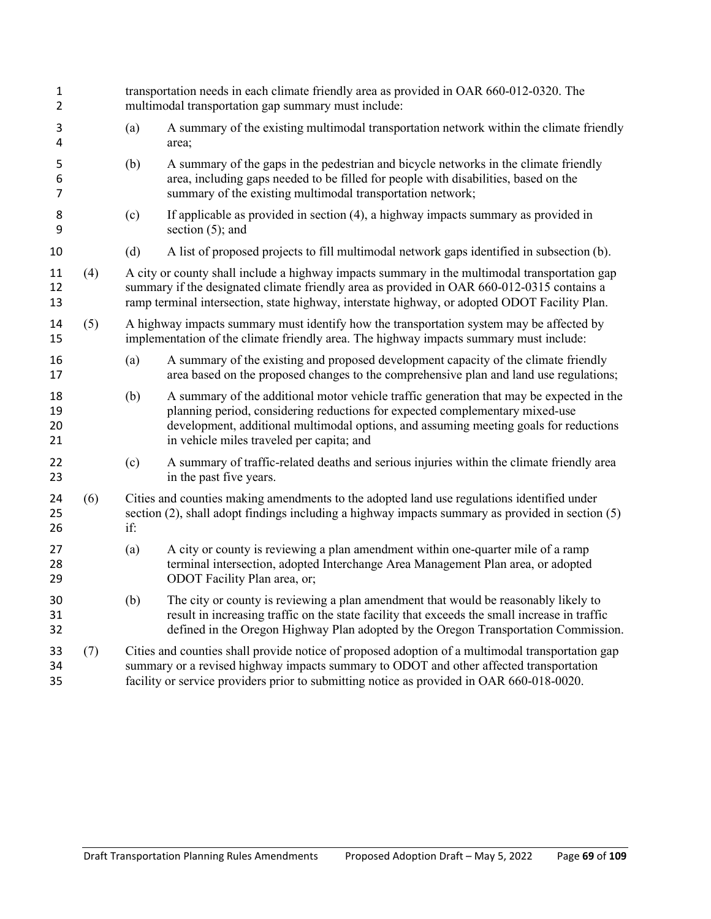transportation needs in each climate friendly area as provided in OAR 660-012-0320. The multimodal transportation gap summary must include:

(a) A summary of the existing multimodal transportation network within the climate friendly area;

(b) A summary of the gaps in the pedestrian and bicycle networks in the climate friendly area, including gaps needed to be filled for people with disabilities, based on the summary of the existing multimodal transportation network;

(c) If applicable as provided in section (4), a highway impacts summary as provided in section (5); and

(d) A list of proposed projects to fill multimodal network gaps identified in subsection (b).

(4) A city or county shall include a highway impacts summary in the multimodal transportation gap summary if the designated climate friendly area as provided in OAR 660-012-0315 contains a ramp terminal intersection, state highway, interstate highway, or adopted ODOT Facility Plan.

(5) A highway impacts summary must identify how the transportation system may be affected by implementation of the climate friendly area. The highway impacts summary must include:

(a) A summary of the existing and proposed development capacity of the climate friendly area based on the proposed changes to the comprehensive plan and land use regulations;

(b) A summary of the additional motor vehicle traffic generation that may be expected in the planning period, considering reductions for expected complementary mixed-use development, additional multimodal options, and assuming meeting goals for reductions in vehicle miles traveled per capita; and

(c) A summary of traffic-related deaths and serious injuries within the climate friendly area in the past five years.

(6) Cities and counties making amendments to the adopted land use regulations identified under section (2), shall adopt findings including a highway impacts summary as provided in section (5) if:

(a) A city or county is reviewing a plan amendment within one-quarter mile of a ramp terminal intersection, adopted Interchange Area Management Plan area, or adopted ODOT Facility Plan area, or;

(b) The city or county is reviewing a plan amendment that would be reasonably likely to result in increasing traffic on the state facility that exceeds the small increase in traffic defined in the Oregon Highway Plan adopted by the Oregon Transportation Commission.

(7) Cities and counties shall provide notice of proposed adoption of a multimodal transportation gap summary or a revised highway impacts summary to ODOT and other affected transportation facility or service providers prior to submitting notice as provided in OAR 660-018-0020.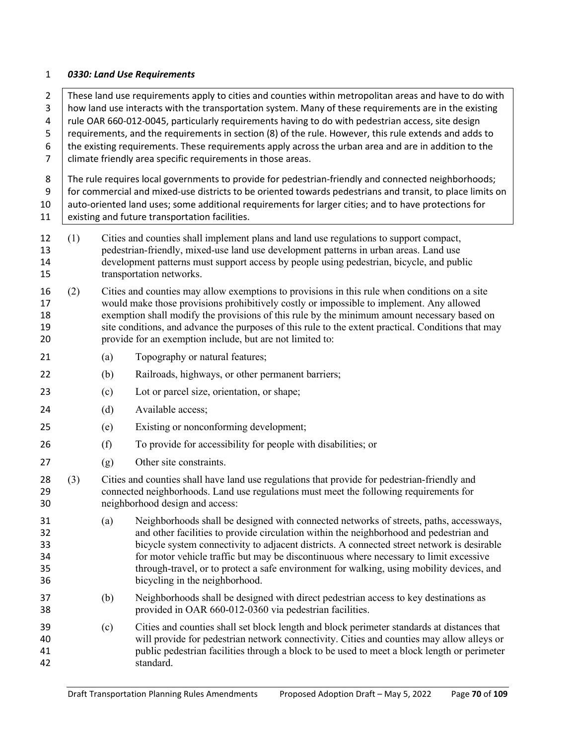### *0330: Land Use Requirements*

> These land use requirements apply to cities and counties within metropolitan areas and have to do with how land use interacts with the transportation system. Many of these requirements are in the existing rule OAR 660-012-0045, particularly requirements having to do with pedestrian access, site design requirements, and the requirements in section (8) of the rule. However, this rule extends and adds to the existing requirements. These requirements apply across the urban area and are in addition to the climate friendly area specific requirements in those areas.
>
> The rule requires local governments to provide for pedestrian-friendly and connected neighborhoods; for commercial and mixed-use districts to be oriented towards pedestrians and transit, to place limits on auto-oriented land uses; some additional requirements for larger cities; and to have protections for existing and future transportation facilities.

(1) Cities and counties shall implement plans and land use regulations to support compact, pedestrian-friendly, mixed-use land use development patterns in urban areas. Land use development patterns must support access by people using pedestrian, bicycle, and public transportation networks.

(2) Cities and counties may allow exemptions to provisions in this rule when conditions on a site would make those provisions prohibitively costly or impossible to implement. Any allowed exemption shall modify the provisions of this rule by the minimum amount necessary based on site conditions, and advance the purposes of this rule to the extent practical. Conditions that may provide for an exemption include, but are not limited to:

- (a) Topography or natural features;
- (b) Railroads, highways, or other permanent barriers;
- (c) Lot or parcel size, orientation, or shape;
- (d) Available access;
- (e) Existing or nonconforming development;
- (f) To provide for accessibility for people with disabilities; or
- (g) Other site constraints.

(3) Cities and counties shall have land use regulations that provide for pedestrian-friendly and connected neighborhoods. Land use regulations must meet the following requirements for neighborhood design and access:

- (a) Neighborhoods shall be designed with connected networks of streets, paths, accessways, and other facilities to provide circulation within the neighborhood and pedestrian and bicycle system connectivity to adjacent districts. A connected street network is desirable for motor vehicle traffic but may be discontinuous where necessary to limit excessive through-travel, or to protect a safe environment for walking, using mobility devices, and bicycling in the neighborhood.
- (b) Neighborhoods shall be designed with direct pedestrian access to key destinations as provided in OAR 660-012-0360 via pedestrian facilities.
- (c) Cities and counties shall set block length and block perimeter standards at distances that will provide for pedestrian network connectivity. Cities and counties may allow alleys or public pedestrian facilities through a block to be used to meet a block length or perimeter standard.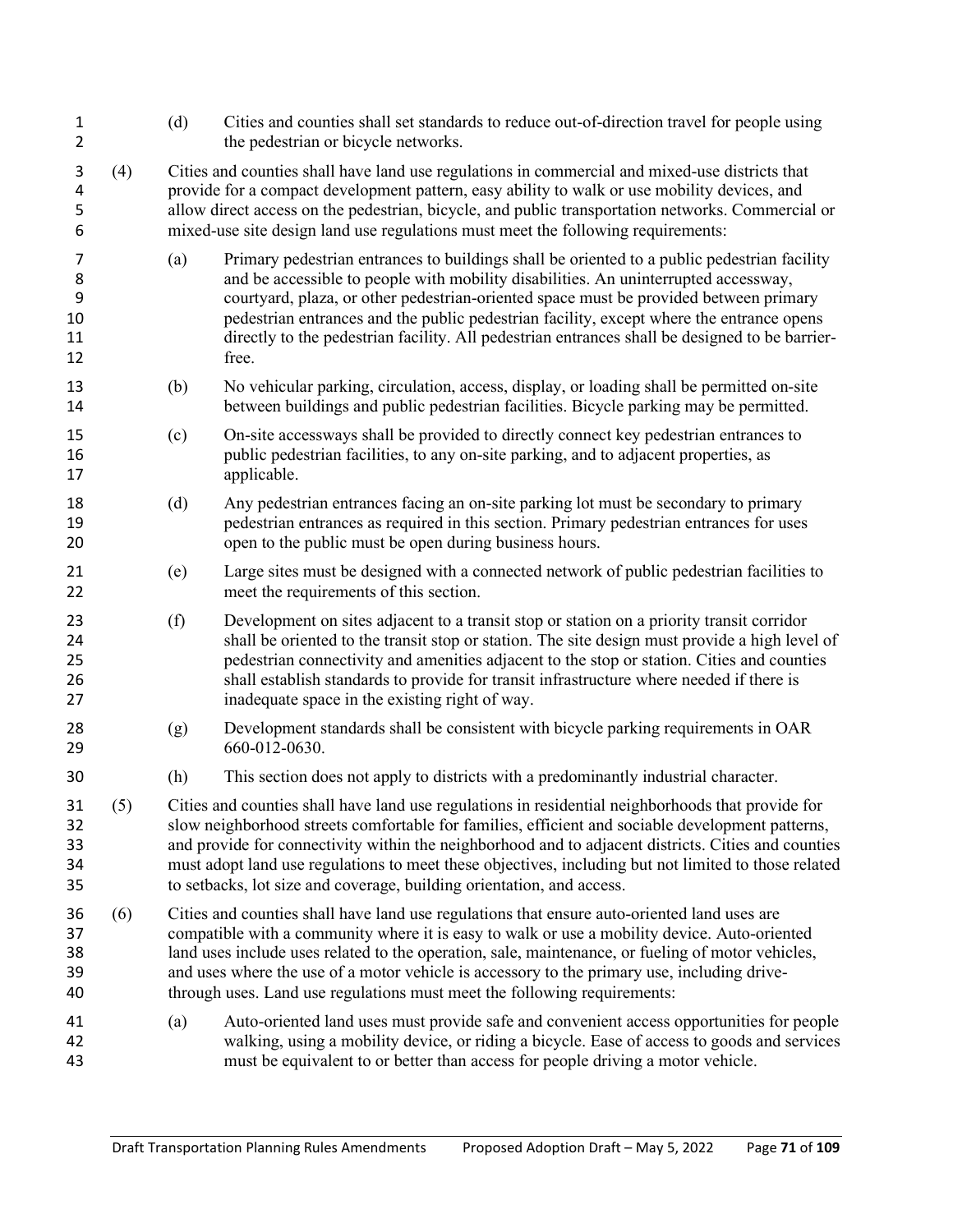(d) Cities and counties shall set standards to reduce out-of-direction travel for people using the pedestrian or bicycle networks.

(4) Cities and counties shall have land use regulations in commercial and mixed-use districts that provide for a compact development pattern, easy ability to walk or use mobility devices, and allow direct access on the pedestrian, bicycle, and public transportation networks. Commercial or mixed-use site design land use regulations must meet the following requirements:

(a) Primary pedestrian entrances to buildings shall be oriented to a public pedestrian facility and be accessible to people with mobility disabilities. An uninterrupted accessway, courtyard, plaza, or other pedestrian-oriented space must be provided between primary pedestrian entrances and the public pedestrian facility, except where the entrance opens directly to the pedestrian facility. All pedestrian entrances shall be designed to be barrier-free.

(b) No vehicular parking, circulation, access, display, or loading shall be permitted on-site between buildings and public pedestrian facilities. Bicycle parking may be permitted.

(c) On-site accessways shall be provided to directly connect key pedestrian entrances to public pedestrian facilities, to any on-site parking, and to adjacent properties, as applicable.

(d) Any pedestrian entrances facing an on-site parking lot must be secondary to primary pedestrian entrances as required in this section. Primary pedestrian entrances for uses open to the public must be open during business hours.

(e) Large sites must be designed with a connected network of public pedestrian facilities to meet the requirements of this section.

(f) Development on sites adjacent to a transit stop or station on a priority transit corridor shall be oriented to the transit stop or station. The site design must provide a high level of pedestrian connectivity and amenities adjacent to the stop or station. Cities and counties shall establish standards to provide for transit infrastructure where needed if there is inadequate space in the existing right of way.

(g) Development standards shall be consistent with bicycle parking requirements in OAR 660-012-0630.

(h) This section does not apply to districts with a predominantly industrial character.

(5) Cities and counties shall have land use regulations in residential neighborhoods that provide for slow neighborhood streets comfortable for families, efficient and sociable development patterns, and provide for connectivity within the neighborhood and to adjacent districts. Cities and counties must adopt land use regulations to meet these objectives, including but not limited to those related to setbacks, lot size and coverage, building orientation, and access.

(6) Cities and counties shall have land use regulations that ensure auto-oriented land uses are compatible with a community where it is easy to walk or use a mobility device. Auto-oriented land uses include uses related to the operation, sale, maintenance, or fueling of motor vehicles, and uses where the use of a motor vehicle is accessory to the primary use, including drive-through uses. Land use regulations must meet the following requirements:

(a) Auto-oriented land uses must provide safe and convenient access opportunities for people walking, using a mobility device, or riding a bicycle. Ease of access to goods and services must be equivalent to or better than access for people driving a motor vehicle.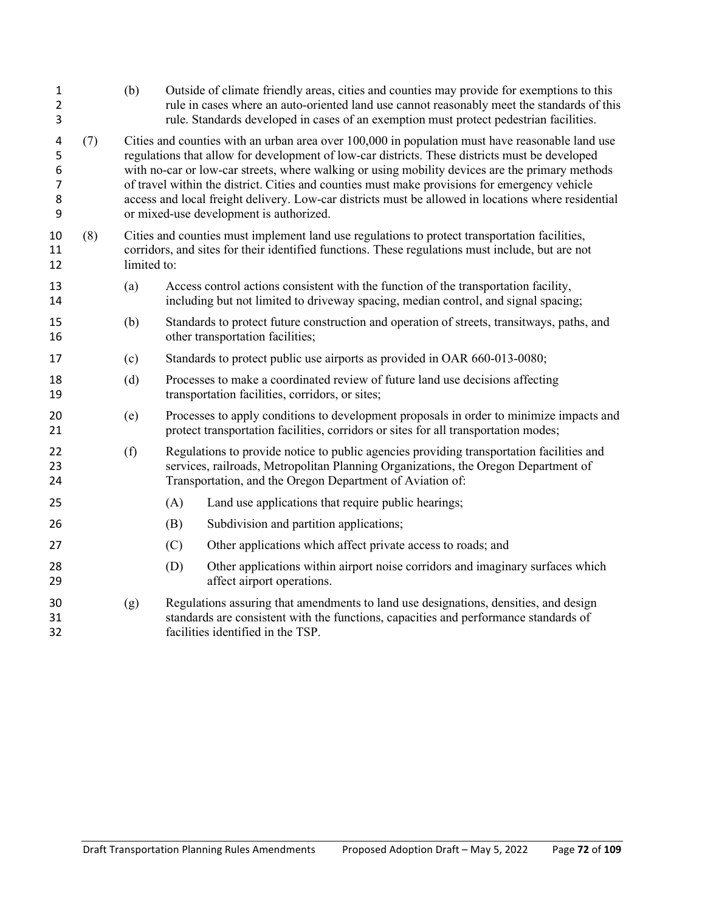(b) Outside of climate friendly areas, cities and counties may provide for exemptions to this rule in cases where an auto-oriented land use cannot reasonably meet the standards of this rule. Standards developed in cases of an exemption must protect pedestrian facilities.

(7) Cities and counties with an urban area over 100,000 in population must have reasonable land use regulations that allow for development of low-car districts. These districts must be developed with no-car or low-car streets, where walking or using mobility devices are the primary methods of travel within the district. Cities and counties must make provisions for emergency vehicle access and local freight delivery. Low-car districts must be allowed in locations where residential or mixed-use development is authorized.

(8) Cities and counties must implement land use regulations to protect transportation facilities, corridors, and sites for their identified functions. These regulations must include, but are not limited to:

(a) Access control actions consistent with the function of the transportation facility, including but not limited to driveway spacing, median control, and signal spacing;

(b) Standards to protect future construction and operation of streets, transitways, paths, and other transportation facilities;

(c) Standards to protect public use airports as provided in OAR 660-013-0080;

(d) Processes to make a coordinated review of future land use decisions affecting transportation facilities, corridors, or sites;

(e) Processes to apply conditions to development proposals in order to minimize impacts and protect transportation facilities, corridors or sites for all transportation modes;

(f) Regulations to provide notice to public agencies providing transportation facilities and services, railroads, Metropolitan Planning Organizations, the Oregon Department of Transportation, and the Oregon Department of Aviation of:

(A) Land use applications that require public hearings;

(B) Subdivision and partition applications;

(C) Other applications which affect private access to roads; and

(D) Other applications within airport noise corridors and imaginary surfaces which affect airport operations.

(g) Regulations assuring that amendments to land use designations, densities, and design standards are consistent with the functions, capacities and performance standards of facilities identified in the TSP.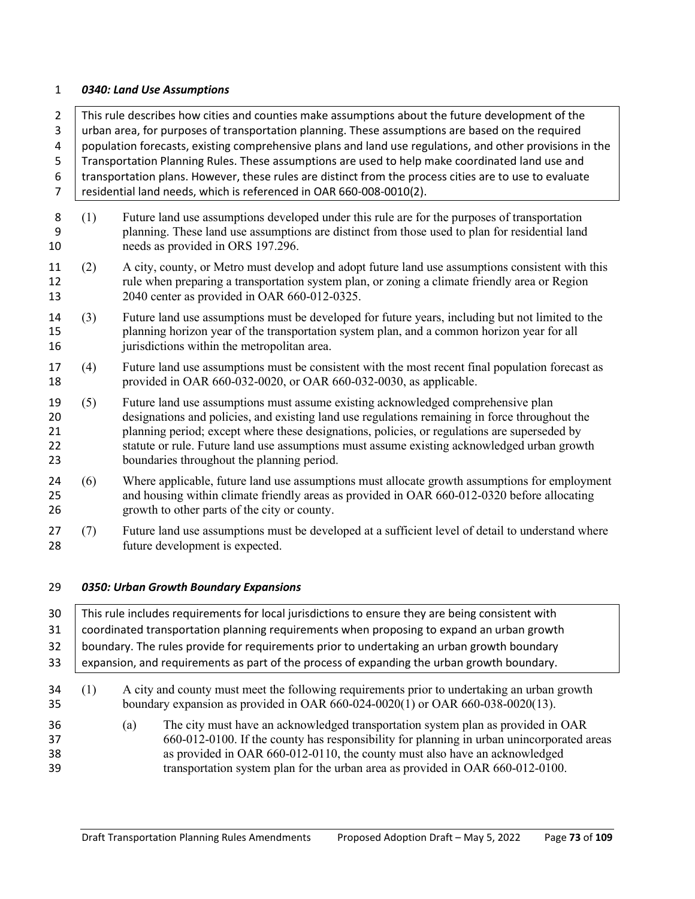### *0340: Land Use Assumptions*

> This rule describes how cities and counties make assumptions about the future development of the urban area, for purposes of transportation planning. These assumptions are based on the required population forecasts, existing comprehensive plans and land use regulations, and other provisions in the Transportation Planning Rules. These assumptions are used to help make coordinated land use and transportation plans. However, these rules are distinct from the process cities are to use to evaluate residential land needs, which is referenced in OAR 660-008-0010(2).

(1) Future land use assumptions developed under this rule are for the purposes of transportation planning. These land use assumptions are distinct from those used to plan for residential land needs as provided in ORS 197.296.

(2) A city, county, or Metro must develop and adopt future land use assumptions consistent with this rule when preparing a transportation system plan, or zoning a climate friendly area or Region 2040 center as provided in OAR 660-012-0325.

(3) Future land use assumptions must be developed for future years, including but not limited to the planning horizon year of the transportation system plan, and a common horizon year for all jurisdictions within the metropolitan area.

(4) Future land use assumptions must be consistent with the most recent final population forecast as provided in OAR 660-032-0020, or OAR 660-032-0030, as applicable.

(5) Future land use assumptions must assume existing acknowledged comprehensive plan designations and policies, and existing land use regulations remaining in force throughout the planning period; except where these designations, policies, or regulations are superseded by statute or rule. Future land use assumptions must assume existing acknowledged urban growth boundaries throughout the planning period.

(6) Where applicable, future land use assumptions must allocate growth assumptions for employment and housing within climate friendly areas as provided in OAR 660-012-0320 before allocating growth to other parts of the city or county.

(7) Future land use assumptions must be developed at a sufficient level of detail to understand where future development is expected.

### *0350: Urban Growth Boundary Expansions*

> This rule includes requirements for local jurisdictions to ensure they are being consistent with coordinated transportation planning requirements when proposing to expand an urban growth boundary. The rules provide for requirements prior to undertaking an urban growth boundary expansion, and requirements as part of the process of expanding the urban growth boundary.

(1) A city and county must meet the following requirements prior to undertaking an urban growth boundary expansion as provided in OAR 660-024-0020(1) or OAR 660-038-0020(13).

(a) The city must have an acknowledged transportation system plan as provided in OAR 660-012-0100. If the county has responsibility for planning in urban unincorporated areas as provided in OAR 660-012-0110, the county must also have an acknowledged transportation system plan for the urban area as provided in OAR 660-012-0100.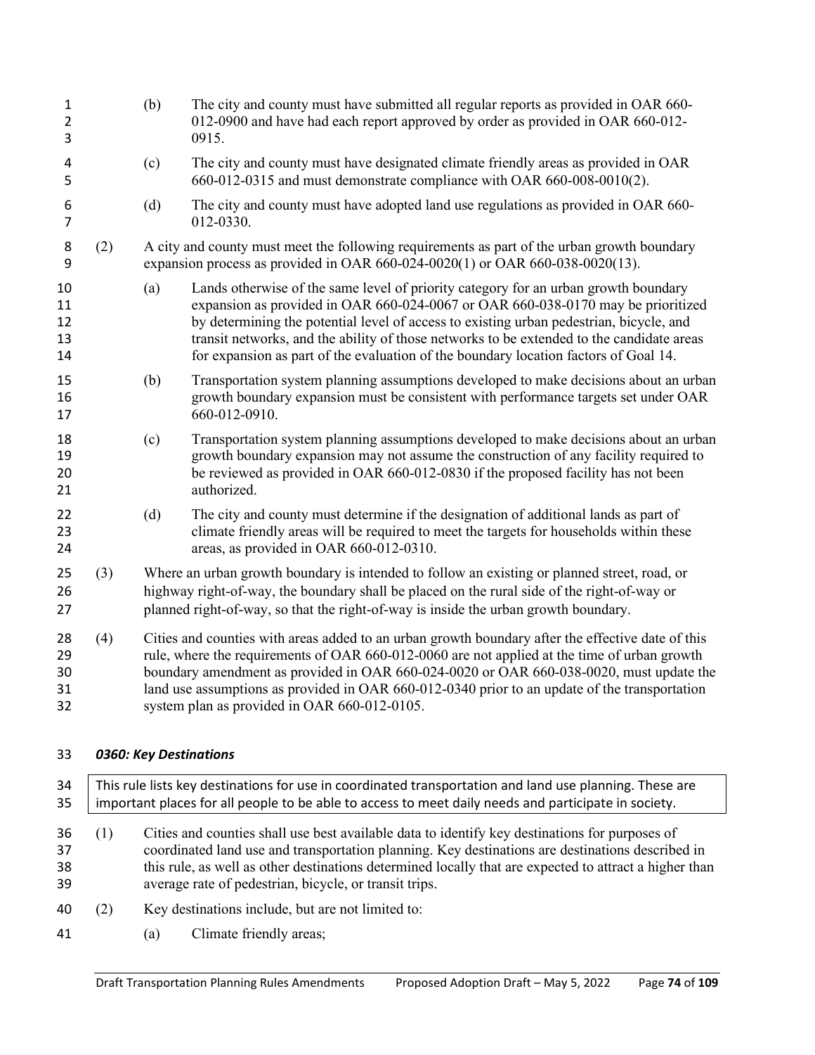(b) The city and county must have submitted all regular reports as provided in OAR 660-012-0900 and have had each report approved by order as provided in OAR 660-012-0915.

(c) The city and county must have designated climate friendly areas as provided in OAR 660-012-0315 and must demonstrate compliance with OAR 660-008-0010(2).

(d) The city and county must have adopted land use regulations as provided in OAR 660-012-0330.

(2) A city and county must meet the following requirements as part of the urban growth boundary expansion process as provided in OAR 660-024-0020(1) or OAR 660-038-0020(13).

(a) Lands otherwise of the same level of priority category for an urban growth boundary expansion as provided in OAR 660-024-0067 or OAR 660-038-0170 may be prioritized by determining the potential level of access to existing urban pedestrian, bicycle, and transit networks, and the ability of those networks to be extended to the candidate areas for expansion as part of the evaluation of the boundary location factors of Goal 14.

(b) Transportation system planning assumptions developed to make decisions about an urban growth boundary expansion must be consistent with performance targets set under OAR 660-012-0910.

(c) Transportation system planning assumptions developed to make decisions about an urban growth boundary expansion may not assume the construction of any facility required to be reviewed as provided in OAR 660-012-0830 if the proposed facility has not been authorized.

(d) The city and county must determine if the designation of additional lands as part of climate friendly areas will be required to meet the targets for households within these areas, as provided in OAR 660-012-0310.

(3) Where an urban growth boundary is intended to follow an existing or planned street, road, or highway right-of-way, the boundary shall be placed on the rural side of the right-of-way or planned right-of-way, so that the right-of-way is inside the urban growth boundary.

(4) Cities and counties with areas added to an urban growth boundary after the effective date of this rule, where the requirements of OAR 660-012-0060 are not applied at the time of urban growth boundary amendment as provided in OAR 660-024-0020 or OAR 660-038-0020, must update the land use assumptions as provided in OAR 660-012-0340 prior to an update of the transportation system plan as provided in OAR 660-012-0105.

### *0360: Key Destinations*

This rule lists key destinations for use in coordinated transportation and land use planning. These are important places for all people to be able to access to meet daily needs and participate in society.

(1) Cities and counties shall use best available data to identify key destinations for purposes of coordinated land use and transportation planning. Key destinations are destinations described in this rule, as well as other destinations determined locally that are expected to attract a higher than average rate of pedestrian, bicycle, or transit trips.

(2) Key destinations include, but are not limited to:

(a) Climate friendly areas;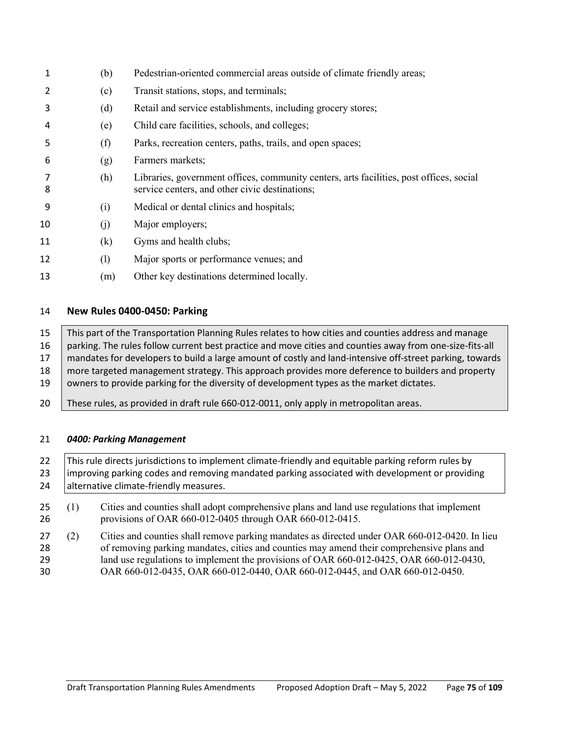(b) Pedestrian-oriented commercial areas outside of climate friendly areas;

(c) Transit stations, stops, and terminals;

(d) Retail and service establishments, including grocery stores;

(e) Child care facilities, schools, and colleges;

(f) Parks, recreation centers, paths, trails, and open spaces;

(g) Farmers markets;

(h) Libraries, government offices, community centers, arts facilities, post offices, social service centers, and other civic destinations;

(i) Medical or dental clinics and hospitals;

(j) Major employers;

(k) Gyms and health clubs;

(l) Major sports or performance venues; and

(m) Other key destinations determined locally.

## New Rules 0400-0450: Parking

> This part of the Transportation Planning Rules relates to how cities and counties address and manage parking. The rules follow current best practice and move cities and counties away from one-size-fits-all mandates for developers to build a large amount of costly and land-intensive off-street parking, towards more targeted management strategy. This approach provides more deference to builders and property owners to provide parking for the diversity of development types as the market dictates.
>
> These rules, as provided in draft rule 660-012-0011, only apply in metropolitan areas.

### *0400: Parking Management*

> This rule directs jurisdictions to implement climate-friendly and equitable parking reform rules by improving parking codes and removing mandated parking associated with development or providing alternative climate-friendly measures.

(1) Cities and counties shall adopt comprehensive plans and land use regulations that implement provisions of OAR 660-012-0405 through OAR 660-012-0415.

(2) Cities and counties shall remove parking mandates as directed under OAR 660-012-0420. In lieu of removing parking mandates, cities and counties may amend their comprehensive plans and land use regulations to implement the provisions of OAR 660-012-0425, OAR 660-012-0430, OAR 660-012-0435, OAR 660-012-0440, OAR 660-012-0445, and OAR 660-012-0450.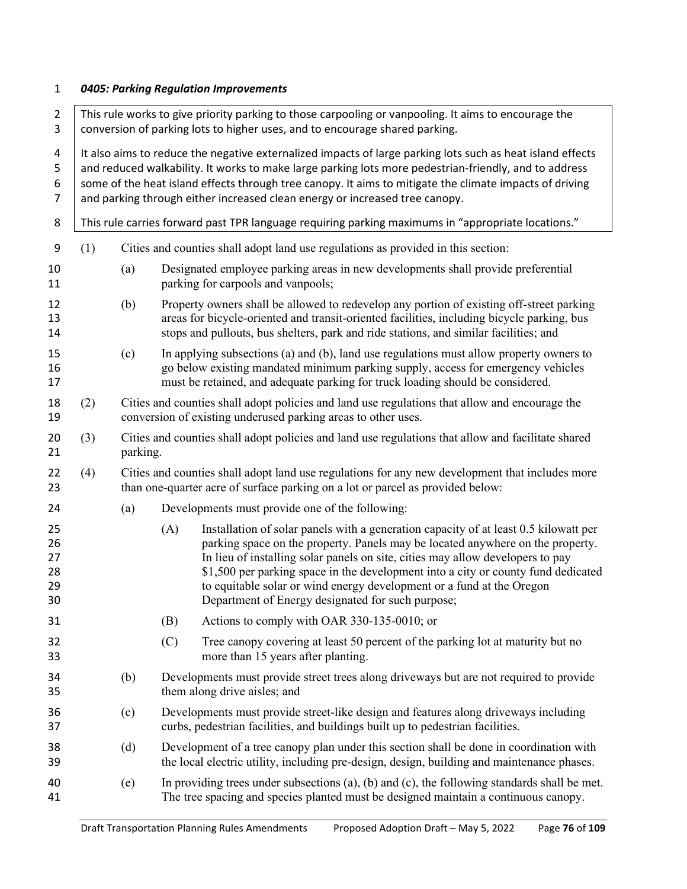***0405: Parking Regulation Improvements***

> This rule works to give priority parking to those carpooling or vanpooling. It aims to encourage the conversion of parking lots to higher uses, and to encourage shared parking.
>
> It also aims to reduce the negative externalized impacts of large parking lots such as heat island effects and reduced walkability. It works to make large parking lots more pedestrian-friendly, and to address some of the heat island effects through tree canopy. It aims to mitigate the climate impacts of driving and parking through either increased clean energy or increased tree canopy.
>
> This rule carries forward past TPR language requiring parking maximums in "appropriate locations."

(1) Cities and counties shall adopt land use regulations as provided in this section:

- (a) Designated employee parking areas in new developments shall provide preferential parking for carpools and vanpools;
- (b) Property owners shall be allowed to redevelop any portion of existing off-street parking areas for bicycle-oriented and transit-oriented facilities, including bicycle parking, bus stops and pullouts, bus shelters, park and ride stations, and similar facilities; and
- (c) In applying subsections (a) and (b), land use regulations must allow property owners to go below existing mandated minimum parking supply, access for emergency vehicles must be retained, and adequate parking for truck loading should be considered.

(2) Cities and counties shall adopt policies and land use regulations that allow and encourage the conversion of existing underused parking areas to other uses.

(3) Cities and counties shall adopt policies and land use regulations that allow and facilitate shared parking.

(4) Cities and counties shall adopt land use regulations for any new development that includes more than one-quarter acre of surface parking on a lot or parcel as provided below:

- (a) Developments must provide one of the following:
  - (A) Installation of solar panels with a generation capacity of at least 0.5 kilowatt per parking space on the property. Panels may be located anywhere on the property. In lieu of installing solar panels on site, cities may allow developers to pay $1,500 per parking space in the development into a city or county fund dedicated to equitable solar or wind energy development or a fund at the Oregon Department of Energy designated for such purpose;
  - (B) Actions to comply with OAR 330-135-0010; or
  - (C) Tree canopy covering at least 50 percent of the parking lot at maturity but no more than 15 years after planting.
- (b) Developments must provide street trees along driveways but are not required to provide them along drive aisles; and
- (c) Developments must provide street-like design and features along driveways including curbs, pedestrian facilities, and buildings built up to pedestrian facilities.
- (d) Development of a tree canopy plan under this section shall be done in coordination with the local electric utility, including pre-design, design, building and maintenance phases.
- (e) In providing trees under subsections (a), (b) and (c), the following standards shall be met. The tree spacing and species planted must be designed maintain a continuous canopy.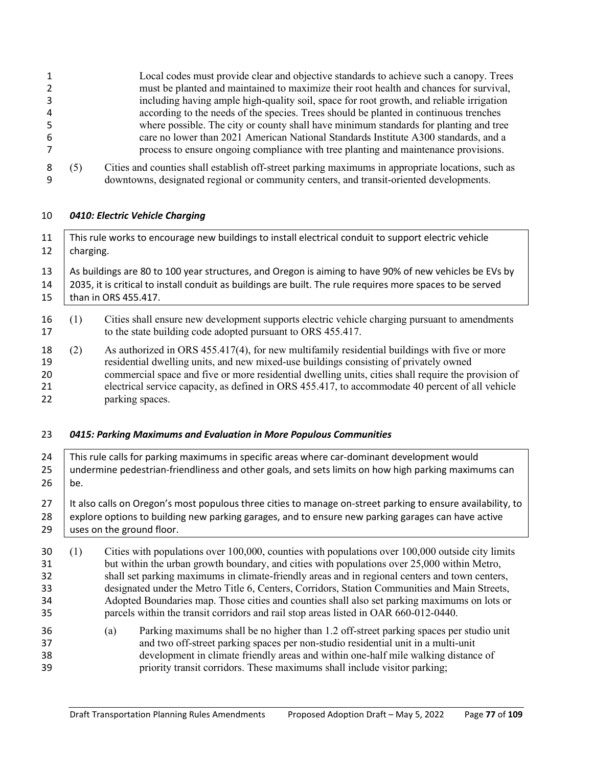Local codes must provide clear and objective standards to achieve such a canopy. Trees must be planted and maintained to maximize their root health and chances for survival, including having ample high-quality soil, space for root growth, and reliable irrigation according to the needs of the species. Trees should be planted in continuous trenches where possible. The city or county shall have minimum standards for planting and tree care no lower than 2021 American National Standards Institute A300 standards, and a process to ensure ongoing compliance with tree planting and maintenance provisions.

(5) Cities and counties shall establish off-street parking maximums in appropriate locations, such as downtowns, designated regional or community centers, and transit-oriented developments.

### *0410: Electric Vehicle Charging*

> This rule works to encourage new buildings to install electrical conduit to support electric vehicle charging.
>
> As buildings are 80 to 100 year structures, and Oregon is aiming to have 90% of new vehicles be EVs by 2035, it is critical to install conduit as buildings are built. The rule requires more spaces to be served than in ORS 455.417.

(1) Cities shall ensure new development supports electric vehicle charging pursuant to amendments to the state building code adopted pursuant to ORS 455.417.

(2) As authorized in ORS 455.417(4), for new multifamily residential buildings with five or more residential dwelling units, and new mixed-use buildings consisting of privately owned commercial space and five or more residential dwelling units, cities shall require the provision of electrical service capacity, as defined in ORS 455.417, to accommodate 40 percent of all vehicle parking spaces.

### *0415: Parking Maximums and Evaluation in More Populous Communities*

> This rule calls for parking maximums in specific areas where car-dominant development would undermine pedestrian-friendliness and other goals, and sets limits on how high parking maximums can be.
>
> It also calls on Oregon's most populous three cities to manage on-street parking to ensure availability, to explore options to building new parking garages, and to ensure new parking garages can have active uses on the ground floor.

(1) Cities with populations over 100,000, counties with populations over 100,000 outside city limits but within the urban growth boundary, and cities with populations over 25,000 within Metro, shall set parking maximums in climate-friendly areas and in regional centers and town centers, designated under the Metro Title 6, Centers, Corridors, Station Communities and Main Streets, Adopted Boundaries map. Those cities and counties shall also set parking maximums on lots or parcels within the transit corridors and rail stop areas listed in OAR 660-012-0440.

(a) Parking maximums shall be no higher than 1.2 off-street parking spaces per studio unit and two off-street parking spaces per non-studio residential unit in a multi-unit development in climate friendly areas and within one-half mile walking distance of priority transit corridors. These maximums shall include visitor parking;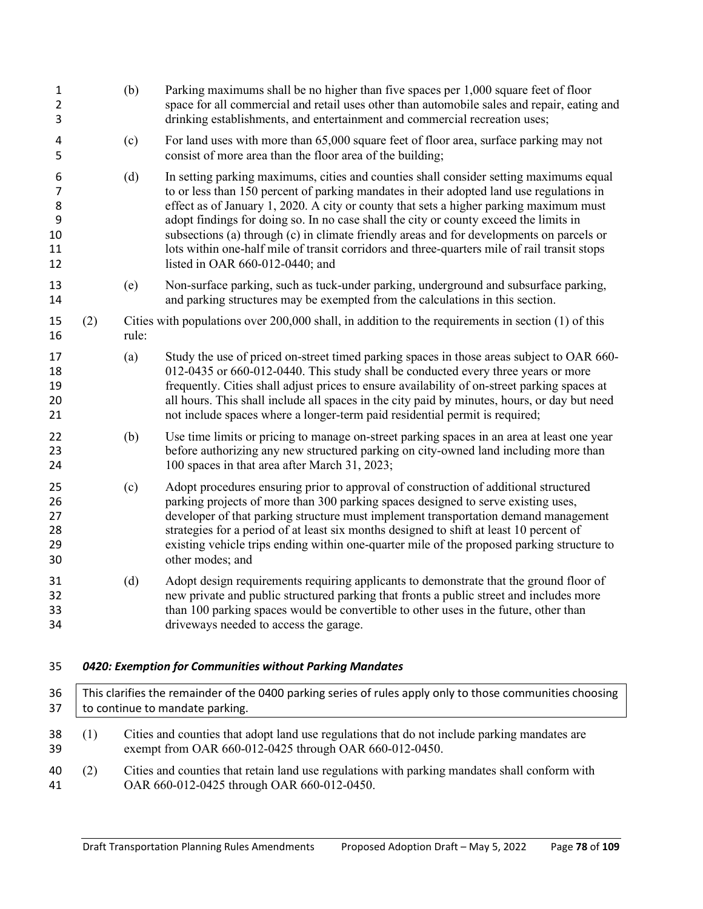(b) Parking maximums shall be no higher than five spaces per 1,000 square feet of floor space for all commercial and retail uses other than automobile sales and repair, eating and drinking establishments, and entertainment and commercial recreation uses;

(c) For land uses with more than 65,000 square feet of floor area, surface parking may not consist of more area than the floor area of the building;

(d) In setting parking maximums, cities and counties shall consider setting maximums equal to or less than 150 percent of parking mandates in their adopted land use regulations in effect as of January 1, 2020. A city or county that sets a higher parking maximum must adopt findings for doing so. In no case shall the city or county exceed the limits in subsections (a) through (c) in climate friendly areas and for developments on parcels or lots within one-half mile of transit corridors and three-quarters mile of rail transit stops listed in OAR 660-012-0440; and

(e) Non-surface parking, such as tuck-under parking, underground and subsurface parking, and parking structures may be exempted from the calculations in this section.

(2) Cities with populations over 200,000 shall, in addition to the requirements in section (1) of this rule:

(a) Study the use of priced on-street timed parking spaces in those areas subject to OAR 660-012-0435 or 660-012-0440. This study shall be conducted every three years or more frequently. Cities shall adjust prices to ensure availability of on-street parking spaces at all hours. This shall include all spaces in the city paid by minutes, hours, or day but need not include spaces where a longer-term paid residential permit is required;

(b) Use time limits or pricing to manage on-street parking spaces in an area at least one year before authorizing any new structured parking on city-owned land including more than 100 spaces in that area after March 31, 2023;

(c) Adopt procedures ensuring prior to approval of construction of additional structured parking projects of more than 300 parking spaces designed to serve existing uses, developer of that parking structure must implement transportation demand management strategies for a period of at least six months designed to shift at least 10 percent of existing vehicle trips ending within one-quarter mile of the proposed parking structure to other modes; and

(d) Adopt design requirements requiring applicants to demonstrate that the ground floor of new private and public structured parking that fronts a public street and includes more than 100 parking spaces would be convertible to other uses in the future, other than driveways needed to access the garage.

### *0420: Exemption for Communities without Parking Mandates*

> This clarifies the remainder of the 0400 parking series of rules apply only to those communities choosing to continue to mandate parking.

(1) Cities and counties that adopt land use regulations that do not include parking mandates are exempt from OAR 660-012-0425 through OAR 660-012-0450.

(2) Cities and counties that retain land use regulations with parking mandates shall conform with OAR 660-012-0425 through OAR 660-012-0450.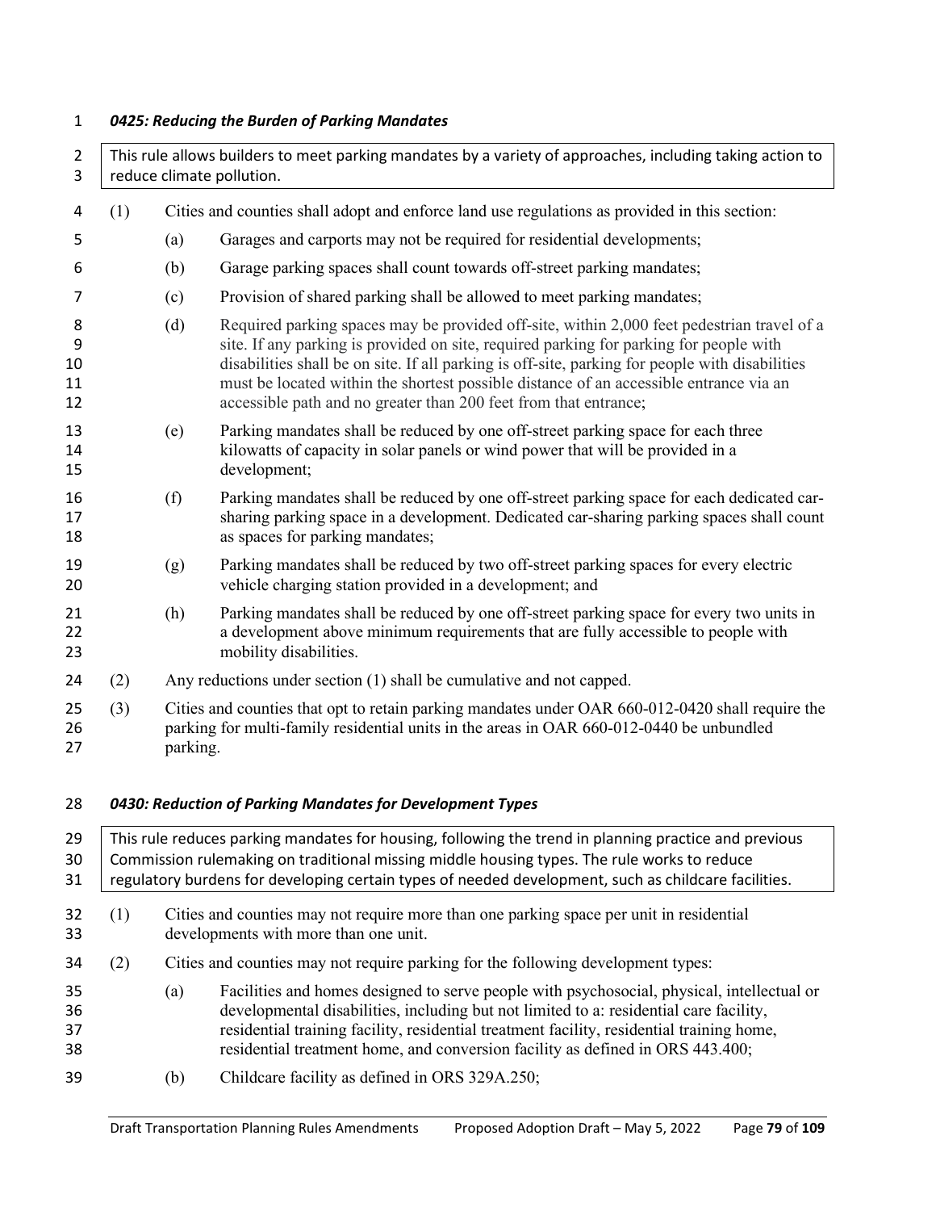### *0425: Reducing the Burden of Parking Mandates*

> This rule allows builders to meet parking mandates by a variety of approaches, including taking action to reduce climate pollution.

(1) Cities and counties shall adopt and enforce land use regulations as provided in this section:

- (a) Garages and carports may not be required for residential developments;
- (b) Garage parking spaces shall count towards off-street parking mandates;
- (c) Provision of shared parking shall be allowed to meet parking mandates;
- (d) Required parking spaces may be provided off-site, within 2,000 feet pedestrian travel of a site. If any parking is provided on site, required parking for parking for people with disabilities shall be on site. If all parking is off-site, parking for people with disabilities must be located within the shortest possible distance of an accessible entrance via an accessible path and no greater than 200 feet from that entrance;
- (e) Parking mandates shall be reduced by one off-street parking space for each three kilowatts of capacity in solar panels or wind power that will be provided in a development;
- (f) Parking mandates shall be reduced by one off-street parking space for each dedicated car-sharing parking space in a development. Dedicated car-sharing parking spaces shall count as spaces for parking mandates;
- (g) Parking mandates shall be reduced by two off-street parking spaces for every electric vehicle charging station provided in a development; and
- (h) Parking mandates shall be reduced by one off-street parking space for every two units in a development above minimum requirements that are fully accessible to people with mobility disabilities.

(2) Any reductions under section (1) shall be cumulative and not capped.

(3) Cities and counties that opt to retain parking mandates under OAR 660-012-0420 shall require the parking for multi-family residential units in the areas in OAR 660-012-0440 be unbundled parking.

### *0430: Reduction of Parking Mandates for Development Types*

> This rule reduces parking mandates for housing, following the trend in planning practice and previous Commission rulemaking on traditional missing middle housing types. The rule works to reduce regulatory burdens for developing certain types of needed development, such as childcare facilities.

(1) Cities and counties may not require more than one parking space per unit in residential developments with more than one unit.

(2) Cities and counties may not require parking for the following development types:

- (a) Facilities and homes designed to serve people with psychosocial, physical, intellectual or developmental disabilities, including but not limited to a: residential care facility, residential training facility, residential treatment facility, residential training home, residential treatment home, and conversion facility as defined in ORS 443.400;
- (b) Childcare facility as defined in ORS 329A.250;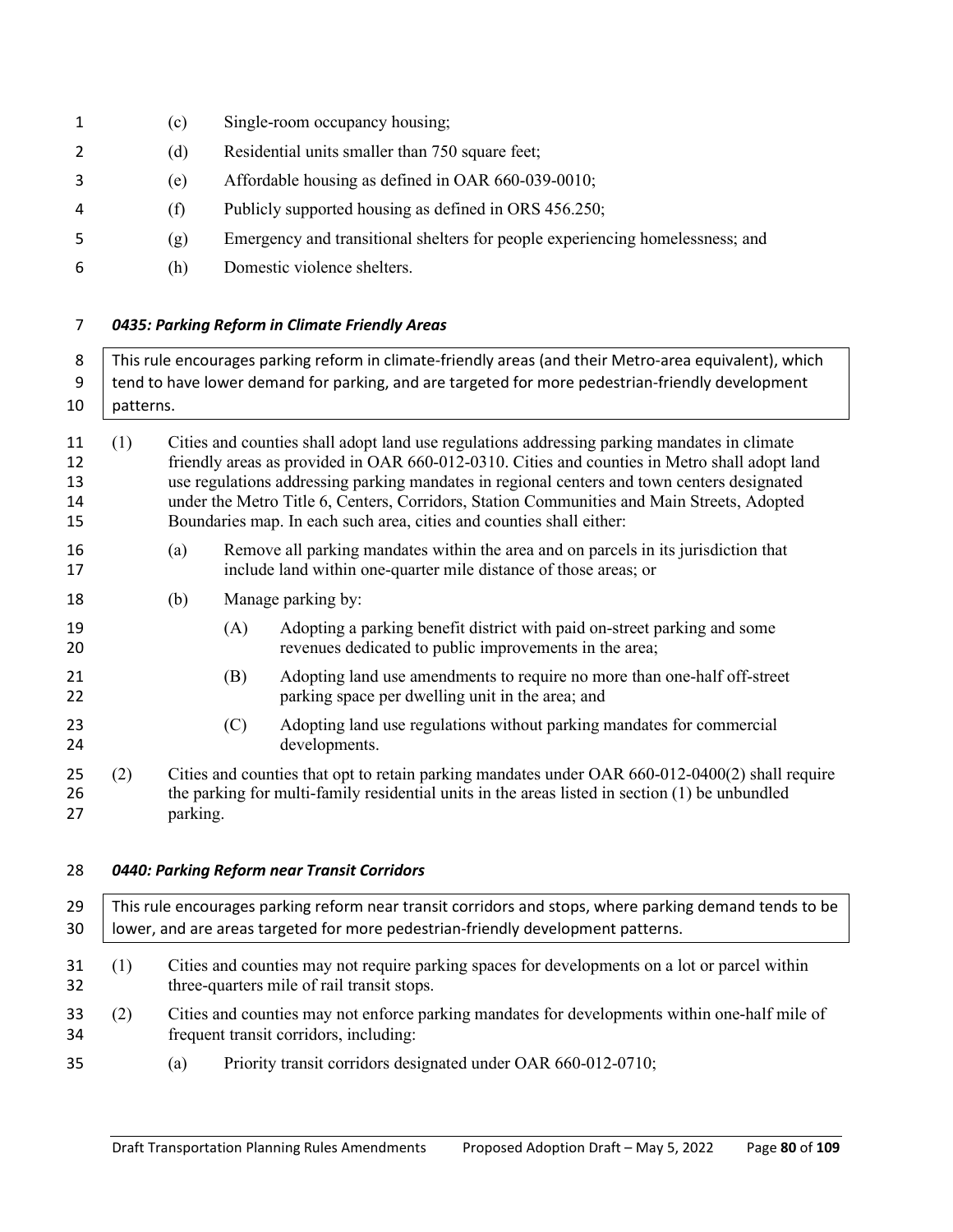(c) Single-room occupancy housing;

(d) Residential units smaller than 750 square feet;

(e) Affordable housing as defined in OAR 660-039-0010;

(f) Publicly supported housing as defined in ORS 456.250;

(g) Emergency and transitional shelters for people experiencing homelessness; and

(h) Domestic violence shelters.

### *0435: Parking Reform in Climate Friendly Areas*

> This rule encourages parking reform in climate-friendly areas (and their Metro-area equivalent), which tend to have lower demand for parking, and are targeted for more pedestrian-friendly development patterns.

(1) Cities and counties shall adopt land use regulations addressing parking mandates in climate friendly areas as provided in OAR 660-012-0310. Cities and counties in Metro shall adopt land use regulations addressing parking mandates in regional centers and town centers designated under the Metro Title 6, Centers, Corridors, Station Communities and Main Streets, Adopted Boundaries map. In each such area, cities and counties shall either:

- (a) Remove all parking mandates within the area and on parcels in its jurisdiction that include land within one-quarter mile distance of those areas; or
- (b) Manage parking by:
  - (A) Adopting a parking benefit district with paid on-street parking and some revenues dedicated to public improvements in the area;
  - (B) Adopting land use amendments to require no more than one-half off-street parking space per dwelling unit in the area; and
  - (C) Adopting land use regulations without parking mandates for commercial developments.

(2) Cities and counties that opt to retain parking mandates under OAR 660-012-0400(2) shall require the parking for multi-family residential units in the areas listed in section (1) be unbundled parking.

### *0440: Parking Reform near Transit Corridors*

> This rule encourages parking reform near transit corridors and stops, where parking demand tends to be lower, and are areas targeted for more pedestrian-friendly development patterns.

(1) Cities and counties may not require parking spaces for developments on a lot or parcel within three-quarters mile of rail transit stops.

(2) Cities and counties may not enforce parking mandates for developments within one-half mile of frequent transit corridors, including:

- (a) Priority transit corridors designated under OAR 660-012-0710;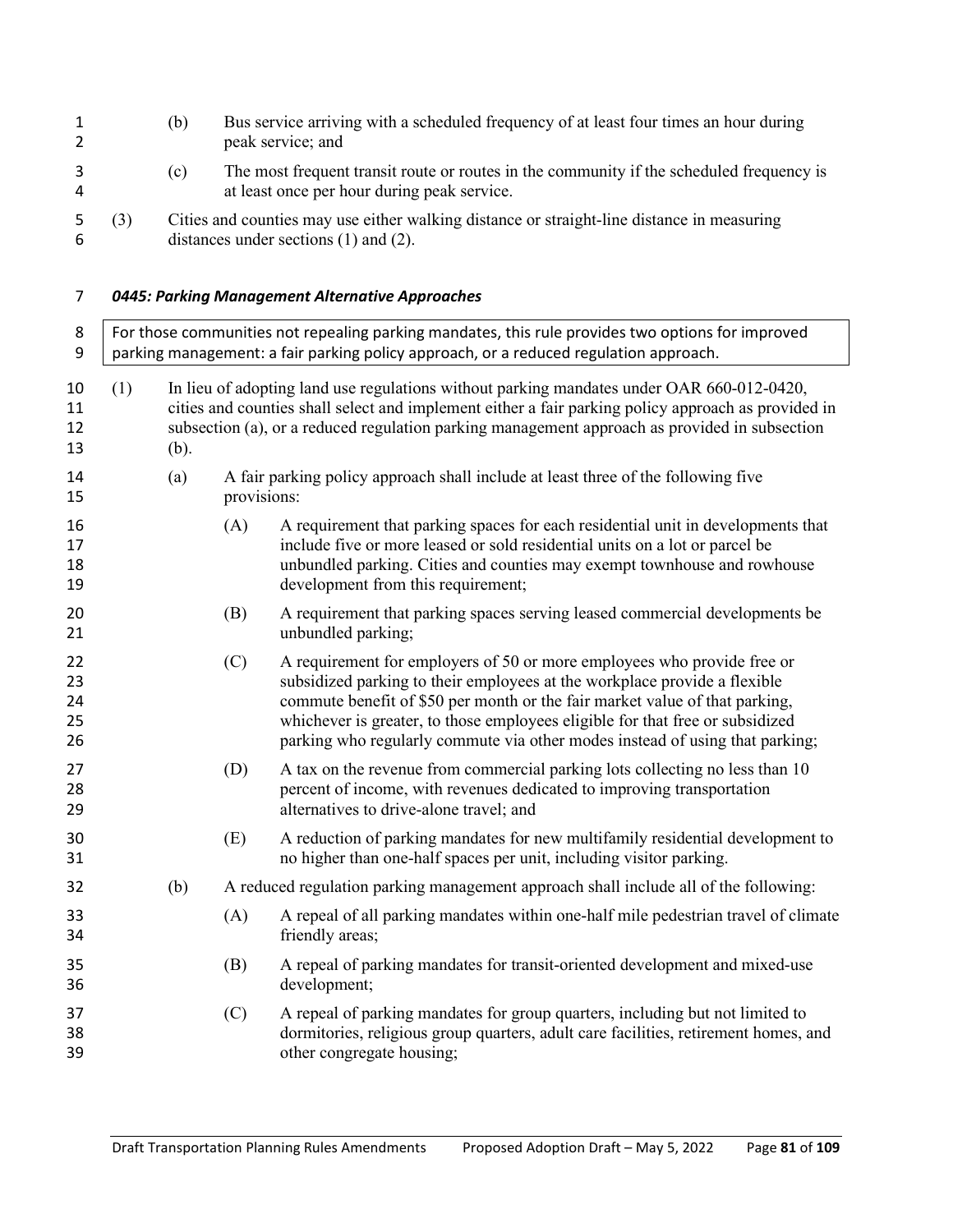(b) Bus service arriving with a scheduled frequency of at least four times an hour during peak service; and

(c) The most frequent transit route or routes in the community if the scheduled frequency is at least once per hour during peak service.

(3) Cities and counties may use either walking distance or straight-line distance in measuring distances under sections (1) and (2).

### *0445: Parking Management Alternative Approaches*

> For those communities not repealing parking mandates, this rule provides two options for improved parking management: a fair parking policy approach, or a reduced regulation approach.

(1) In lieu of adopting land use regulations without parking mandates under OAR 660-012-0420, cities and counties shall select and implement either a fair parking policy approach as provided in subsection (a), or a reduced regulation parking management approach as provided in subsection (b).

(a) A fair parking policy approach shall include at least three of the following five provisions:

(A) A requirement that parking spaces for each residential unit in developments that include five or more leased or sold residential units on a lot or parcel be unbundled parking. Cities and counties may exempt townhouse and rowhouse development from this requirement;

(B) A requirement that parking spaces serving leased commercial developments be unbundled parking;

(C) A requirement for employers of 50 or more employees who provide free or subsidized parking to their employees at the workplace provide a flexible commute benefit of $50 per month or the fair market value of that parking, whichever is greater, to those employees eligible for that free or subsidized parking who regularly commute via other modes instead of using that parking;

(D) A tax on the revenue from commercial parking lots collecting no less than 10 percent of income, with revenues dedicated to improving transportation alternatives to drive-alone travel; and

(E) A reduction of parking mandates for new multifamily residential development to no higher than one-half spaces per unit, including visitor parking.

(b) A reduced regulation parking management approach shall include all of the following:

(A) A repeal of all parking mandates within one-half mile pedestrian travel of climate friendly areas;

(B) A repeal of parking mandates for transit-oriented development and mixed-use development;

(C) A repeal of parking mandates for group quarters, including but not limited to dormitories, religious group quarters, adult care facilities, retirement homes, and other congregate housing;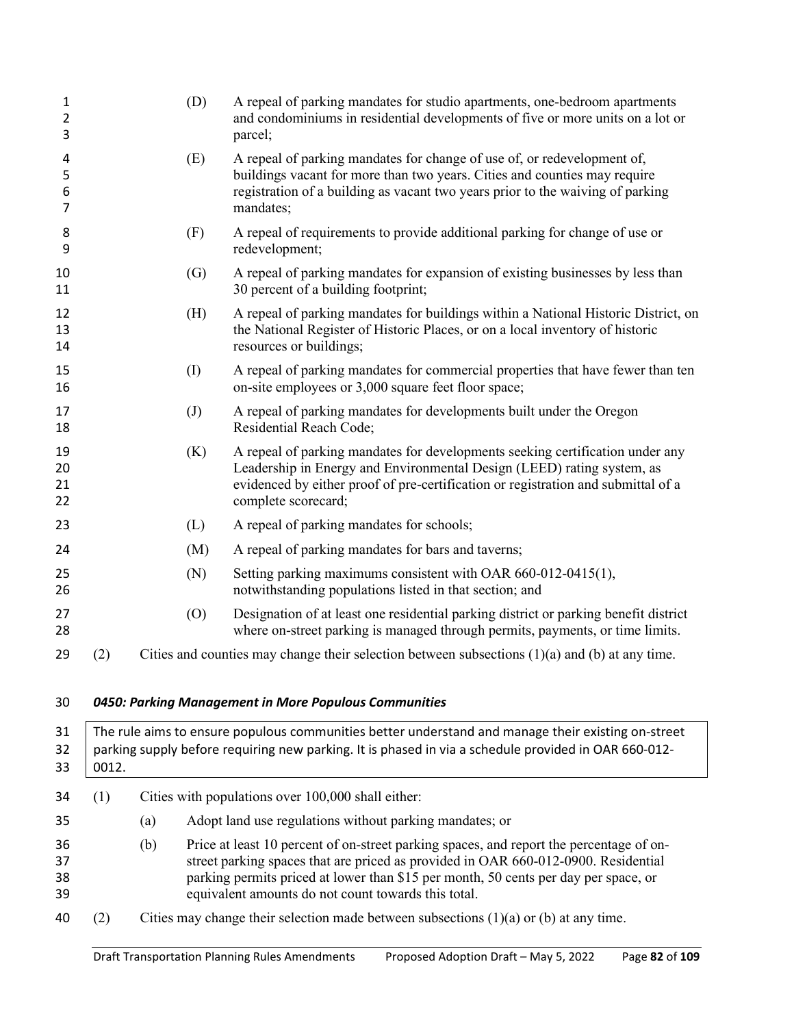(D) A repeal of parking mandates for studio apartments, one-bedroom apartments and condominiums in residential developments of five or more units on a lot or parcel;

(E) A repeal of parking mandates for change of use of, or redevelopment of, buildings vacant for more than two years. Cities and counties may require registration of a building as vacant two years prior to the waiving of parking mandates;

(F) A repeal of requirements to provide additional parking for change of use or redevelopment;

(G) A repeal of parking mandates for expansion of existing businesses by less than 30 percent of a building footprint;

(H) A repeal of parking mandates for buildings within a National Historic District, on the National Register of Historic Places, or on a local inventory of historic resources or buildings;

(I) A repeal of parking mandates for commercial properties that have fewer than ten on-site employees or 3,000 square feet floor space;

(J) A repeal of parking mandates for developments built under the Oregon Residential Reach Code;

(K) A repeal of parking mandates for developments seeking certification under any Leadership in Energy and Environmental Design (LEED) rating system, as evidenced by either proof of pre-certification or registration and submittal of a complete scorecard;

(L) A repeal of parking mandates for schools;

(M) A repeal of parking mandates for bars and taverns;

(N) Setting parking maximums consistent with OAR 660-012-0415(1), notwithstanding populations listed in that section; and

(O) Designation of at least one residential parking district or parking benefit district where on-street parking is managed through permits, payments, or time limits.

(2) Cities and counties may change their selection between subsections (1)(a) and (b) at any time.

### *0450: Parking Management in More Populous Communities*

> The rule aims to ensure populous communities better understand and manage their existing on-street parking supply before requiring new parking. It is phased in via a schedule provided in OAR 660-012-0012.

(1) Cities with populations over 100,000 shall either:

(a) Adopt land use regulations without parking mandates; or

(b) Price at least 10 percent of on-street parking spaces, and report the percentage of on-street parking spaces that are priced as provided in OAR 660-012-0900. Residential parking permits priced at lower than $15 per month, 50 cents per day per space, or equivalent amounts do not count towards this total.

(2) Cities may change their selection made between subsections (1)(a) or (b) at any time.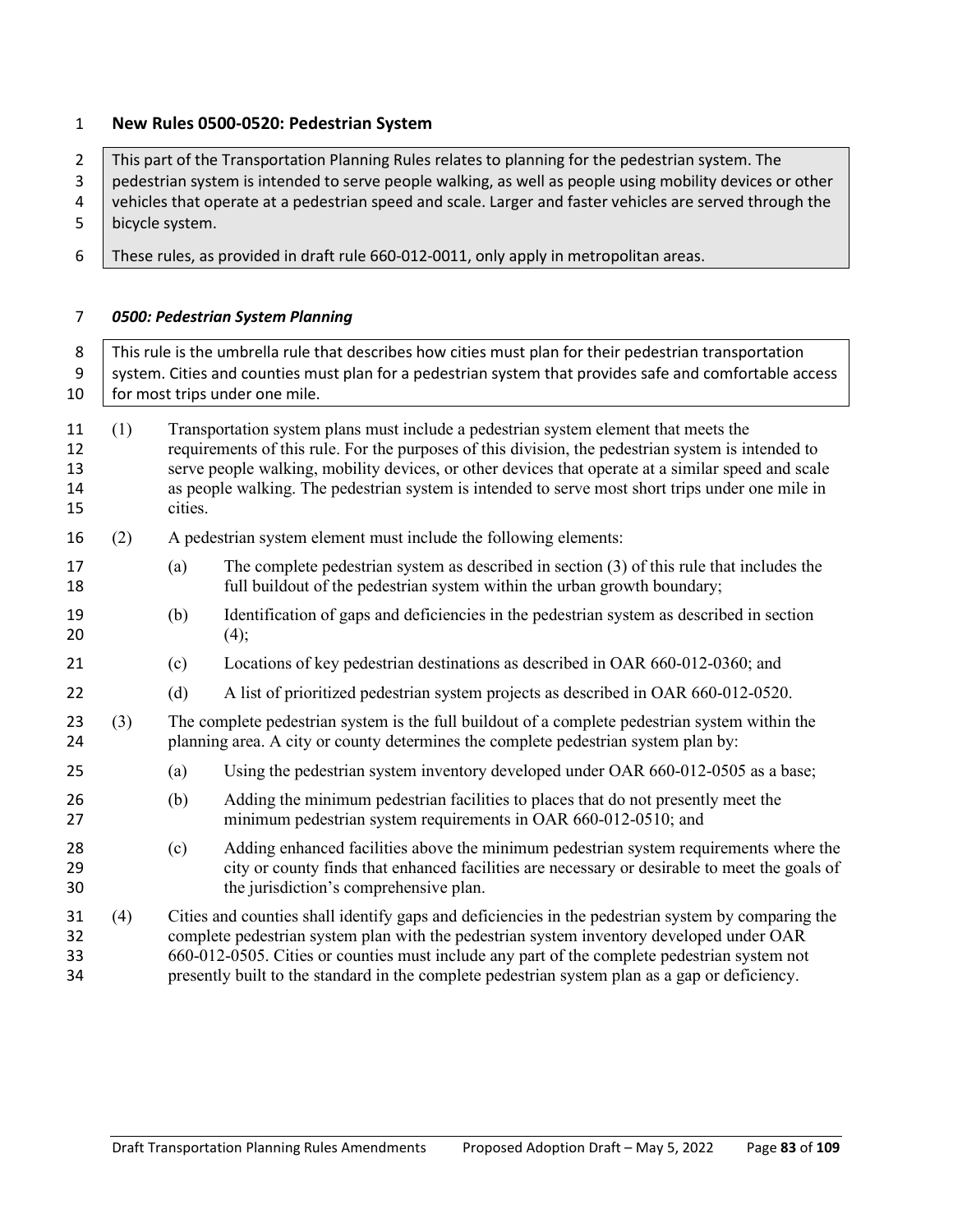## New Rules 0500-0520: Pedestrian System

> This part of the Transportation Planning Rules relates to planning for the pedestrian system. The pedestrian system is intended to serve people walking, as well as people using mobility devices or other vehicles that operate at a pedestrian speed and scale. Larger and faster vehicles are served through the bicycle system.
>
> These rules, as provided in draft rule 660-012-0011, only apply in metropolitan areas.

### *0500: Pedestrian System Planning*

> This rule is the umbrella rule that describes how cities must plan for their pedestrian transportation system. Cities and counties must plan for a pedestrian system that provides safe and comfortable access for most trips under one mile.

(1) Transportation system plans must include a pedestrian system element that meets the requirements of this rule. For the purposes of this division, the pedestrian system is intended to serve people walking, mobility devices, or other devices that operate at a similar speed and scale as people walking. The pedestrian system is intended to serve most short trips under one mile in cities.

(2) A pedestrian system element must include the following elements:

- (a) The complete pedestrian system as described in section (3) of this rule that includes the full buildout of the pedestrian system within the urban growth boundary;
- (b) Identification of gaps and deficiencies in the pedestrian system as described in section (4);
- (c) Locations of key pedestrian destinations as described in OAR 660-012-0360; and
- (d) A list of prioritized pedestrian system projects as described in OAR 660-012-0520.

(3) The complete pedestrian system is the full buildout of a complete pedestrian system within the planning area. A city or county determines the complete pedestrian system plan by:

- (a) Using the pedestrian system inventory developed under OAR 660-012-0505 as a base;
- (b) Adding the minimum pedestrian facilities to places that do not presently meet the minimum pedestrian system requirements in OAR 660-012-0510; and
- (c) Adding enhanced facilities above the minimum pedestrian system requirements where the city or county finds that enhanced facilities are necessary or desirable to meet the goals of the jurisdiction's comprehensive plan.

(4) Cities and counties shall identify gaps and deficiencies in the pedestrian system by comparing the complete pedestrian system plan with the pedestrian system inventory developed under OAR 660-012-0505. Cities or counties must include any part of the complete pedestrian system not presently built to the standard in the complete pedestrian system plan as a gap or deficiency.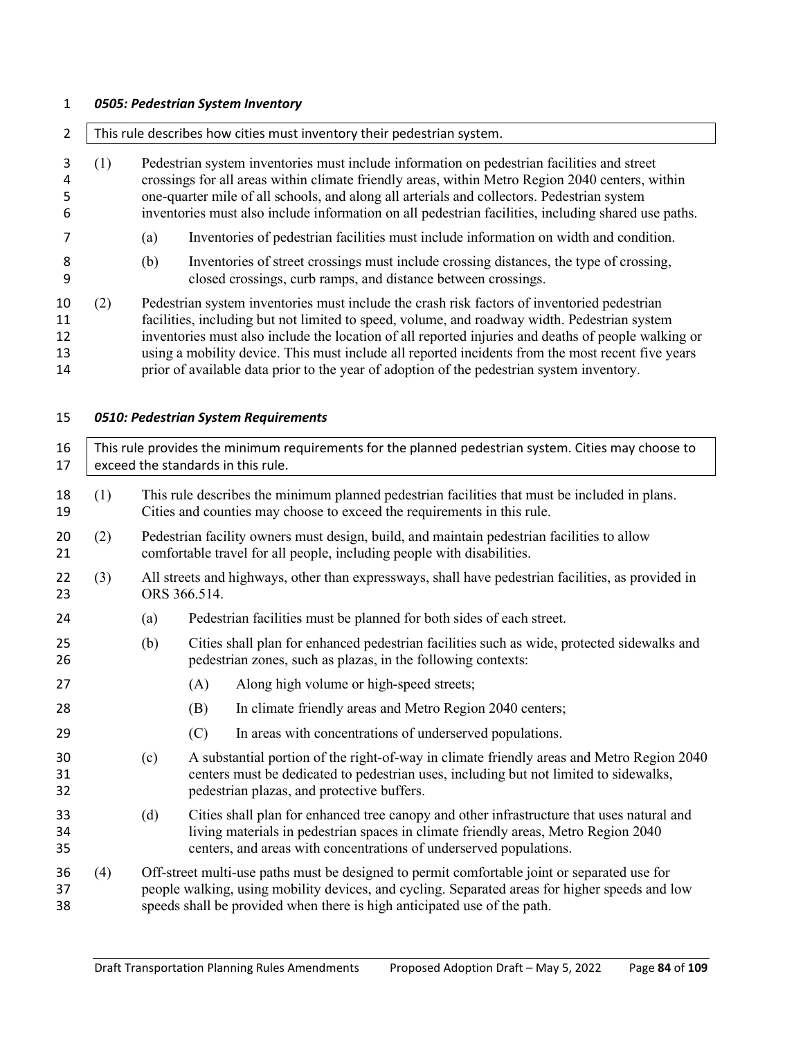### *0505: Pedestrian System Inventory*

> This rule describes how cities must inventory their pedestrian system.

(1) Pedestrian system inventories must include information on pedestrian facilities and street crossings for all areas within climate friendly areas, within Metro Region 2040 centers, within one-quarter mile of all schools, and along all arterials and collectors. Pedestrian system inventories must also include information on all pedestrian facilities, including shared use paths.

- (a) Inventories of pedestrian facilities must include information on width and condition.
- (b) Inventories of street crossings must include crossing distances, the type of crossing, closed crossings, curb ramps, and distance between crossings.

(2) Pedestrian system inventories must include the crash risk factors of inventoried pedestrian facilities, including but not limited to speed, volume, and roadway width. Pedestrian system inventories must also include the location of all reported injuries and deaths of people walking or using a mobility device. This must include all reported incidents from the most recent five years prior of available data prior to the year of adoption of the pedestrian system inventory.

### *0510: Pedestrian System Requirements*

> This rule provides the minimum requirements for the planned pedestrian system. Cities may choose to exceed the standards in this rule.

(1) This rule describes the minimum planned pedestrian facilities that must be included in plans. Cities and counties may choose to exceed the requirements in this rule.

(2) Pedestrian facility owners must design, build, and maintain pedestrian facilities to allow comfortable travel for all people, including people with disabilities.

(3) All streets and highways, other than expressways, shall have pedestrian facilities, as provided in ORS 366.514.

- (a) Pedestrian facilities must be planned for both sides of each street.
- (b) Cities shall plan for enhanced pedestrian facilities such as wide, protected sidewalks and pedestrian zones, such as plazas, in the following contexts:
  - (A) Along high volume or high-speed streets;
  - (B) In climate friendly areas and Metro Region 2040 centers;
  - (C) In areas with concentrations of underserved populations.
- (c) A substantial portion of the right-of-way in climate friendly areas and Metro Region 2040 centers must be dedicated to pedestrian uses, including but not limited to sidewalks, pedestrian plazas, and protective buffers.
- (d) Cities shall plan for enhanced tree canopy and other infrastructure that uses natural and living materials in pedestrian spaces in climate friendly areas, Metro Region 2040 centers, and areas with concentrations of underserved populations.

(4) Off-street multi-use paths must be designed to permit comfortable joint or separated use for people walking, using mobility devices, and cycling. Separated areas for higher speeds and low speeds shall be provided when there is high anticipated use of the path.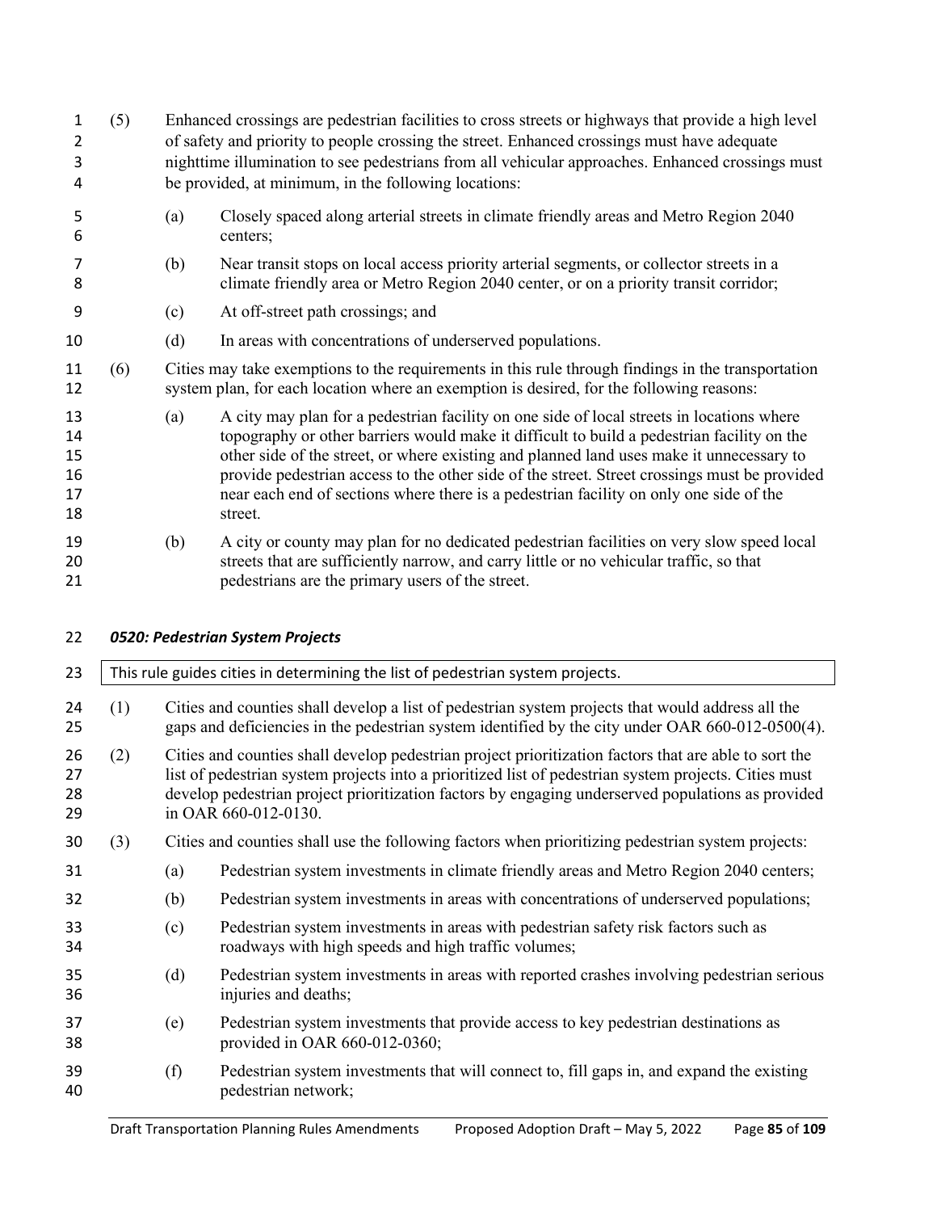(5) Enhanced crossings are pedestrian facilities to cross streets or highways that provide a high level of safety and priority to people crossing the street. Enhanced crossings must have adequate nighttime illumination to see pedestrians from all vehicular approaches. Enhanced crossings must be provided, at minimum, in the following locations:

- (a) Closely spaced along arterial streets in climate friendly areas and Metro Region 2040 centers;
- (b) Near transit stops on local access priority arterial segments, or collector streets in a climate friendly area or Metro Region 2040 center, or on a priority transit corridor;
- (c) At off-street path crossings; and
- (d) In areas with concentrations of underserved populations.

(6) Cities may take exemptions to the requirements in this rule through findings in the transportation system plan, for each location where an exemption is desired, for the following reasons:

- (a) A city may plan for a pedestrian facility on one side of local streets in locations where topography or other barriers would make it difficult to build a pedestrian facility on the other side of the street, or where existing and planned land uses make it unnecessary to provide pedestrian access to the other side of the street. Street crossings must be provided near each end of sections where there is a pedestrian facility on only one side of the street.
- (b) A city or county may plan for no dedicated pedestrian facilities on very slow speed local streets that are sufficiently narrow, and carry little or no vehicular traffic, so that pedestrians are the primary users of the street.

### *0520: Pedestrian System Projects*

| This rule guides cities in determining the list of pedestrian system projects. |
|---|

(1) Cities and counties shall develop a list of pedestrian system projects that would address all the gaps and deficiencies in the pedestrian system identified by the city under OAR 660-012-0500(4).

(2) Cities and counties shall develop pedestrian project prioritization factors that are able to sort the list of pedestrian system projects into a prioritized list of pedestrian system projects. Cities must develop pedestrian project prioritization factors by engaging underserved populations as provided in OAR 660-012-0130.

(3) Cities and counties shall use the following factors when prioritizing pedestrian system projects:

- (a) Pedestrian system investments in climate friendly areas and Metro Region 2040 centers;
- (b) Pedestrian system investments in areas with concentrations of underserved populations;
- (c) Pedestrian system investments in areas with pedestrian safety risk factors such as roadways with high speeds and high traffic volumes;
- (d) Pedestrian system investments in areas with reported crashes involving pedestrian serious injuries and deaths;
- (e) Pedestrian system investments that provide access to key pedestrian destinations as provided in OAR 660-012-0360;
- (f) Pedestrian system investments that will connect to, fill gaps in, and expand the existing pedestrian network;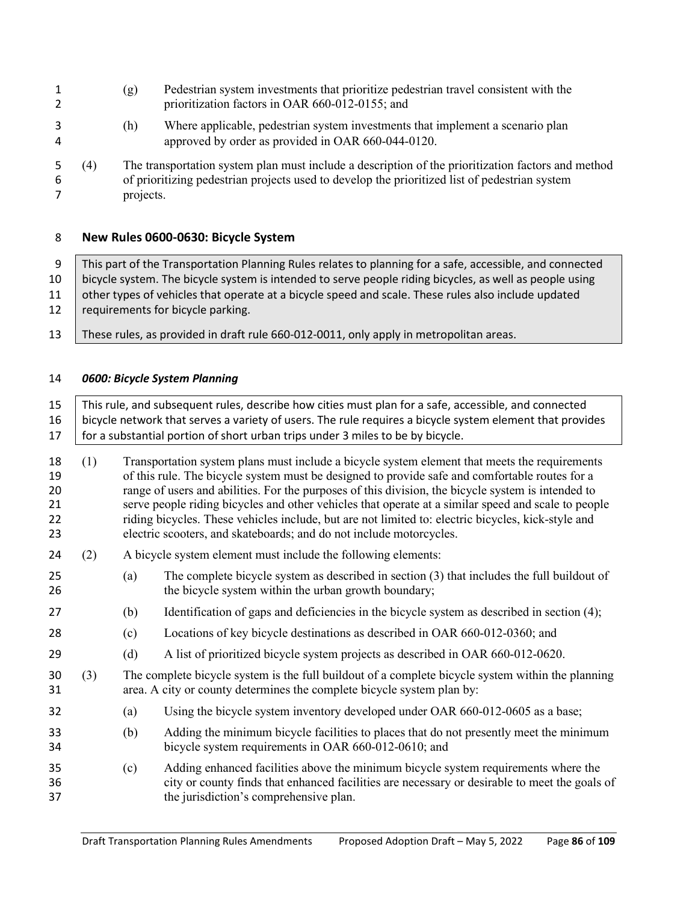(g) Pedestrian system investments that prioritize pedestrian travel consistent with the prioritization factors in OAR 660-012-0155; and

(h) Where applicable, pedestrian system investments that implement a scenario plan approved by order as provided in OAR 660-044-0120.

(4) The transportation system plan must include a description of the prioritization factors and method of prioritizing pedestrian projects used to develop the prioritized list of pedestrian system projects.

## New Rules 0600-0630: Bicycle System

> This part of the Transportation Planning Rules relates to planning for a safe, accessible, and connected bicycle system. The bicycle system is intended to serve people riding bicycles, as well as people using other types of vehicles that operate at a bicycle speed and scale. These rules also include updated requirements for bicycle parking.
>
> These rules, as provided in draft rule 660-012-0011, only apply in metropolitan areas.

### *0600: Bicycle System Planning*

> This rule, and subsequent rules, describe how cities must plan for a safe, accessible, and connected bicycle network that serves a variety of users. The rule requires a bicycle system element that provides for a substantial portion of short urban trips under 3 miles to be by bicycle.

(1) Transportation system plans must include a bicycle system element that meets the requirements of this rule. The bicycle system must be designed to provide safe and comfortable routes for a range of users and abilities. For the purposes of this division, the bicycle system is intended to serve people riding bicycles and other vehicles that operate at a similar speed and scale to people riding bicycles. These vehicles include, but are not limited to: electric bicycles, kick-style and electric scooters, and skateboards; and do not include motorcycles.

(2) A bicycle system element must include the following elements:

(a) The complete bicycle system as described in section (3) that includes the full buildout of the bicycle system within the urban growth boundary;

(b) Identification of gaps and deficiencies in the bicycle system as described in section (4);

(c) Locations of key bicycle destinations as described in OAR 660-012-0360; and

(d) A list of prioritized bicycle system projects as described in OAR 660-012-0620.

(3) The complete bicycle system is the full buildout of a complete bicycle system within the planning area. A city or county determines the complete bicycle system plan by:

(a) Using the bicycle system inventory developed under OAR 660-012-0605 as a base;

(b) Adding the minimum bicycle facilities to places that do not presently meet the minimum bicycle system requirements in OAR 660-012-0610; and

(c) Adding enhanced facilities above the minimum bicycle system requirements where the city or county finds that enhanced facilities are necessary or desirable to meet the goals of the jurisdiction's comprehensive plan.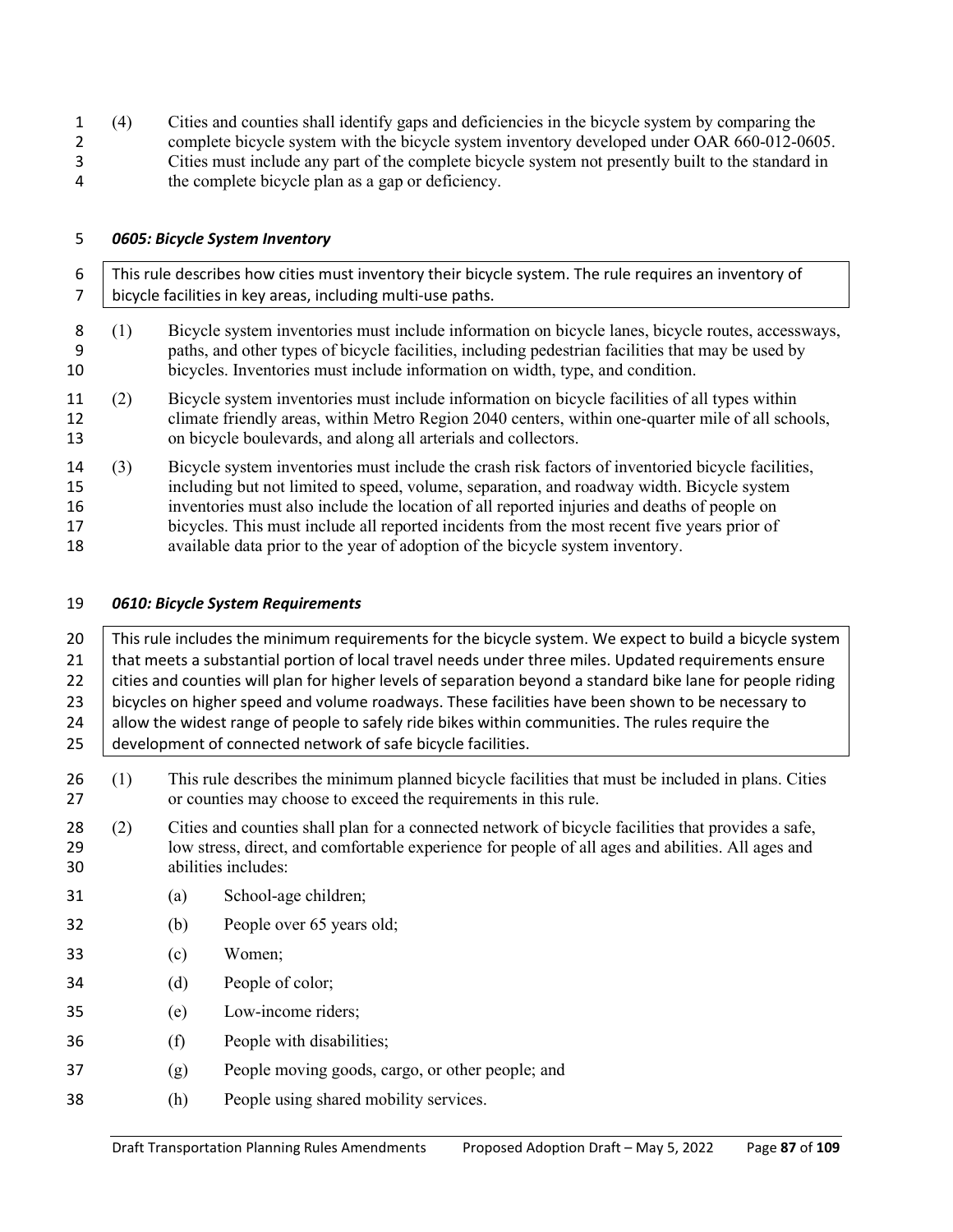(4) Cities and counties shall identify gaps and deficiencies in the bicycle system by comparing the complete bicycle system with the bicycle system inventory developed under OAR 660-012-0605. Cities must include any part of the complete bicycle system not presently built to the standard in the complete bicycle plan as a gap or deficiency.

### *0605: Bicycle System Inventory*

> This rule describes how cities must inventory their bicycle system. The rule requires an inventory of bicycle facilities in key areas, including multi-use paths.

(1) Bicycle system inventories must include information on bicycle lanes, bicycle routes, accessways, paths, and other types of bicycle facilities, including pedestrian facilities that may be used by bicycles. Inventories must include information on width, type, and condition.

(2) Bicycle system inventories must include information on bicycle facilities of all types within climate friendly areas, within Metro Region 2040 centers, within one-quarter mile of all schools, on bicycle boulevards, and along all arterials and collectors.

(3) Bicycle system inventories must include the crash risk factors of inventoried bicycle facilities, including but not limited to speed, volume, separation, and roadway width. Bicycle system inventories must also include the location of all reported injuries and deaths of people on bicycles. This must include all reported incidents from the most recent five years prior of available data prior to the year of adoption of the bicycle system inventory.

### *0610: Bicycle System Requirements*

> This rule includes the minimum requirements for the bicycle system. We expect to build a bicycle system that meets a substantial portion of local travel needs under three miles. Updated requirements ensure cities and counties will plan for higher levels of separation beyond a standard bike lane for people riding bicycles on higher speed and volume roadways. These facilities have been shown to be necessary to allow the widest range of people to safely ride bikes within communities. The rules require the development of connected network of safe bicycle facilities.

(1) This rule describes the minimum planned bicycle facilities that must be included in plans. Cities or counties may choose to exceed the requirements in this rule.

(2) Cities and counties shall plan for a connected network of bicycle facilities that provides a safe, low stress, direct, and comfortable experience for people of all ages and abilities. All ages and abilities includes:

- (a) School-age children;
- (b) People over 65 years old;
- (c) Women;
- (d) People of color;
- (e) Low-income riders;
- (f) People with disabilities;
- (g) People moving goods, cargo, or other people; and
- (h) People using shared mobility services.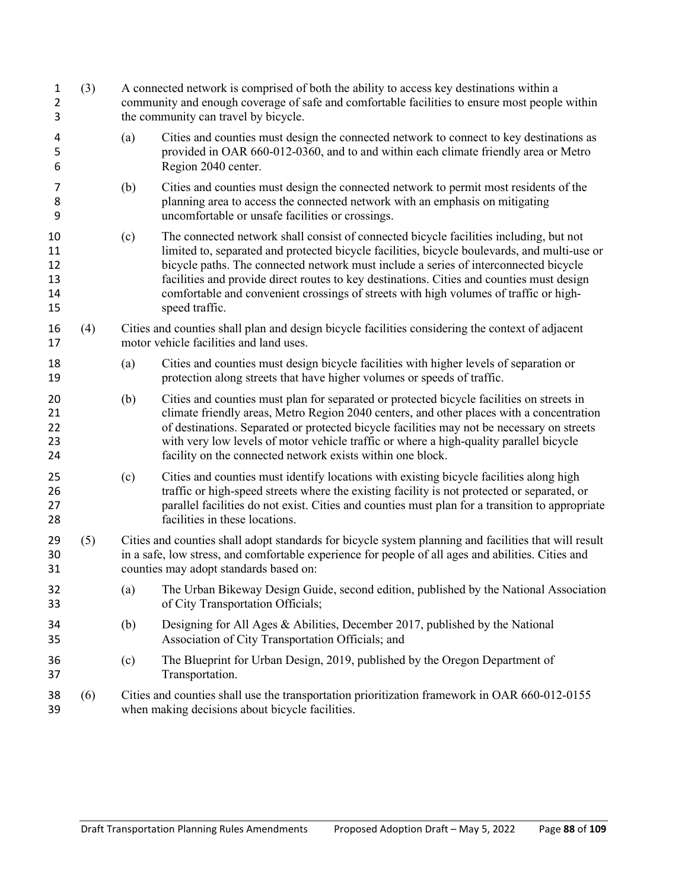(3) A connected network is comprised of both the ability to access key destinations within a community and enough coverage of safe and comfortable facilities to ensure most people within the community can travel by bicycle.

(a) Cities and counties must design the connected network to connect to key destinations as provided in OAR 660-012-0360, and to and within each climate friendly area or Metro Region 2040 center.

(b) Cities and counties must design the connected network to permit most residents of the planning area to access the connected network with an emphasis on mitigating uncomfortable or unsafe facilities or crossings.

(c) The connected network shall consist of connected bicycle facilities including, but not limited to, separated and protected bicycle facilities, bicycle boulevards, and multi-use or bicycle paths. The connected network must include a series of interconnected bicycle facilities and provide direct routes to key destinations. Cities and counties must design comfortable and convenient crossings of streets with high volumes of traffic or high-speed traffic.

(4) Cities and counties shall plan and design bicycle facilities considering the context of adjacent motor vehicle facilities and land uses.

(a) Cities and counties must design bicycle facilities with higher levels of separation or protection along streets that have higher volumes or speeds of traffic.

(b) Cities and counties must plan for separated or protected bicycle facilities on streets in climate friendly areas, Metro Region 2040 centers, and other places with a concentration of destinations. Separated or protected bicycle facilities may not be necessary on streets with very low levels of motor vehicle traffic or where a high-quality parallel bicycle facility on the connected network exists within one block.

(c) Cities and counties must identify locations with existing bicycle facilities along high traffic or high-speed streets where the existing facility is not protected or separated, or parallel facilities do not exist. Cities and counties must plan for a transition to appropriate facilities in these locations.

(5) Cities and counties shall adopt standards for bicycle system planning and facilities that will result in a safe, low stress, and comfortable experience for people of all ages and abilities. Cities and counties may adopt standards based on:

(a) The Urban Bikeway Design Guide, second edition, published by the National Association of City Transportation Officials;

(b) Designing for All Ages & Abilities, December 2017, published by the National Association of City Transportation Officials; and

(c) The Blueprint for Urban Design, 2019, published by the Oregon Department of Transportation.

(6) Cities and counties shall use the transportation prioritization framework in OAR 660-012-0155 when making decisions about bicycle facilities.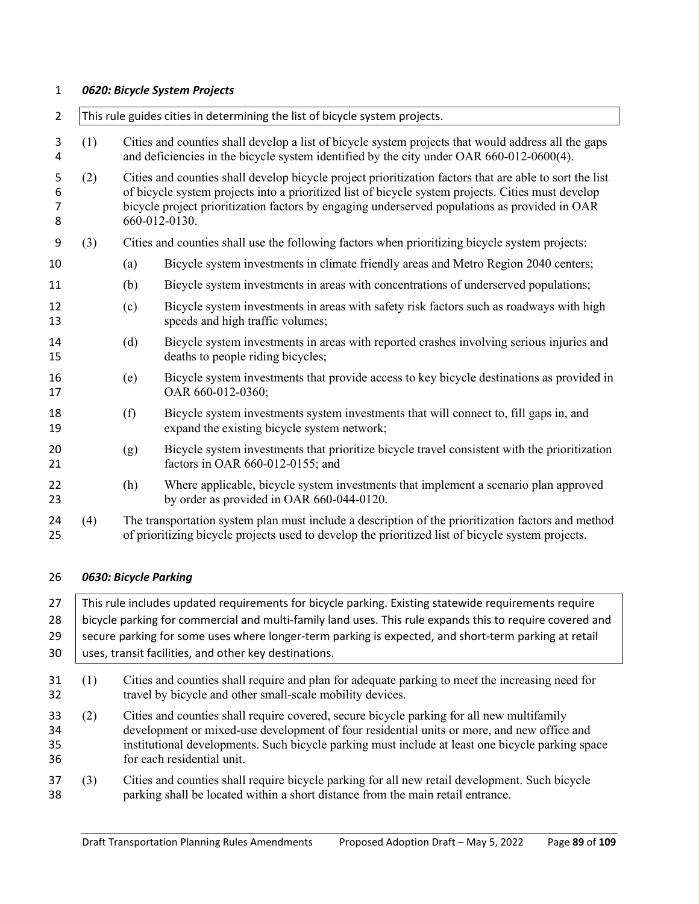***0620: Bicycle System Projects***

> This rule guides cities in determining the list of bicycle system projects.

(1) Cities and counties shall develop a list of bicycle system projects that would address all the gaps and deficiencies in the bicycle system identified by the city under OAR 660-012-0600(4).

(2) Cities and counties shall develop bicycle project prioritization factors that are able to sort the list of bicycle system projects into a prioritized list of bicycle system projects. Cities must develop bicycle project prioritization factors by engaging underserved populations as provided in OAR 660-012-0130.

(3) Cities and counties shall use the following factors when prioritizing bicycle system projects:

- (a) Bicycle system investments in climate friendly areas and Metro Region 2040 centers;
- (b) Bicycle system investments in areas with concentrations of underserved populations;
- (c) Bicycle system investments in areas with safety risk factors such as roadways with high speeds and high traffic volumes;
- (d) Bicycle system investments in areas with reported crashes involving serious injuries and deaths to people riding bicycles;
- (e) Bicycle system investments that provide access to key bicycle destinations as provided in OAR 660-012-0360;
- (f) Bicycle system investments system investments that will connect to, fill gaps in, and expand the existing bicycle system network;
- (g) Bicycle system investments that prioritize bicycle travel consistent with the prioritization factors in OAR 660-012-0155; and
- (h) Where applicable, bicycle system investments that implement a scenario plan approved by order as provided in OAR 660-044-0120.

(4) The transportation system plan must include a description of the prioritization factors and method of prioritizing bicycle projects used to develop the prioritized list of bicycle system projects.

***0630: Bicycle Parking***

> This rule includes updated requirements for bicycle parking. Existing statewide requirements require bicycle parking for commercial and multi-family land uses. This rule expands this to require covered and secure parking for some uses where longer-term parking is expected, and short-term parking at retail uses, transit facilities, and other key destinations.

(1) Cities and counties shall require and plan for adequate parking to meet the increasing need for travel by bicycle and other small-scale mobility devices.

(2) Cities and counties shall require covered, secure bicycle parking for all new multifamily development or mixed-use development of four residential units or more, and new office and institutional developments. Such bicycle parking must include at least one bicycle parking space for each residential unit.

(3) Cities and counties shall require bicycle parking for all new retail development. Such bicycle parking shall be located within a short distance from the main retail entrance.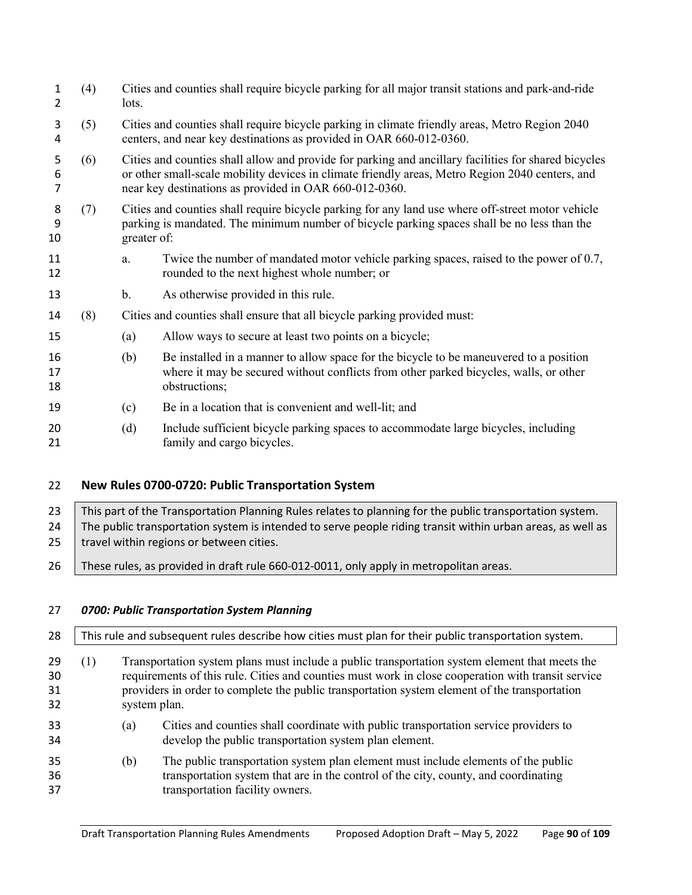(4) Cities and counties shall require bicycle parking for all major transit stations and park-and-ride lots.

(5) Cities and counties shall require bicycle parking in climate friendly areas, Metro Region 2040 centers, and near key destinations as provided in OAR 660-012-0360.

(6) Cities and counties shall allow and provide for parking and ancillary facilities for shared bicycles or other small-scale mobility devices in climate friendly areas, Metro Region 2040 centers, and near key destinations as provided in OAR 660-012-0360.

(7) Cities and counties shall require bicycle parking for any land use where off-street motor vehicle parking is mandated. The minimum number of bicycle parking spaces shall be no less than the greater of:

a. Twice the number of mandated motor vehicle parking spaces, raised to the power of 0.7, rounded to the next highest whole number; or

b. As otherwise provided in this rule.

(8) Cities and counties shall ensure that all bicycle parking provided must:

(a) Allow ways to secure at least two points on a bicycle;

(b) Be installed in a manner to allow space for the bicycle to be maneuvered to a position where it may be secured without conflicts from other parked bicycles, walls, or other obstructions;

(c) Be in a location that is convenient and well-lit; and

(d) Include sufficient bicycle parking spaces to accommodate large bicycles, including family and cargo bicycles.

## New Rules 0700-0720: Public Transportation System

> This part of the Transportation Planning Rules relates to planning for the public transportation system. The public transportation system is intended to serve people riding transit within urban areas, as well as travel within regions or between cities.
>
> These rules, as provided in draft rule 660-012-0011, only apply in metropolitan areas.

### *0700: Public Transportation System Planning*

> This rule and subsequent rules describe how cities must plan for their public transportation system.

(1) Transportation system plans must include a public transportation system element that meets the requirements of this rule. Cities and counties must work in close cooperation with transit service providers in order to complete the public transportation system element of the transportation system plan.

(a) Cities and counties shall coordinate with public transportation service providers to develop the public transportation system plan element.

(b) The public transportation system plan element must include elements of the public transportation system that are in the control of the city, county, and coordinating transportation facility owners.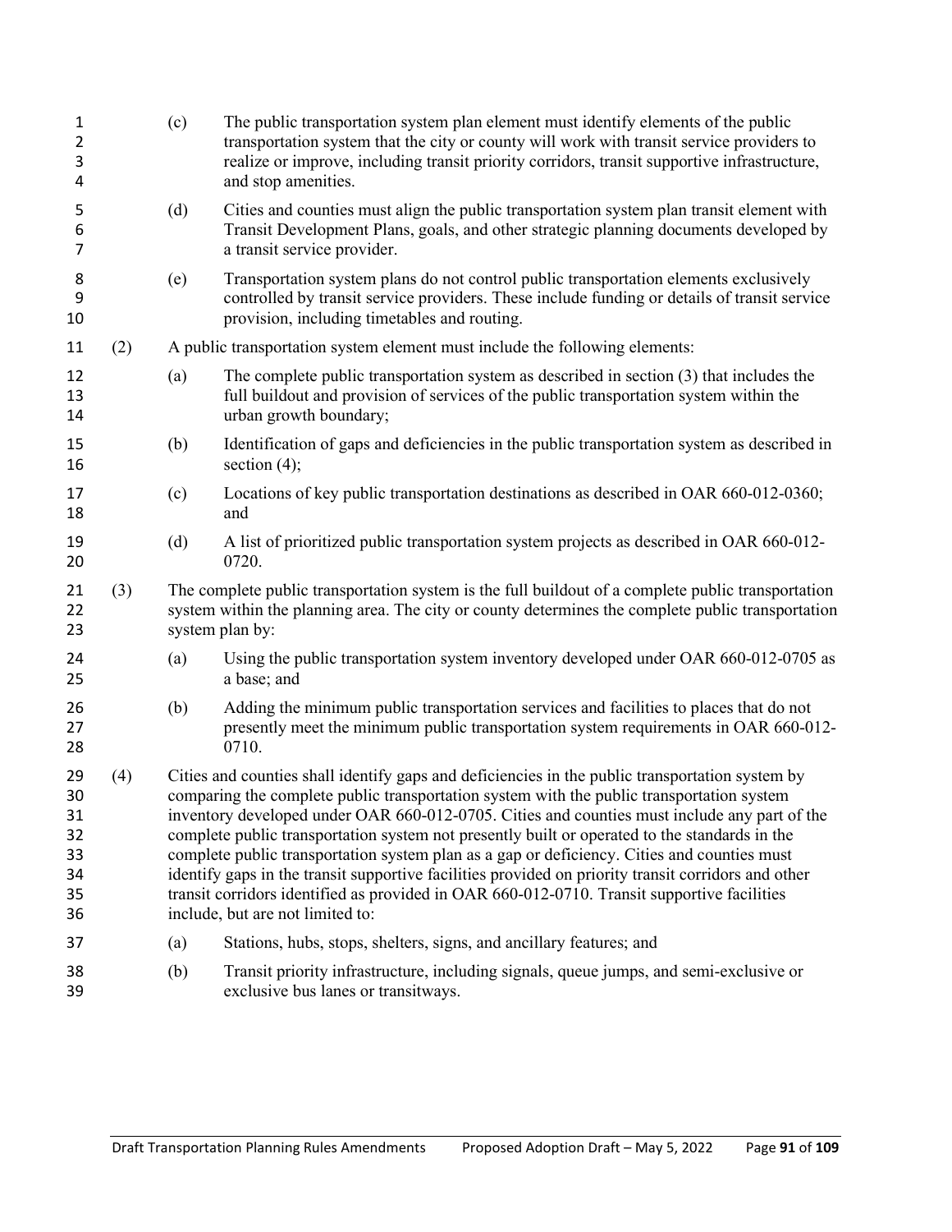(c) The public transportation system plan element must identify elements of the public transportation system that the city or county will work with transit service providers to realize or improve, including transit priority corridors, transit supportive infrastructure, and stop amenities.

(d) Cities and counties must align the public transportation system plan transit element with Transit Development Plans, goals, and other strategic planning documents developed by a transit service provider.

(e) Transportation system plans do not control public transportation elements exclusively controlled by transit service providers. These include funding or details of transit service provision, including timetables and routing.

(2) A public transportation system element must include the following elements:

(a) The complete public transportation system as described in section (3) that includes the full buildout and provision of services of the public transportation system within the urban growth boundary;

(b) Identification of gaps and deficiencies in the public transportation system as described in section (4);

(c) Locations of key public transportation destinations as described in OAR 660-012-0360; and

(d) A list of prioritized public transportation system projects as described in OAR 660-012-0720.

(3) The complete public transportation system is the full buildout of a complete public transportation system within the planning area. The city or county determines the complete public transportation system plan by:

(a) Using the public transportation system inventory developed under OAR 660-012-0705 as a base; and

(b) Adding the minimum public transportation services and facilities to places that do not presently meet the minimum public transportation system requirements in OAR 660-012-0710.

(4) Cities and counties shall identify gaps and deficiencies in the public transportation system by comparing the complete public transportation system with the public transportation system inventory developed under OAR 660-012-0705. Cities and counties must include any part of the complete public transportation system not presently built or operated to the standards in the complete public transportation system plan as a gap or deficiency. Cities and counties must identify gaps in the transit supportive facilities provided on priority transit corridors and other transit corridors identified as provided in OAR 660-012-0710. Transit supportive facilities include, but are not limited to:

(a) Stations, hubs, stops, shelters, signs, and ancillary features; and

(b) Transit priority infrastructure, including signals, queue jumps, and semi-exclusive or exclusive bus lanes or transitways.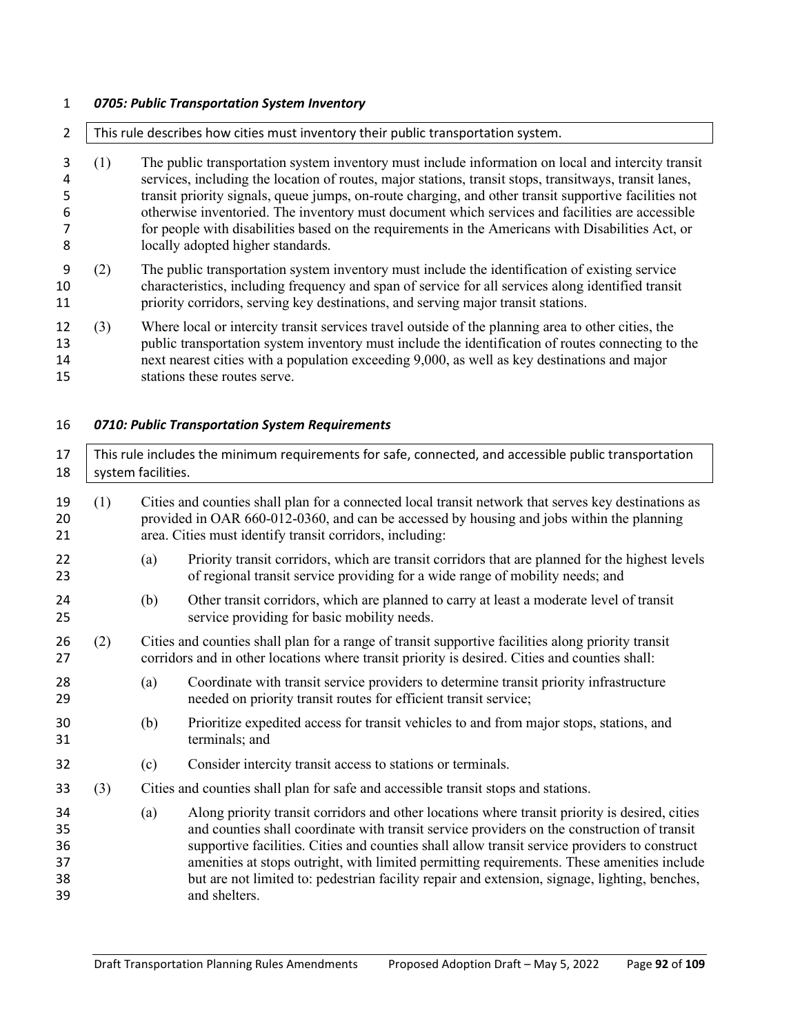### *0705: Public Transportation System Inventory*

This rule describes how cities must inventory their public transportation system.

(1) The public transportation system inventory must include information on local and intercity transit services, including the location of routes, major stations, transit stops, transitways, transit lanes, transit priority signals, queue jumps, on-route charging, and other transit supportive facilities not otherwise inventoried. The inventory must document which services and facilities are accessible for people with disabilities based on the requirements in the Americans with Disabilities Act, or locally adopted higher standards.

(2) The public transportation system inventory must include the identification of existing service characteristics, including frequency and span of service for all services along identified transit priority corridors, serving key destinations, and serving major transit stations.

(3) Where local or intercity transit services travel outside of the planning area to other cities, the public transportation system inventory must include the identification of routes connecting to the next nearest cities with a population exceeding 9,000, as well as key destinations and major stations these routes serve.

### *0710: Public Transportation System Requirements*

This rule includes the minimum requirements for safe, connected, and accessible public transportation system facilities.

(1) Cities and counties shall plan for a connected local transit network that serves key destinations as provided in OAR 660-012-0360, and can be accessed by housing and jobs within the planning area. Cities must identify transit corridors, including:

- (a) Priority transit corridors, which are transit corridors that are planned for the highest levels of regional transit service providing for a wide range of mobility needs; and
- (b) Other transit corridors, which are planned to carry at least a moderate level of transit service providing for basic mobility needs.

(2) Cities and counties shall plan for a range of transit supportive facilities along priority transit corridors and in other locations where transit priority is desired. Cities and counties shall:

- (a) Coordinate with transit service providers to determine transit priority infrastructure needed on priority transit routes for efficient transit service;
- (b) Prioritize expedited access for transit vehicles to and from major stops, stations, and terminals; and
- (c) Consider intercity transit access to stations or terminals.

(3) Cities and counties shall plan for safe and accessible transit stops and stations.

- (a) Along priority transit corridors and other locations where transit priority is desired, cities and counties shall coordinate with transit service providers on the construction of transit supportive facilities. Cities and counties shall allow transit service providers to construct amenities at stops outright, with limited permitting requirements. These amenities include but are not limited to: pedestrian facility repair and extension, signage, lighting, benches, and shelters.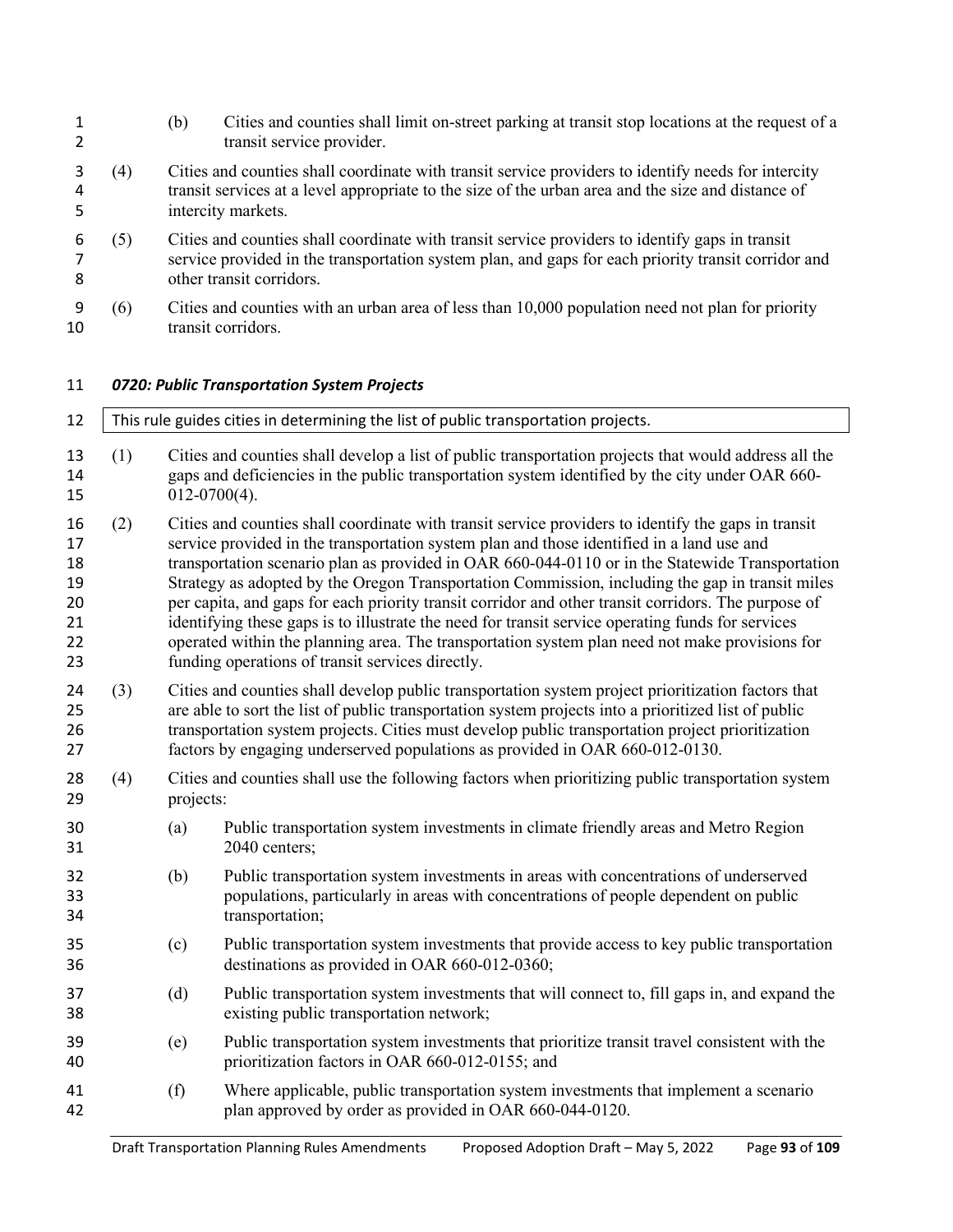(b) Cities and counties shall limit on-street parking at transit stop locations at the request of a transit service provider.

(4) Cities and counties shall coordinate with transit service providers to identify needs for intercity transit services at a level appropriate to the size of the urban area and the size and distance of intercity markets.

(5) Cities and counties shall coordinate with transit service providers to identify gaps in transit service provided in the transportation system plan, and gaps for each priority transit corridor and other transit corridors.

(6) Cities and counties with an urban area of less than 10,000 population need not plan for priority transit corridors.

### *0720: Public Transportation System Projects*

| This rule guides cities in determining the list of public transportation projects. |
|---|

(1) Cities and counties shall develop a list of public transportation projects that would address all the gaps and deficiencies in the public transportation system identified by the city under OAR 660-012-0700(4).

(2) Cities and counties shall coordinate with transit service providers to identify the gaps in transit service provided in the transportation system plan and those identified in a land use and transportation scenario plan as provided in OAR 660-044-0110 or in the Statewide Transportation Strategy as adopted by the Oregon Transportation Commission, including the gap in transit miles per capita, and gaps for each priority transit corridor and other transit corridors. The purpose of identifying these gaps is to illustrate the need for transit service operating funds for services operated within the planning area. The transportation system plan need not make provisions for funding operations of transit services directly.

(3) Cities and counties shall develop public transportation system project prioritization factors that are able to sort the list of public transportation system projects into a prioritized list of public transportation system projects. Cities must develop public transportation project prioritization factors by engaging underserved populations as provided in OAR 660-012-0130.

(4) Cities and counties shall use the following factors when prioritizing public transportation system projects:

(a) Public transportation system investments in climate friendly areas and Metro Region 2040 centers;

(b) Public transportation system investments in areas with concentrations of underserved populations, particularly in areas with concentrations of people dependent on public transportation;

(c) Public transportation system investments that provide access to key public transportation destinations as provided in OAR 660-012-0360;

(d) Public transportation system investments that will connect to, fill gaps in, and expand the existing public transportation network;

(e) Public transportation system investments that prioritize transit travel consistent with the prioritization factors in OAR 660-012-0155; and

(f) Where applicable, public transportation system investments that implement a scenario plan approved by order as provided in OAR 660-044-0120.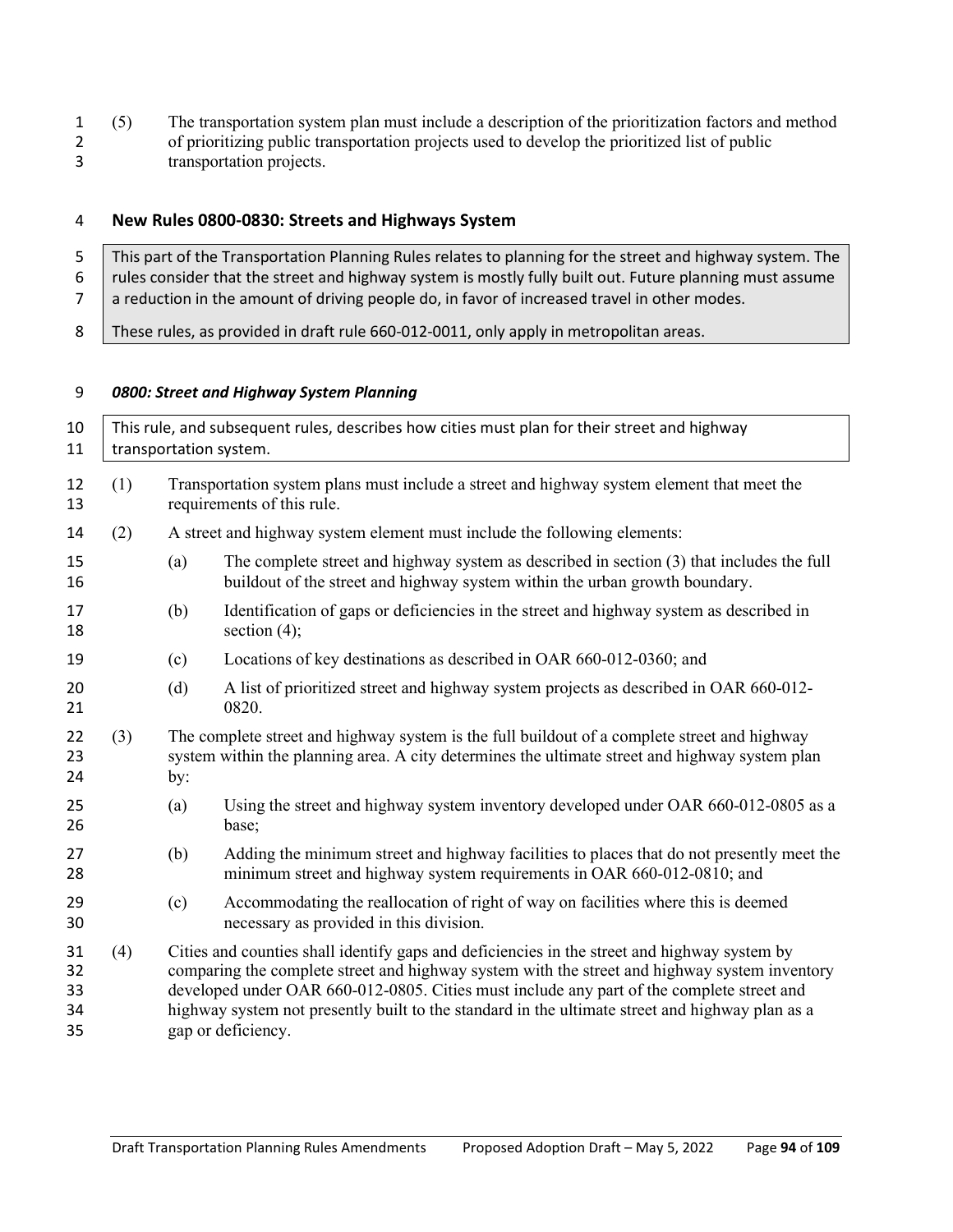(5) The transportation system plan must include a description of the prioritization factors and method of prioritizing public transportation projects used to develop the prioritized list of public transportation projects.

## New Rules 0800-0830: Streets and Highways System

> This part of the Transportation Planning Rules relates to planning for the street and highway system. The rules consider that the street and highway system is mostly fully built out. Future planning must assume a reduction in the amount of driving people do, in favor of increased travel in other modes.
>
> These rules, as provided in draft rule 660-012-0011, only apply in metropolitan areas.

### *0800: Street and Highway System Planning*

> This rule, and subsequent rules, describes how cities must plan for their street and highway transportation system.

(1) Transportation system plans must include a street and highway system element that meet the requirements of this rule.

(2) A street and highway system element must include the following elements:

- (a) The complete street and highway system as described in section (3) that includes the full buildout of the street and highway system within the urban growth boundary.
- (b) Identification of gaps or deficiencies in the street and highway system as described in section (4);
- (c) Locations of key destinations as described in OAR 660-012-0360; and
- (d) A list of prioritized street and highway system projects as described in OAR 660-012-0820.

(3) The complete street and highway system is the full buildout of a complete street and highway system within the planning area. A city determines the ultimate street and highway system plan by:

- (a) Using the street and highway system inventory developed under OAR 660-012-0805 as a base;
- (b) Adding the minimum street and highway facilities to places that do not presently meet the minimum street and highway system requirements in OAR 660-012-0810; and
- (c) Accommodating the reallocation of right of way on facilities where this is deemed necessary as provided in this division.

(4) Cities and counties shall identify gaps and deficiencies in the street and highway system by comparing the complete street and highway system with the street and highway system inventory developed under OAR 660-012-0805. Cities must include any part of the complete street and highway system not presently built to the standard in the ultimate street and highway plan as a gap or deficiency.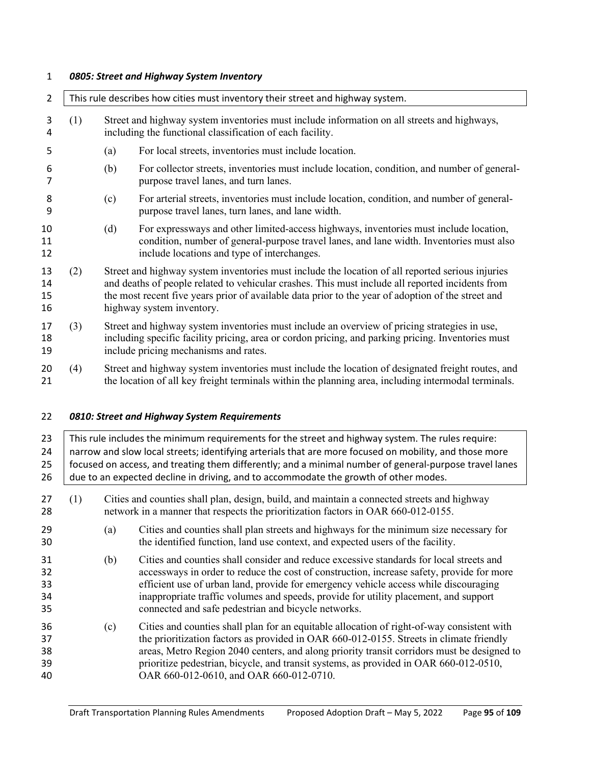***0805: Street and Highway System Inventory***

> This rule describes how cities must inventory their street and highway system.

(1) Street and highway system inventories must include information on all streets and highways, including the functional classification of each facility.

(a) For local streets, inventories must include location.

(b) For collector streets, inventories must include location, condition, and number of general-purpose travel lanes, and turn lanes.

(c) For arterial streets, inventories must include location, condition, and number of general-purpose travel lanes, turn lanes, and lane width.

(d) For expressways and other limited-access highways, inventories must include location, condition, number of general-purpose travel lanes, and lane width. Inventories must also include locations and type of interchanges.

(2) Street and highway system inventories must include the location of all reported serious injuries and deaths of people related to vehicular crashes. This must include all reported incidents from the most recent five years prior of available data prior to the year of adoption of the street and highway system inventory.

(3) Street and highway system inventories must include an overview of pricing strategies in use, including specific facility pricing, area or cordon pricing, and parking pricing. Inventories must include pricing mechanisms and rates.

(4) Street and highway system inventories must include the location of designated freight routes, and the location of all key freight terminals within the planning area, including intermodal terminals.

***0810: Street and Highway System Requirements***

> This rule includes the minimum requirements for the street and highway system. The rules require: narrow and slow local streets; identifying arterials that are more focused on mobility, and those more focused on access, and treating them differently; and a minimal number of general-purpose travel lanes due to an expected decline in driving, and to accommodate the growth of other modes.

(1) Cities and counties shall plan, design, build, and maintain a connected streets and highway network in a manner that respects the prioritization factors in OAR 660-012-0155.

(a) Cities and counties shall plan streets and highways for the minimum size necessary for the identified function, land use context, and expected users of the facility.

(b) Cities and counties shall consider and reduce excessive standards for local streets and accessways in order to reduce the cost of construction, increase safety, provide for more efficient use of urban land, provide for emergency vehicle access while discouraging inappropriate traffic volumes and speeds, provide for utility placement, and support connected and safe pedestrian and bicycle networks.

(c) Cities and counties shall plan for an equitable allocation of right-of-way consistent with the prioritization factors as provided in OAR 660-012-0155. Streets in climate friendly areas, Metro Region 2040 centers, and along priority transit corridors must be designed to prioritize pedestrian, bicycle, and transit systems, as provided in OAR 660-012-0510, OAR 660-012-0610, and OAR 660-012-0710.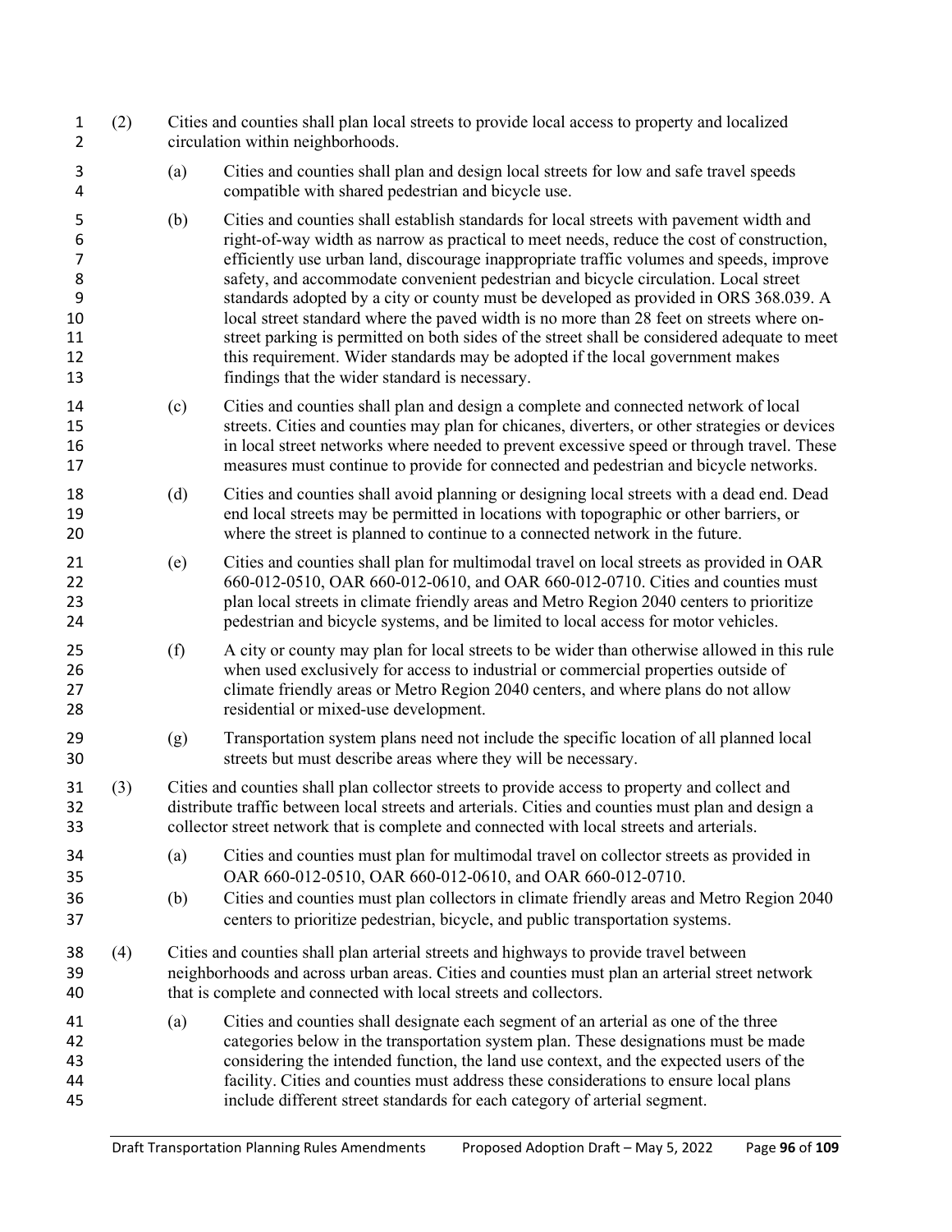(2) Cities and counties shall plan local streets to provide local access to property and localized circulation within neighborhoods.

(a) Cities and counties shall plan and design local streets for low and safe travel speeds compatible with shared pedestrian and bicycle use.

(b) Cities and counties shall establish standards for local streets with pavement width and right-of-way width as narrow as practical to meet needs, reduce the cost of construction, efficiently use urban land, discourage inappropriate traffic volumes and speeds, improve safety, and accommodate convenient pedestrian and bicycle circulation. Local street standards adopted by a city or county must be developed as provided in ORS 368.039. A local street standard where the paved width is no more than 28 feet on streets where on-street parking is permitted on both sides of the street shall be considered adequate to meet this requirement. Wider standards may be adopted if the local government makes findings that the wider standard is necessary.

(c) Cities and counties shall plan and design a complete and connected network of local streets. Cities and counties may plan for chicanes, diverters, or other strategies or devices in local street networks where needed to prevent excessive speed or through travel. These measures must continue to provide for connected and pedestrian and bicycle networks.

(d) Cities and counties shall avoid planning or designing local streets with a dead end. Dead end local streets may be permitted in locations with topographic or other barriers, or where the street is planned to continue to a connected network in the future.

(e) Cities and counties shall plan for multimodal travel on local streets as provided in OAR 660-012-0510, OAR 660-012-0610, and OAR 660-012-0710. Cities and counties must plan local streets in climate friendly areas and Metro Region 2040 centers to prioritize pedestrian and bicycle systems, and be limited to local access for motor vehicles.

(f) A city or county may plan for local streets to be wider than otherwise allowed in this rule when used exclusively for access to industrial or commercial properties outside of climate friendly areas or Metro Region 2040 centers, and where plans do not allow residential or mixed-use development.

(g) Transportation system plans need not include the specific location of all planned local streets but must describe areas where they will be necessary.

(3) Cities and counties shall plan collector streets to provide access to property and collect and distribute traffic between local streets and arterials. Cities and counties must plan and design a collector street network that is complete and connected with local streets and arterials.

(a) Cities and counties must plan for multimodal travel on collector streets as provided in OAR 660-012-0510, OAR 660-012-0610, and OAR 660-012-0710.

(b) Cities and counties must plan collectors in climate friendly areas and Metro Region 2040 centers to prioritize pedestrian, bicycle, and public transportation systems.

(4) Cities and counties shall plan arterial streets and highways to provide travel between neighborhoods and across urban areas. Cities and counties must plan an arterial street network that is complete and connected with local streets and collectors.

(a) Cities and counties shall designate each segment of an arterial as one of the three categories below in the transportation system plan. These designations must be made considering the intended function, the land use context, and the expected users of the facility. Cities and counties must address these considerations to ensure local plans include different street standards for each category of arterial segment.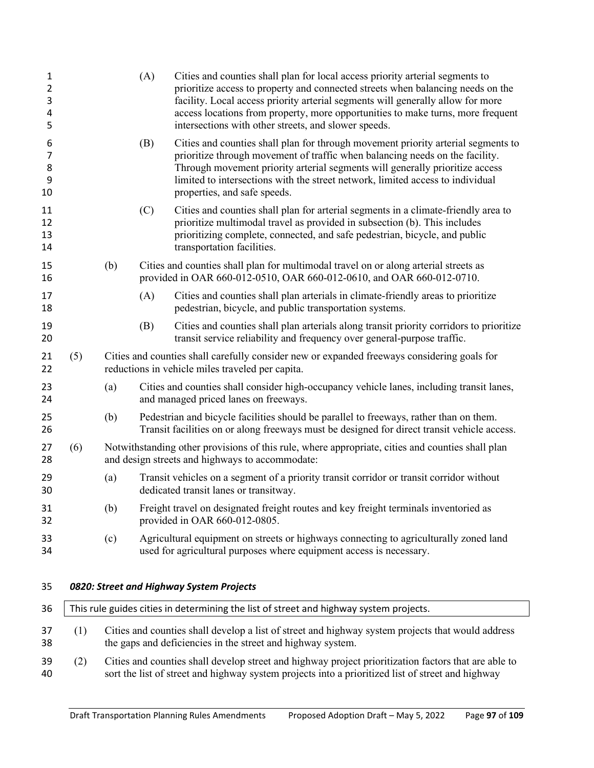(A) Cities and counties shall plan for local access priority arterial segments to prioritize access to property and connected streets when balancing needs on the facility. Local access priority arterial segments will generally allow for more access locations from property, more opportunities to make turns, more frequent intersections with other streets, and slower speeds.

(B) Cities and counties shall plan for through movement priority arterial segments to prioritize through movement of traffic when balancing needs on the facility. Through movement priority arterial segments will generally prioritize access limited to intersections with the street network, limited access to individual properties, and safe speeds.

(C) Cities and counties shall plan for arterial segments in a climate-friendly area to prioritize multimodal travel as provided in subsection (b). This includes prioritizing complete, connected, and safe pedestrian, bicycle, and public transportation facilities.

(b) Cities and counties shall plan for multimodal travel on or along arterial streets as provided in OAR 660-012-0510, OAR 660-012-0610, and OAR 660-012-0710.

(A) Cities and counties shall plan arterials in climate-friendly areas to prioritize pedestrian, bicycle, and public transportation systems.

(B) Cities and counties shall plan arterials along transit priority corridors to prioritize transit service reliability and frequency over general-purpose traffic.

(5) Cities and counties shall carefully consider new or expanded freeways considering goals for reductions in vehicle miles traveled per capita.

(a) Cities and counties shall consider high-occupancy vehicle lanes, including transit lanes, and managed priced lanes on freeways.

(b) Pedestrian and bicycle facilities should be parallel to freeways, rather than on them. Transit facilities on or along freeways must be designed for direct transit vehicle access.

(6) Notwithstanding other provisions of this rule, where appropriate, cities and counties shall plan and design streets and highways to accommodate:

(a) Transit vehicles on a segment of a priority transit corridor or transit corridor without dedicated transit lanes or transitway.

(b) Freight travel on designated freight routes and key freight terminals inventoried as provided in OAR 660-012-0805.

(c) Agricultural equipment on streets or highways connecting to agriculturally zoned land used for agricultural purposes where equipment access is necessary.

### *0820: Street and Highway System Projects*

| This rule guides cities in determining the list of street and highway system projects. |
|---|

(1) Cities and counties shall develop a list of street and highway system projects that would address the gaps and deficiencies in the street and highway system.

(2) Cities and counties shall develop street and highway project prioritization factors that are able to sort the list of street and highway system projects into a prioritized list of street and highway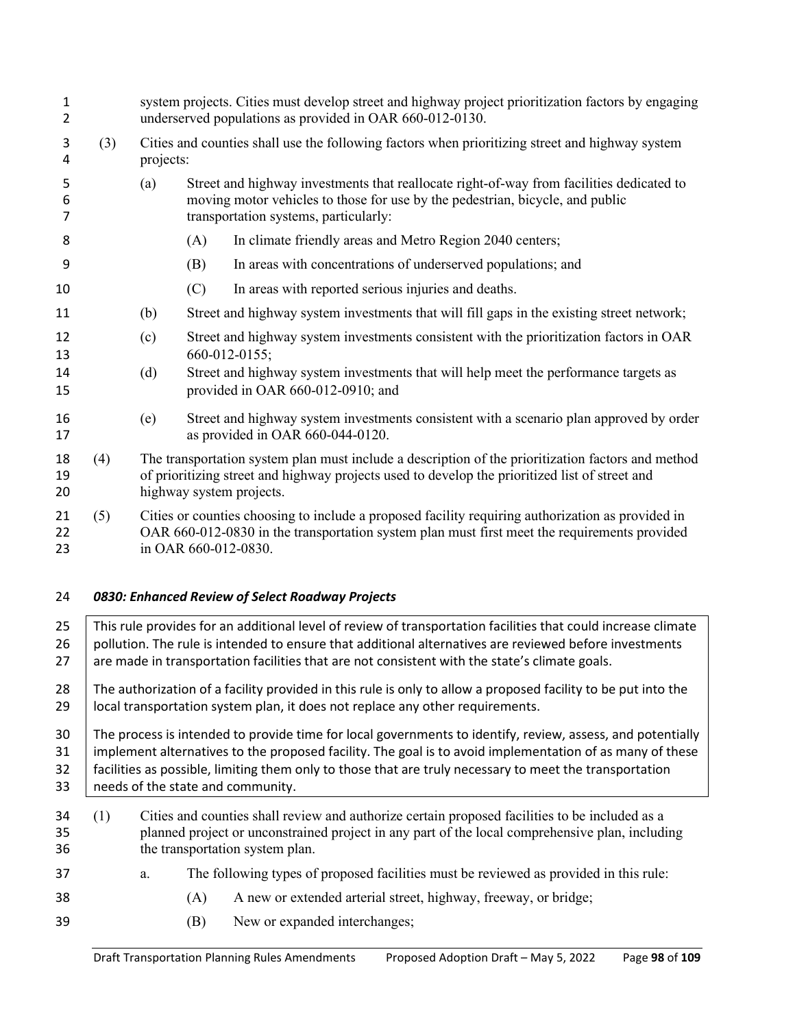system projects. Cities must develop street and highway project prioritization factors by engaging underserved populations as provided in OAR 660-012-0130.

(3) Cities and counties shall use the following factors when prioritizing street and highway system projects:

(a) Street and highway investments that reallocate right-of-way from facilities dedicated to moving motor vehicles to those for use by the pedestrian, bicycle, and public transportation systems, particularly:

(A) In climate friendly areas and Metro Region 2040 centers;

(B) In areas with concentrations of underserved populations; and

(C) In areas with reported serious injuries and deaths.

(b) Street and highway system investments that will fill gaps in the existing street network;

(c) Street and highway system investments consistent with the prioritization factors in OAR 660-012-0155;

(d) Street and highway system investments that will help meet the performance targets as provided in OAR 660-012-0910; and

(e) Street and highway system investments consistent with a scenario plan approved by order as provided in OAR 660-044-0120.

(4) The transportation system plan must include a description of the prioritization factors and method of prioritizing street and highway projects used to develop the prioritized list of street and highway system projects.

(5) Cities or counties choosing to include a proposed facility requiring authorization as provided in OAR 660-012-0830 in the transportation system plan must first meet the requirements provided in OAR 660-012-0830.

### *0830: Enhanced Review of Select Roadway Projects*

> This rule provides for an additional level of review of transportation facilities that could increase climate pollution. The rule is intended to ensure that additional alternatives are reviewed before investments are made in transportation facilities that are not consistent with the state's climate goals.
>
> The authorization of a facility provided in this rule is only to allow a proposed facility to be put into the local transportation system plan, it does not replace any other requirements.
>
> The process is intended to provide time for local governments to identify, review, assess, and potentially implement alternatives to the proposed facility. The goal is to avoid implementation of as many of these facilities as possible, limiting them only to those that are truly necessary to meet the transportation needs of the state and community.

(1) Cities and counties shall review and authorize certain proposed facilities to be included as a planned project or unconstrained project in any part of the local comprehensive plan, including the transportation system plan.

a. The following types of proposed facilities must be reviewed as provided in this rule:

(A) A new or extended arterial street, highway, freeway, or bridge;

(B) New or expanded interchanges;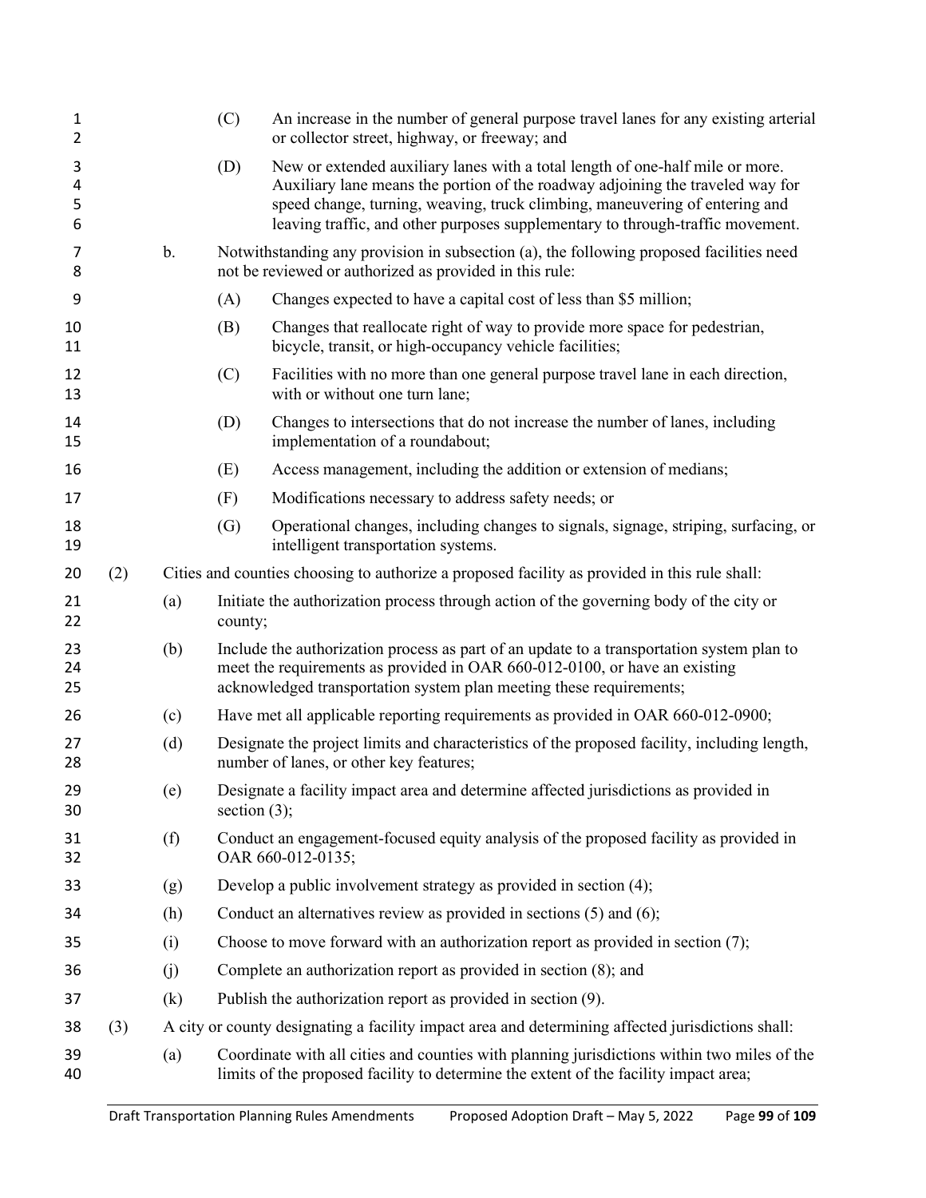(C) An increase in the number of general purpose travel lanes for any existing arterial or collector street, highway, or freeway; and

(D) New or extended auxiliary lanes with a total length of one-half mile or more. Auxiliary lane means the portion of the roadway adjoining the traveled way for speed change, turning, weaving, truck climbing, maneuvering of entering and leaving traffic, and other purposes supplementary to through-traffic movement.

b. Notwithstanding any provision in subsection (a), the following proposed facilities need not be reviewed or authorized as provided in this rule:

(A) Changes expected to have a capital cost of less than $5 million;

(B) Changes that reallocate right of way to provide more space for pedestrian, bicycle, transit, or high-occupancy vehicle facilities;

(C) Facilities with no more than one general purpose travel lane in each direction, with or without one turn lane;

(D) Changes to intersections that do not increase the number of lanes, including implementation of a roundabout;

(E) Access management, including the addition or extension of medians;

(F) Modifications necessary to address safety needs; or

(G) Operational changes, including changes to signals, signage, striping, surfacing, or intelligent transportation systems.

(2) Cities and counties choosing to authorize a proposed facility as provided in this rule shall:

(a) Initiate the authorization process through action of the governing body of the city or county;

(b) Include the authorization process as part of an update to a transportation system plan to meet the requirements as provided in OAR 660-012-0100, or have an existing acknowledged transportation system plan meeting these requirements;

(c) Have met all applicable reporting requirements as provided in OAR 660-012-0900;

(d) Designate the project limits and characteristics of the proposed facility, including length, number of lanes, or other key features;

(e) Designate a facility impact area and determine affected jurisdictions as provided in section (3);

(f) Conduct an engagement-focused equity analysis of the proposed facility as provided in OAR 660-012-0135;

(g) Develop a public involvement strategy as provided in section (4);

(h) Conduct an alternatives review as provided in sections (5) and (6);

(i) Choose to move forward with an authorization report as provided in section (7);

(j) Complete an authorization report as provided in section (8); and

(k) Publish the authorization report as provided in section (9).

(3) A city or county designating a facility impact area and determining affected jurisdictions shall:

(a) Coordinate with all cities and counties with planning jurisdictions within two miles of the limits of the proposed facility to determine the extent of the facility impact area;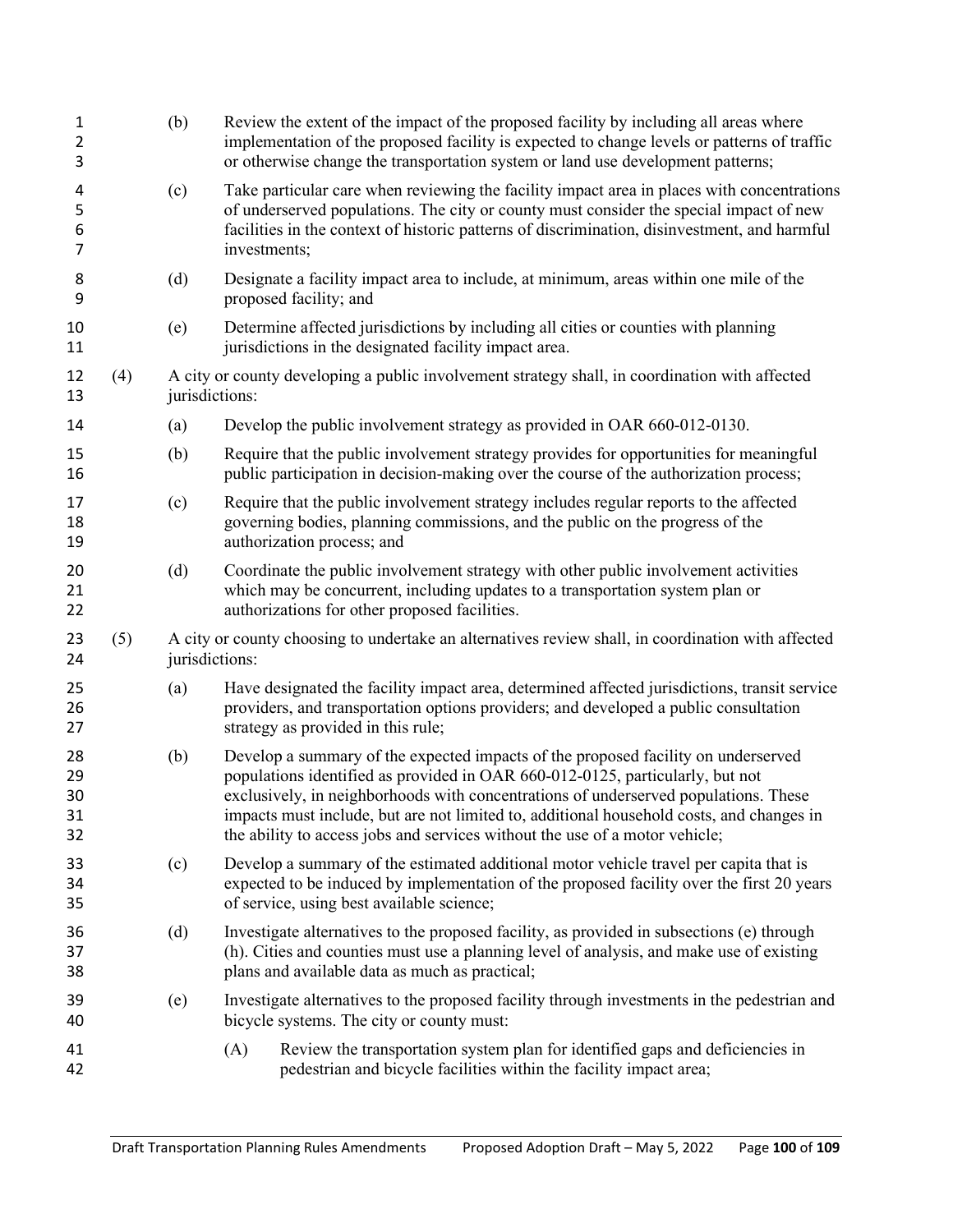(b) Review the extent of the impact of the proposed facility by including all areas where implementation of the proposed facility is expected to change levels or patterns of traffic or otherwise change the transportation system or land use development patterns;

(c) Take particular care when reviewing the facility impact area in places with concentrations of underserved populations. The city or county must consider the special impact of new facilities in the context of historic patterns of discrimination, disinvestment, and harmful investments;

(d) Designate a facility impact area to include, at minimum, areas within one mile of the proposed facility; and

(e) Determine affected jurisdictions by including all cities or counties with planning jurisdictions in the designated facility impact area.

(4) A city or county developing a public involvement strategy shall, in coordination with affected jurisdictions:

(a) Develop the public involvement strategy as provided in OAR 660-012-0130.

(b) Require that the public involvement strategy provides for opportunities for meaningful public participation in decision-making over the course of the authorization process;

(c) Require that the public involvement strategy includes regular reports to the affected governing bodies, planning commissions, and the public on the progress of the authorization process; and

(d) Coordinate the public involvement strategy with other public involvement activities which may be concurrent, including updates to a transportation system plan or authorizations for other proposed facilities.

(5) A city or county choosing to undertake an alternatives review shall, in coordination with affected jurisdictions:

(a) Have designated the facility impact area, determined affected jurisdictions, transit service providers, and transportation options providers; and developed a public consultation strategy as provided in this rule;

(b) Develop a summary of the expected impacts of the proposed facility on underserved populations identified as provided in OAR 660-012-0125, particularly, but not exclusively, in neighborhoods with concentrations of underserved populations. These impacts must include, but are not limited to, additional household costs, and changes in the ability to access jobs and services without the use of a motor vehicle;

(c) Develop a summary of the estimated additional motor vehicle travel per capita that is expected to be induced by implementation of the proposed facility over the first 20 years of service, using best available science;

(d) Investigate alternatives to the proposed facility, as provided in subsections (e) through (h). Cities and counties must use a planning level of analysis, and make use of existing plans and available data as much as practical;

(e) Investigate alternatives to the proposed facility through investments in the pedestrian and bicycle systems. The city or county must:

(A) Review the transportation system plan for identified gaps and deficiencies in pedestrian and bicycle facilities within the facility impact area;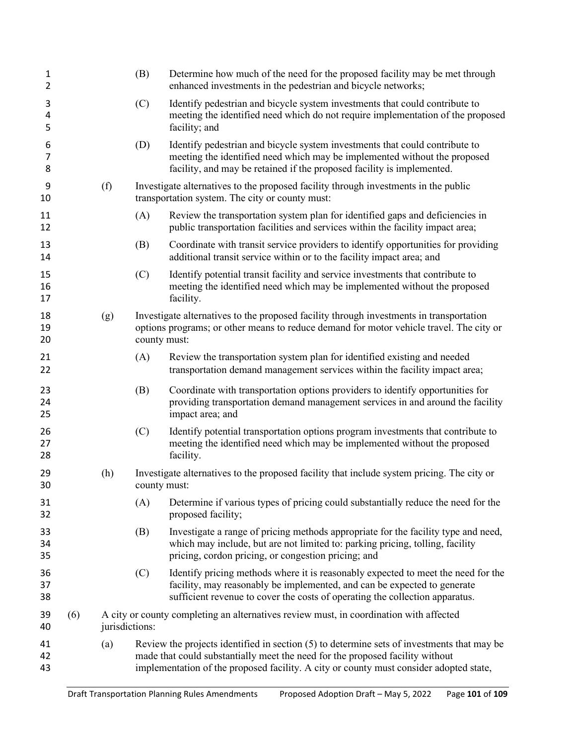(B) Determine how much of the need for the proposed facility may be met through enhanced investments in the pedestrian and bicycle networks;

(C) Identify pedestrian and bicycle system investments that could contribute to meeting the identified need which do not require implementation of the proposed facility; and

(D) Identify pedestrian and bicycle system investments that could contribute to meeting the identified need which may be implemented without the proposed facility, and may be retained if the proposed facility is implemented.

(f) Investigate alternatives to the proposed facility through investments in the public transportation system. The city or county must:

(A) Review the transportation system plan for identified gaps and deficiencies in public transportation facilities and services within the facility impact area;

(B) Coordinate with transit service providers to identify opportunities for providing additional transit service within or to the facility impact area; and

(C) Identify potential transit facility and service investments that contribute to meeting the identified need which may be implemented without the proposed facility.

(g) Investigate alternatives to the proposed facility through investments in transportation options programs; or other means to reduce demand for motor vehicle travel. The city or county must:

(A) Review the transportation system plan for identified existing and needed transportation demand management services within the facility impact area;

(B) Coordinate with transportation options providers to identify opportunities for providing transportation demand management services in and around the facility impact area; and

(C) Identify potential transportation options program investments that contribute to meeting the identified need which may be implemented without the proposed facility.

(h) Investigate alternatives to the proposed facility that include system pricing. The city or county must:

(A) Determine if various types of pricing could substantially reduce the need for the proposed facility;

(B) Investigate a range of pricing methods appropriate for the facility type and need, which may include, but are not limited to: parking pricing, tolling, facility pricing, cordon pricing, or congestion pricing; and

(C) Identify pricing methods where it is reasonably expected to meet the need for the facility, may reasonably be implemented, and can be expected to generate sufficient revenue to cover the costs of operating the collection apparatus.

(6) A city or county completing an alternatives review must, in coordination with affected jurisdictions:

(a) Review the projects identified in section (5) to determine sets of investments that may be made that could substantially meet the need for the proposed facility without implementation of the proposed facility. A city or county must consider adopted state,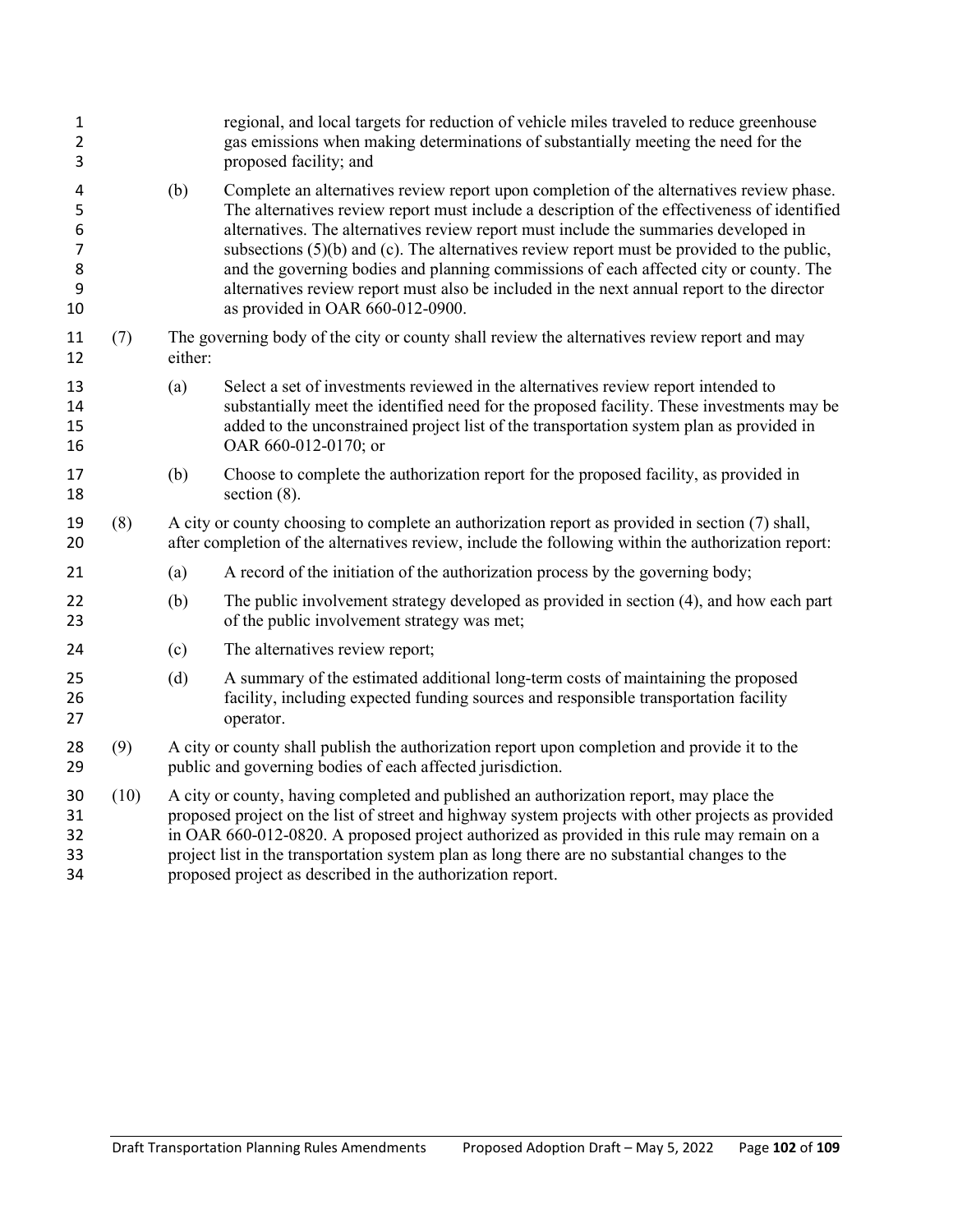regional, and local targets for reduction of vehicle miles traveled to reduce greenhouse gas emissions when making determinations of substantially meeting the need for the proposed facility; and

(b) Complete an alternatives review report upon completion of the alternatives review phase. The alternatives review report must include a description of the effectiveness of identified alternatives. The alternatives review report must include the summaries developed in subsections (5)(b) and (c). The alternatives review report must be provided to the public, and the governing bodies and planning commissions of each affected city or county. The alternatives review report must also be included in the next annual report to the director as provided in OAR 660-012-0900.

(7) The governing body of the city or county shall review the alternatives review report and may either:

(a) Select a set of investments reviewed in the alternatives review report intended to substantially meet the identified need for the proposed facility. These investments may be added to the unconstrained project list of the transportation system plan as provided in OAR 660-012-0170; or

(b) Choose to complete the authorization report for the proposed facility, as provided in section (8).

(8) A city or county choosing to complete an authorization report as provided in section (7) shall, after completion of the alternatives review, include the following within the authorization report:

(a) A record of the initiation of the authorization process by the governing body;

(b) The public involvement strategy developed as provided in section (4), and how each part of the public involvement strategy was met;

(c) The alternatives review report;

(d) A summary of the estimated additional long-term costs of maintaining the proposed facility, including expected funding sources and responsible transportation facility operator.

(9) A city or county shall publish the authorization report upon completion and provide it to the public and governing bodies of each affected jurisdiction.

(10) A city or county, having completed and published an authorization report, may place the proposed project on the list of street and highway system projects with other projects as provided in OAR 660-012-0820. A proposed project authorized as provided in this rule may remain on a project list in the transportation system plan as long there are no substantial changes to the proposed project as described in the authorization report.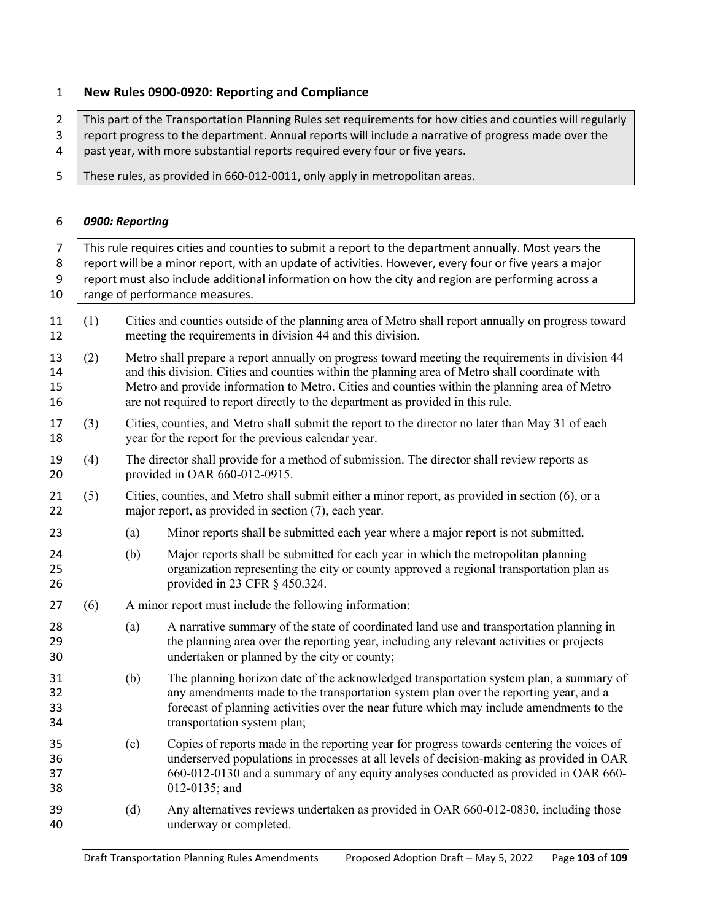## New Rules 0900-0920: Reporting and Compliance

> This part of the Transportation Planning Rules set requirements for how cities and counties will regularly report progress to the department. Annual reports will include a narrative of progress made over the past year, with more substantial reports required every four or five years.
>
> These rules, as provided in 660-012-0011, only apply in metropolitan areas.

### *0900: Reporting*

> This rule requires cities and counties to submit a report to the department annually. Most years the report will be a minor report, with an update of activities. However, every four or five years a major report must also include additional information on how the city and region are performing across a range of performance measures.

(1) Cities and counties outside of the planning area of Metro shall report annually on progress toward meeting the requirements in division 44 and this division.

(2) Metro shall prepare a report annually on progress toward meeting the requirements in division 44 and this division. Cities and counties within the planning area of Metro shall coordinate with Metro and provide information to Metro. Cities and counties within the planning area of Metro are not required to report directly to the department as provided in this rule.

(3) Cities, counties, and Metro shall submit the report to the director no later than May 31 of each year for the report for the previous calendar year.

(4) The director shall provide for a method of submission. The director shall review reports as provided in OAR 660-012-0915.

(5) Cities, counties, and Metro shall submit either a minor report, as provided in section (6), or a major report, as provided in section (7), each year.

- (a) Minor reports shall be submitted each year where a major report is not submitted.
- (b) Major reports shall be submitted for each year in which the metropolitan planning organization representing the city or county approved a regional transportation plan as provided in 23 CFR § 450.324.

(6) A minor report must include the following information:

- (a) A narrative summary of the state of coordinated land use and transportation planning in the planning area over the reporting year, including any relevant activities or projects undertaken or planned by the city or county;
- (b) The planning horizon date of the acknowledged transportation system plan, a summary of any amendments made to the transportation system plan over the reporting year, and a forecast of planning activities over the near future which may include amendments to the transportation system plan;
- (c) Copies of reports made in the reporting year for progress towards centering the voices of underserved populations in processes at all levels of decision-making as provided in OAR 660-012-0130 and a summary of any equity analyses conducted as provided in OAR 660-012-0135; and
- (d) Any alternatives reviews undertaken as provided in OAR 660-012-0830, including those underway or completed.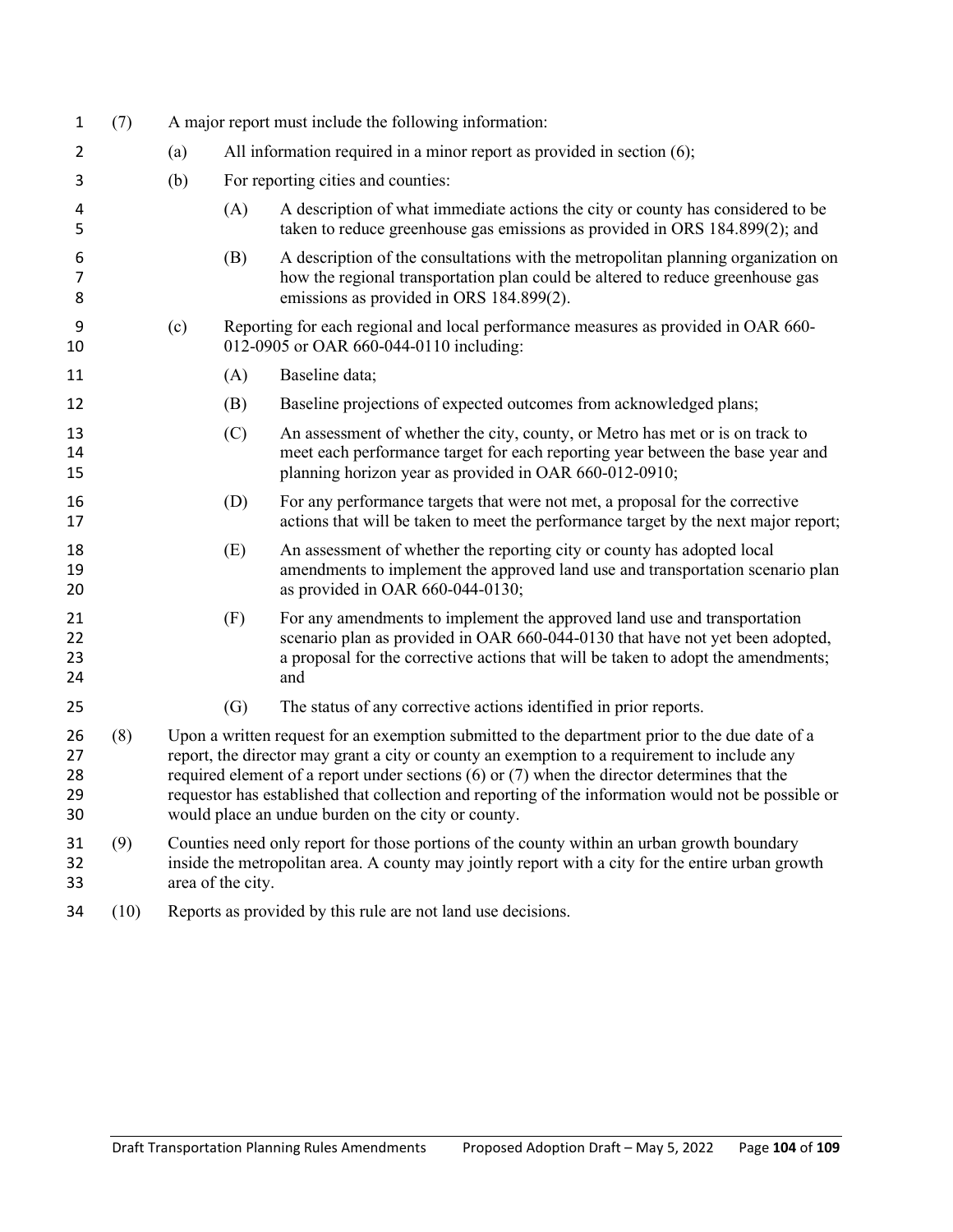(7) A major report must include the following information:

- (a) All information required in a minor report as provided in section (6);
- (b) For reporting cities and counties:
  - (A) A description of what immediate actions the city or county has considered to be taken to reduce greenhouse gas emissions as provided in ORS 184.899(2); and
  - (B) A description of the consultations with the metropolitan planning organization on how the regional transportation plan could be altered to reduce greenhouse gas emissions as provided in ORS 184.899(2).
- (c) Reporting for each regional and local performance measures as provided in OAR 660-012-0905 or OAR 660-044-0110 including:
  - (A) Baseline data;
  - (B) Baseline projections of expected outcomes from acknowledged plans;
  - (C) An assessment of whether the city, county, or Metro has met or is on track to meet each performance target for each reporting year between the base year and planning horizon year as provided in OAR 660-012-0910;
  - (D) For any performance targets that were not met, a proposal for the corrective actions that will be taken to meet the performance target by the next major report;
  - (E) An assessment of whether the reporting city or county has adopted local amendments to implement the approved land use and transportation scenario plan as provided in OAR 660-044-0130;
  - (F) For any amendments to implement the approved land use and transportation scenario plan as provided in OAR 660-044-0130 that have not yet been adopted, a proposal for the corrective actions that will be taken to adopt the amendments; and
  - (G) The status of any corrective actions identified in prior reports.

(8) Upon a written request for an exemption submitted to the department prior to the due date of a report, the director may grant a city or county an exemption to a requirement to include any required element of a report under sections (6) or (7) when the director determines that the requestor has established that collection and reporting of the information would not be possible or would place an undue burden on the city or county.

(9) Counties need only report for those portions of the county within an urban growth boundary inside the metropolitan area. A county may jointly report with a city for the entire urban growth area of the city.

(10) Reports as provided by this rule are not land use decisions.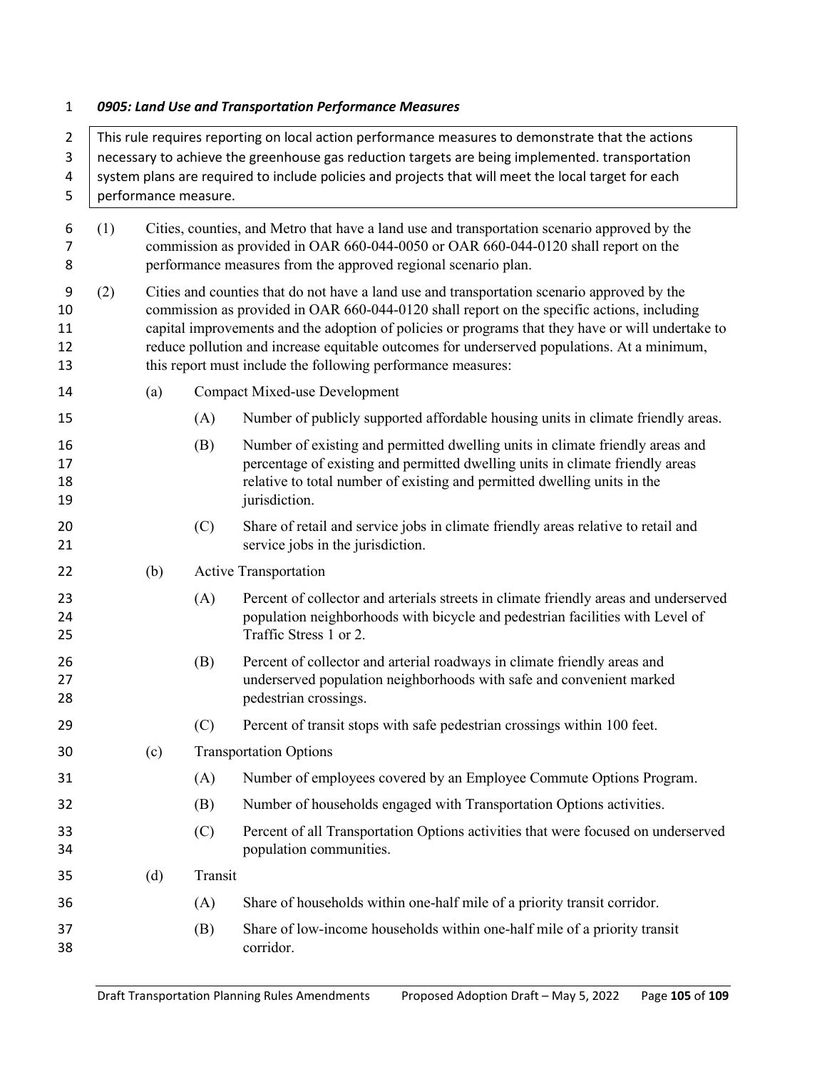### *0905: Land Use and Transportation Performance Measures*

> This rule requires reporting on local action performance measures to demonstrate that the actions necessary to achieve the greenhouse gas reduction targets are being implemented. transportation system plans are required to include policies and projects that will meet the local target for each performance measure.

(1) Cities, counties, and Metro that have a land use and transportation scenario approved by the commission as provided in OAR 660-044-0050 or OAR 660-044-0120 shall report on the performance measures from the approved regional scenario plan.

(2) Cities and counties that do not have a land use and transportation scenario approved by the commission as provided in OAR 660-044-0120 shall report on the specific actions, including capital improvements and the adoption of policies or programs that they have or will undertake to reduce pollution and increase equitable outcomes for underserved populations. At a minimum, this report must include the following performance measures:

- (a) Compact Mixed-use Development
  - (A) Number of publicly supported affordable housing units in climate friendly areas.
  - (B) Number of existing and permitted dwelling units in climate friendly areas and percentage of existing and permitted dwelling units in climate friendly areas relative to total number of existing and permitted dwelling units in the jurisdiction.
  - (C) Share of retail and service jobs in climate friendly areas relative to retail and service jobs in the jurisdiction.
- (b) Active Transportation
  - (A) Percent of collector and arterials streets in climate friendly areas and underserved population neighborhoods with bicycle and pedestrian facilities with Level of Traffic Stress 1 or 2.
  - (B) Percent of collector and arterial roadways in climate friendly areas and underserved population neighborhoods with safe and convenient marked pedestrian crossings.
  - (C) Percent of transit stops with safe pedestrian crossings within 100 feet.
- (c) Transportation Options
  - (A) Number of employees covered by an Employee Commute Options Program.
  - (B) Number of households engaged with Transportation Options activities.
  - (C) Percent of all Transportation Options activities that were focused on underserved population communities.
- (d) Transit
  - (A) Share of households within one-half mile of a priority transit corridor.
  - (B) Share of low-income households within one-half mile of a priority transit corridor.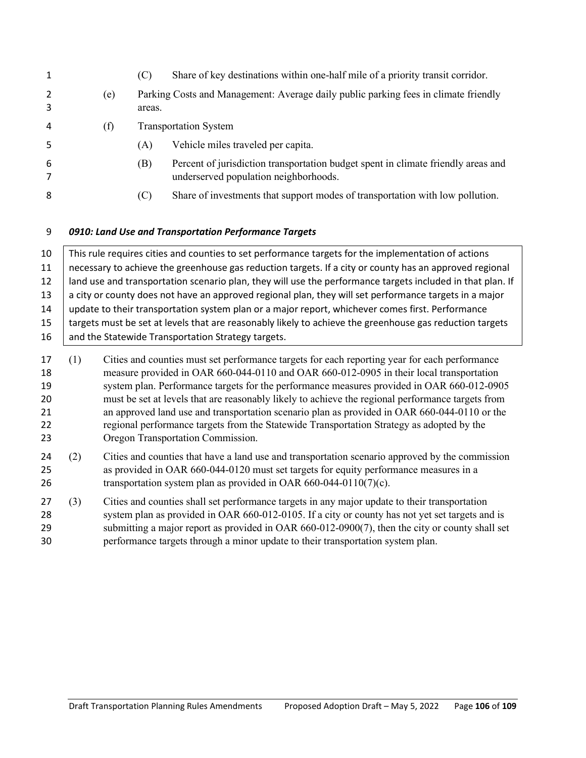(C) Share of key destinations within one-half mile of a priority transit corridor.

(e) Parking Costs and Management: Average daily public parking fees in climate friendly areas.

(f) Transportation System

(A) Vehicle miles traveled per capita.

(B) Percent of jurisdiction transportation budget spent in climate friendly areas and underserved population neighborhoods.

(C) Share of investments that support modes of transportation with low pollution.

### *0910: Land Use and Transportation Performance Targets*

> This rule requires cities and counties to set performance targets for the implementation of actions necessary to achieve the greenhouse gas reduction targets. If a city or county has an approved regional land use and transportation scenario plan, they will use the performance targets included in that plan. If a city or county does not have an approved regional plan, they will set performance targets in a major update to their transportation system plan or a major report, whichever comes first. Performance targets must be set at levels that are reasonably likely to achieve the greenhouse gas reduction targets and the Statewide Transportation Strategy targets.

(1) Cities and counties must set performance targets for each reporting year for each performance measure provided in OAR 660-044-0110 and OAR 660-012-0905 in their local transportation system plan. Performance targets for the performance measures provided in OAR 660-012-0905 must be set at levels that are reasonably likely to achieve the regional performance targets from an approved land use and transportation scenario plan as provided in OAR 660-044-0110 or the regional performance targets from the Statewide Transportation Strategy as adopted by the Oregon Transportation Commission.

(2) Cities and counties that have a land use and transportation scenario approved by the commission as provided in OAR 660-044-0120 must set targets for equity performance measures in a transportation system plan as provided in OAR 660-044-0110(7)(c).

(3) Cities and counties shall set performance targets in any major update to their transportation system plan as provided in OAR 660-012-0105. If a city or county has not yet set targets and is submitting a major report as provided in OAR 660-012-0900(7), then the city or county shall set performance targets through a minor update to their transportation system plan.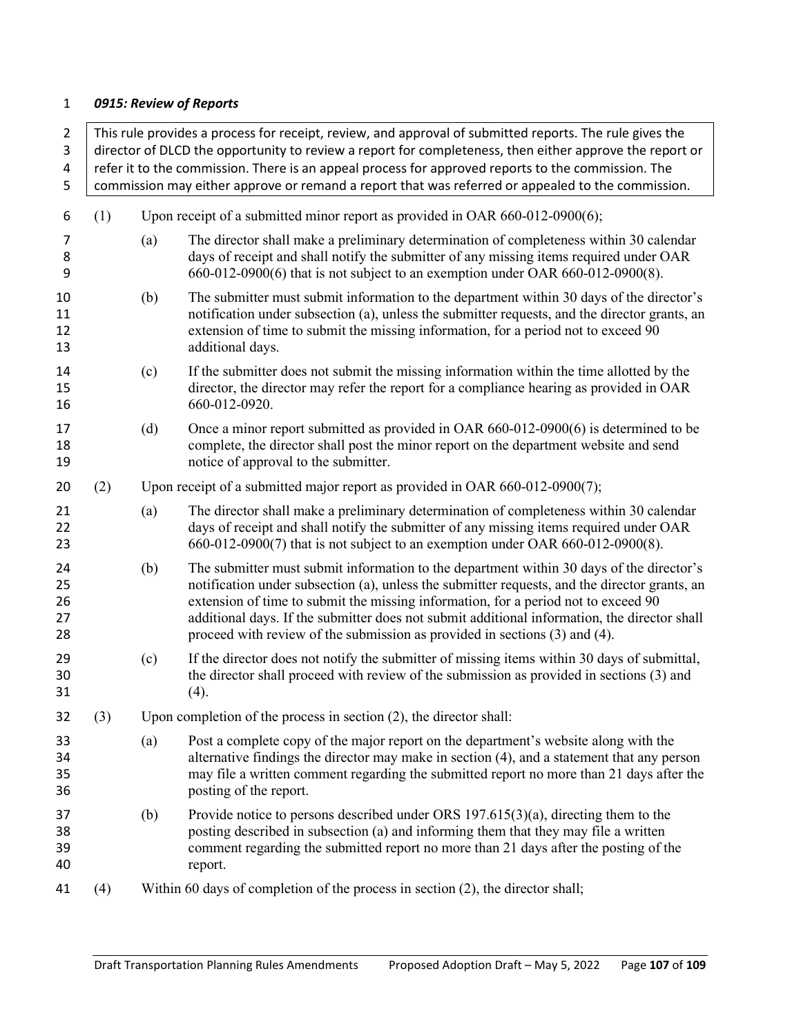***0915: Review of Reports***

> This rule provides a process for receipt, review, and approval of submitted reports. The rule gives the director of DLCD the opportunity to review a report for completeness, then either approve the report or refer it to the commission. There is an appeal process for approved reports to the commission. The commission may either approve or remand a report that was referred or appealed to the commission.

(1) Upon receipt of a submitted minor report as provided in OAR 660-012-0900(6);

(a) The director shall make a preliminary determination of completeness within 30 calendar days of receipt and shall notify the submitter of any missing items required under OAR 660-012-0900(6) that is not subject to an exemption under OAR 660-012-0900(8).

(b) The submitter must submit information to the department within 30 days of the director's notification under subsection (a), unless the submitter requests, and the director grants, an extension of time to submit the missing information, for a period not to exceed 90 additional days.

(c) If the submitter does not submit the missing information within the time allotted by the director, the director may refer the report for a compliance hearing as provided in OAR 660-012-0920.

(d) Once a minor report submitted as provided in OAR 660-012-0900(6) is determined to be complete, the director shall post the minor report on the department website and send notice of approval to the submitter.

(2) Upon receipt of a submitted major report as provided in OAR 660-012-0900(7);

(a) The director shall make a preliminary determination of completeness within 30 calendar days of receipt and shall notify the submitter of any missing items required under OAR 660-012-0900(7) that is not subject to an exemption under OAR 660-012-0900(8).

(b) The submitter must submit information to the department within 30 days of the director's notification under subsection (a), unless the submitter requests, and the director grants, an extension of time to submit the missing information, for a period not to exceed 90 additional days. If the submitter does not submit additional information, the director shall proceed with review of the submission as provided in sections (3) and (4).

(c) If the director does not notify the submitter of missing items within 30 days of submittal, the director shall proceed with review of the submission as provided in sections (3) and (4).

(3) Upon completion of the process in section (2), the director shall:

(a) Post a complete copy of the major report on the department's website along with the alternative findings the director may make in section (4), and a statement that any person may file a written comment regarding the submitted report no more than 21 days after the posting of the report.

(b) Provide notice to persons described under ORS 197.615(3)(a), directing them to the posting described in subsection (a) and informing them that they may file a written comment regarding the submitted report no more than 21 days after the posting of the report.

(4) Within 60 days of completion of the process in section (2), the director shall;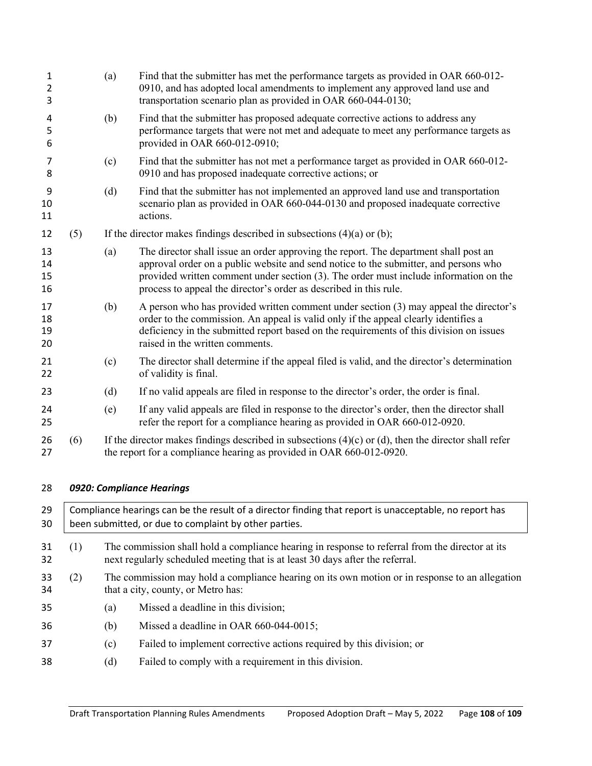(a) Find that the submitter has met the performance targets as provided in OAR 660-012-0910, and has adopted local amendments to implement any approved land use and transportation scenario plan as provided in OAR 660-044-0130;

(b) Find that the submitter has proposed adequate corrective actions to address any performance targets that were not met and adequate to meet any performance targets as provided in OAR 660-012-0910;

(c) Find that the submitter has not met a performance target as provided in OAR 660-012-0910 and has proposed inadequate corrective actions; or

(d) Find that the submitter has not implemented an approved land use and transportation scenario plan as provided in OAR 660-044-0130 and proposed inadequate corrective actions.

(5) If the director makes findings described in subsections (4)(a) or (b);

(a) The director shall issue an order approving the report. The department shall post an approval order on a public website and send notice to the submitter, and persons who provided written comment under section (3). The order must include information on the process to appeal the director's order as described in this rule.

(b) A person who has provided written comment under section (3) may appeal the director's order to the commission. An appeal is valid only if the appeal clearly identifies a deficiency in the submitted report based on the requirements of this division on issues raised in the written comments.

(c) The director shall determine if the appeal filed is valid, and the director's determination of validity is final.

(d) If no valid appeals are filed in response to the director's order, the order is final.

(e) If any valid appeals are filed in response to the director's order, then the director shall refer the report for a compliance hearing as provided in OAR 660-012-0920.

(6) If the director makes findings described in subsections (4)(c) or (d), then the director shall refer the report for a compliance hearing as provided in OAR 660-012-0920.

### *0920: Compliance Hearings*

> Compliance hearings can be the result of a director finding that report is unacceptable, no report has been submitted, or due to complaint by other parties.

(1) The commission shall hold a compliance hearing in response to referral from the director at its next regularly scheduled meeting that is at least 30 days after the referral.

(2) The commission may hold a compliance hearing on its own motion or in response to an allegation that a city, county, or Metro has:

(a) Missed a deadline in this division;

(b) Missed a deadline in OAR 660-044-0015;

(c) Failed to implement corrective actions required by this division; or

(d) Failed to comply with a requirement in this division.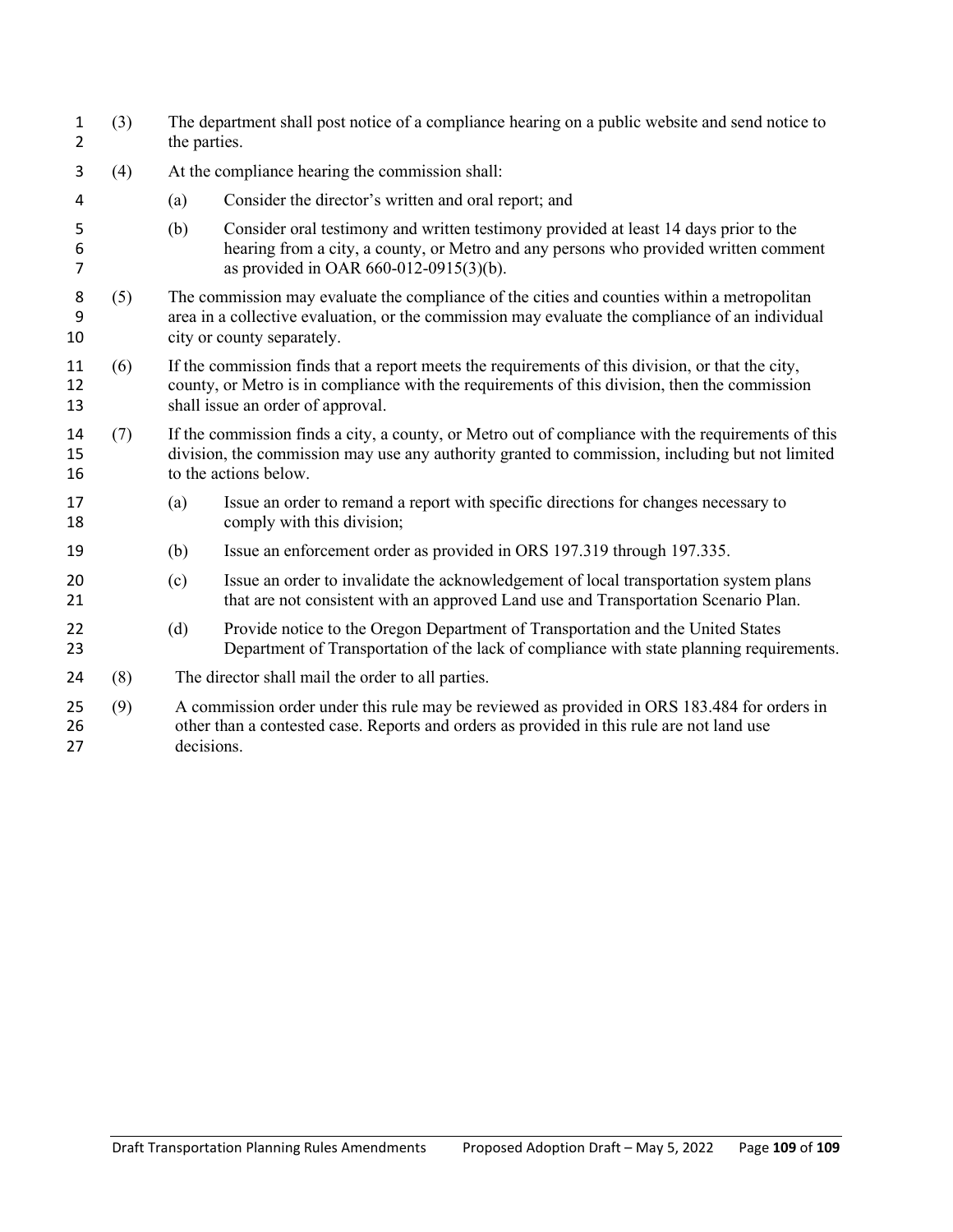(3) The department shall post notice of a compliance hearing on a public website and send notice to the parties.

(4) At the compliance hearing the commission shall:

   (a) Consider the director's written and oral report; and

   (b) Consider oral testimony and written testimony provided at least 14 days prior to the hearing from a city, a county, or Metro and any persons who provided written comment as provided in OAR 660-012-0915(3)(b).

(5) The commission may evaluate the compliance of the cities and counties within a metropolitan area in a collective evaluation, or the commission may evaluate the compliance of an individual city or county separately.

(6) If the commission finds that a report meets the requirements of this division, or that the city, county, or Metro is in compliance with the requirements of this division, then the commission shall issue an order of approval.

(7) If the commission finds a city, a county, or Metro out of compliance with the requirements of this division, the commission may use any authority granted to commission, including but not limited to the actions below.

   (a) Issue an order to remand a report with specific directions for changes necessary to comply with this division;

   (b) Issue an enforcement order as provided in ORS 197.319 through 197.335.

   (c) Issue an order to invalidate the acknowledgement of local transportation system plans that are not consistent with an approved Land use and Transportation Scenario Plan.

   (d) Provide notice to the Oregon Department of Transportation and the United States Department of Transportation of the lack of compliance with state planning requirements.

(8) The director shall mail the order to all parties.

(9) A commission order under this rule may be reviewed as provided in ORS 183.484 for orders in other than a contested case. Reports and orders as provided in this rule are not land use decisions.